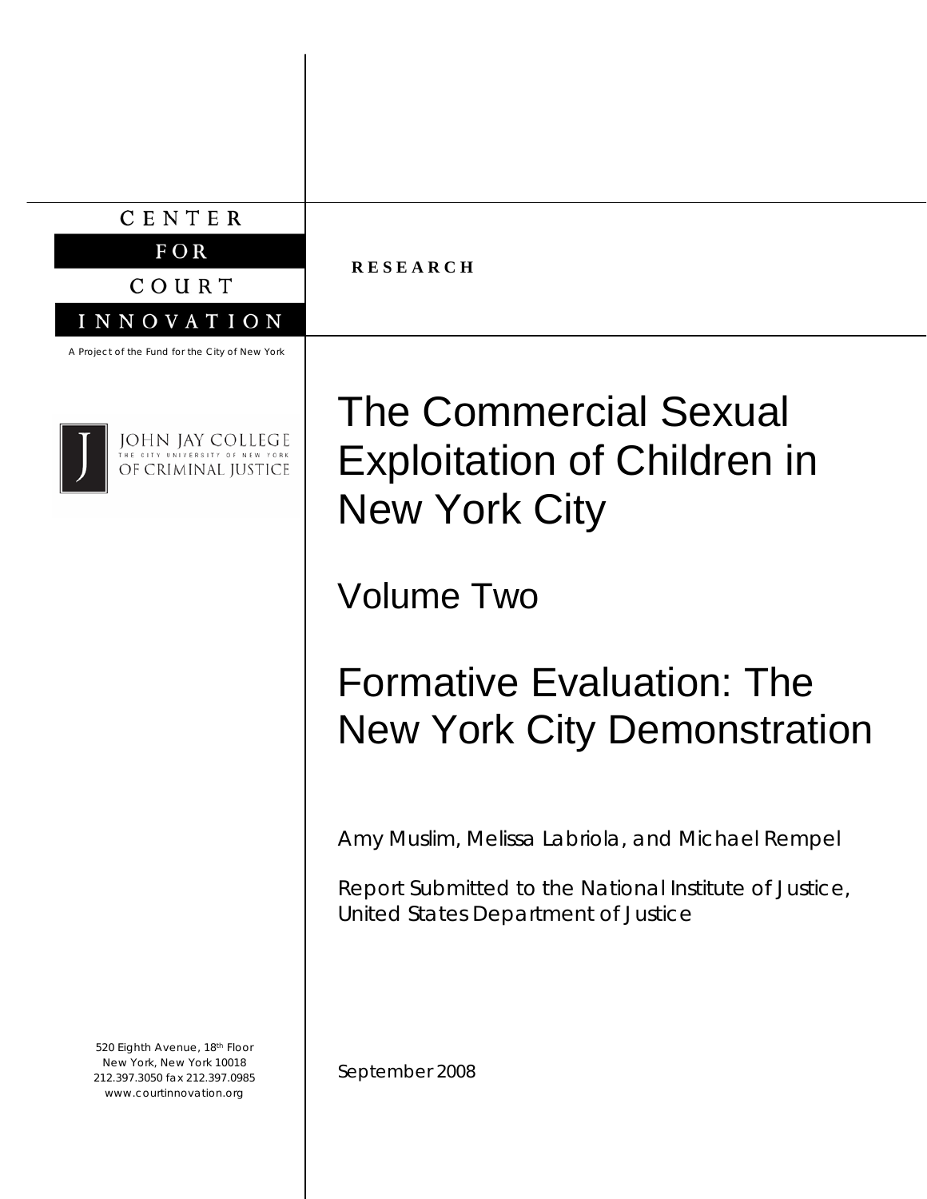CENTER FOR COURT INNOVATION

A Project of the Fund for the City of New York

JOHN JAY COLLEGE OF CRIMINAL JUSTICE
THE CITY UNIVERSITY OF NEW YORK

**RESEARCH**

# The Commercial Sexual Exploitation of Children in New York City

## Volume Two

## Formative Evaluation: The New York City Demonstration

Amy Muslim, Melissa Labriola, and Michael Rempel

Report Submitted to the National Institute of Justice, United States Department of Justice

September 2008

520 Eighth Avenue, 18th Floor
New York, New York 10018
212.397.3050 fax 212.397.0985
www.courtinnovation.org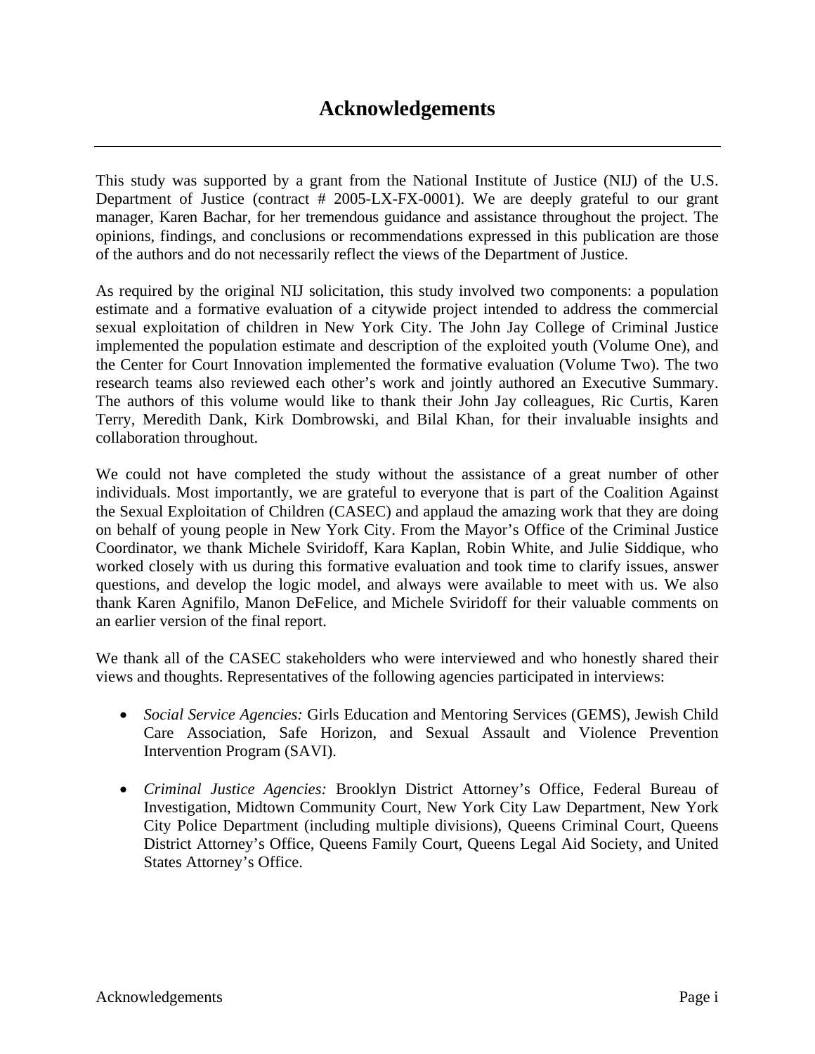# Acknowledgements

This study was supported by a grant from the National Institute of Justice (NIJ) of the U.S. Department of Justice (contract # 2005-LX-FX-0001). We are deeply grateful to our grant manager, Karen Bachar, for her tremendous guidance and assistance throughout the project. The opinions, findings, and conclusions or recommendations expressed in this publication are those of the authors and do not necessarily reflect the views of the Department of Justice.

As required by the original NIJ solicitation, this study involved two components: a population estimate and a formative evaluation of a citywide project intended to address the commercial sexual exploitation of children in New York City. The John Jay College of Criminal Justice implemented the population estimate and description of the exploited youth (Volume One), and the Center for Court Innovation implemented the formative evaluation (Volume Two). The two research teams also reviewed each other's work and jointly authored an Executive Summary. The authors of this volume would like to thank their John Jay colleagues, Ric Curtis, Karen Terry, Meredith Dank, Kirk Dombrowski, and Bilal Khan, for their invaluable insights and collaboration throughout.

We could not have completed the study without the assistance of a great number of other individuals. Most importantly, we are grateful to everyone that is part of the Coalition Against the Sexual Exploitation of Children (CASEC) and applaud the amazing work that they are doing on behalf of young people in New York City. From the Mayor's Office of the Criminal Justice Coordinator, we thank Michele Sviridoff, Kara Kaplan, Robin White, and Julie Siddique, who worked closely with us during this formative evaluation and took time to clarify issues, answer questions, and develop the logic model, and always were available to meet with us. We also thank Karen Agnifilo, Manon DeFelice, and Michele Sviridoff for their valuable comments on an earlier version of the final report.

We thank all of the CASEC stakeholders who were interviewed and who honestly shared their views and thoughts. Representatives of the following agencies participated in interviews:

- *Social Service Agencies:* Girls Education and Mentoring Services (GEMS), Jewish Child Care Association, Safe Horizon, and Sexual Assault and Violence Prevention Intervention Program (SAVI).

- *Criminal Justice Agencies:* Brooklyn District Attorney's Office, Federal Bureau of Investigation, Midtown Community Court, New York City Law Department, New York City Police Department (including multiple divisions), Queens Criminal Court, Queens District Attorney's Office, Queens Family Court, Queens Legal Aid Society, and United States Attorney's Office.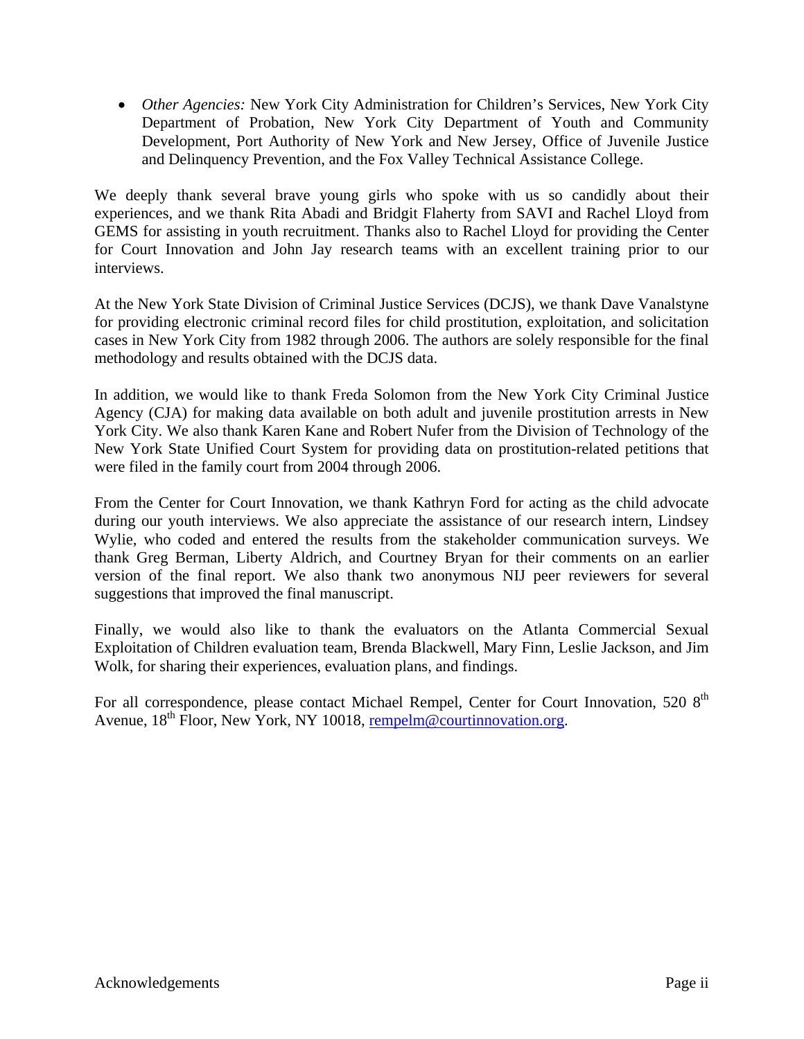- *Other Agencies:* New York City Administration for Children's Services, New York City Department of Probation, New York City Department of Youth and Community Development, Port Authority of New York and New Jersey, Office of Juvenile Justice and Delinquency Prevention, and the Fox Valley Technical Assistance College.

We deeply thank several brave young girls who spoke with us so candidly about their experiences, and we thank Rita Abadi and Bridgit Flaherty from SAVI and Rachel Lloyd from GEMS for assisting in youth recruitment. Thanks also to Rachel Lloyd for providing the Center for Court Innovation and John Jay research teams with an excellent training prior to our interviews.

At the New York State Division of Criminal Justice Services (DCJS), we thank Dave Vanalstyne for providing electronic criminal record files for child prostitution, exploitation, and solicitation cases in New York City from 1982 through 2006. The authors are solely responsible for the final methodology and results obtained with the DCJS data.

In addition, we would like to thank Freda Solomon from the New York City Criminal Justice Agency (CJA) for making data available on both adult and juvenile prostitution arrests in New York City. We also thank Karen Kane and Robert Nufer from the Division of Technology of the New York State Unified Court System for providing data on prostitution-related petitions that were filed in the family court from 2004 through 2006.

From the Center for Court Innovation, we thank Kathryn Ford for acting as the child advocate during our youth interviews. We also appreciate the assistance of our research intern, Lindsey Wylie, who coded and entered the results from the stakeholder communication surveys. We thank Greg Berman, Liberty Aldrich, and Courtney Bryan for their comments on an earlier version of the final report. We also thank two anonymous NIJ peer reviewers for several suggestions that improved the final manuscript.

Finally, we would also like to thank the evaluators on the Atlanta Commercial Sexual Exploitation of Children evaluation team, Brenda Blackwell, Mary Finn, Leslie Jackson, and Jim Wolk, for sharing their experiences, evaluation plans, and findings.

For all correspondence, please contact Michael Rempel, Center for Court Innovation, 520 8th Avenue, 18th Floor, New York, NY 10018, rempelm@courtinnovation.org.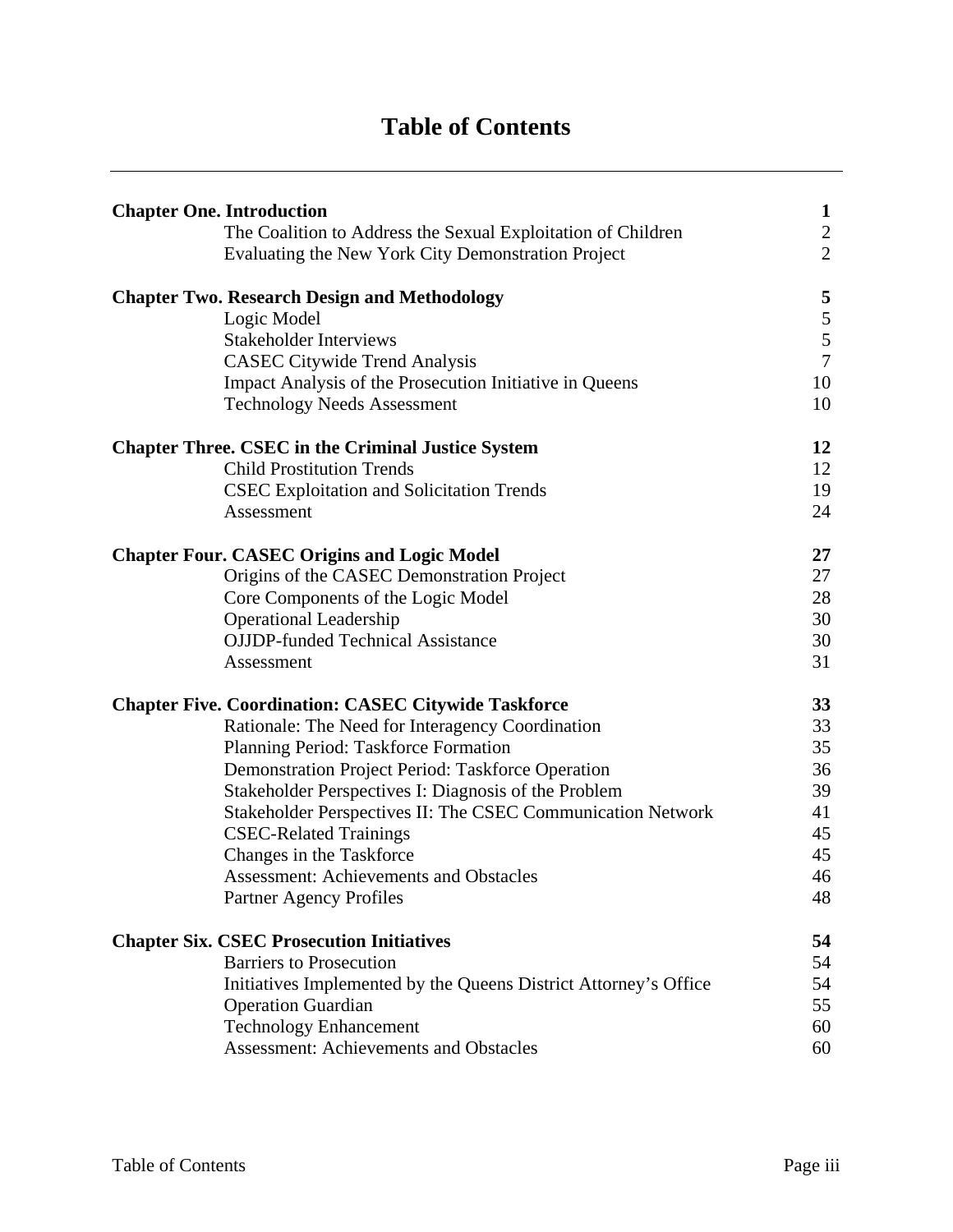# Table of Contents

| | |
|---|---|
| **Chapter One. Introduction** | **1** |
| The Coalition to Address the Sexual Exploitation of Children | 2 |
| Evaluating the New York City Demonstration Project | 2 |
| **Chapter Two. Research Design and Methodology** | **5** |
| Logic Model | 5 |
| Stakeholder Interviews | 5 |
| CASEC Citywide Trend Analysis | 7 |
| Impact Analysis of the Prosecution Initiative in Queens | 10 |
| Technology Needs Assessment | 10 |
| **Chapter Three. CSEC in the Criminal Justice System** | **12** |
| Child Prostitution Trends | 12 |
| CSEC Exploitation and Solicitation Trends | 19 |
| Assessment | 24 |
| **Chapter Four. CASEC Origins and Logic Model** | **27** |
| Origins of the CASEC Demonstration Project | 27 |
| Core Components of the Logic Model | 28 |
| Operational Leadership | 30 |
| OJJDP-funded Technical Assistance | 30 |
| Assessment | 31 |
| **Chapter Five. Coordination: CASEC Citywide Taskforce** | **33** |
| Rationale: The Need for Interagency Coordination | 33 |
| Planning Period: Taskforce Formation | 35 |
| Demonstration Project Period: Taskforce Operation | 36 |
| Stakeholder Perspectives I: Diagnosis of the Problem | 39 |
| Stakeholder Perspectives II: The CSEC Communication Network | 41 |
| CSEC-Related Trainings | 45 |
| Changes in the Taskforce | 45 |
| Assessment: Achievements and Obstacles | 46 |
| Partner Agency Profiles | 48 |
| **Chapter Six. CSEC Prosecution Initiatives** | **54** |
| Barriers to Prosecution | 54 |
| Initiatives Implemented by the Queens District Attorney's Office | 54 |
| Operation Guardian | 55 |
| Technology Enhancement | 60 |
| Assessment: Achievements and Obstacles | 60 |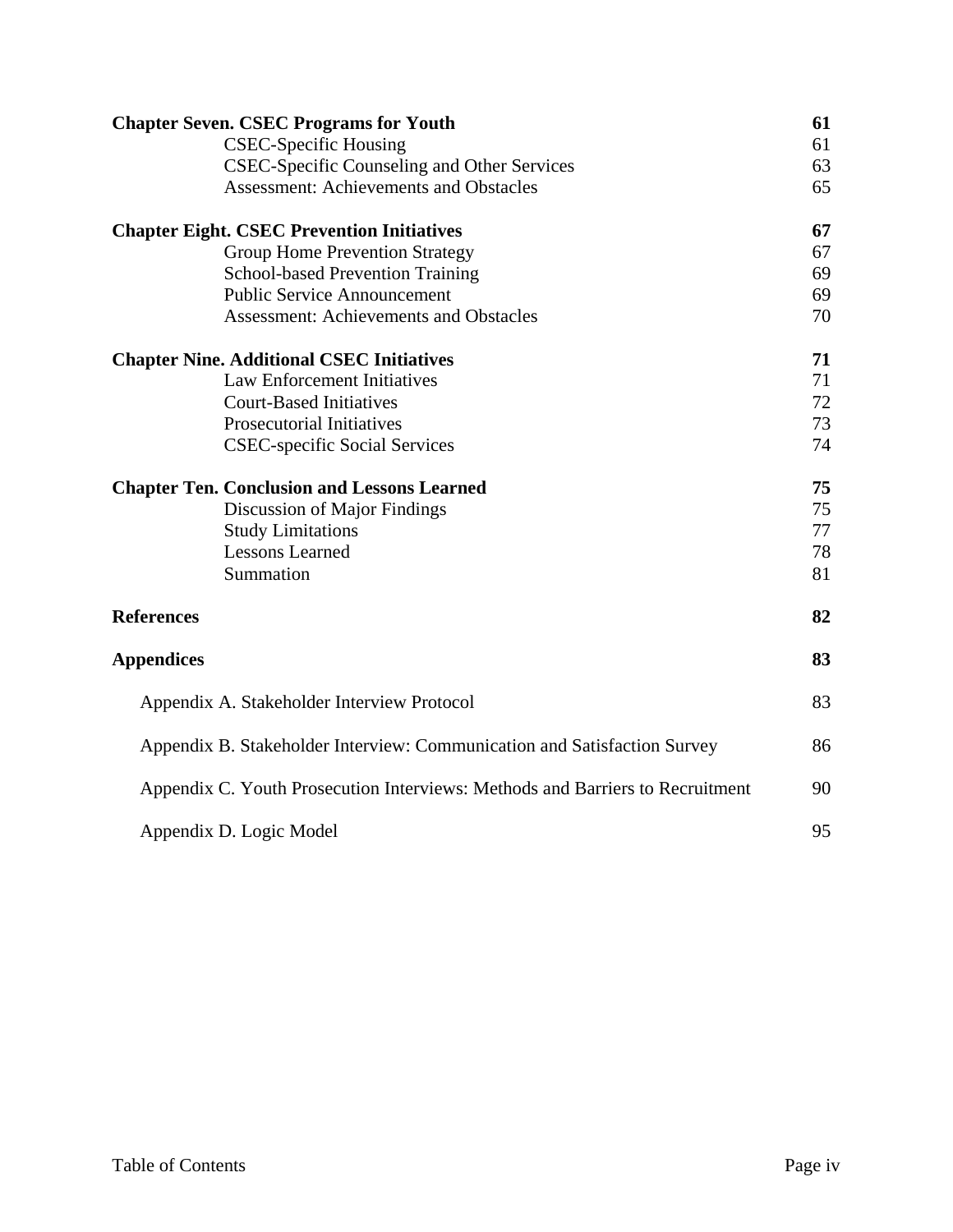| | |
|---|---|
| **Chapter Seven. CSEC Programs for Youth** | **61** |
| CSEC-Specific Housing | 61 |
| CSEC-Specific Counseling and Other Services | 63 |
| Assessment: Achievements and Obstacles | 65 |
| **Chapter Eight. CSEC Prevention Initiatives** | **67** |
| Group Home Prevention Strategy | 67 |
| School-based Prevention Training | 69 |
| Public Service Announcement | 69 |
| Assessment: Achievements and Obstacles | 70 |
| **Chapter Nine. Additional CSEC Initiatives** | **71** |
| Law Enforcement Initiatives | 71 |
| Court-Based Initiatives | 72 |
| Prosecutorial Initiatives | 73 |
| CSEC-specific Social Services | 74 |
| **Chapter Ten. Conclusion and Lessons Learned** | **75** |
| Discussion of Major Findings | 75 |
| Study Limitations | 77 |
| Lessons Learned | 78 |
| Summation | 81 |
| **References** | **82** |
| **Appendices** | **83** |
| Appendix A. Stakeholder Interview Protocol | 83 |
| Appendix B. Stakeholder Interview: Communication and Satisfaction Survey | 86 |
| Appendix C. Youth Prosecution Interviews: Methods and Barriers to Recruitment | 90 |
| Appendix D. Logic Model | 95 |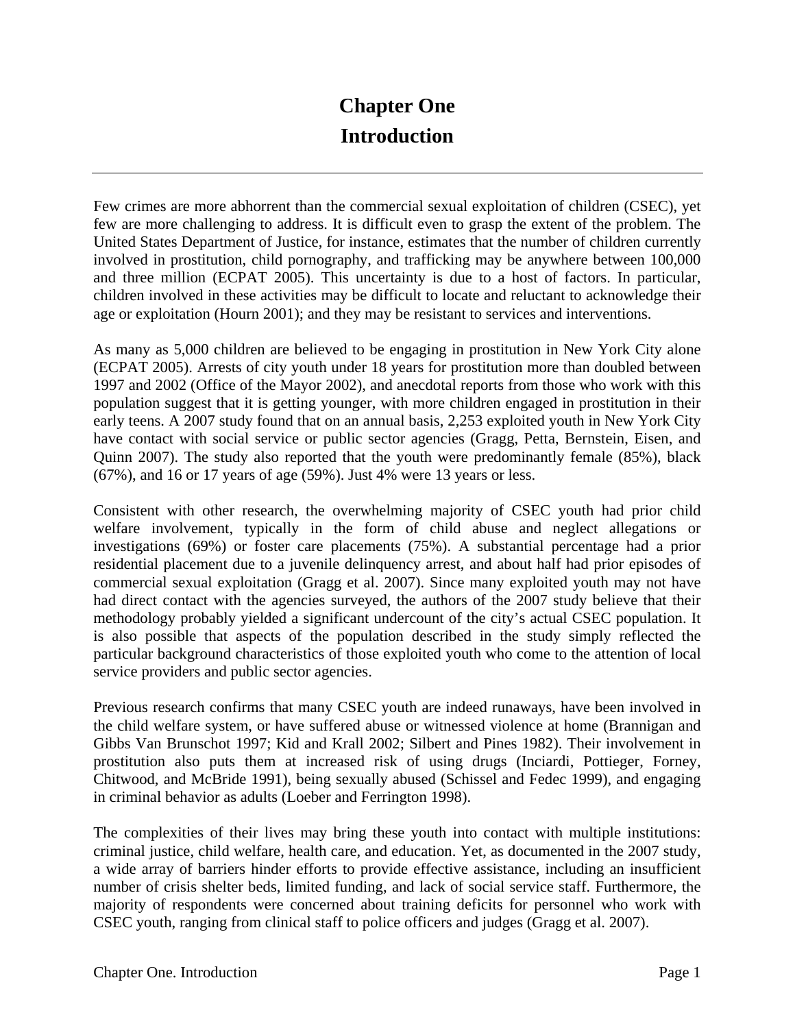# Chapter One
# Introduction

---

Few crimes are more abhorrent than the commercial sexual exploitation of children (CSEC), yet few are more challenging to address. It is difficult even to grasp the extent of the problem. The United States Department of Justice, for instance, estimates that the number of children currently involved in prostitution, child pornography, and trafficking may be anywhere between 100,000 and three million (ECPAT 2005). This uncertainty is due to a host of factors. In particular, children involved in these activities may be difficult to locate and reluctant to acknowledge their age or exploitation (Hourn 2001); and they may be resistant to services and interventions.

As many as 5,000 children are believed to be engaging in prostitution in New York City alone (ECPAT 2005). Arrests of city youth under 18 years for prostitution more than doubled between 1997 and 2002 (Office of the Mayor 2002), and anecdotal reports from those who work with this population suggest that it is getting younger, with more children engaged in prostitution in their early teens. A 2007 study found that on an annual basis, 2,253 exploited youth in New York City have contact with social service or public sector agencies (Gragg, Petta, Bernstein, Eisen, and Quinn 2007). The study also reported that the youth were predominantly female (85%), black (67%), and 16 or 17 years of age (59%). Just 4% were 13 years or less.

Consistent with other research, the overwhelming majority of CSEC youth had prior child welfare involvement, typically in the form of child abuse and neglect allegations or investigations (69%) or foster care placements (75%). A substantial percentage had a prior residential placement due to a juvenile delinquency arrest, and about half had prior episodes of commercial sexual exploitation (Gragg et al. 2007). Since many exploited youth may not have had direct contact with the agencies surveyed, the authors of the 2007 study believe that their methodology probably yielded a significant undercount of the city's actual CSEC population. It is also possible that aspects of the population described in the study simply reflected the particular background characteristics of those exploited youth who come to the attention of local service providers and public sector agencies.

Previous research confirms that many CSEC youth are indeed runaways, have been involved in the child welfare system, or have suffered abuse or witnessed violence at home (Brannigan and Gibbs Van Brunschot 1997; Kid and Krall 2002; Silbert and Pines 1982). Their involvement in prostitution also puts them at increased risk of using drugs (Inciardi, Pottieger, Forney, Chitwood, and McBride 1991), being sexually abused (Schissel and Fedec 1999), and engaging in criminal behavior as adults (Loeber and Ferrington 1998).

The complexities of their lives may bring these youth into contact with multiple institutions: criminal justice, child welfare, health care, and education. Yet, as documented in the 2007 study, a wide array of barriers hinder efforts to provide effective assistance, including an insufficient number of crisis shelter beds, limited funding, and lack of social service staff. Furthermore, the majority of respondents were concerned about training deficits for personnel who work with CSEC youth, ranging from clinical staff to police officers and judges (Gragg et al. 2007).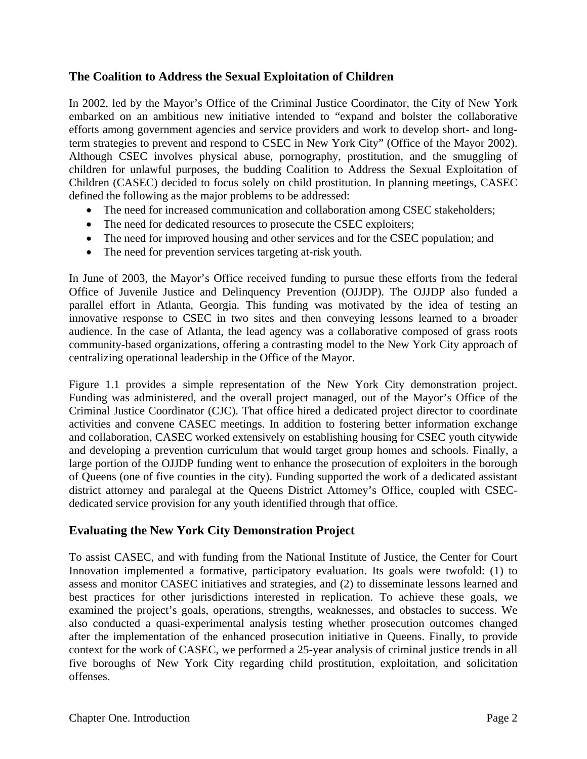## The Coalition to Address the Sexual Exploitation of Children

In 2002, led by the Mayor's Office of the Criminal Justice Coordinator, the City of New York embarked on an ambitious new initiative intended to "expand and bolster the collaborative efforts among government agencies and service providers and work to develop short- and long-term strategies to prevent and respond to CSEC in New York City" (Office of the Mayor 2002). Although CSEC involves physical abuse, pornography, prostitution, and the smuggling of children for unlawful purposes, the budding Coalition to Address the Sexual Exploitation of Children (CASEC) decided to focus solely on child prostitution. In planning meetings, CASEC defined the following as the major problems to be addressed:

- The need for increased communication and collaboration among CSEC stakeholders;
- The need for dedicated resources to prosecute the CSEC exploiters;
- The need for improved housing and other services and for the CSEC population; and
- The need for prevention services targeting at-risk youth.

In June of 2003, the Mayor's Office received funding to pursue these efforts from the federal Office of Juvenile Justice and Delinquency Prevention (OJJDP). The OJJDP also funded a parallel effort in Atlanta, Georgia. This funding was motivated by the idea of testing an innovative response to CSEC in two sites and then conveying lessons learned to a broader audience. In the case of Atlanta, the lead agency was a collaborative composed of grass roots community-based organizations, offering a contrasting model to the New York City approach of centralizing operational leadership in the Office of the Mayor.

Figure 1.1 provides a simple representation of the New York City demonstration project. Funding was administered, and the overall project managed, out of the Mayor's Office of the Criminal Justice Coordinator (CJC). That office hired a dedicated project director to coordinate activities and convene CASEC meetings. In addition to fostering better information exchange and collaboration, CASEC worked extensively on establishing housing for CSEC youth citywide and developing a prevention curriculum that would target group homes and schools. Finally, a large portion of the OJJDP funding went to enhance the prosecution of exploiters in the borough of Queens (one of five counties in the city). Funding supported the work of a dedicated assistant district attorney and paralegal at the Queens District Attorney's Office, coupled with CSEC-dedicated service provision for any youth identified through that office.

## Evaluating the New York City Demonstration Project

To assist CASEC, and with funding from the National Institute of Justice, the Center for Court Innovation implemented a formative, participatory evaluation. Its goals were twofold: (1) to assess and monitor CASEC initiatives and strategies, and (2) to disseminate lessons learned and best practices for other jurisdictions interested in replication. To achieve these goals, we examined the project's goals, operations, strengths, weaknesses, and obstacles to success. We also conducted a quasi-experimental analysis testing whether prosecution outcomes changed after the implementation of the enhanced prosecution initiative in Queens. Finally, to provide context for the work of CASEC, we performed a 25-year analysis of criminal justice trends in all five boroughs of New York City regarding child prostitution, exploitation, and solicitation offenses.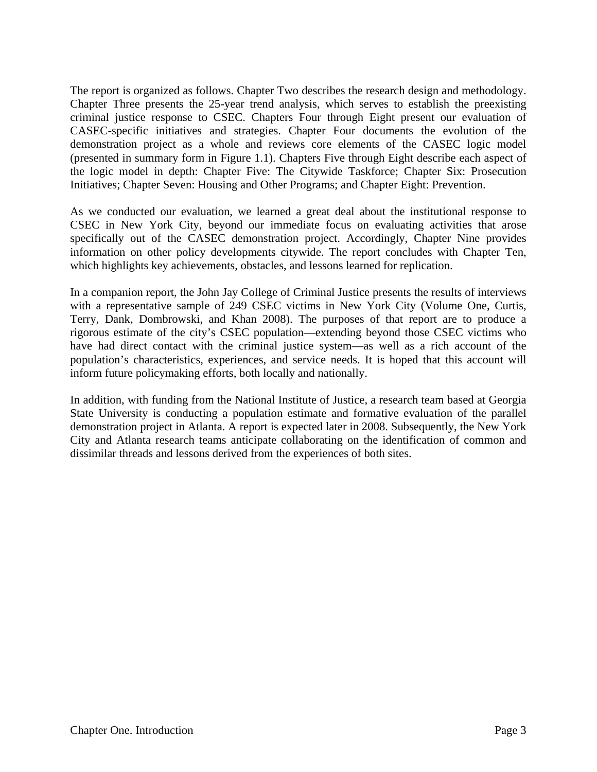The report is organized as follows. Chapter Two describes the research design and methodology. Chapter Three presents the 25-year trend analysis, which serves to establish the preexisting criminal justice response to CSEC. Chapters Four through Eight present our evaluation of CASEC-specific initiatives and strategies. Chapter Four documents the evolution of the demonstration project as a whole and reviews core elements of the CASEC logic model (presented in summary form in Figure 1.1). Chapters Five through Eight describe each aspect of the logic model in depth: Chapter Five: The Citywide Taskforce; Chapter Six: Prosecution Initiatives; Chapter Seven: Housing and Other Programs; and Chapter Eight: Prevention.

As we conducted our evaluation, we learned a great deal about the institutional response to CSEC in New York City, beyond our immediate focus on evaluating activities that arose specifically out of the CASEC demonstration project. Accordingly, Chapter Nine provides information on other policy developments citywide. The report concludes with Chapter Ten, which highlights key achievements, obstacles, and lessons learned for replication.

In a companion report, the John Jay College of Criminal Justice presents the results of interviews with a representative sample of 249 CSEC victims in New York City (Volume One, Curtis, Terry, Dank, Dombrowski, and Khan 2008). The purposes of that report are to produce a rigorous estimate of the city's CSEC population—extending beyond those CSEC victims who have had direct contact with the criminal justice system—as well as a rich account of the population's characteristics, experiences, and service needs. It is hoped that this account will inform future policymaking efforts, both locally and nationally.

In addition, with funding from the National Institute of Justice, a research team based at Georgia State University is conducting a population estimate and formative evaluation of the parallel demonstration project in Atlanta. A report is expected later in 2008. Subsequently, the New York City and Atlanta research teams anticipate collaborating on the identification of common and dissimilar threads and lessons derived from the experiences of both sites.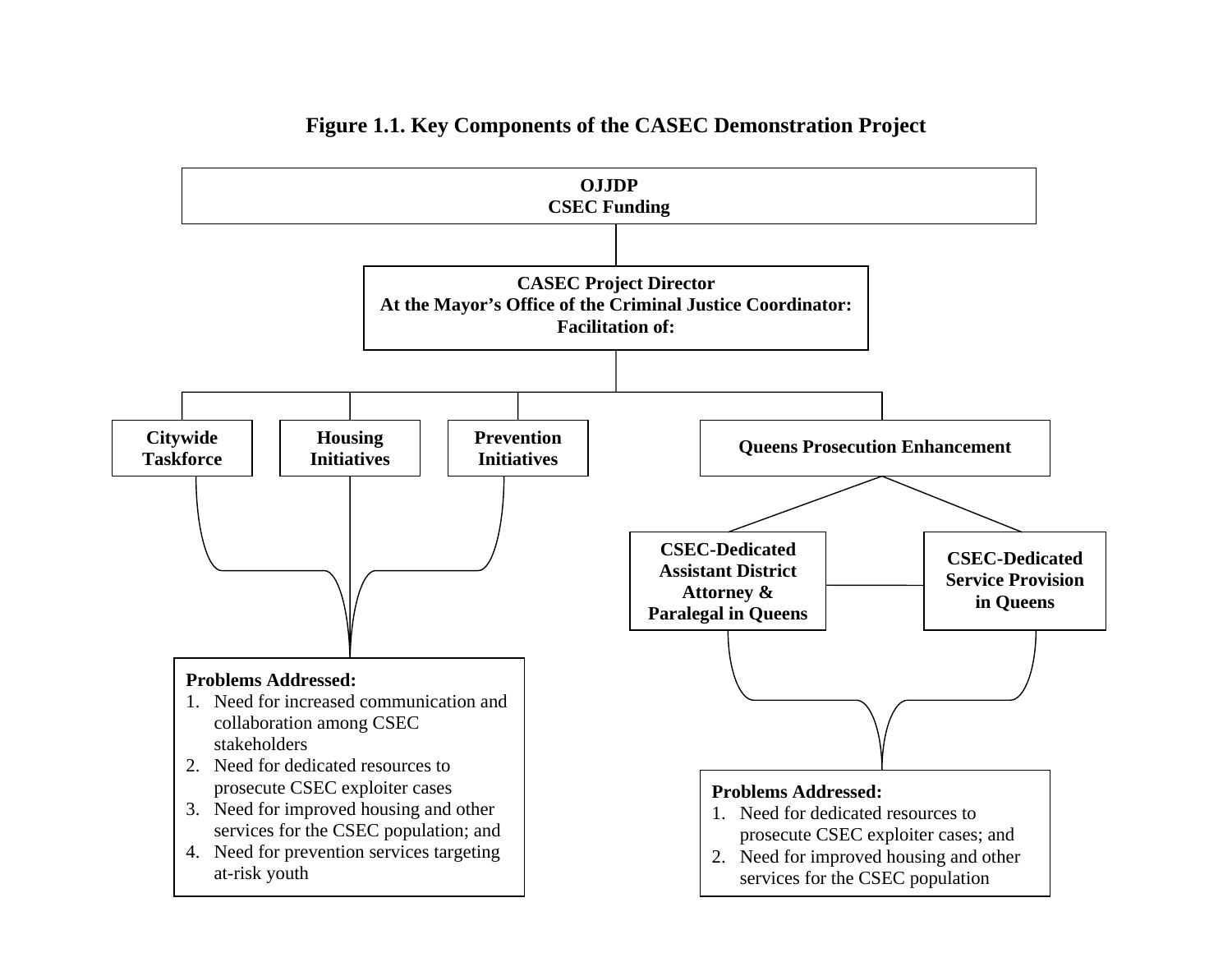**Figure 1.1. Key Components of the CASEC Demonstration Project**

**OJJDP**
**CSEC Funding**

**CASEC Project Director**
**At the Mayor's Office of the Criminal Justice Coordinator:**
**Facilitation of:**

**Citywide Taskforce**

**Housing Initiatives**

**Prevention Initiatives**

**Queens Prosecution Enhancement**

**CSEC-Dedicated Assistant District Attorney & Paralegal in Queens**

**CSEC-Dedicated Service Provision in Queens**

**Problems Addressed:**

1. Need for increased communication and collaboration among CSEC stakeholders
2. Need for dedicated resources to prosecute CSEC exploiter cases
3. Need for improved housing and other services for the CSEC population; and
4. Need for prevention services targeting at-risk youth

**Problems Addressed:**

1. Need for dedicated resources to prosecute CSEC exploiter cases; and
2. Need for improved housing and other services for the CSEC population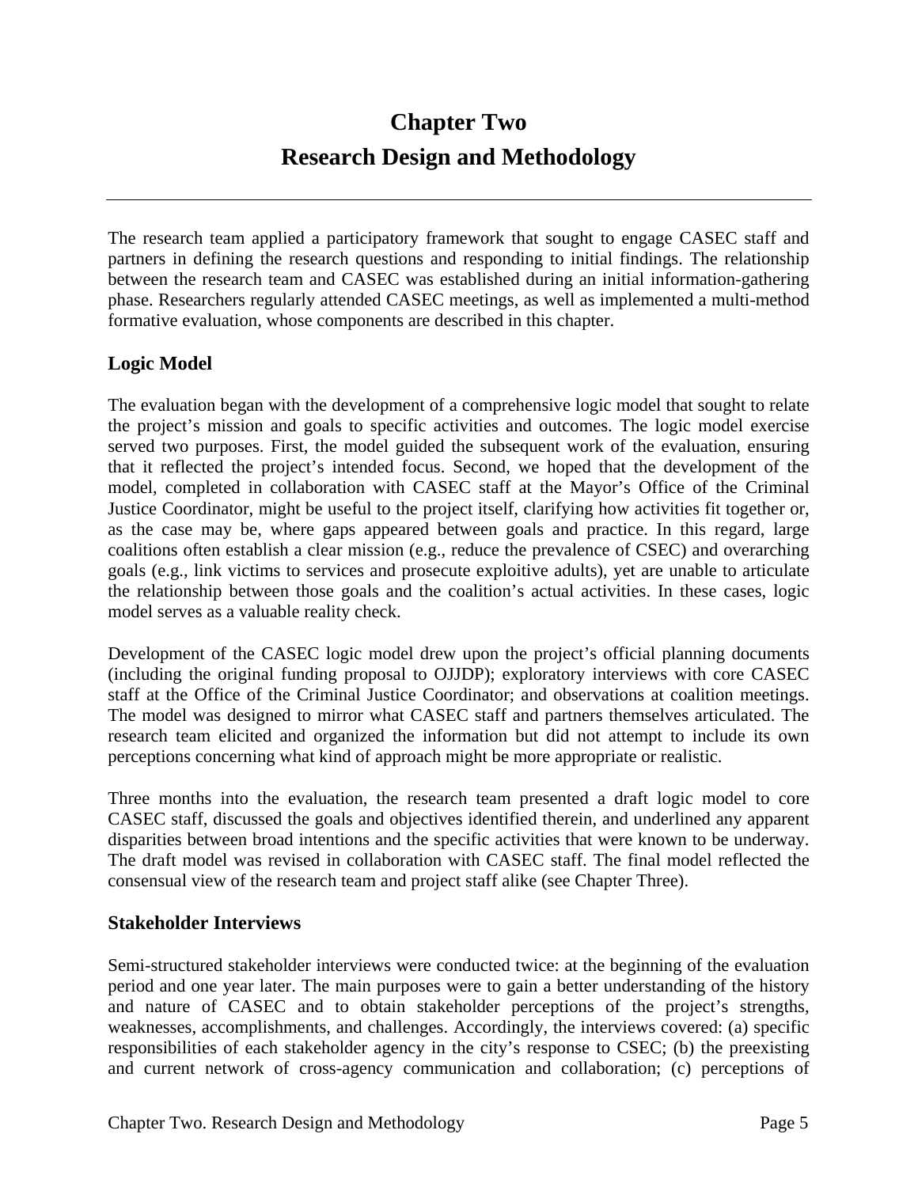# Chapter Two
# Research Design and Methodology

The research team applied a participatory framework that sought to engage CASEC staff and partners in defining the research questions and responding to initial findings. The relationship between the research team and CASEC was established during an initial information-gathering phase. Researchers regularly attended CASEC meetings, as well as implemented a multi-method formative evaluation, whose components are described in this chapter.

## Logic Model

The evaluation began with the development of a comprehensive logic model that sought to relate the project's mission and goals to specific activities and outcomes. The logic model exercise served two purposes. First, the model guided the subsequent work of the evaluation, ensuring that it reflected the project's intended focus. Second, we hoped that the development of the model, completed in collaboration with CASEC staff at the Mayor's Office of the Criminal Justice Coordinator, might be useful to the project itself, clarifying how activities fit together or, as the case may be, where gaps appeared between goals and practice. In this regard, large coalitions often establish a clear mission (e.g., reduce the prevalence of CSEC) and overarching goals (e.g., link victims to services and prosecute exploitive adults), yet are unable to articulate the relationship between those goals and the coalition's actual activities. In these cases, logic model serves as a valuable reality check.

Development of the CASEC logic model drew upon the project's official planning documents (including the original funding proposal to OJJDP); exploratory interviews with core CASEC staff at the Office of the Criminal Justice Coordinator; and observations at coalition meetings. The model was designed to mirror what CASEC staff and partners themselves articulated. The research team elicited and organized the information but did not attempt to include its own perceptions concerning what kind of approach might be more appropriate or realistic.

Three months into the evaluation, the research team presented a draft logic model to core CASEC staff, discussed the goals and objectives identified therein, and underlined any apparent disparities between broad intentions and the specific activities that were known to be underway. The draft model was revised in collaboration with CASEC staff. The final model reflected the consensual view of the research team and project staff alike (see Chapter Three).

## Stakeholder Interviews

Semi-structured stakeholder interviews were conducted twice: at the beginning of the evaluation period and one year later. The main purposes were to gain a better understanding of the history and nature of CASEC and to obtain stakeholder perceptions of the project's strengths, weaknesses, accomplishments, and challenges. Accordingly, the interviews covered: (a) specific responsibilities of each stakeholder agency in the city's response to CSEC; (b) the preexisting and current network of cross-agency communication and collaboration; (c) perceptions of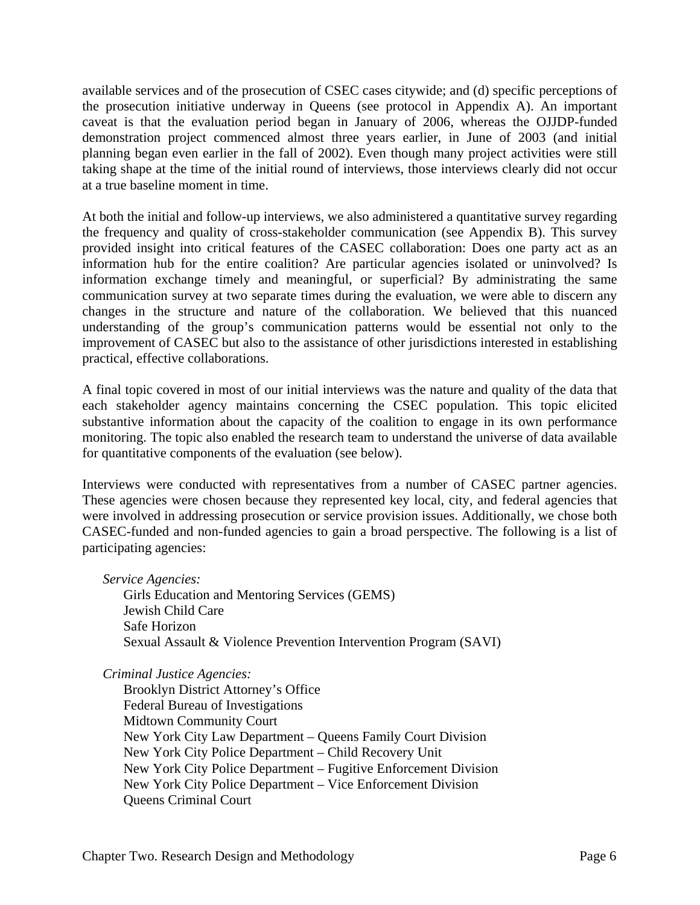available services and of the prosecution of CSEC cases citywide; and (d) specific perceptions of the prosecution initiative underway in Queens (see protocol in Appendix A). An important caveat is that the evaluation period began in January of 2006, whereas the OJJDP-funded demonstration project commenced almost three years earlier, in June of 2003 (and initial planning began even earlier in the fall of 2002). Even though many project activities were still taking shape at the time of the initial round of interviews, those interviews clearly did not occur at a true baseline moment in time.

At both the initial and follow-up interviews, we also administered a quantitative survey regarding the frequency and quality of cross-stakeholder communication (see Appendix B). This survey provided insight into critical features of the CASEC collaboration: Does one party act as an information hub for the entire coalition? Are particular agencies isolated or uninvolved? Is information exchange timely and meaningful, or superficial? By administrating the same communication survey at two separate times during the evaluation, we were able to discern any changes in the structure and nature of the collaboration. We believed that this nuanced understanding of the group's communication patterns would be essential not only to the improvement of CASEC but also to the assistance of other jurisdictions interested in establishing practical, effective collaborations.

A final topic covered in most of our initial interviews was the nature and quality of the data that each stakeholder agency maintains concerning the CSEC population. This topic elicited substantive information about the capacity of the coalition to engage in its own performance monitoring. The topic also enabled the research team to understand the universe of data available for quantitative components of the evaluation (see below).

Interviews were conducted with representatives from a number of CASEC partner agencies. These agencies were chosen because they represented key local, city, and federal agencies that were involved in addressing prosecution or service provision issues. Additionally, we chose both CASEC-funded and non-funded agencies to gain a broad perspective. The following is a list of participating agencies:

*Service Agencies:*

- Girls Education and Mentoring Services (GEMS)
- Jewish Child Care
- Safe Horizon
- Sexual Assault & Violence Prevention Intervention Program (SAVI)

*Criminal Justice Agencies:*

- Brooklyn District Attorney's Office
- Federal Bureau of Investigations
- Midtown Community Court
- New York City Law Department – Queens Family Court Division
- New York City Police Department – Child Recovery Unit
- New York City Police Department – Fugitive Enforcement Division
- New York City Police Department – Vice Enforcement Division
- Queens Criminal Court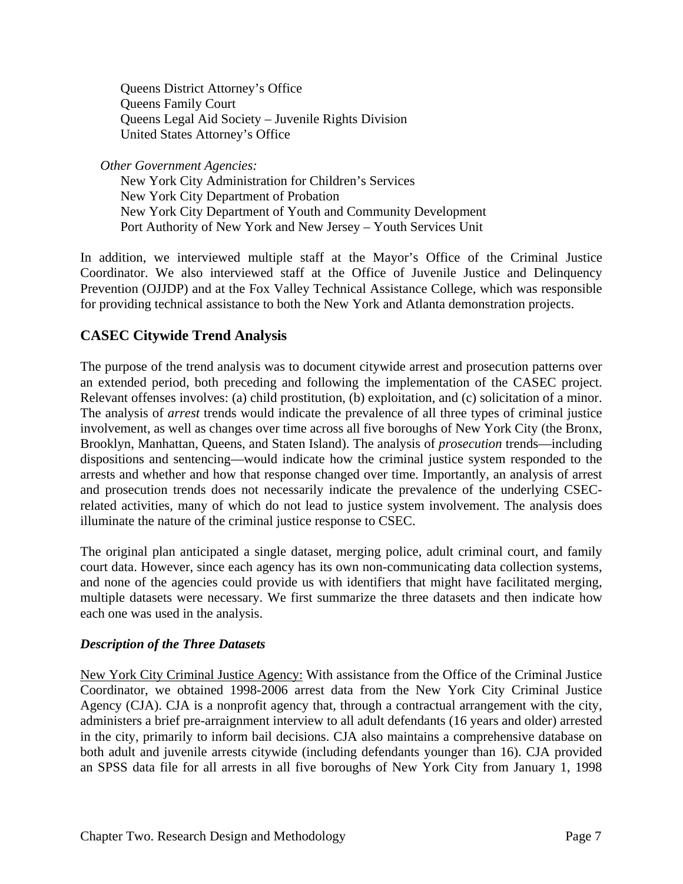Queens District Attorney's Office
Queens Family Court
Queens Legal Aid Society – Juvenile Rights Division
United States Attorney's Office

*Other Government Agencies:*
New York City Administration for Children's Services
New York City Department of Probation
New York City Department of Youth and Community Development
Port Authority of New York and New Jersey – Youth Services Unit

In addition, we interviewed multiple staff at the Mayor's Office of the Criminal Justice Coordinator. We also interviewed staff at the Office of Juvenile Justice and Delinquency Prevention (OJJDP) and at the Fox Valley Technical Assistance College, which was responsible for providing technical assistance to both the New York and Atlanta demonstration projects.

## CASEC Citywide Trend Analysis

The purpose of the trend analysis was to document citywide arrest and prosecution patterns over an extended period, both preceding and following the implementation of the CASEC project. Relevant offenses involves: (a) child prostitution, (b) exploitation, and (c) solicitation of a minor. The analysis of *arrest* trends would indicate the prevalence of all three types of criminal justice involvement, as well as changes over time across all five boroughs of New York City (the Bronx, Brooklyn, Manhattan, Queens, and Staten Island). The analysis of *prosecution* trends—including dispositions and sentencing—would indicate how the criminal justice system responded to the arrests and whether and how that response changed over time. Importantly, an analysis of arrest and prosecution trends does not necessarily indicate the prevalence of the underlying CSEC-related activities, many of which do not lead to justice system involvement. The analysis does illuminate the nature of the criminal justice response to CSEC.

The original plan anticipated a single dataset, merging police, adult criminal court, and family court data. However, since each agency has its own non-communicating data collection systems, and none of the agencies could provide us with identifiers that might have facilitated merging, multiple datasets were necessary. We first summarize the three datasets and then indicate how each one was used in the analysis.

### *Description of the Three Datasets*

New York City Criminal Justice Agency: With assistance from the Office of the Criminal Justice Coordinator, we obtained 1998-2006 arrest data from the New York City Criminal Justice Agency (CJA). CJA is a nonprofit agency that, through a contractual arrangement with the city, administers a brief pre-arraignment interview to all adult defendants (16 years and older) arrested in the city, primarily to inform bail decisions. CJA also maintains a comprehensive database on both adult and juvenile arrests citywide (including defendants younger than 16). CJA provided an SPSS data file for all arrests in all five boroughs of New York City from January 1, 1998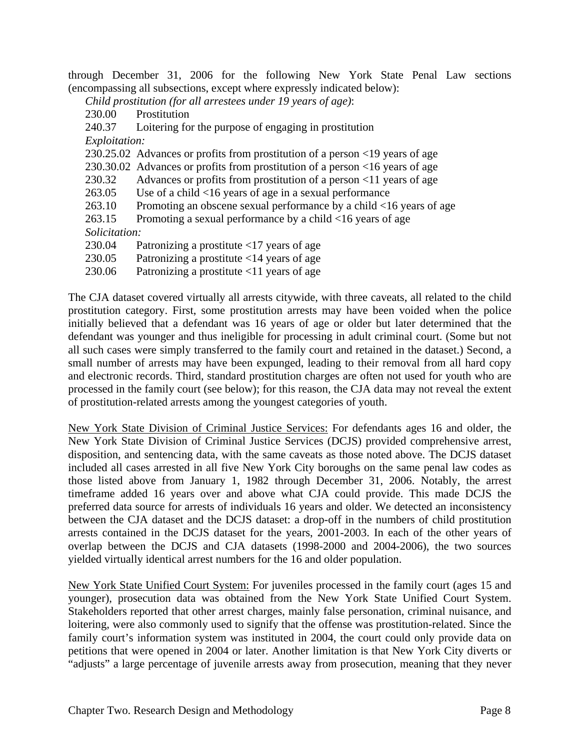through December 31, 2006 for the following New York State Penal Law sections (encompassing all subsections, except where expressly indicated below):

*Child prostitution (for all arrestees under 19 years of age)*:

230.00 Prostitution

240.37 Loitering for the purpose of engaging in prostitution

*Exploitation:*

230.25.02 Advances or profits from prostitution of a person <19 years of age

230.30.02 Advances or profits from prostitution of a person <16 years of age

230.32 Advances or profits from prostitution of a person <11 years of age

263.05 Use of a child <16 years of age in a sexual performance

263.10 Promoting an obscene sexual performance by a child <16 years of age

263.15 Promoting a sexual performance by a child <16 years of age

*Solicitation:*

230.04 Patronizing a prostitute <17 years of age

230.05 Patronizing a prostitute <14 years of age

230.06 Patronizing a prostitute <11 years of age

The CJA dataset covered virtually all arrests citywide, with three caveats, all related to the child prostitution category. First, some prostitution arrests may have been voided when the police initially believed that a defendant was 16 years of age or older but later determined that the defendant was younger and thus ineligible for processing in adult criminal court. (Some but not all such cases were simply transferred to the family court and retained in the dataset.) Second, a small number of arrests may have been expunged, leading to their removal from all hard copy and electronic records. Third, standard prostitution charges are often not used for youth who are processed in the family court (see below); for this reason, the CJA data may not reveal the extent of prostitution-related arrests among the youngest categories of youth.

<u>New York State Division of Criminal Justice Services:</u> For defendants ages 16 and older, the New York State Division of Criminal Justice Services (DCJS) provided comprehensive arrest, disposition, and sentencing data, with the same caveats as those noted above. The DCJS dataset included all cases arrested in all five New York City boroughs on the same penal law codes as those listed above from January 1, 1982 through December 31, 2006. Notably, the arrest timeframe added 16 years over and above what CJA could provide. This made DCJS the preferred data source for arrests of individuals 16 years and older. We detected an inconsistency between the CJA dataset and the DCJS dataset: a drop-off in the numbers of child prostitution arrests contained in the DCJS dataset for the years, 2001-2003. In each of the other years of overlap between the DCJS and CJA datasets (1998-2000 and 2004-2006), the two sources yielded virtually identical arrest numbers for the 16 and older population.

<u>New York State Unified Court System:</u> For juveniles processed in the family court (ages 15 and younger), prosecution data was obtained from the New York State Unified Court System. Stakeholders reported that other arrest charges, mainly false personation, criminal nuisance, and loitering, were also commonly used to signify that the offense was prostitution-related. Since the family court's information system was instituted in 2004, the court could only provide data on petitions that were opened in 2004 or later. Another limitation is that New York City diverts or "adjusts" a large percentage of juvenile arrests away from prosecution, meaning that they never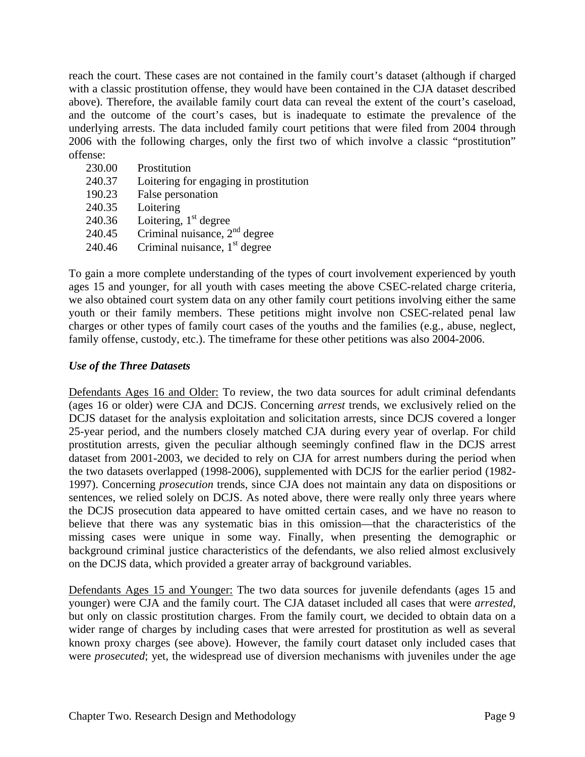reach the court. These cases are not contained in the family court's dataset (although if charged with a classic prostitution offense, they would have been contained in the CJA dataset described above). Therefore, the available family court data can reveal the extent of the court's caseload, and the outcome of the court's cases, but is inadequate to estimate the prevalence of the underlying arrests. The data included family court petitions that were filed from 2004 through 2006 with the following charges, only the first two of which involve a classic "prostitution" offense:

- 230.00 Prostitution
- 240.37 Loitering for engaging in prostitution
- 190.23 False personation
- 240.35 Loitering
- 240.36 Loitering, 1st degree
- 240.45 Criminal nuisance, 2nd degree
- 240.46 Criminal nuisance, 1st degree

To gain a more complete understanding of the types of court involvement experienced by youth ages 15 and younger, for all youth with cases meeting the above CSEC-related charge criteria, we also obtained court system data on any other family court petitions involving either the same youth or their family members. These petitions might involve non CSEC-related penal law charges or other types of family court cases of the youths and the families (e.g., abuse, neglect, family offense, custody, etc.). The timeframe for these other petitions was also 2004-2006.

### *Use of the Three Datasets*

Defendants Ages 16 and Older: To review, the two data sources for adult criminal defendants (ages 16 or older) were CJA and DCJS. Concerning *arrest* trends, we exclusively relied on the DCJS dataset for the analysis exploitation and solicitation arrests, since DCJS covered a longer 25-year period, and the numbers closely matched CJA during every year of overlap. For child prostitution arrests, given the peculiar although seemingly confined flaw in the DCJS arrest dataset from 2001-2003, we decided to rely on CJA for arrest numbers during the period when the two datasets overlapped (1998-2006), supplemented with DCJS for the earlier period (1982-1997). Concerning *prosecution* trends, since CJA does not maintain any data on dispositions or sentences, we relied solely on DCJS. As noted above, there were really only three years where the DCJS prosecution data appeared to have omitted certain cases, and we have no reason to believe that there was any systematic bias in this omission—that the characteristics of the missing cases were unique in some way. Finally, when presenting the demographic or background criminal justice characteristics of the defendants, we also relied almost exclusively on the DCJS data, which provided a greater array of background variables.

Defendants Ages 15 and Younger: The two data sources for juvenile defendants (ages 15 and younger) were CJA and the family court. The CJA dataset included all cases that were *arrested*, but only on classic prostitution charges. From the family court, we decided to obtain data on a wider range of charges by including cases that were arrested for prostitution as well as several known proxy charges (see above). However, the family court dataset only included cases that were *prosecuted*; yet, the widespread use of diversion mechanisms with juveniles under the age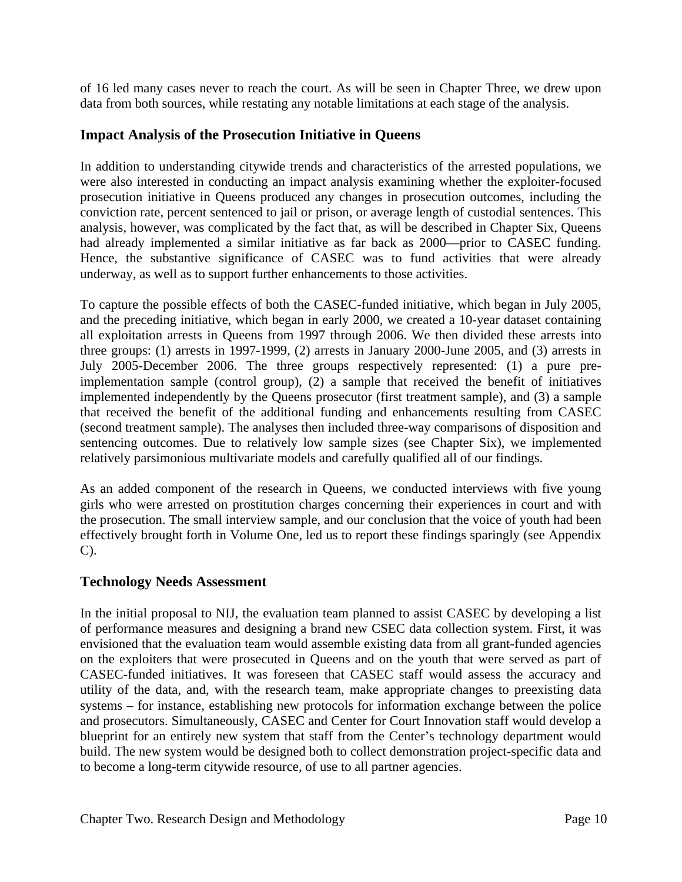of 16 led many cases never to reach the court. As will be seen in Chapter Three, we drew upon data from both sources, while restating any notable limitations at each stage of the analysis.

### Impact Analysis of the Prosecution Initiative in Queens

In addition to understanding citywide trends and characteristics of the arrested populations, we were also interested in conducting an impact analysis examining whether the exploiter-focused prosecution initiative in Queens produced any changes in prosecution outcomes, including the conviction rate, percent sentenced to jail or prison, or average length of custodial sentences. This analysis, however, was complicated by the fact that, as will be described in Chapter Six, Queens had already implemented a similar initiative as far back as 2000—prior to CASEC funding. Hence, the substantive significance of CASEC was to fund activities that were already underway, as well as to support further enhancements to those activities.

To capture the possible effects of both the CASEC-funded initiative, which began in July 2005, and the preceding initiative, which began in early 2000, we created a 10-year dataset containing all exploitation arrests in Queens from 1997 through 2006. We then divided these arrests into three groups: (1) arrests in 1997-1999, (2) arrests in January 2000-June 2005, and (3) arrests in July 2005-December 2006. The three groups respectively represented: (1) a pure pre-implementation sample (control group), (2) a sample that received the benefit of initiatives implemented independently by the Queens prosecutor (first treatment sample), and (3) a sample that received the benefit of the additional funding and enhancements resulting from CASEC (second treatment sample). The analyses then included three-way comparisons of disposition and sentencing outcomes. Due to relatively low sample sizes (see Chapter Six), we implemented relatively parsimonious multivariate models and carefully qualified all of our findings.

As an added component of the research in Queens, we conducted interviews with five young girls who were arrested on prostitution charges concerning their experiences in court and with the prosecution. The small interview sample, and our conclusion that the voice of youth had been effectively brought forth in Volume One, led us to report these findings sparingly (see Appendix C).

### Technology Needs Assessment

In the initial proposal to NIJ, the evaluation team planned to assist CASEC by developing a list of performance measures and designing a brand new CSEC data collection system. First, it was envisioned that the evaluation team would assemble existing data from all grant-funded agencies on the exploiters that were prosecuted in Queens and on the youth that were served as part of CASEC-funded initiatives. It was foreseen that CASEC staff would assess the accuracy and utility of the data, and, with the research team, make appropriate changes to preexisting data systems – for instance, establishing new protocols for information exchange between the police and prosecutors. Simultaneously, CASEC and Center for Court Innovation staff would develop a blueprint for an entirely new system that staff from the Center's technology department would build. The new system would be designed both to collect demonstration project-specific data and to become a long-term citywide resource, of use to all partner agencies.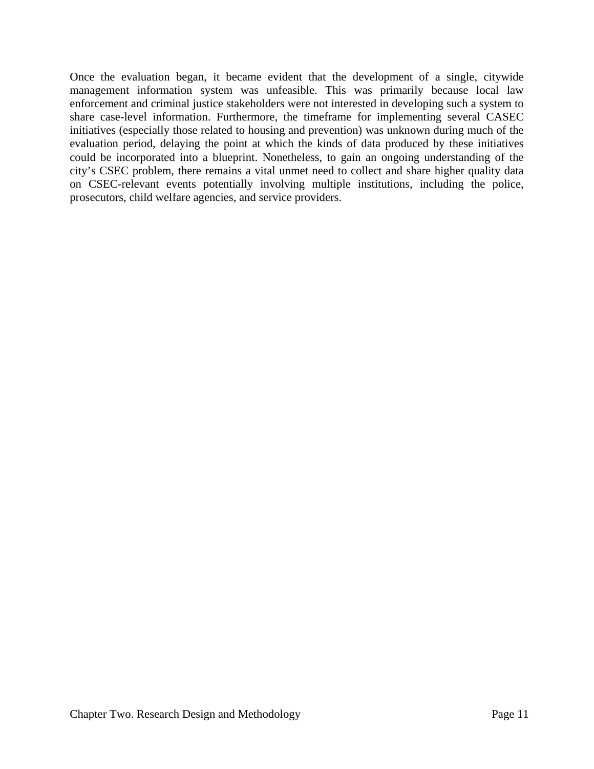Once the evaluation began, it became evident that the development of a single, citywide management information system was unfeasible. This was primarily because local law enforcement and criminal justice stakeholders were not interested in developing such a system to share case-level information. Furthermore, the timeframe for implementing several CASEC initiatives (especially those related to housing and prevention) was unknown during much of the evaluation period, delaying the point at which the kinds of data produced by these initiatives could be incorporated into a blueprint. Nonetheless, to gain an ongoing understanding of the city's CSEC problem, there remains a vital unmet need to collect and share higher quality data on CSEC-relevant events potentially involving multiple institutions, including the police, prosecutors, child welfare agencies, and service providers.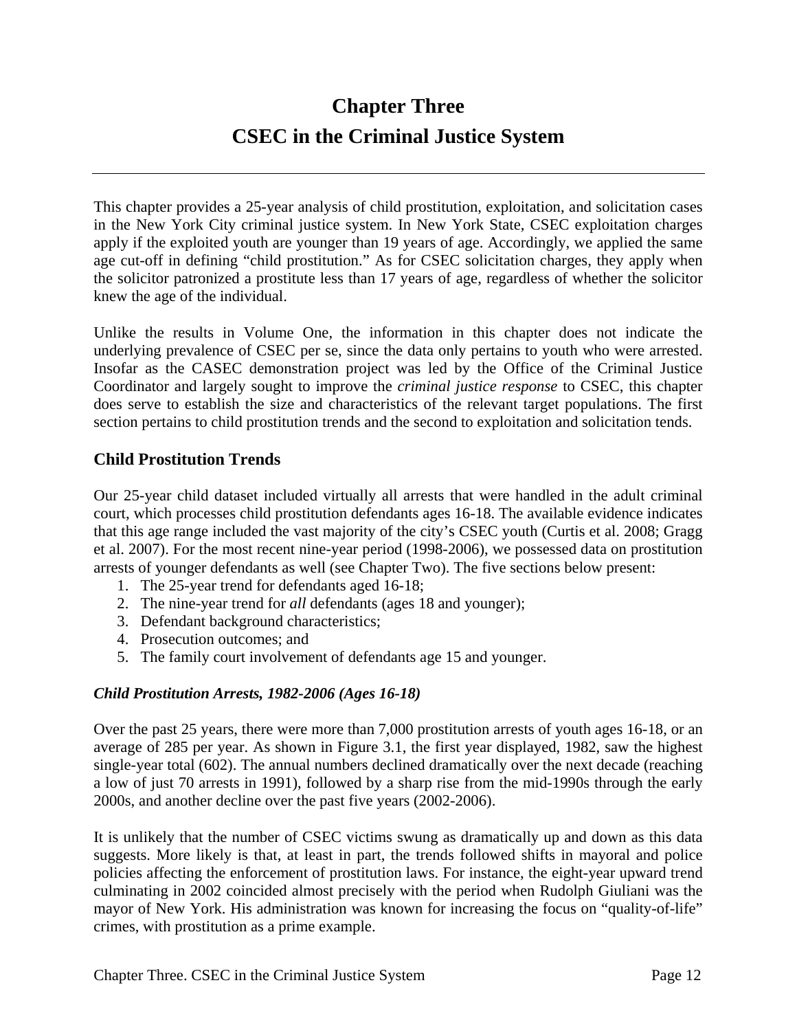# Chapter Three
# CSEC in the Criminal Justice System

This chapter provides a 25-year analysis of child prostitution, exploitation, and solicitation cases in the New York City criminal justice system. In New York State, CSEC exploitation charges apply if the exploited youth are younger than 19 years of age. Accordingly, we applied the same age cut-off in defining "child prostitution." As for CSEC solicitation charges, they apply when the solicitor patronized a prostitute less than 17 years of age, regardless of whether the solicitor knew the age of the individual.

Unlike the results in Volume One, the information in this chapter does not indicate the underlying prevalence of CSEC per se, since the data only pertains to youth who were arrested. Insofar as the CASEC demonstration project was led by the Office of the Criminal Justice Coordinator and largely sought to improve the *criminal justice response* to CSEC, this chapter does serve to establish the size and characteristics of the relevant target populations. The first section pertains to child prostitution trends and the second to exploitation and solicitation tends.

## Child Prostitution Trends

Our 25-year child dataset included virtually all arrests that were handled in the adult criminal court, which processes child prostitution defendants ages 16-18. The available evidence indicates that this age range included the vast majority of the city's CSEC youth (Curtis et al. 2008; Gragg et al. 2007). For the most recent nine-year period (1998-2006), we possessed data on prostitution arrests of younger defendants as well (see Chapter Two). The five sections below present:

1. The 25-year trend for defendants aged 16-18;
2. The nine-year trend for *all* defendants (ages 18 and younger);
3. Defendant background characteristics;
4. Prosecution outcomes; and
5. The family court involvement of defendants age 15 and younger.

### *Child Prostitution Arrests, 1982-2006 (Ages 16-18)*

Over the past 25 years, there were more than 7,000 prostitution arrests of youth ages 16-18, or an average of 285 per year. As shown in Figure 3.1, the first year displayed, 1982, saw the highest single-year total (602). The annual numbers declined dramatically over the next decade (reaching a low of just 70 arrests in 1991), followed by a sharp rise from the mid-1990s through the early 2000s, and another decline over the past five years (2002-2006).

It is unlikely that the number of CSEC victims swung as dramatically up and down as this data suggests. More likely is that, at least in part, the trends followed shifts in mayoral and police policies affecting the enforcement of prostitution laws. For instance, the eight-year upward trend culminating in 2002 coincided almost precisely with the period when Rudolph Giuliani was the mayor of New York. His administration was known for increasing the focus on "quality-of-life" crimes, with prostitution as a prime example.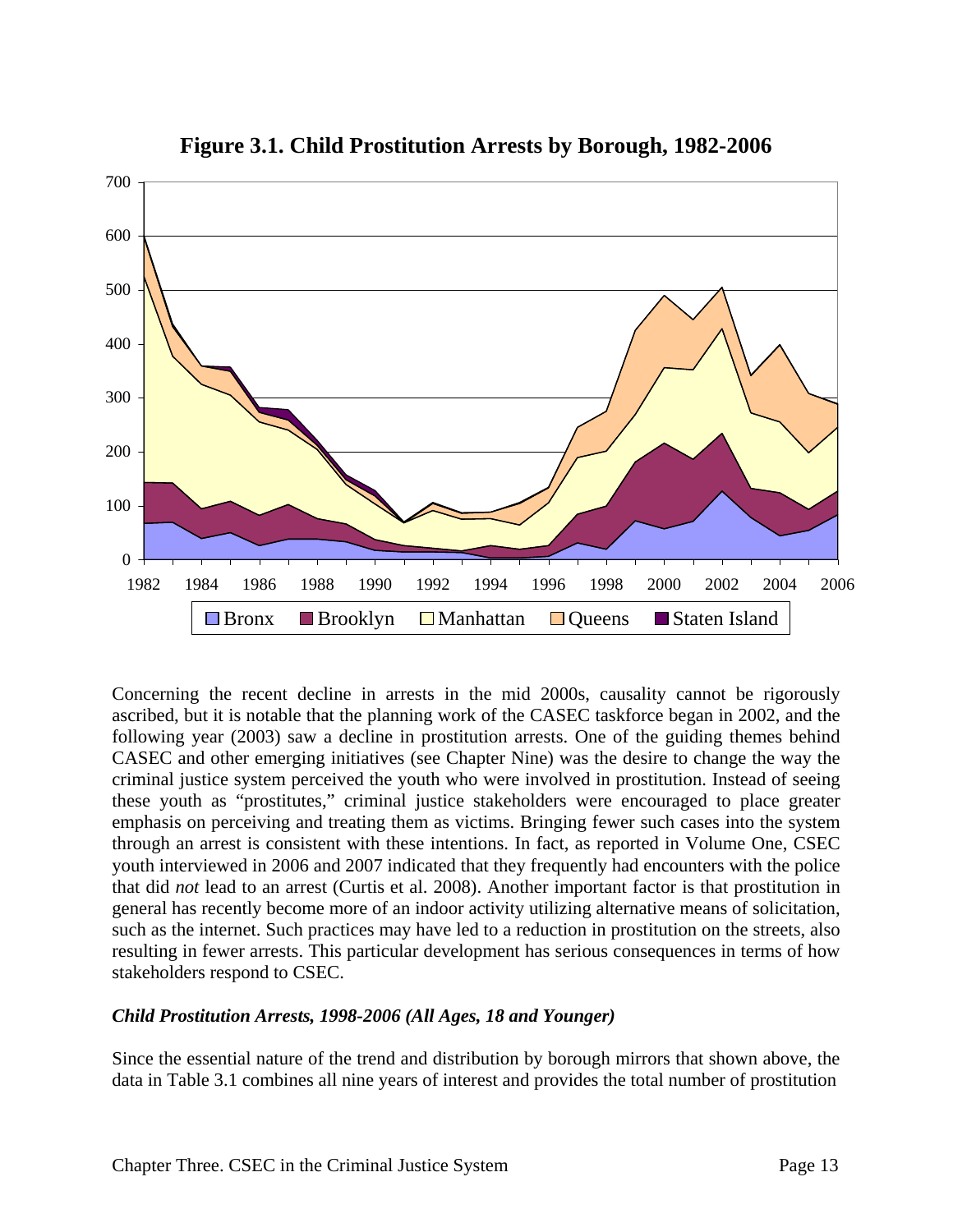**Figure 3.1. Child Prostitution Arrests by Borough, 1982-2006**

Concerning the recent decline in arrests in the mid 2000s, causality cannot be rigorously ascribed, but it is notable that the planning work of the CASEC taskforce began in 2002, and the following year (2003) saw a decline in prostitution arrests. One of the guiding themes behind CASEC and other emerging initiatives (see Chapter Nine) was the desire to change the way the criminal justice system perceived the youth who were involved in prostitution. Instead of seeing these youth as "prostitutes," criminal justice stakeholders were encouraged to place greater emphasis on perceiving and treating them as victims. Bringing fewer such cases into the system through an arrest is consistent with these intentions. In fact, as reported in Volume One, CSEC youth interviewed in 2006 and 2007 indicated that they frequently had encounters with the police that did *not* lead to an arrest (Curtis et al. 2008). Another important factor is that prostitution in general has recently become more of an indoor activity utilizing alternative means of solicitation, such as the internet. Such practices may have led to a reduction in prostitution on the streets, also resulting in fewer arrests. This particular development has serious consequences in terms of how stakeholders respond to CSEC.

***Child Prostitution Arrests, 1998-2006 (All Ages, 18 and Younger)***

Since the essential nature of the trend and distribution by borough mirrors that shown above, the data in Table 3.1 combines all nine years of interest and provides the total number of prostitution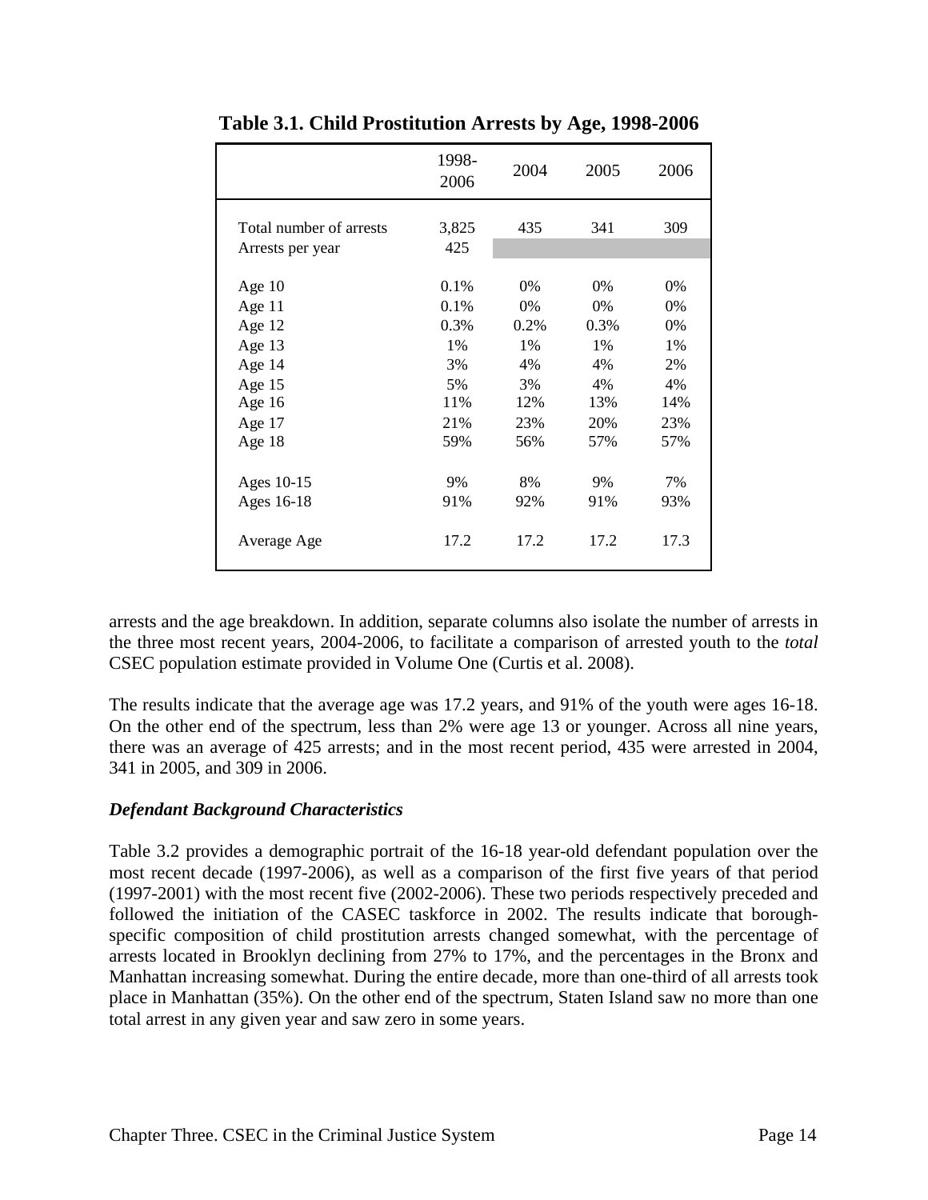**Table 3.1. Child Prostitution Arrests by Age, 1998-2006**

| | 1998-2006 | 2004 | 2005 | 2006 |
|---|---|---|---|---|
| Total number of arrests | 3,825 | 435 | 341 | 309 |
| Arrests per year | 425 | | | |
| Age 10 | 0.1% | 0% | 0% | 0% |
| Age 11 | 0.1% | 0% | 0% | 0% |
| Age 12 | 0.3% | 0.2% | 0.3% | 0% |
| Age 13 | 1% | 1% | 1% | 1% |
| Age 14 | 3% | 4% | 4% | 2% |
| Age 15 | 5% | 3% | 4% | 4% |
| Age 16 | 11% | 12% | 13% | 14% |
| Age 17 | 21% | 23% | 20% | 23% |
| Age 18 | 59% | 56% | 57% | 57% |
| Ages 10-15 | 9% | 8% | 9% | 7% |
| Ages 16-18 | 91% | 92% | 91% | 93% |
| Average Age | 17.2 | 17.2 | 17.2 | 17.3 |

arrests and the age breakdown. In addition, separate columns also isolate the number of arrests in the three most recent years, 2004-2006, to facilitate a comparison of arrested youth to the *total* CSEC population estimate provided in Volume One (Curtis et al. 2008).

The results indicate that the average age was 17.2 years, and 91% of the youth were ages 16-18. On the other end of the spectrum, less than 2% were age 13 or younger. Across all nine years, there was an average of 425 arrests; and in the most recent period, 435 were arrested in 2004, 341 in 2005, and 309 in 2006.

### *Defendant Background Characteristics*

Table 3.2 provides a demographic portrait of the 16-18 year-old defendant population over the most recent decade (1997-2006), as well as a comparison of the first five years of that period (1997-2001) with the most recent five (2002-2006). These two periods respectively preceded and followed the initiation of the CASEC taskforce in 2002. The results indicate that borough-specific composition of child prostitution arrests changed somewhat, with the percentage of arrests located in Brooklyn declining from 27% to 17%, and the percentages in the Bronx and Manhattan increasing somewhat. During the entire decade, more than one-third of all arrests took place in Manhattan (35%). On the other end of the spectrum, Staten Island saw no more than one total arrest in any given year and saw zero in some years.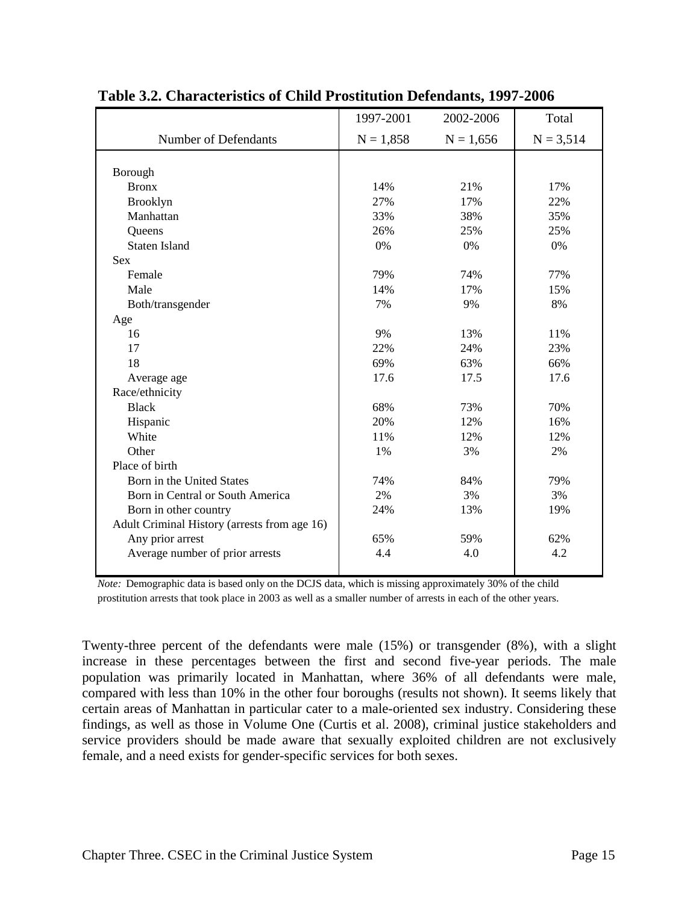**Table 3.2. Characteristics of Child Prostitution Defendants, 1997-2006**

| | 1997-2001 | 2002-2006 | Total |
|---|---|---|---|
| Number of Defendants | N = 1,858 | N = 1,656 | N = 3,514 |
| Borough | | | |
| Bronx | 14% | 21% | 17% |
| Brooklyn | 27% | 17% | 22% |
| Manhattan | 33% | 38% | 35% |
| Queens | 26% | 25% | 25% |
| Staten Island | 0% | 0% | 0% |
| Sex | | | |
| Female | 79% | 74% | 77% |
| Male | 14% | 17% | 15% |
| Both/transgender | 7% | 9% | 8% |
| Age | | | |
| 16 | 9% | 13% | 11% |
| 17 | 22% | 24% | 23% |
| 18 | 69% | 63% | 66% |
| Average age | 17.6 | 17.5 | 17.6 |
| Race/ethnicity | | | |
| Black | 68% | 73% | 70% |
| Hispanic | 20% | 12% | 16% |
| White | 11% | 12% | 12% |
| Other | 1% | 3% | 2% |
| Place of birth | | | |
| Born in the United States | 74% | 84% | 79% |
| Born in Central or South America | 2% | 3% | 3% |
| Born in other country | 24% | 13% | 19% |
| Adult Criminal History (arrests from age 16) | | | |
| Any prior arrest | 65% | 59% | 62% |
| Average number of prior arrests | 4.4 | 4.0 | 4.2 |

*Note:* Demographic data is based only on the DCJS data, which is missing approximately 30% of the child prostitution arrests that took place in 2003 as well as a smaller number of arrests in each of the other years.

Twenty-three percent of the defendants were male (15%) or transgender (8%), with a slight increase in these percentages between the first and second five-year periods. The male population was primarily located in Manhattan, where 36% of all defendants were male, compared with less than 10% in the other four boroughs (results not shown). It seems likely that certain areas of Manhattan in particular cater to a male-oriented sex industry. Considering these findings, as well as those in Volume One (Curtis et al. 2008), criminal justice stakeholders and service providers should be made aware that sexually exploited children are not exclusively female, and a need exists for gender-specific services for both sexes.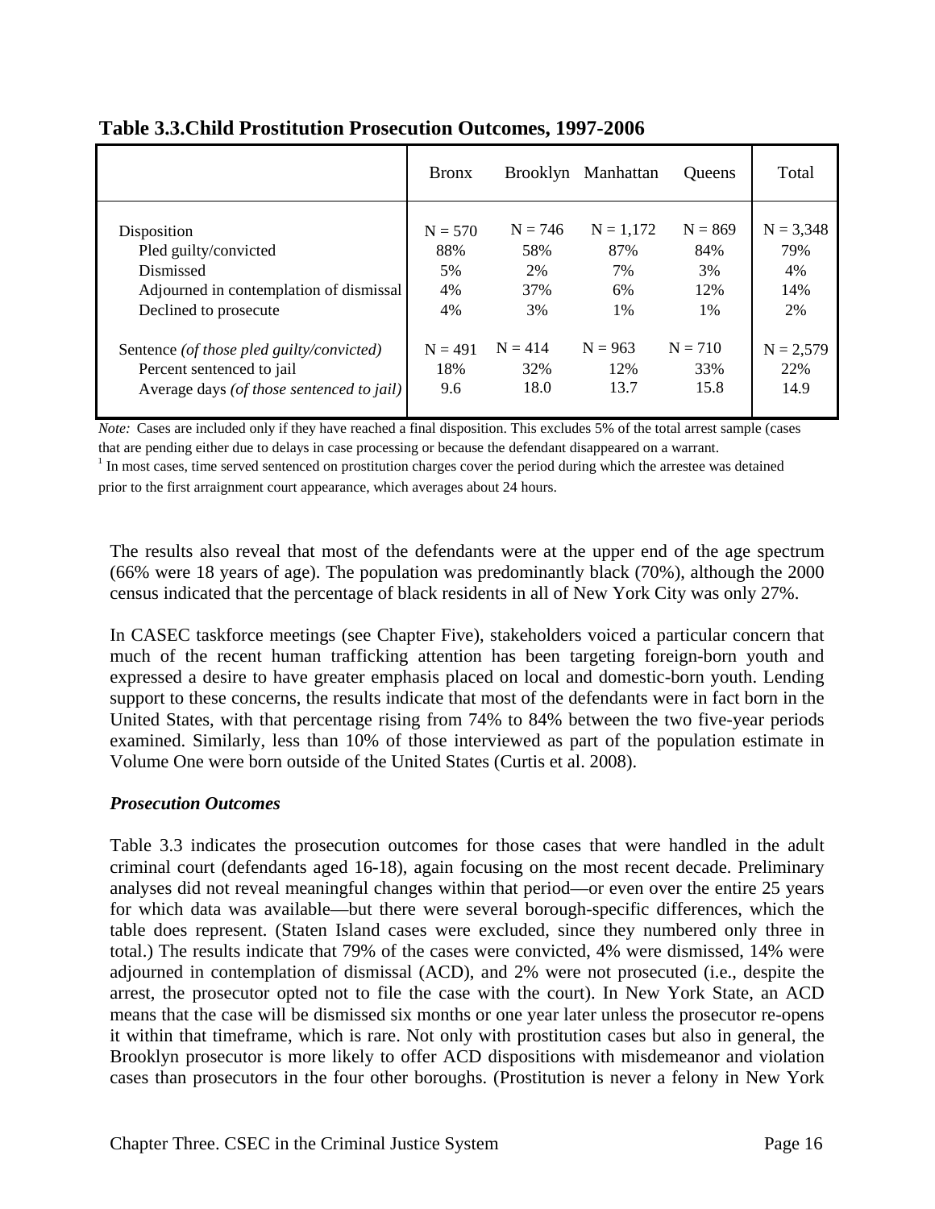**Table 3.3.Child Prostitution Prosecution Outcomes, 1997-2006**

| | Bronx | Brooklyn | Manhattan | Queens | Total |
|---|---|---|---|---|---|
| Disposition | N = 570 | N = 746 | N = 1,172 | N = 869 | N = 3,348 |
| Pled guilty/convicted | 88% | 58% | 87% | 84% | 79% |
| Dismissed | 5% | 2% | 7% | 3% | 4% |
| Adjourned in contemplation of dismissal | 4% | 37% | 6% | 12% | 14% |
| Declined to prosecute | 4% | 3% | 1% | 1% | 2% |
| Sentence *(of those pled guilty/convicted)* | N = 491 | N = 414 | N = 963 | N = 710 | N = 2,579 |
| Percent sentenced to jail | 18% | 32% | 12% | 33% | 22% |
| Average days *(of those sentenced to jail)* | 9.6 | 18.0 | 13.7 | 15.8 | 14.9 |

*Note:* Cases are included only if they have reached a final disposition. This excludes 5% of the total arrest sample (cases that are pending either due to delays in case processing or because the defendant disappeared on a warrant.
[1] In most cases, time served sentenced on prostitution charges cover the period during which the arrestee was detained prior to the first arraignment court appearance, which averages about 24 hours.

The results also reveal that most of the defendants were at the upper end of the age spectrum (66% were 18 years of age). The population was predominantly black (70%), although the 2000 census indicated that the percentage of black residents in all of New York City was only 27%.

In CASEC taskforce meetings (see Chapter Five), stakeholders voiced a particular concern that much of the recent human trafficking attention has been targeting foreign-born youth and expressed a desire to have greater emphasis placed on local and domestic-born youth. Lending support to these concerns, the results indicate that most of the defendants were in fact born in the United States, with that percentage rising from 74% to 84% between the two five-year periods examined. Similarly, less than 10% of those interviewed as part of the population estimate in Volume One were born outside of the United States (Curtis et al. 2008).

***Prosecution Outcomes***

Table 3.3 indicates the prosecution outcomes for those cases that were handled in the adult criminal court (defendants aged 16-18), again focusing on the most recent decade. Preliminary analyses did not reveal meaningful changes within that period—or even over the entire 25 years for which data was available—but there were several borough-specific differences, which the table does represent. (Staten Island cases were excluded, since they numbered only three in total.) The results indicate that 79% of the cases were convicted, 4% were dismissed, 14% were adjourned in contemplation of dismissal (ACD), and 2% were not prosecuted (i.e., despite the arrest, the prosecutor opted not to file the case with the court). In New York State, an ACD means that the case will be dismissed six months or one year later unless the prosecutor re-opens it within that timeframe, which is rare. Not only with prostitution cases but also in general, the Brooklyn prosecutor is more likely to offer ACD dispositions with misdemeanor and violation cases than prosecutors in the four other boroughs. (Prostitution is never a felony in New York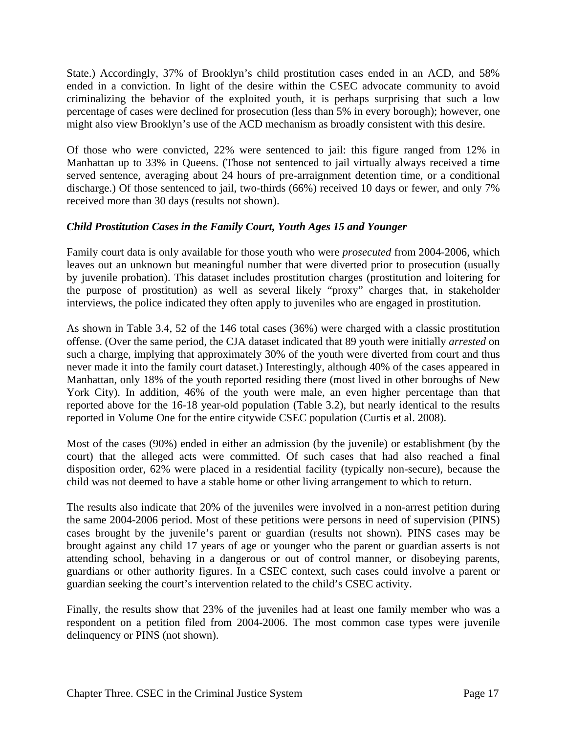State.) Accordingly, 37% of Brooklyn's child prostitution cases ended in an ACD, and 58% ended in a conviction. In light of the desire within the CSEC advocate community to avoid criminalizing the behavior of the exploited youth, it is perhaps surprising that such a low percentage of cases were declined for prosecution (less than 5% in every borough); however, one might also view Brooklyn's use of the ACD mechanism as broadly consistent with this desire.

Of those who were convicted, 22% were sentenced to jail: this figure ranged from 12% in Manhattan up to 33% in Queens. (Those not sentenced to jail virtually always received a time served sentence, averaging about 24 hours of pre-arraignment detention time, or a conditional discharge.) Of those sentenced to jail, two-thirds (66%) received 10 days or fewer, and only 7% received more than 30 days (results not shown).

### *Child Prostitution Cases in the Family Court, Youth Ages 15 and Younger*

Family court data is only available for those youth who were *prosecuted* from 2004-2006, which leaves out an unknown but meaningful number that were diverted prior to prosecution (usually by juvenile probation). This dataset includes prostitution charges (prostitution and loitering for the purpose of prostitution) as well as several likely "proxy" charges that, in stakeholder interviews, the police indicated they often apply to juveniles who are engaged in prostitution.

As shown in Table 3.4, 52 of the 146 total cases (36%) were charged with a classic prostitution offense. (Over the same period, the CJA dataset indicated that 89 youth were initially *arrested* on such a charge, implying that approximately 30% of the youth were diverted from court and thus never made it into the family court dataset.) Interestingly, although 40% of the cases appeared in Manhattan, only 18% of the youth reported residing there (most lived in other boroughs of New York City). In addition, 46% of the youth were male, an even higher percentage than that reported above for the 16-18 year-old population (Table 3.2), but nearly identical to the results reported in Volume One for the entire citywide CSEC population (Curtis et al. 2008).

Most of the cases (90%) ended in either an admission (by the juvenile) or establishment (by the court) that the alleged acts were committed. Of such cases that had also reached a final disposition order, 62% were placed in a residential facility (typically non-secure), because the child was not deemed to have a stable home or other living arrangement to which to return.

The results also indicate that 20% of the juveniles were involved in a non-arrest petition during the same 2004-2006 period. Most of these petitions were persons in need of supervision (PINS) cases brought by the juvenile's parent or guardian (results not shown). PINS cases may be brought against any child 17 years of age or younger who the parent or guardian asserts is not attending school, behaving in a dangerous or out of control manner, or disobeying parents, guardians or other authority figures. In a CSEC context, such cases could involve a parent or guardian seeking the court's intervention related to the child's CSEC activity.

Finally, the results show that 23% of the juveniles had at least one family member who was a respondent on a petition filed from 2004-2006. The most common case types were juvenile delinquency or PINS (not shown).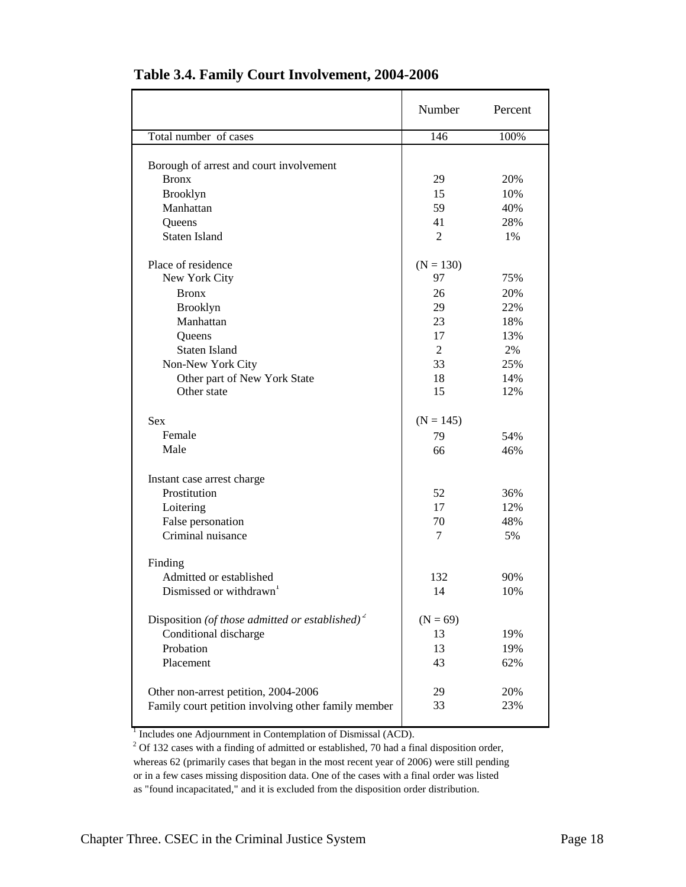**Table 3.4. Family Court Involvement, 2004-2006**

| | Number | Percent |
|---|---|---|
| Total number of cases | 146 | 100% |
| | | |
| Borough of arrest and court involvement | | |
| Bronx | 29 | 20% |
| Brooklyn | 15 | 10% |
| Manhattan | 59 | 40% |
| Queens | 41 | 28% |
| Staten Island | 2 | 1% |
| | | |
| Place of residence | (N = 130) | |
| New York City | 97 | 75% |
| Bronx | 26 | 20% |
| Brooklyn | 29 | 22% |
| Manhattan | 23 | 18% |
| Queens | 17 | 13% |
| Staten Island | 2 | 2% |
| Non-New York City | 33 | 25% |
| Other part of New York State | 18 | 14% |
| Other state | 15 | 12% |
| | | |
| Sex | (N = 145) | |
| Female | 79 | 54% |
| Male | 66 | 46% |
| | | |
| Instant case arrest charge | | |
| Prostitution | 52 | 36% |
| Loitering | 17 | 12% |
| False personation | 70 | 48% |
| Criminal nuisance | 7 | 5% |
| | | |
| Finding | | |
| Admitted or established | 132 | 90% |
| Dismissed or withdrawn[1] | 14 | 10% |
| | | |
| Disposition *(of those admitted or established)*[2] | (N = 69) | |
| Conditional discharge | 13 | 19% |
| Probation | 13 | 19% |
| Placement | 43 | 62% |
| | | |
| Other non-arrest petition, 2004-2006 | 29 | 20% |
| Family court petition involving other family member | 33 | 23% |

[1] Includes one Adjournment in Contemplation of Dismissal (ACD).

[2] Of 132 cases with a finding of admitted or established, 70 had a final disposition order, whereas 62 (primarily cases that began in the most recent year of 2006) were still pending or in a few cases missing disposition data. One of the cases with a final order was listed as "found incapacitated," and it is excluded from the disposition order distribution.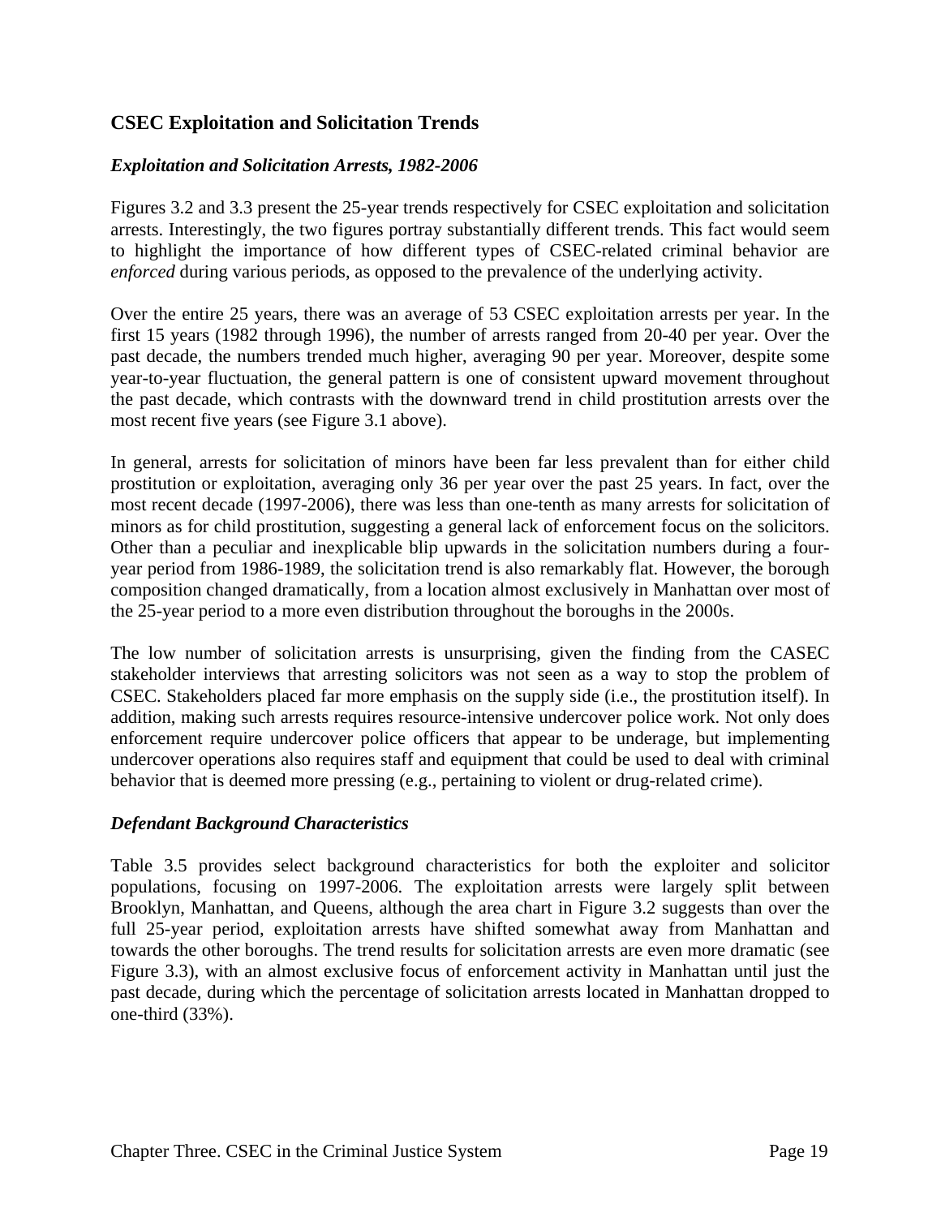## CSEC Exploitation and Solicitation Trends

### *Exploitation and Solicitation Arrests, 1982-2006*

Figures 3.2 and 3.3 present the 25-year trends respectively for CSEC exploitation and solicitation arrests. Interestingly, the two figures portray substantially different trends. This fact would seem to highlight the importance of how different types of CSEC-related criminal behavior are *enforced* during various periods, as opposed to the prevalence of the underlying activity.

Over the entire 25 years, there was an average of 53 CSEC exploitation arrests per year. In the first 15 years (1982 through 1996), the number of arrests ranged from 20-40 per year. Over the past decade, the numbers trended much higher, averaging 90 per year. Moreover, despite some year-to-year fluctuation, the general pattern is one of consistent upward movement throughout the past decade, which contrasts with the downward trend in child prostitution arrests over the most recent five years (see Figure 3.1 above).

In general, arrests for solicitation of minors have been far less prevalent than for either child prostitution or exploitation, averaging only 36 per year over the past 25 years. In fact, over the most recent decade (1997-2006), there was less than one-tenth as many arrests for solicitation of minors as for child prostitution, suggesting a general lack of enforcement focus on the solicitors. Other than a peculiar and inexplicable blip upwards in the solicitation numbers during a four-year period from 1986-1989, the solicitation trend is also remarkably flat. However, the borough composition changed dramatically, from a location almost exclusively in Manhattan over most of the 25-year period to a more even distribution throughout the boroughs in the 2000s.

The low number of solicitation arrests is unsurprising, given the finding from the CASEC stakeholder interviews that arresting solicitors was not seen as a way to stop the problem of CSEC. Stakeholders placed far more emphasis on the supply side (i.e., the prostitution itself). In addition, making such arrests requires resource-intensive undercover police work. Not only does enforcement require undercover police officers that appear to be underage, but implementing undercover operations also requires staff and equipment that could be used to deal with criminal behavior that is deemed more pressing (e.g., pertaining to violent or drug-related crime).

### *Defendant Background Characteristics*

Table 3.5 provides select background characteristics for both the exploiter and solicitor populations, focusing on 1997-2006. The exploitation arrests were largely split between Brooklyn, Manhattan, and Queens, although the area chart in Figure 3.2 suggests than over the full 25-year period, exploitation arrests have shifted somewhat away from Manhattan and towards the other boroughs. The trend results for solicitation arrests are even more dramatic (see Figure 3.3), with an almost exclusive focus of enforcement activity in Manhattan until just the past decade, during which the percentage of solicitation arrests located in Manhattan dropped to one-third (33%).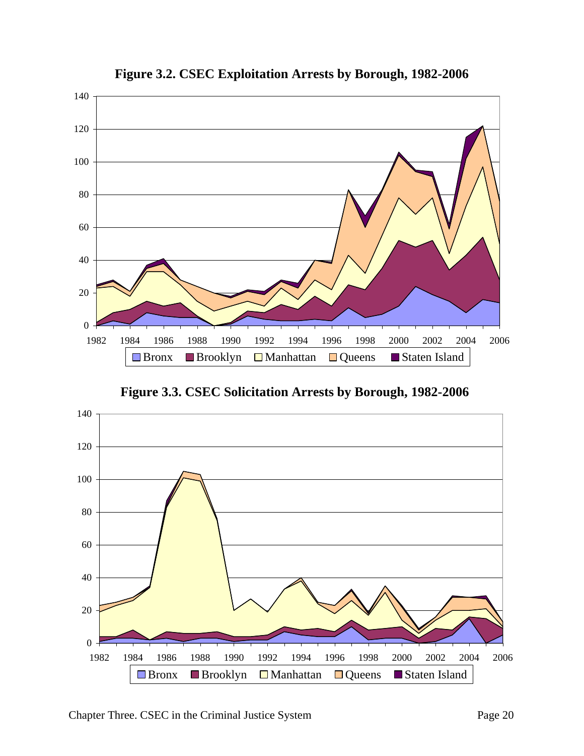**Figure 3.2. CSEC Exploitation Arrests by Borough, 1982-2006**

**Figure 3.3. CSEC Solicitation Arrests by Borough, 1982-2006**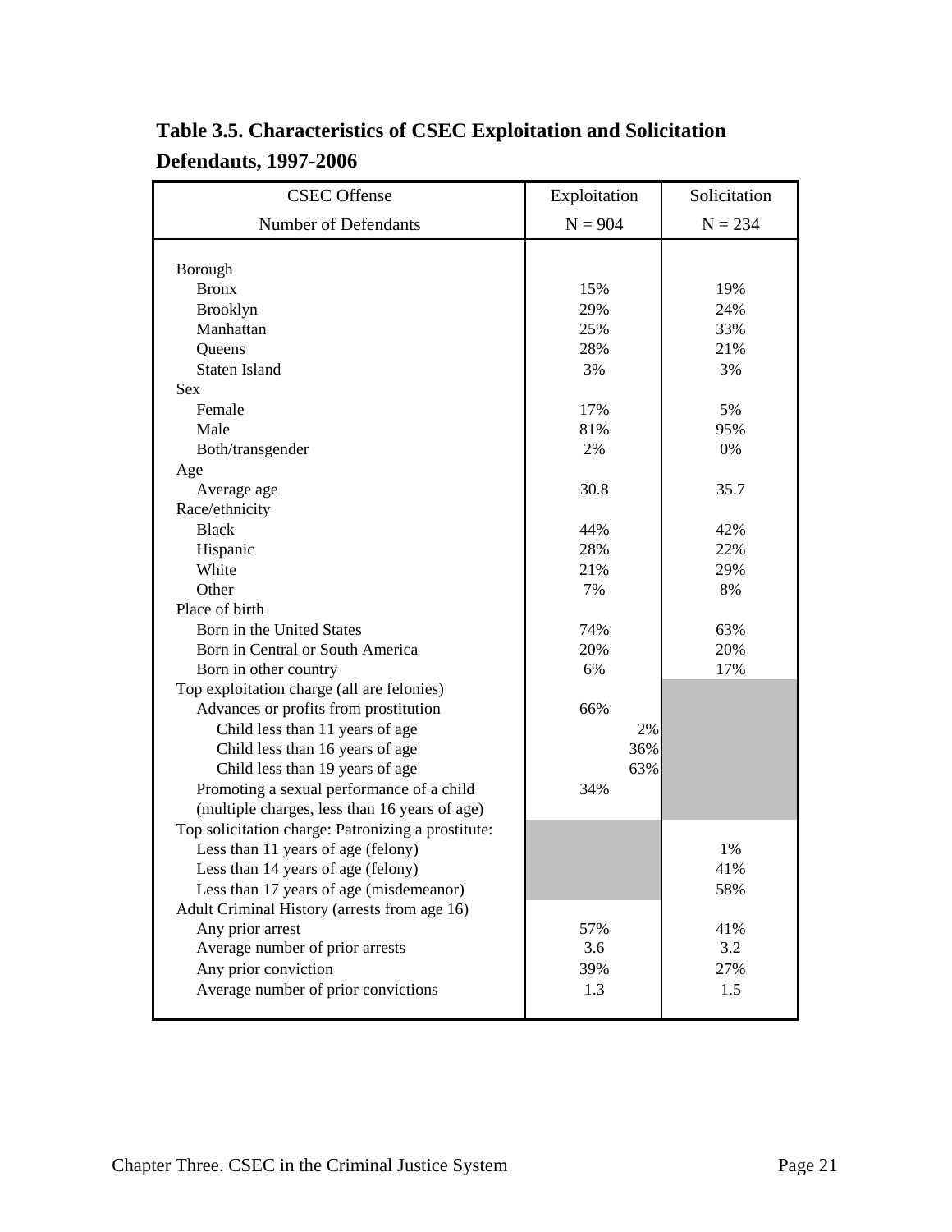**Table 3.5. Characteristics of CSEC Exploitation and Solicitation Defendants, 1997-2006**

| CSEC Offense | Exploitation | Solicitation |
|---|---|---|
| Number of Defendants | N = 904 | N = 234 |
| Borough | | |
| Bronx | 15% | 19% |
| Brooklyn | 29% | 24% |
| Manhattan | 25% | 33% |
| Queens | 28% | 21% |
| Staten Island | 3% | 3% |
| Sex | | |
| Female | 17% | 5% |
| Male | 81% | 95% |
| Both/transgender | 2% | 0% |
| Age | | |
| Average age | 30.8 | 35.7 |
| Race/ethnicity | | |
| Black | 44% | 42% |
| Hispanic | 28% | 22% |
| White | 21% | 29% |
| Other | 7% | 8% |
| Place of birth | | |
| Born in the United States | 74% | 63% |
| Born in Central or South America | 20% | 20% |
| Born in other country | 6% | 17% |
| Top exploitation charge (all are felonies) | | |
| Advances or profits from prostitution | 66% | |
| Child less than 11 years of age | 2% | |
| Child less than 16 years of age | 36% | |
| Child less than 19 years of age | 63% | |
| Promoting a sexual performance of a child (multiple charges, less than 16 years of age) | 34% | |
| Top solicitation charge: Patronizing a prostitute: | | |
| Less than 11 years of age (felony) | | 1% |
| Less than 14 years of age (felony) | | 41% |
| Less than 17 years of age (misdemeanor) | | 58% |
| Adult Criminal History (arrests from age 16) | | |
| Any prior arrest | 57% | 41% |
| Average number of prior arrests | 3.6 | 3.2 |
| Any prior conviction | 39% | 27% |
| Average number of prior convictions | 1.3 | 1.5 |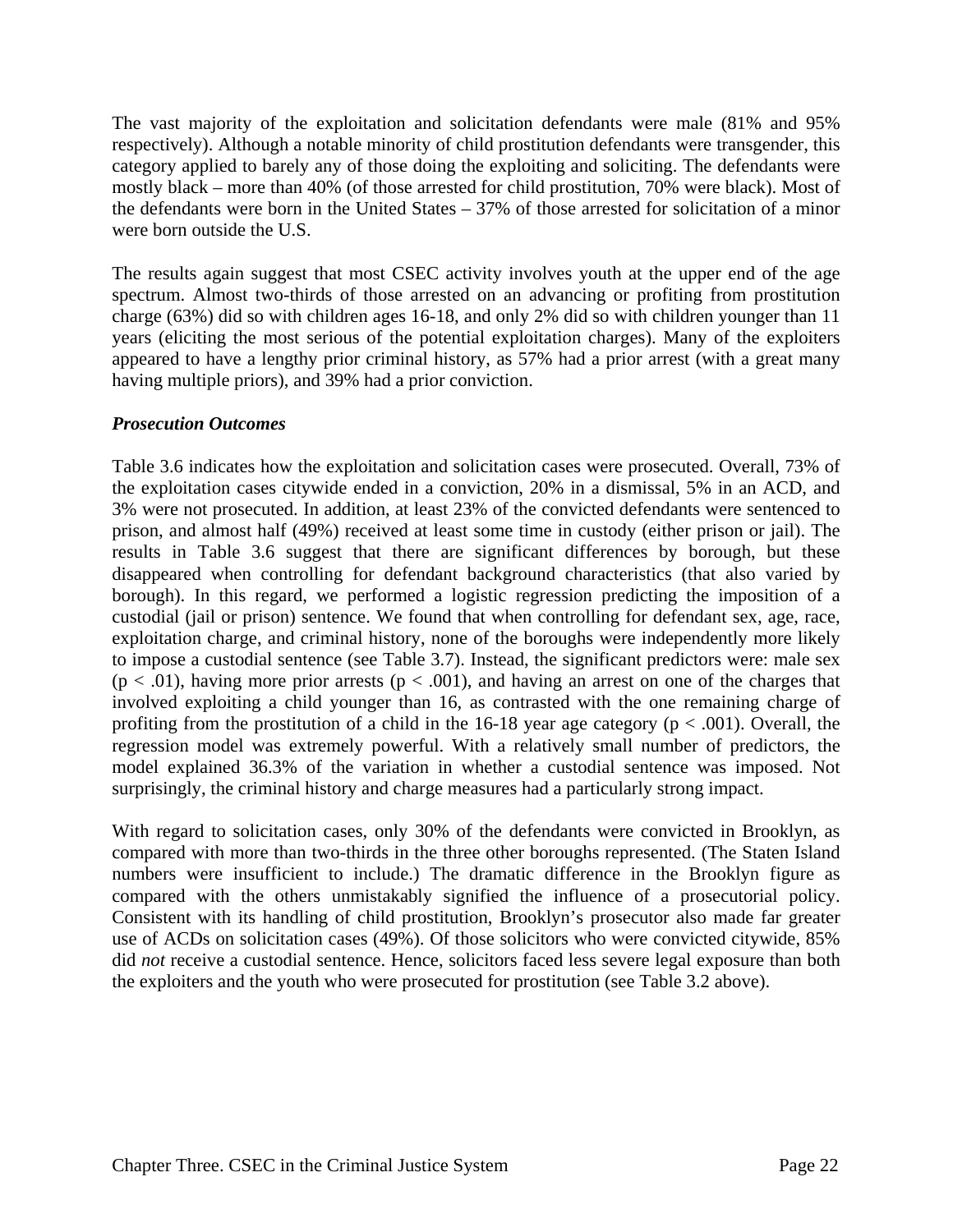The vast majority of the exploitation and solicitation defendants were male (81% and 95% respectively). Although a notable minority of child prostitution defendants were transgender, this category applied to barely any of those doing the exploiting and soliciting. The defendants were mostly black – more than 40% (of those arrested for child prostitution, 70% were black). Most of the defendants were born in the United States – 37% of those arrested for solicitation of a minor were born outside the U.S.

The results again suggest that most CSEC activity involves youth at the upper end of the age spectrum. Almost two-thirds of those arrested on an advancing or profiting from prostitution charge (63%) did so with children ages 16-18, and only 2% did so with children younger than 11 years (eliciting the most serious of the potential exploitation charges). Many of the exploiters appeared to have a lengthy prior criminal history, as 57% had a prior arrest (with a great many having multiple priors), and 39% had a prior conviction.

***Prosecution Outcomes***

Table 3.6 indicates how the exploitation and solicitation cases were prosecuted. Overall, 73% of the exploitation cases citywide ended in a conviction, 20% in a dismissal, 5% in an ACD, and 3% were not prosecuted. In addition, at least 23% of the convicted defendants were sentenced to prison, and almost half (49%) received at least some time in custody (either prison or jail). The results in Table 3.6 suggest that there are significant differences by borough, but these disappeared when controlling for defendant background characteristics (that also varied by borough). In this regard, we performed a logistic regression predicting the imposition of a custodial (jail or prison) sentence. We found that when controlling for defendant sex, age, race, exploitation charge, and criminal history, none of the boroughs were independently more likely to impose a custodial sentence (see Table 3.7). Instead, the significant predictors were: male sex ($p < .01$), having more prior arrests ($p < .001$), and having an arrest on one of the charges that involved exploiting a child younger than 16, as contrasted with the one remaining charge of profiting from the prostitution of a child in the 16-18 year age category ($p < .001$). Overall, the regression model was extremely powerful. With a relatively small number of predictors, the model explained 36.3% of the variation in whether a custodial sentence was imposed. Not surprisingly, the criminal history and charge measures had a particularly strong impact.

With regard to solicitation cases, only 30% of the defendants were convicted in Brooklyn, as compared with more than two-thirds in the three other boroughs represented. (The Staten Island numbers were insufficient to include.) The dramatic difference in the Brooklyn figure as compared with the others unmistakably signified the influence of a prosecutorial policy. Consistent with its handling of child prostitution, Brooklyn's prosecutor also made far greater use of ACDs on solicitation cases (49%). Of those solicitors who were convicted citywide, 85% did *not* receive a custodial sentence. Hence, solicitors faced less severe legal exposure than both the exploiters and the youth who were prosecuted for prostitution (see Table 3.2 above).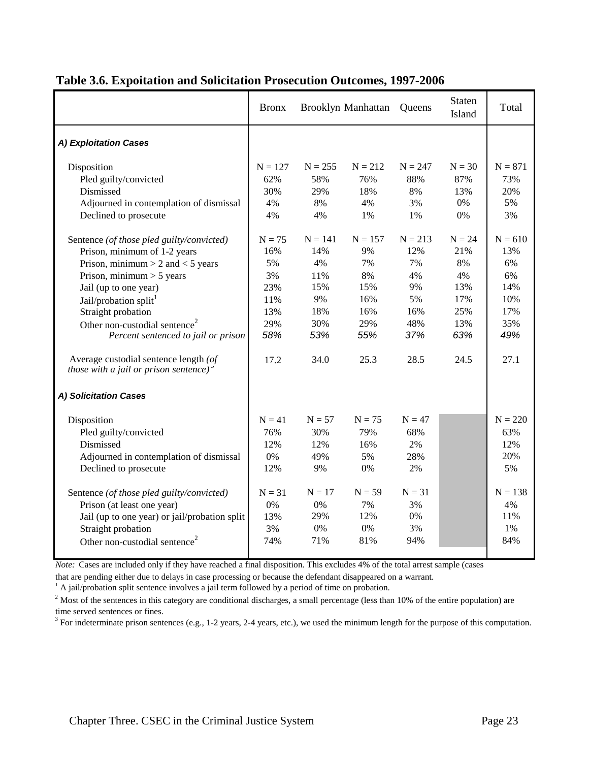**Table 3.6. Expoitation and Solicitation Prosecution Outcomes, 1997-2006**

| | Bronx | Brooklyn | Manhattan | Queens | Staten Island | Total |
|---|---|---|---|---|---|---|
| ***A) Exploitation Cases*** | | | | | | |
| Disposition | N = 127 | N = 255 | N = 212 | N = 247 | N = 30 | N = 871 |
| Pled guilty/convicted | 62% | 58% | 76% | 88% | 87% | 73% |
| Dismissed | 30% | 29% | 18% | 8% | 13% | 20% |
| Adjourned in contemplation of dismissal | 4% | 8% | 4% | 3% | 0% | 5% |
| Declined to prosecute | 4% | 4% | 1% | 1% | 0% | 3% |
| Sentence *(of those pled guilty/convicted)* | N = 75 | N = 141 | N = 157 | N = 213 | N = 24 | N = 610 |
| Prison, minimum of 1-2 years | 16% | 14% | 9% | 12% | 21% | 13% |
| Prison, minimum > 2 and < 5 years | 5% | 4% | 7% | 7% | 8% | 6% |
| Prison, minimum > 5 years | 3% | 11% | 8% | 4% | 4% | 6% |
| Jail (up to one year) | 23% | 15% | 15% | 9% | 13% | 14% |
| Jail/probation split[1] | 11% | 9% | 16% | 5% | 17% | 10% |
| Straight probation | 13% | 18% | 16% | 16% | 25% | 17% |
| Other non-custodial sentence[2] | 29% | 30% | 29% | 48% | 13% | 35% |
| *Percent sentenced to jail or prison* | *58%* | *53%* | *55%* | *37%* | *63%* | *49%* |
| Average custodial sentence length *(of those with a jail or prison sentence)*[3] | 17.2 | 34.0 | 25.3 | 28.5 | 24.5 | 27.1 |
| ***A) Solicitation Cases*** | | | | | | |
| Disposition | N = 41 | N = 57 | N = 75 | N = 47 | | N = 220 |
| Pled guilty/convicted | 76% | 30% | 79% | 68% | | 63% |
| Dismissed | 12% | 12% | 16% | 2% | | 12% |
| Adjourned in contemplation of dismissal | 0% | 49% | 5% | 28% | | 20% |
| Declined to prosecute | 12% | 9% | 0% | 2% | | 5% |
| Sentence *(of those pled guilty/convicted)* | N = 31 | N = 17 | N = 59 | N = 31 | | N = 138 |
| Prison (at least one year) | 0% | 0% | 7% | 3% | | 4% |
| Jail (up to one year) or jail/probation split | 13% | 29% | 12% | 0% | | 11% |
| Straight probation | 3% | 0% | 0% | 3% | | 1% |
| Other non-custodial sentence[2] | 74% | 71% | 81% | 94% | | 84% |

*Note:* Cases are included only if they have reached a final disposition. This excludes 4% of the total arrest sample (cases that are pending either due to delays in case processing or because the defendant disappeared on a warrant.

[1] A jail/probation split sentence involves a jail term followed by a period of time on probation.

[2] Most of the sentences in this category are conditional discharges, a small percentage (less than 10% of the entire population) are time served sentences or fines.

[3] For indeterminate prison sentences (e.g., 1-2 years, 2-4 years, etc.), we used the minimum length for the purpose of this computation.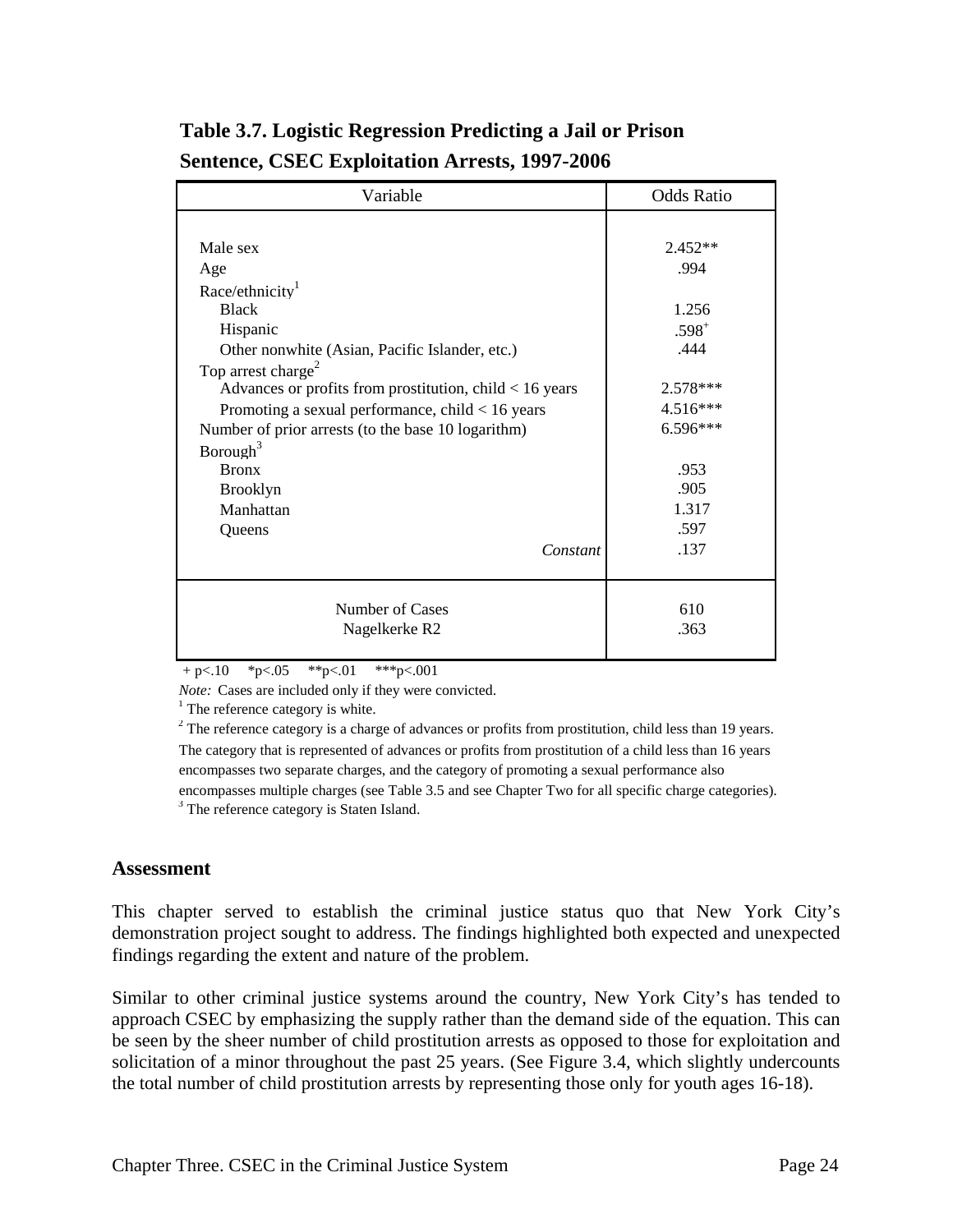**Table 3.7. Logistic Regression Predicting a Jail or Prison Sentence, CSEC Exploitation Arrests, 1997-2006**

| Variable | Odds Ratio |
|---|---|
| Male sex | 2.452** |
| Age | .994 |
| Race/ethnicity[1] | |
| Black | 1.256 |
| Hispanic | .598$^{+}$ |
| Other nonwhite (Asian, Pacific Islander, etc.) | .444 |
| Top arrest charge[2] | |
| Advances or profits from prostitution, child < 16 years | 2.578*** |
| Promoting a sexual performance, child < 16 years | 4.516*** |
| Number of prior arrests (to the base 10 logarithm) | 6.596*** |
| Borough[3] | |
| Bronx | .953 |
| Brooklyn | .905 |
| Manhattan | 1.317 |
| Queens | .597 |
| *Constant* | .137 |
| Number of Cases | 610 |
| Nagelkerke R2 | .363 |

+ p<.10 *p<.05 **p<.01 ***p<.001

*Note:* Cases are included only if they were convicted.

[1] The reference category is white.

[2] The reference category is a charge of advances or profits from prostitution, child less than 19 years. The category that is represented of advances or profits from prostitution of a child less than 16 years encompasses two separate charges, and the category of promoting a sexual performance also encompasses multiple charges (see Table 3.5 and see Chapter Two for all specific charge categories).

[3] The reference category is Staten Island.

### Assessment

This chapter served to establish the criminal justice status quo that New York City's demonstration project sought to address. The findings highlighted both expected and unexpected findings regarding the extent and nature of the problem.

Similar to other criminal justice systems around the country, New York City's has tended to approach CSEC by emphasizing the supply rather than the demand side of the equation. This can be seen by the sheer number of child prostitution arrests as opposed to those for exploitation and solicitation of a minor throughout the past 25 years. (See Figure 3.4, which slightly undercounts the total number of child prostitution arrests by representing those only for youth ages 16-18).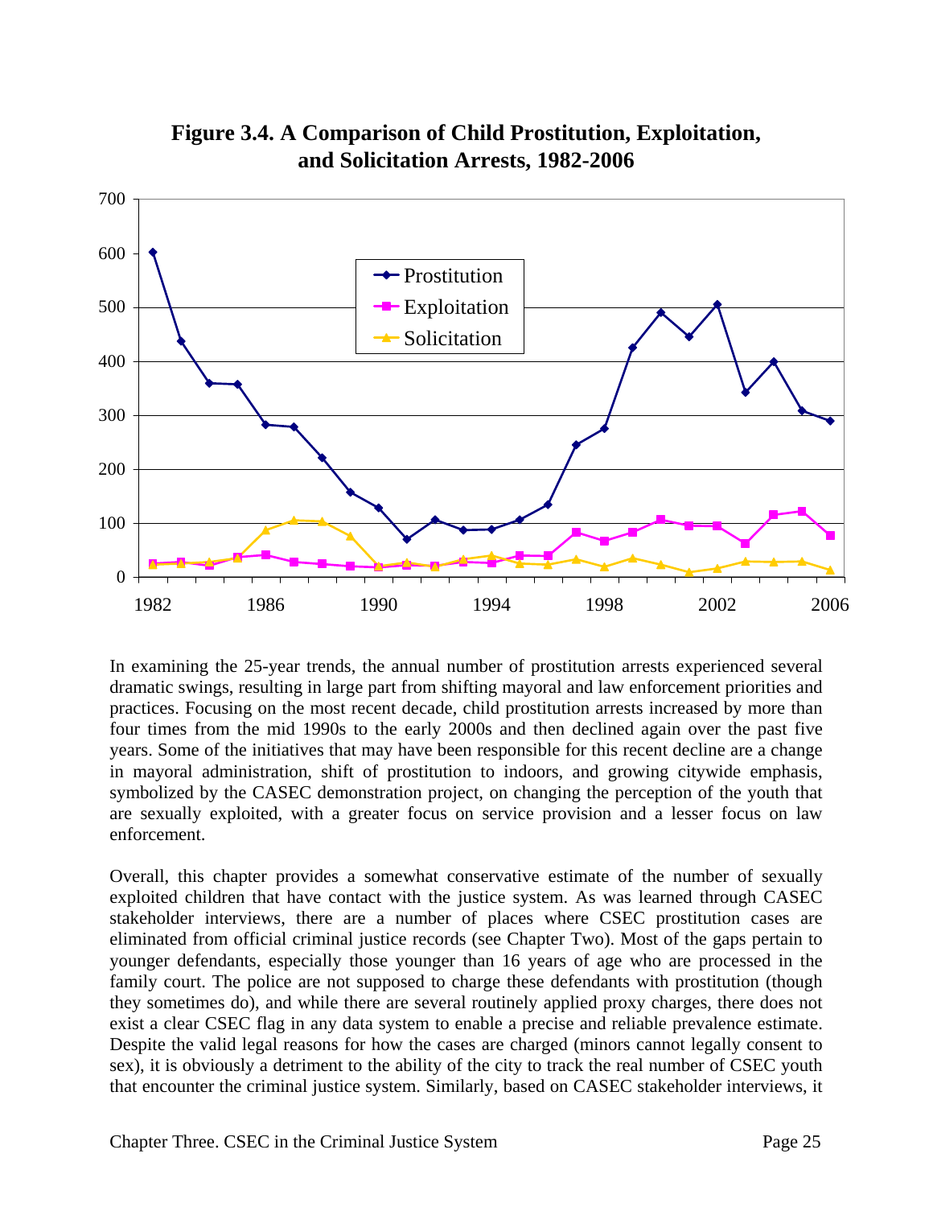**Figure 3.4. A Comparison of Child Prostitution, Exploitation, and Solicitation Arrests, 1982-2006**

In examining the 25-year trends, the annual number of prostitution arrests experienced several dramatic swings, resulting in large part from shifting mayoral and law enforcement priorities and practices. Focusing on the most recent decade, child prostitution arrests increased by more than four times from the mid 1990s to the early 2000s and then declined again over the past five years. Some of the initiatives that may have been responsible for this recent decline are a change in mayoral administration, shift of prostitution to indoors, and growing citywide emphasis, symbolized by the CASEC demonstration project, on changing the perception of the youth that are sexually exploited, with a greater focus on service provision and a lesser focus on law enforcement.

Overall, this chapter provides a somewhat conservative estimate of the number of sexually exploited children that have contact with the justice system. As was learned through CASEC stakeholder interviews, there are a number of places where CSEC prostitution cases are eliminated from official criminal justice records (see Chapter Two). Most of the gaps pertain to younger defendants, especially those younger than 16 years of age who are processed in the family court. The police are not supposed to charge these defendants with prostitution (though they sometimes do), and while there are several routinely applied proxy charges, there does not exist a clear CSEC flag in any data system to enable a precise and reliable prevalence estimate. Despite the valid legal reasons for how the cases are charged (minors cannot legally consent to sex), it is obviously a detriment to the ability of the city to track the real number of CSEC youth that encounter the criminal justice system. Similarly, based on CASEC stakeholder interviews, it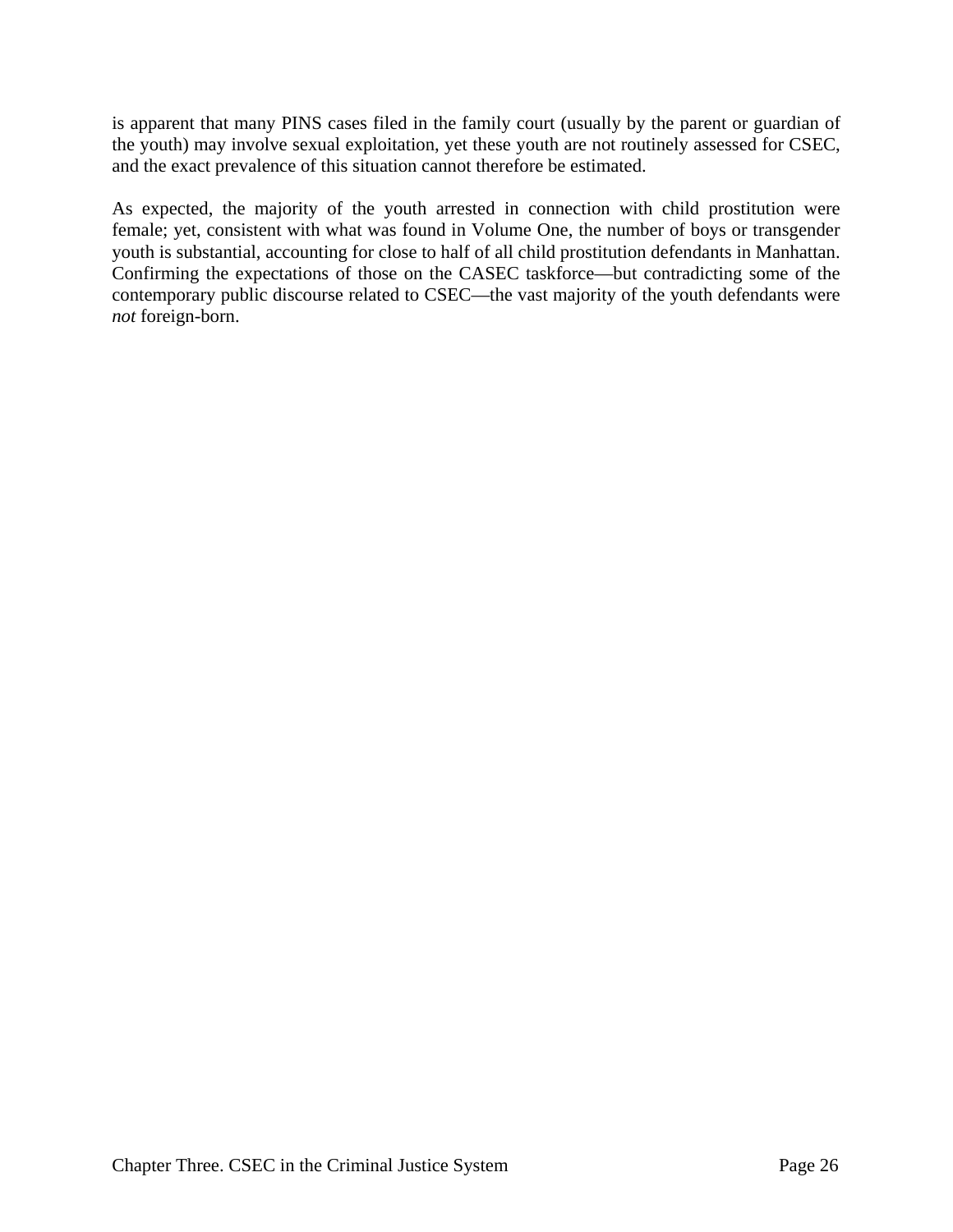is apparent that many PINS cases filed in the family court (usually by the parent or guardian of the youth) may involve sexual exploitation, yet these youth are not routinely assessed for CSEC, and the exact prevalence of this situation cannot therefore be estimated.

As expected, the majority of the youth arrested in connection with child prostitution were female; yet, consistent with what was found in Volume One, the number of boys or transgender youth is substantial, accounting for close to half of all child prostitution defendants in Manhattan. Confirming the expectations of those on the CASEC taskforce—but contradicting some of the contemporary public discourse related to CSEC—the vast majority of the youth defendants were *not* foreign-born.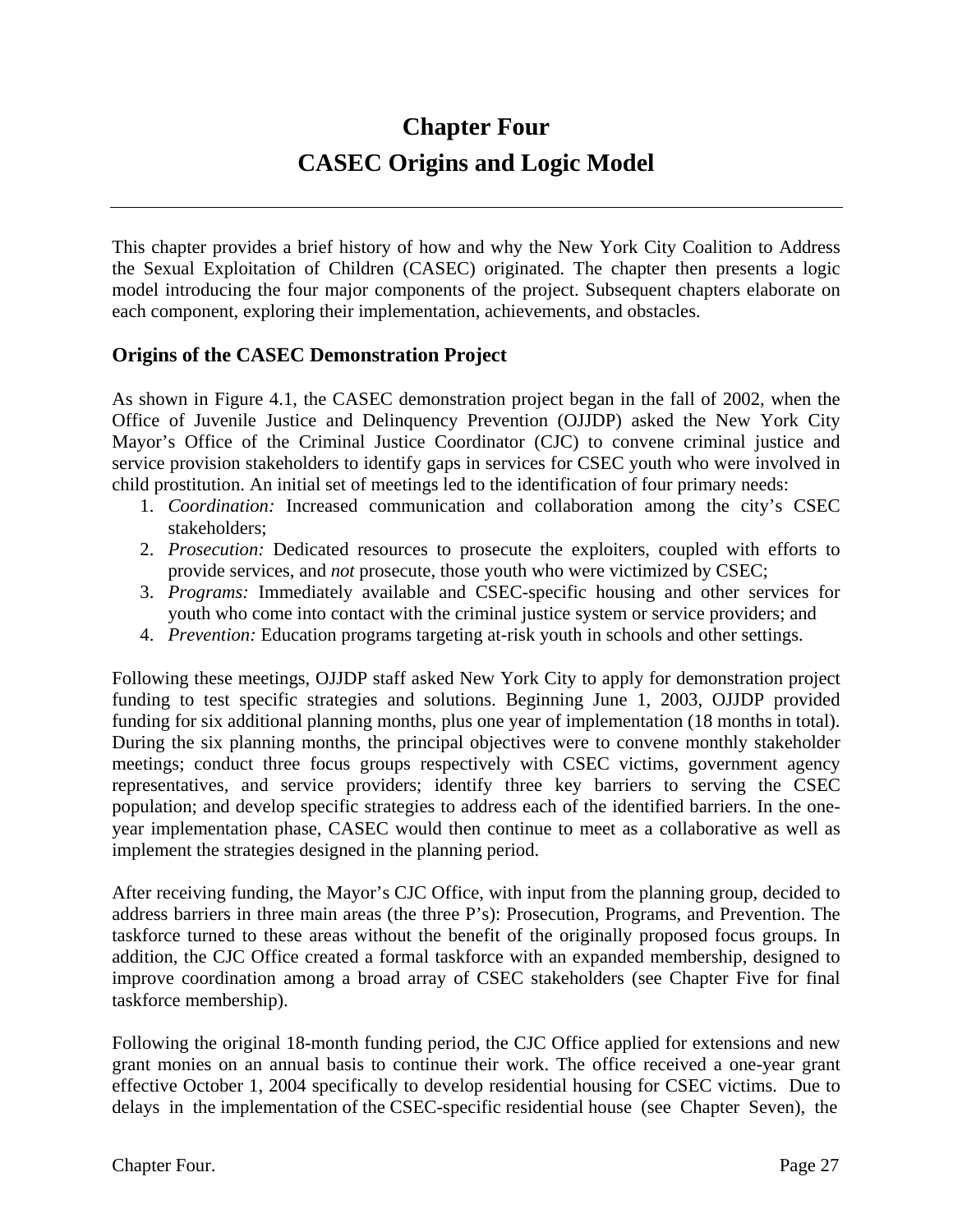# Chapter Four
# CASEC Origins and Logic Model

This chapter provides a brief history of how and why the New York City Coalition to Address the Sexual Exploitation of Children (CASEC) originated. The chapter then presents a logic model introducing the four major components of the project. Subsequent chapters elaborate on each component, exploring their implementation, achievements, and obstacles.

## Origins of the CASEC Demonstration Project

As shown in Figure 4.1, the CASEC demonstration project began in the fall of 2002, when the Office of Juvenile Justice and Delinquency Prevention (OJJDP) asked the New York City Mayor's Office of the Criminal Justice Coordinator (CJC) to convene criminal justice and service provision stakeholders to identify gaps in services for CSEC youth who were involved in child prostitution. An initial set of meetings led to the identification of four primary needs:

1. *Coordination:* Increased communication and collaboration among the city's CSEC stakeholders;
2. *Prosecution:* Dedicated resources to prosecute the exploiters, coupled with efforts to provide services, and *not* prosecute, those youth who were victimized by CSEC;
3. *Programs:* Immediately available and CSEC-specific housing and other services for youth who come into contact with the criminal justice system or service providers; and
4. *Prevention:* Education programs targeting at-risk youth in schools and other settings.

Following these meetings, OJJDP staff asked New York City to apply for demonstration project funding to test specific strategies and solutions. Beginning June 1, 2003, OJJDP provided funding for six additional planning months, plus one year of implementation (18 months in total). During the six planning months, the principal objectives were to convene monthly stakeholder meetings; conduct three focus groups respectively with CSEC victims, government agency representatives, and service providers; identify three key barriers to serving the CSEC population; and develop specific strategies to address each of the identified barriers. In the one-year implementation phase, CASEC would then continue to meet as a collaborative as well as implement the strategies designed in the planning period.

After receiving funding, the Mayor's CJC Office, with input from the planning group, decided to address barriers in three main areas (the three P's): Prosecution, Programs, and Prevention. The taskforce turned to these areas without the benefit of the originally proposed focus groups. In addition, the CJC Office created a formal taskforce with an expanded membership, designed to improve coordination among a broad array of CSEC stakeholders (see Chapter Five for final taskforce membership).

Following the original 18-month funding period, the CJC Office applied for extensions and new grant monies on an annual basis to continue their work. The office received a one-year grant effective October 1, 2004 specifically to develop residential housing for CSEC victims. Due to delays in the implementation of the CSEC-specific residential house (see Chapter Seven), the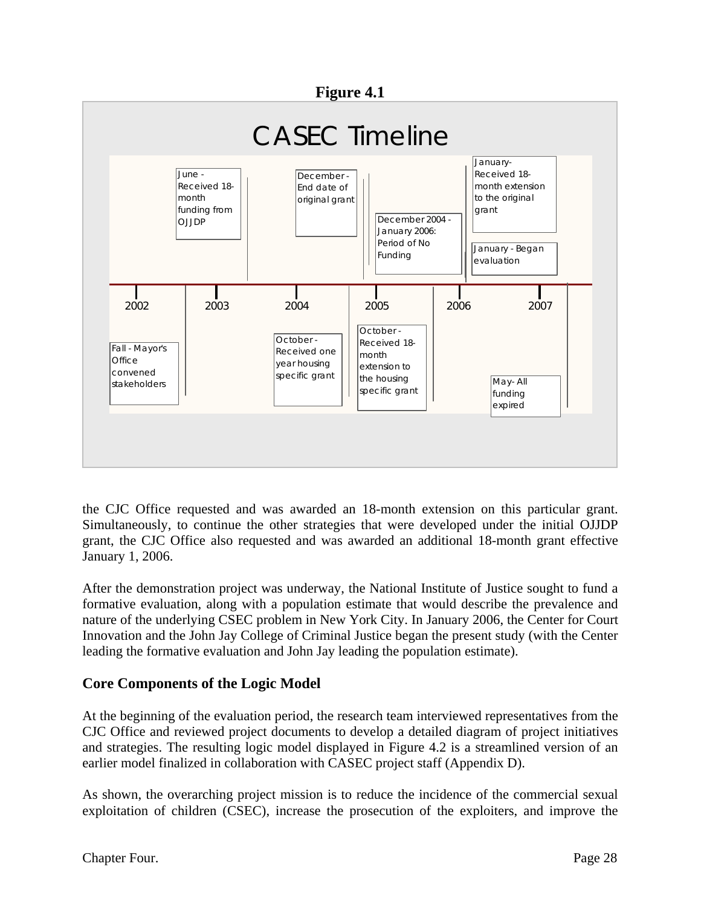**Figure 4.1**

CASEC Timeline

- Fall 2002 - Mayor's Office convened stakeholders
- June 2003 - Received 18-month funding from OJJDP
- December 2004 - End date of original grant
- October 2004 - Received one year housing specific grant
- December 2004 - January 2006: Period of No Funding
- October 2005 - Received 18-month extension to the housing specific grant
- January 2006 - Received 18-month extension to the original grant
- January 2006 - Began evaluation
- May 2007 - All funding expired

the CJC Office requested and was awarded an 18-month extension on this particular grant. Simultaneously, to continue the other strategies that were developed under the initial OJJDP grant, the CJC Office also requested and was awarded an additional 18-month grant effective January 1, 2006.

After the demonstration project was underway, the National Institute of Justice sought to fund a formative evaluation, along with a population estimate that would describe the prevalence and nature of the underlying CSEC problem in New York City. In January 2006, the Center for Court Innovation and the John Jay College of Criminal Justice began the present study (with the Center leading the formative evaluation and John Jay leading the population estimate).

## Core Components of the Logic Model

At the beginning of the evaluation period, the research team interviewed representatives from the CJC Office and reviewed project documents to develop a detailed diagram of project initiatives and strategies. The resulting logic model displayed in Figure 4.2 is a streamlined version of an earlier model finalized in collaboration with CASEC project staff (Appendix D).

As shown, the overarching project mission is to reduce the incidence of the commercial sexual exploitation of children (CSEC), increase the prosecution of the exploiters, and improve the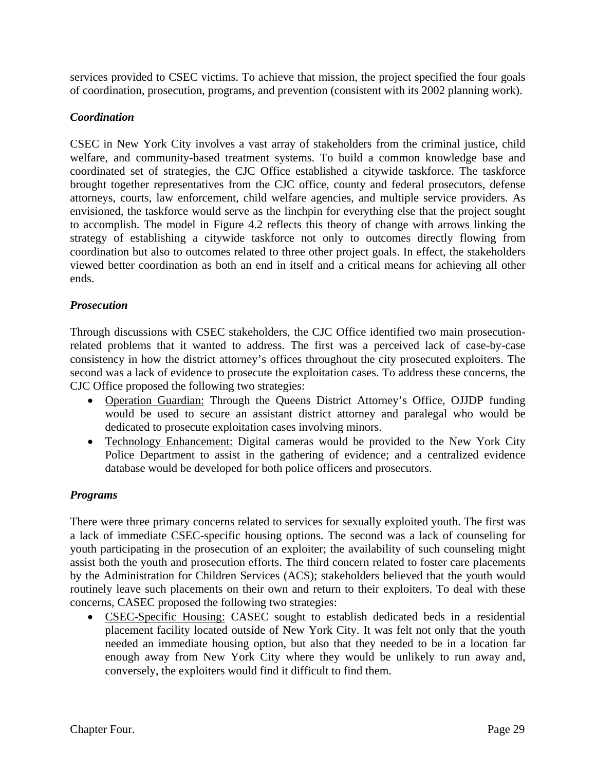services provided to CSEC victims. To achieve that mission, the project specified the four goals of coordination, prosecution, programs, and prevention (consistent with its 2002 planning work).

### *Coordination*

CSEC in New York City involves a vast array of stakeholders from the criminal justice, child welfare, and community-based treatment systems. To build a common knowledge base and coordinated set of strategies, the CJC Office established a citywide taskforce. The taskforce brought together representatives from the CJC office, county and federal prosecutors, defense attorneys, courts, law enforcement, child welfare agencies, and multiple service providers. As envisioned, the taskforce would serve as the linchpin for everything else that the project sought to accomplish. The model in Figure 4.2 reflects this theory of change with arrows linking the strategy of establishing a citywide taskforce not only to outcomes directly flowing from coordination but also to outcomes related to three other project goals. In effect, the stakeholders viewed better coordination as both an end in itself and a critical means for achieving all other ends.

### *Prosecution*

Through discussions with CSEC stakeholders, the CJC Office identified two main prosecution-related problems that it wanted to address. The first was a perceived lack of case-by-case consistency in how the district attorney's offices throughout the city prosecuted exploiters. The second was a lack of evidence to prosecute the exploitation cases. To address these concerns, the CJC Office proposed the following two strategies:

- <u>Operation Guardian:</u> Through the Queens District Attorney's Office, OJJDP funding would be used to secure an assistant district attorney and paralegal who would be dedicated to prosecute exploitation cases involving minors.
- <u>Technology Enhancement:</u> Digital cameras would be provided to the New York City Police Department to assist in the gathering of evidence; and a centralized evidence database would be developed for both police officers and prosecutors.

### *Programs*

There were three primary concerns related to services for sexually exploited youth. The first was a lack of immediate CSEC-specific housing options. The second was a lack of counseling for youth participating in the prosecution of an exploiter; the availability of such counseling might assist both the youth and prosecution efforts. The third concern related to foster care placements by the Administration for Children Services (ACS); stakeholders believed that the youth would routinely leave such placements on their own and return to their exploiters. To deal with these concerns, CASEC proposed the following two strategies:

- <u>CSEC-Specific Housing:</u> CASEC sought to establish dedicated beds in a residential placement facility located outside of New York City. It was felt not only that the youth needed an immediate housing option, but also that they needed to be in a location far enough away from New York City where they would be unlikely to run away and, conversely, the exploiters would find it difficult to find them.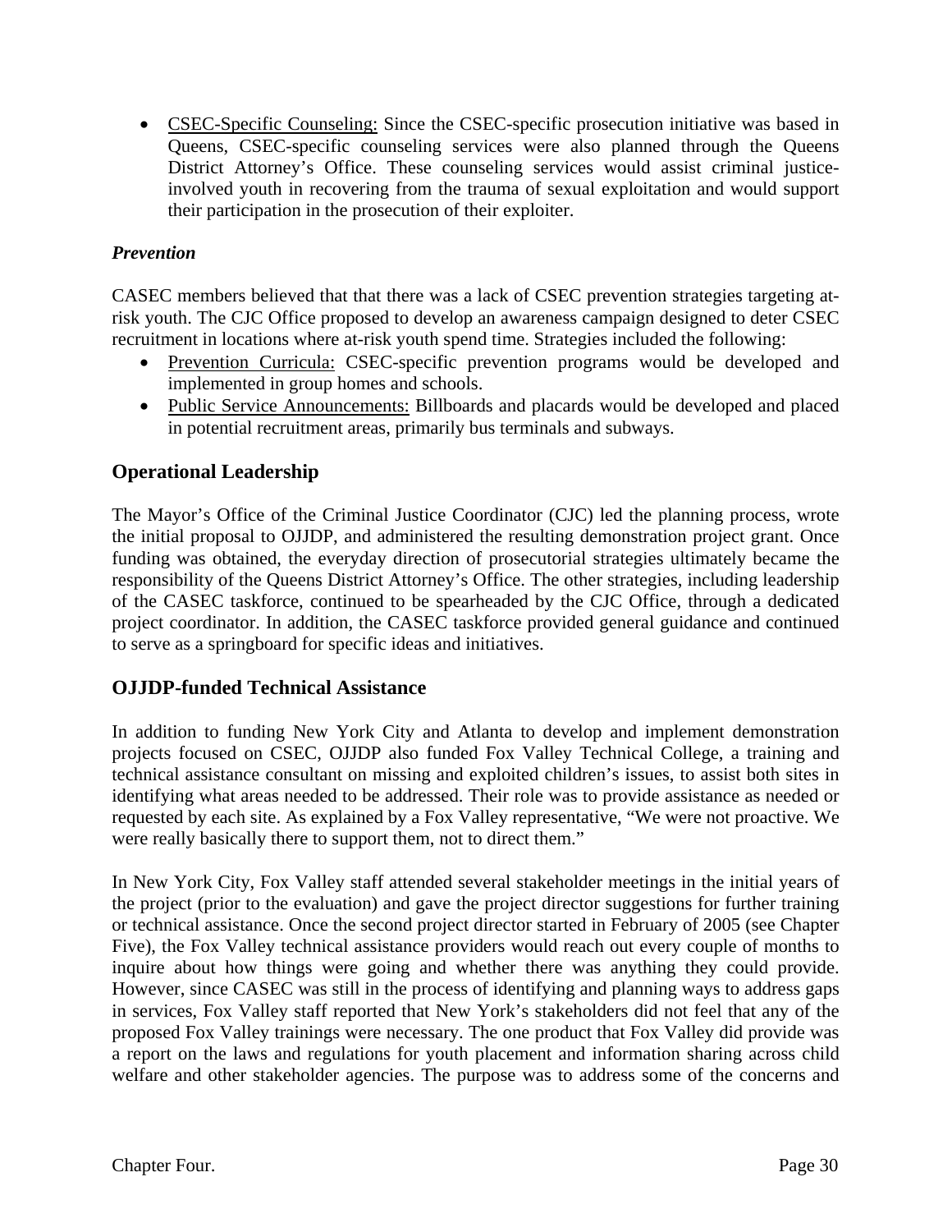- CSEC-Specific Counseling: Since the CSEC-specific prosecution initiative was based in Queens, CSEC-specific counseling services were also planned through the Queens District Attorney's Office. These counseling services would assist criminal justice-involved youth in recovering from the trauma of sexual exploitation and would support their participation in the prosecution of their exploiter.

***Prevention***

CASEC members believed that that there was a lack of CSEC prevention strategies targeting at-risk youth. The CJC Office proposed to develop an awareness campaign designed to deter CSEC recruitment in locations where at-risk youth spend time. Strategies included the following:

- Prevention Curricula: CSEC-specific prevention programs would be developed and implemented in group homes and schools.
- Public Service Announcements: Billboards and placards would be developed and placed in potential recruitment areas, primarily bus terminals and subways.

## Operational Leadership

The Mayor's Office of the Criminal Justice Coordinator (CJC) led the planning process, wrote the initial proposal to OJJDP, and administered the resulting demonstration project grant. Once funding was obtained, the everyday direction of prosecutorial strategies ultimately became the responsibility of the Queens District Attorney's Office. The other strategies, including leadership of the CASEC taskforce, continued to be spearheaded by the CJC Office, through a dedicated project coordinator. In addition, the CASEC taskforce provided general guidance and continued to serve as a springboard for specific ideas and initiatives.

## OJJDP-funded Technical Assistance

In addition to funding New York City and Atlanta to develop and implement demonstration projects focused on CSEC, OJJDP also funded Fox Valley Technical College, a training and technical assistance consultant on missing and exploited children's issues, to assist both sites in identifying what areas needed to be addressed. Their role was to provide assistance as needed or requested by each site. As explained by a Fox Valley representative, "We were not proactive. We were really basically there to support them, not to direct them."

In New York City, Fox Valley staff attended several stakeholder meetings in the initial years of the project (prior to the evaluation) and gave the project director suggestions for further training or technical assistance. Once the second project director started in February of 2005 (see Chapter Five), the Fox Valley technical assistance providers would reach out every couple of months to inquire about how things were going and whether there was anything they could provide. However, since CASEC was still in the process of identifying and planning ways to address gaps in services, Fox Valley staff reported that New York's stakeholders did not feel that any of the proposed Fox Valley trainings were necessary. The one product that Fox Valley did provide was a report on the laws and regulations for youth placement and information sharing across child welfare and other stakeholder agencies. The purpose was to address some of the concerns and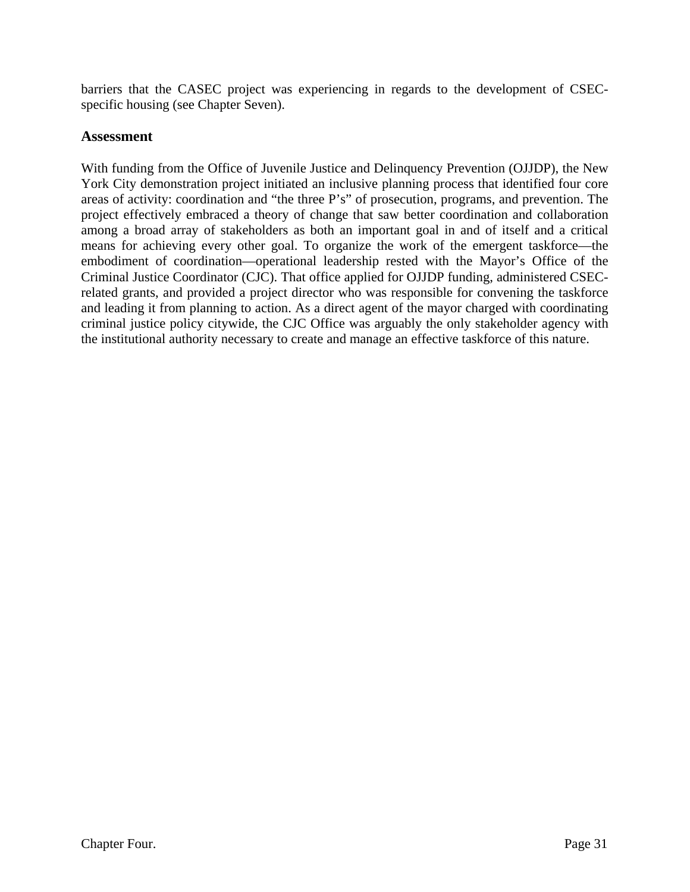barriers that the CASEC project was experiencing in regards to the development of CSEC-specific housing (see Chapter Seven).

## Assessment

With funding from the Office of Juvenile Justice and Delinquency Prevention (OJJDP), the New York City demonstration project initiated an inclusive planning process that identified four core areas of activity: coordination and "the three P's" of prosecution, programs, and prevention. The project effectively embraced a theory of change that saw better coordination and collaboration among a broad array of stakeholders as both an important goal in and of itself and a critical means for achieving every other goal. To organize the work of the emergent taskforce—the embodiment of coordination—operational leadership rested with the Mayor's Office of the Criminal Justice Coordinator (CJC). That office applied for OJJDP funding, administered CSEC-related grants, and provided a project director who was responsible for convening the taskforce and leading it from planning to action. As a direct agent of the mayor charged with coordinating criminal justice policy citywide, the CJC Office was arguably the only stakeholder agency with the institutional authority necessary to create and manage an effective taskforce of this nature.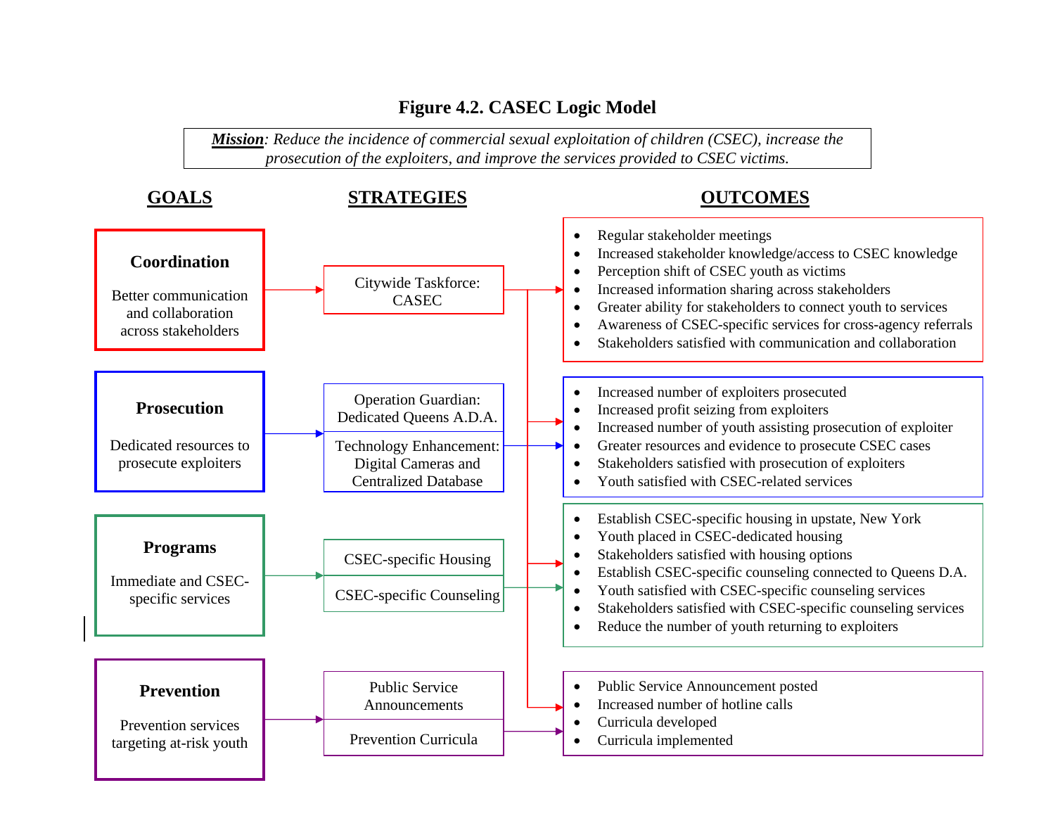**Figure 4.2. CASEC Logic Model**

***Mission**: Reduce the incidence of commercial sexual exploitation of children (CSEC), increase the prosecution of the exploiters, and improve the services provided to CSEC victims.*

| GOALS | STRATEGIES | OUTCOMES |
|---|---|---|
| **Coordination**<br>Better communication and collaboration across stakeholders | Citywide Taskforce: CASEC | • Regular stakeholder meetings<br>• Increased stakeholder knowledge/access to CSEC knowledge<br>• Perception shift of CSEC youth as victims<br>• Increased information sharing across stakeholders<br>• Greater ability for stakeholders to connect youth to services<br>• Awareness of CSEC-specific services for cross-agency referrals<br>• Stakeholders satisfied with communication and collaboration |
| **Prosecution**<br>Dedicated resources to prosecute exploiters | Operation Guardian: Dedicated Queens A.D.A.<br>Technology Enhancement: Digital Cameras and Centralized Database | • Increased number of exploiters prosecuted<br>• Increased profit seizing from exploiters<br>• Increased number of youth assisting prosecution of exploiter<br>• Greater resources and evidence to prosecute CSEC cases<br>• Stakeholders satisfied with prosecution of exploiters<br>• Youth satisfied with CSEC-related services |
| **Programs**<br>Immediate and CSEC-specific services | CSEC-specific Housing<br>CSEC-specific Counseling | • Establish CSEC-specific housing in upstate, New York<br>• Youth placed in CSEC-dedicated housing<br>• Stakeholders satisfied with housing options<br>• Establish CSEC-specific counseling connected to Queens D.A.<br>• Youth satisfied with CSEC-specific counseling services<br>• Stakeholders satisfied with CSEC-specific counseling services<br>• Reduce the number of youth returning to exploiters |
| **Prevention**<br>Prevention services targeting at-risk youth | Public Service Announcements<br>Prevention Curricula | • Public Service Announcement posted<br>• Increased number of hotline calls<br>• Curricula developed<br>• Curricula implemented |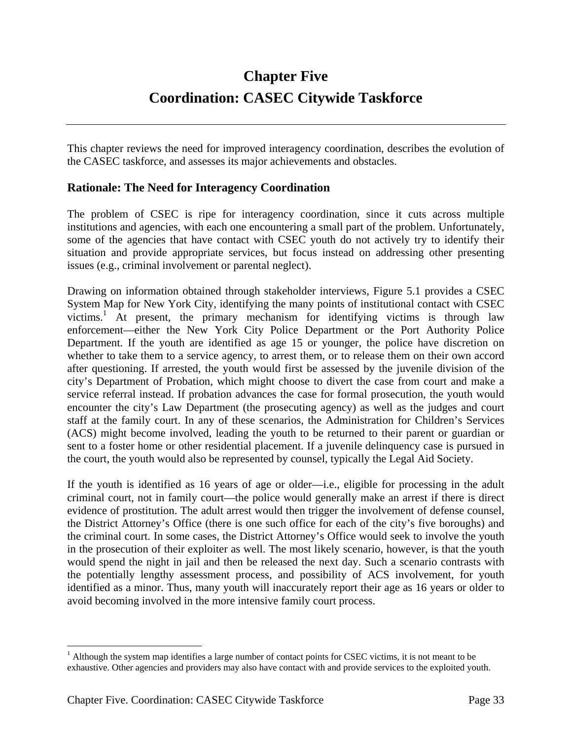# Chapter Five
# Coordination: CASEC Citywide Taskforce

---

This chapter reviews the need for improved interagency coordination, describes the evolution of the CASEC taskforce, and assesses its major achievements and obstacles.

## Rationale: The Need for Interagency Coordination

The problem of CSEC is ripe for interagency coordination, since it cuts across multiple institutions and agencies, with each one encountering a small part of the problem. Unfortunately, some of the agencies that have contact with CSEC youth do not actively try to identify their situation and provide appropriate services, but focus instead on addressing other presenting issues (e.g., criminal involvement or parental neglect).

Drawing on information obtained through stakeholder interviews, Figure 5.1 provides a CSEC System Map for New York City, identifying the many points of institutional contact with CSEC victims.[1] At present, the primary mechanism for identifying victims is through law enforcement—either the New York City Police Department or the Port Authority Police Department. If the youth are identified as age 15 or younger, the police have discretion on whether to take them to a service agency, to arrest them, or to release them on their own accord after questioning. If arrested, the youth would first be assessed by the juvenile division of the city's Department of Probation, which might choose to divert the case from court and make a service referral instead. If probation advances the case for formal prosecution, the youth would encounter the city's Law Department (the prosecuting agency) as well as the judges and court staff at the family court. In any of these scenarios, the Administration for Children's Services (ACS) might become involved, leading the youth to be returned to their parent or guardian or sent to a foster home or other residential placement. If a juvenile delinquency case is pursued in the court, the youth would also be represented by counsel, typically the Legal Aid Society.

If the youth is identified as 16 years of age or older—i.e., eligible for processing in the adult criminal court, not in family court—the police would generally make an arrest if there is direct evidence of prostitution. The adult arrest would then trigger the involvement of defense counsel, the District Attorney's Office (there is one such office for each of the city's five boroughs) and the criminal court. In some cases, the District Attorney's Office would seek to involve the youth in the prosecution of their exploiter as well. The most likely scenario, however, is that the youth would spend the night in jail and then be released the next day. Such a scenario contrasts with the potentially lengthy assessment process, and possibility of ACS involvement, for youth identified as a minor. Thus, many youth will inaccurately report their age as 16 years or older to avoid becoming involved in the more intensive family court process.

---

[1] Although the system map identifies a large number of contact points for CSEC victims, it is not meant to be exhaustive. Other agencies and providers may also have contact with and provide services to the exploited youth.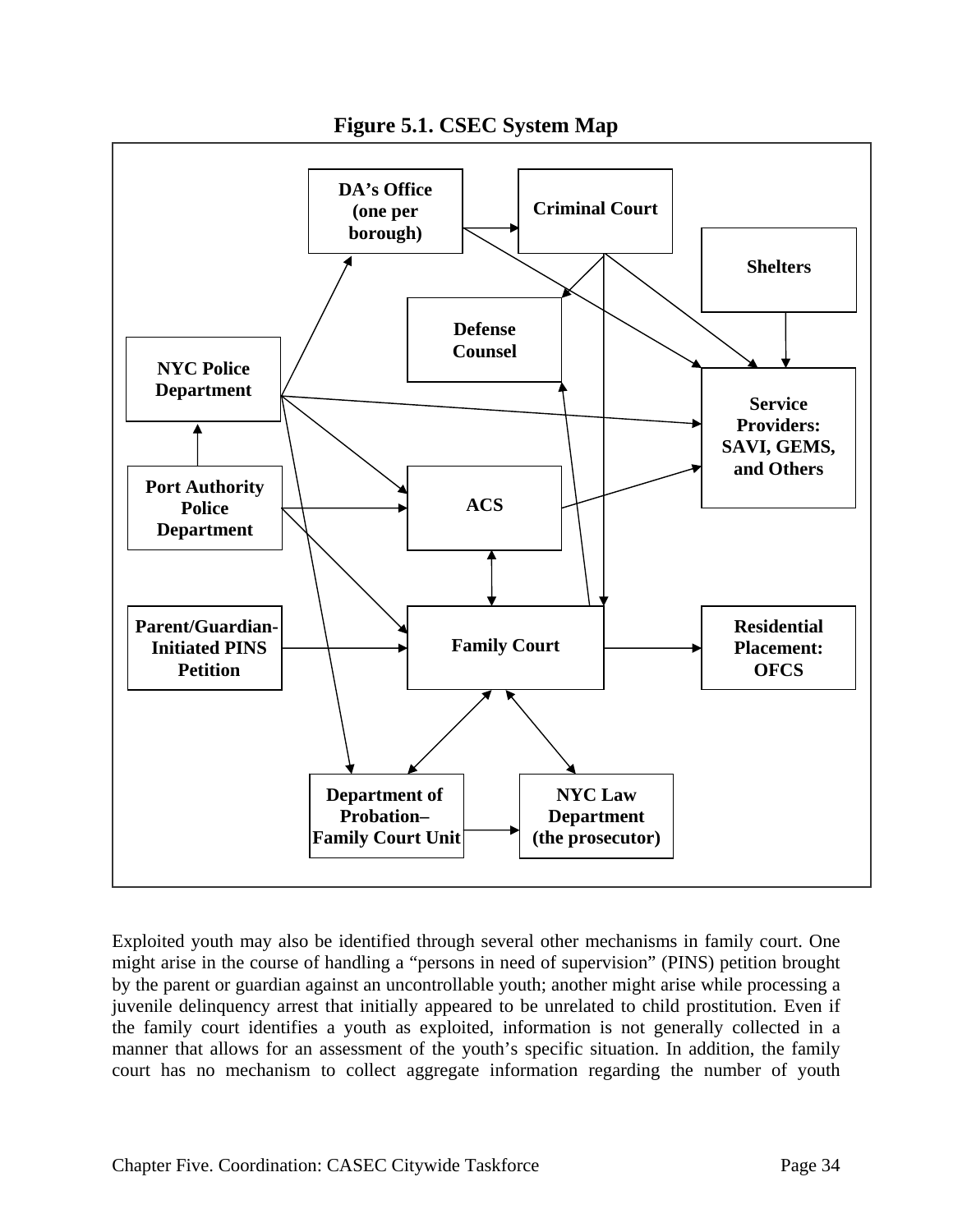**Figure 5.1. CSEC System Map**

DA's Office (one per borough)

Criminal Court

Shelters

Defense Counsel

NYC Police Department

Service Providers: SAVI, GEMS, and Others

Port Authority Police Department

ACS

Parent/Guardian-Initiated PINS Petition

Family Court

Residential Placement: OFCS

Department of Probation–Family Court Unit

NYC Law Department (the prosecutor)

Exploited youth may also be identified through several other mechanisms in family court. One might arise in the course of handling a "persons in need of supervision" (PINS) petition brought by the parent or guardian against an uncontrollable youth; another might arise while processing a juvenile delinquency arrest that initially appeared to be unrelated to child prostitution. Even if the family court identifies a youth as exploited, information is not generally collected in a manner that allows for an assessment of the youth's specific situation. In addition, the family court has no mechanism to collect aggregate information regarding the number of youth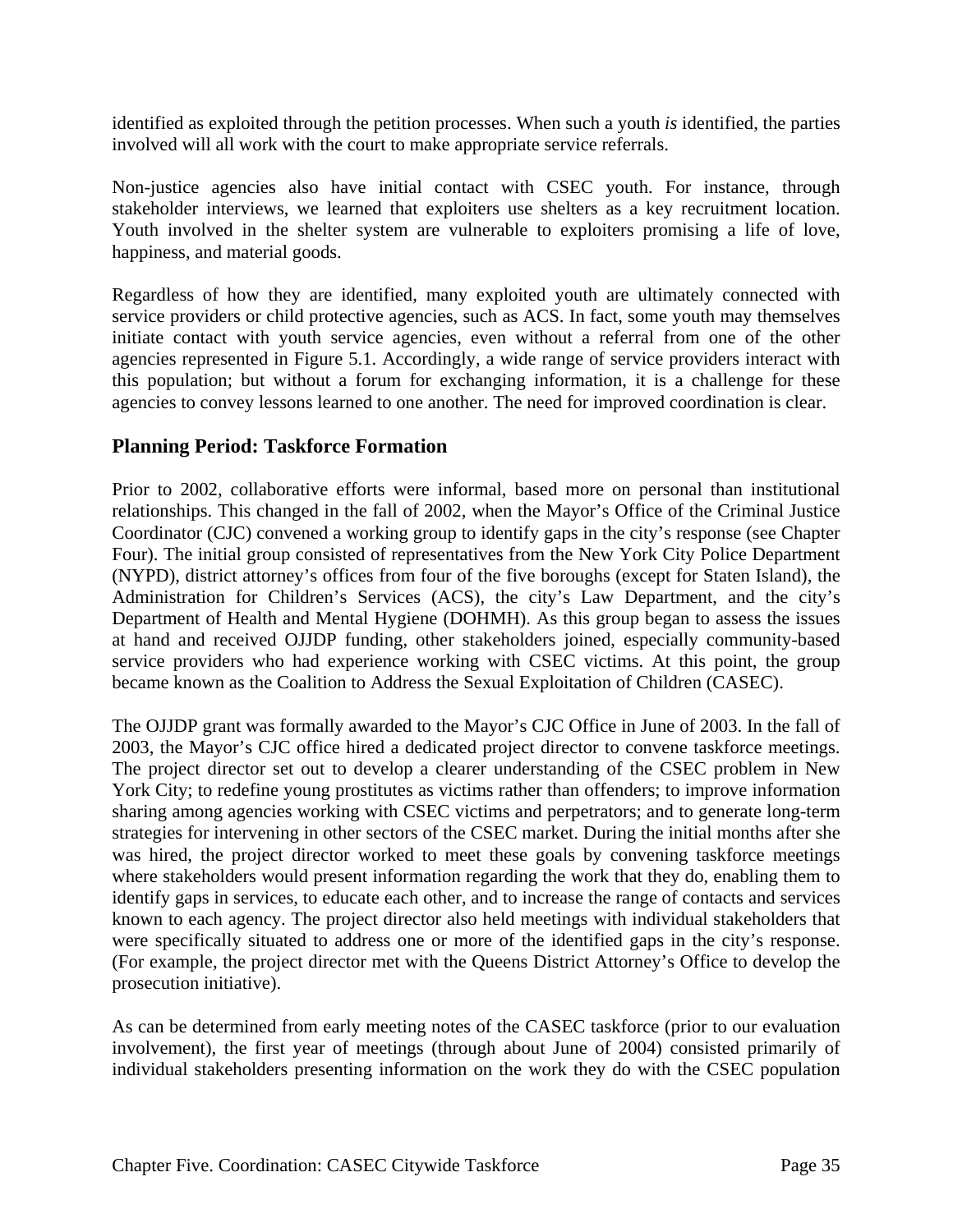identified as exploited through the petition processes. When such a youth *is* identified, the parties involved will all work with the court to make appropriate service referrals.

Non-justice agencies also have initial contact with CSEC youth. For instance, through stakeholder interviews, we learned that exploiters use shelters as a key recruitment location. Youth involved in the shelter system are vulnerable to exploiters promising a life of love, happiness, and material goods.

Regardless of how they are identified, many exploited youth are ultimately connected with service providers or child protective agencies, such as ACS. In fact, some youth may themselves initiate contact with youth service agencies, even without a referral from one of the other agencies represented in Figure 5.1. Accordingly, a wide range of service providers interact with this population; but without a forum for exchanging information, it is a challenge for these agencies to convey lessons learned to one another. The need for improved coordination is clear.

## Planning Period: Taskforce Formation

Prior to 2002, collaborative efforts were informal, based more on personal than institutional relationships. This changed in the fall of 2002, when the Mayor's Office of the Criminal Justice Coordinator (CJC) convened a working group to identify gaps in the city's response (see Chapter Four). The initial group consisted of representatives from the New York City Police Department (NYPD), district attorney's offices from four of the five boroughs (except for Staten Island), the Administration for Children's Services (ACS), the city's Law Department, and the city's Department of Health and Mental Hygiene (DOHMH). As this group began to assess the issues at hand and received OJJDP funding, other stakeholders joined, especially community-based service providers who had experience working with CSEC victims. At this point, the group became known as the Coalition to Address the Sexual Exploitation of Children (CASEC).

The OJJDP grant was formally awarded to the Mayor's CJC Office in June of 2003. In the fall of 2003, the Mayor's CJC office hired a dedicated project director to convene taskforce meetings. The project director set out to develop a clearer understanding of the CSEC problem in New York City; to redefine young prostitutes as victims rather than offenders; to improve information sharing among agencies working with CSEC victims and perpetrators; and to generate long-term strategies for intervening in other sectors of the CSEC market. During the initial months after she was hired, the project director worked to meet these goals by convening taskforce meetings where stakeholders would present information regarding the work that they do, enabling them to identify gaps in services, to educate each other, and to increase the range of contacts and services known to each agency. The project director also held meetings with individual stakeholders that were specifically situated to address one or more of the identified gaps in the city's response. (For example, the project director met with the Queens District Attorney's Office to develop the prosecution initiative).

As can be determined from early meeting notes of the CASEC taskforce (prior to our evaluation involvement), the first year of meetings (through about June of 2004) consisted primarily of individual stakeholders presenting information on the work they do with the CSEC population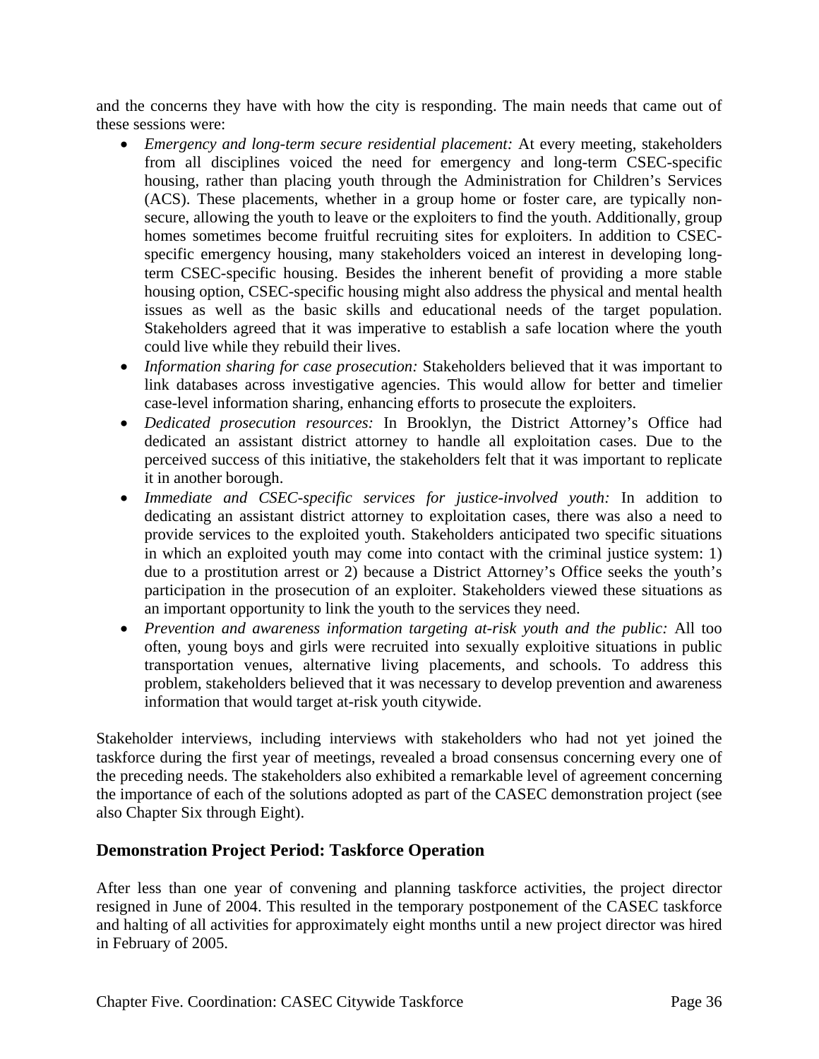and the concerns they have with how the city is responding. The main needs that came out of these sessions were:

- *Emergency and long-term secure residential placement:* At every meeting, stakeholders from all disciplines voiced the need for emergency and long-term CSEC-specific housing, rather than placing youth through the Administration for Children's Services (ACS). These placements, whether in a group home or foster care, are typically non-secure, allowing the youth to leave or the exploiters to find the youth. Additionally, group homes sometimes become fruitful recruiting sites for exploiters. In addition to CSEC-specific emergency housing, many stakeholders voiced an interest in developing long-term CSEC-specific housing. Besides the inherent benefit of providing a more stable housing option, CSEC-specific housing might also address the physical and mental health issues as well as the basic skills and educational needs of the target population. Stakeholders agreed that it was imperative to establish a safe location where the youth could live while they rebuild their lives.
- *Information sharing for case prosecution:* Stakeholders believed that it was important to link databases across investigative agencies. This would allow for better and timelier case-level information sharing, enhancing efforts to prosecute the exploiters.
- *Dedicated prosecution resources:* In Brooklyn, the District Attorney's Office had dedicated an assistant district attorney to handle all exploitation cases. Due to the perceived success of this initiative, the stakeholders felt that it was important to replicate it in another borough.
- *Immediate and CSEC-specific services for justice-involved youth:* In addition to dedicating an assistant district attorney to exploitation cases, there was also a need to provide services to the exploited youth. Stakeholders anticipated two specific situations in which an exploited youth may come into contact with the criminal justice system: 1) due to a prostitution arrest or 2) because a District Attorney's Office seeks the youth's participation in the prosecution of an exploiter. Stakeholders viewed these situations as an important opportunity to link the youth to the services they need.
- *Prevention and awareness information targeting at-risk youth and the public:* All too often, young boys and girls were recruited into sexually exploitive situations in public transportation venues, alternative living placements, and schools. To address this problem, stakeholders believed that it was necessary to develop prevention and awareness information that would target at-risk youth citywide.

Stakeholder interviews, including interviews with stakeholders who had not yet joined the taskforce during the first year of meetings, revealed a broad consensus concerning every one of the preceding needs. The stakeholders also exhibited a remarkable level of agreement concerning the importance of each of the solutions adopted as part of the CASEC demonstration project (see also Chapter Six through Eight).

## Demonstration Project Period: Taskforce Operation

After less than one year of convening and planning taskforce activities, the project director resigned in June of 2004. This resulted in the temporary postponement of the CASEC taskforce and halting of all activities for approximately eight months until a new project director was hired in February of 2005.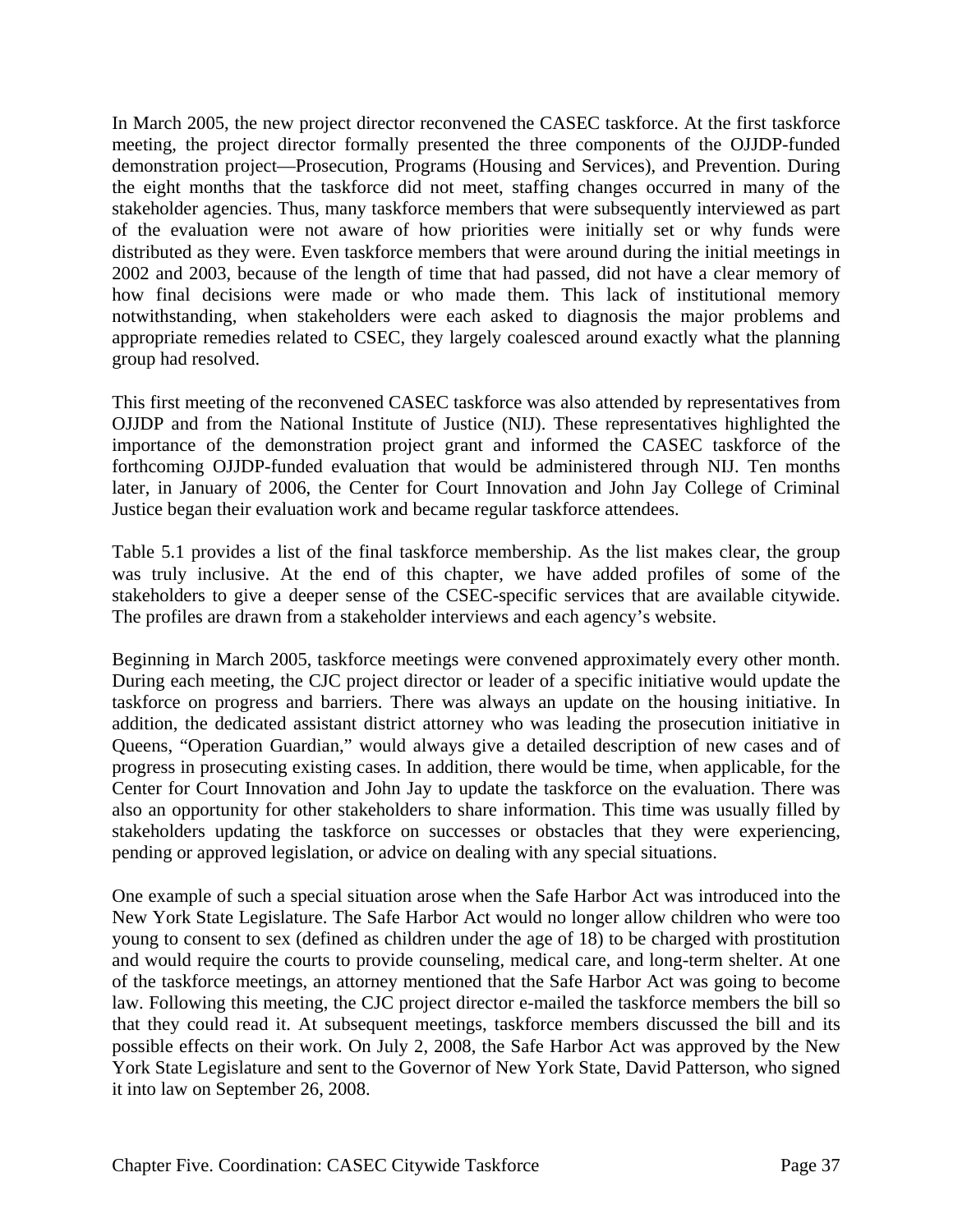In March 2005, the new project director reconvened the CASEC taskforce. At the first taskforce meeting, the project director formally presented the three components of the OJJDP-funded demonstration project—Prosecution, Programs (Housing and Services), and Prevention. During the eight months that the taskforce did not meet, staffing changes occurred in many of the stakeholder agencies. Thus, many taskforce members that were subsequently interviewed as part of the evaluation were not aware of how priorities were initially set or why funds were distributed as they were. Even taskforce members that were around during the initial meetings in 2002 and 2003, because of the length of time that had passed, did not have a clear memory of how final decisions were made or who made them. This lack of institutional memory notwithstanding, when stakeholders were each asked to diagnosis the major problems and appropriate remedies related to CSEC, they largely coalesced around exactly what the planning group had resolved.

This first meeting of the reconvened CASEC taskforce was also attended by representatives from OJJDP and from the National Institute of Justice (NIJ). These representatives highlighted the importance of the demonstration project grant and informed the CASEC taskforce of the forthcoming OJJDP-funded evaluation that would be administered through NIJ. Ten months later, in January of 2006, the Center for Court Innovation and John Jay College of Criminal Justice began their evaluation work and became regular taskforce attendees.

Table 5.1 provides a list of the final taskforce membership. As the list makes clear, the group was truly inclusive. At the end of this chapter, we have added profiles of some of the stakeholders to give a deeper sense of the CSEC-specific services that are available citywide. The profiles are drawn from a stakeholder interviews and each agency's website.

Beginning in March 2005, taskforce meetings were convened approximately every other month. During each meeting, the CJC project director or leader of a specific initiative would update the taskforce on progress and barriers. There was always an update on the housing initiative. In addition, the dedicated assistant district attorney who was leading the prosecution initiative in Queens, "Operation Guardian," would always give a detailed description of new cases and of progress in prosecuting existing cases. In addition, there would be time, when applicable, for the Center for Court Innovation and John Jay to update the taskforce on the evaluation. There was also an opportunity for other stakeholders to share information. This time was usually filled by stakeholders updating the taskforce on successes or obstacles that they were experiencing, pending or approved legislation, or advice on dealing with any special situations.

One example of such a special situation arose when the Safe Harbor Act was introduced into the New York State Legislature. The Safe Harbor Act would no longer allow children who were too young to consent to sex (defined as children under the age of 18) to be charged with prostitution and would require the courts to provide counseling, medical care, and long-term shelter. At one of the taskforce meetings, an attorney mentioned that the Safe Harbor Act was going to become law. Following this meeting, the CJC project director e-mailed the taskforce members the bill so that they could read it. At subsequent meetings, taskforce members discussed the bill and its possible effects on their work. On July 2, 2008, the Safe Harbor Act was approved by the New York State Legislature and sent to the Governor of New York State, David Patterson, who signed it into law on September 26, 2008.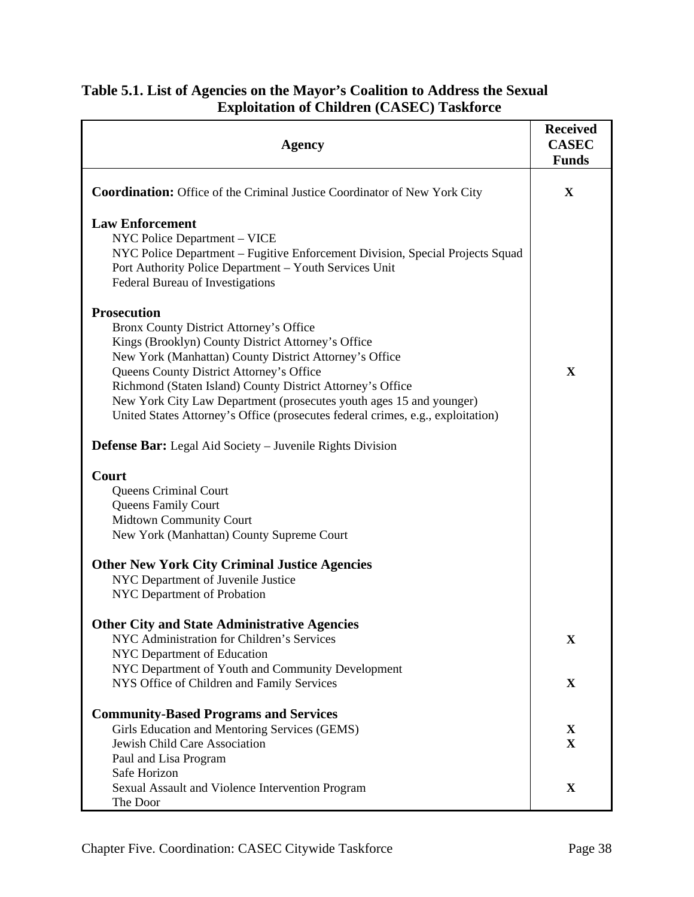**Table 5.1. List of Agencies on the Mayor's Coalition to Address the Sexual Exploitation of Children (CASEC) Taskforce**

| Agency | Received CASEC Funds |
|---|---|
| **Coordination:** Office of the Criminal Justice Coordinator of New York City | X |
| **Law Enforcement** | |
| NYC Police Department – VICE | |
| NYC Police Department – Fugitive Enforcement Division, Special Projects Squad | |
| Port Authority Police Department – Youth Services Unit | |
| Federal Bureau of Investigations | |
| **Prosecution** | |
| Bronx County District Attorney's Office | |
| Kings (Brooklyn) County District Attorney's Office | |
| New York (Manhattan) County District Attorney's Office | |
| Queens County District Attorney's Office | X |
| Richmond (Staten Island) County District Attorney's Office | |
| New York City Law Department (prosecutes youth ages 15 and younger) | |
| United States Attorney's Office (prosecutes federal crimes, e.g., exploitation) | |
| **Defense Bar:** Legal Aid Society – Juvenile Rights Division | |
| **Court** | |
| Queens Criminal Court | |
| Queens Family Court | |
| Midtown Community Court | |
| New York (Manhattan) County Supreme Court | |
| **Other New York City Criminal Justice Agencies** | |
| NYC Department of Juvenile Justice | |
| NYC Department of Probation | |
| **Other City and State Administrative Agencies** | |
| NYC Administration for Children's Services | X |
| NYC Department of Education | |
| NYC Department of Youth and Community Development | |
| NYS Office of Children and Family Services | X |
| **Community-Based Programs and Services** | |
| Girls Education and Mentoring Services (GEMS) | X |
| Jewish Child Care Association | X |
| Paul and Lisa Program | |
| Safe Horizon | |
| Sexual Assault and Violence Intervention Program | X |
| The Door | |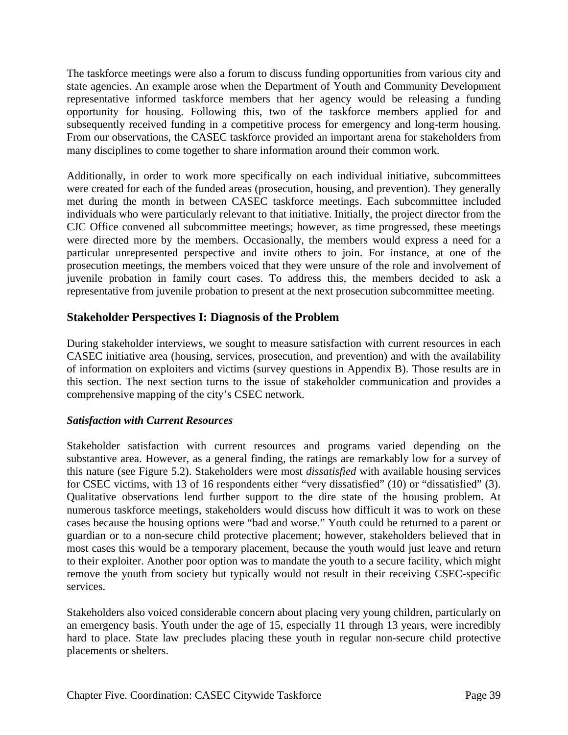The taskforce meetings were also a forum to discuss funding opportunities from various city and state agencies. An example arose when the Department of Youth and Community Development representative informed taskforce members that her agency would be releasing a funding opportunity for housing. Following this, two of the taskforce members applied for and subsequently received funding in a competitive process for emergency and long-term housing. From our observations, the CASEC taskforce provided an important arena for stakeholders from many disciplines to come together to share information around their common work.

Additionally, in order to work more specifically on each individual initiative, subcommittees were created for each of the funded areas (prosecution, housing, and prevention). They generally met during the month in between CASEC taskforce meetings. Each subcommittee included individuals who were particularly relevant to that initiative. Initially, the project director from the CJC Office convened all subcommittee meetings; however, as time progressed, these meetings were directed more by the members. Occasionally, the members would express a need for a particular unrepresented perspective and invite others to join. For instance, at one of the prosecution meetings, the members voiced that they were unsure of the role and involvement of juvenile probation in family court cases. To address this, the members decided to ask a representative from juvenile probation to present at the next prosecution subcommittee meeting.

## Stakeholder Perspectives I: Diagnosis of the Problem

During stakeholder interviews, we sought to measure satisfaction with current resources in each CASEC initiative area (housing, services, prosecution, and prevention) and with the availability of information on exploiters and victims (survey questions in Appendix B). Those results are in this section. The next section turns to the issue of stakeholder communication and provides a comprehensive mapping of the city's CSEC network.

### *Satisfaction with Current Resources*

Stakeholder satisfaction with current resources and programs varied depending on the substantive area. However, as a general finding, the ratings are remarkably low for a survey of this nature (see Figure 5.2). Stakeholders were most *dissatisfied* with available housing services for CSEC victims, with 13 of 16 respondents either "very dissatisfied" (10) or "dissatisfied" (3). Qualitative observations lend further support to the dire state of the housing problem. At numerous taskforce meetings, stakeholders would discuss how difficult it was to work on these cases because the housing options were "bad and worse." Youth could be returned to a parent or guardian or to a non-secure child protective placement; however, stakeholders believed that in most cases this would be a temporary placement, because the youth would just leave and return to their exploiter. Another poor option was to mandate the youth to a secure facility, which might remove the youth from society but typically would not result in their receiving CSEC-specific services.

Stakeholders also voiced considerable concern about placing very young children, particularly on an emergency basis. Youth under the age of 15, especially 11 through 13 years, were incredibly hard to place. State law precludes placing these youth in regular non-secure child protective placements or shelters.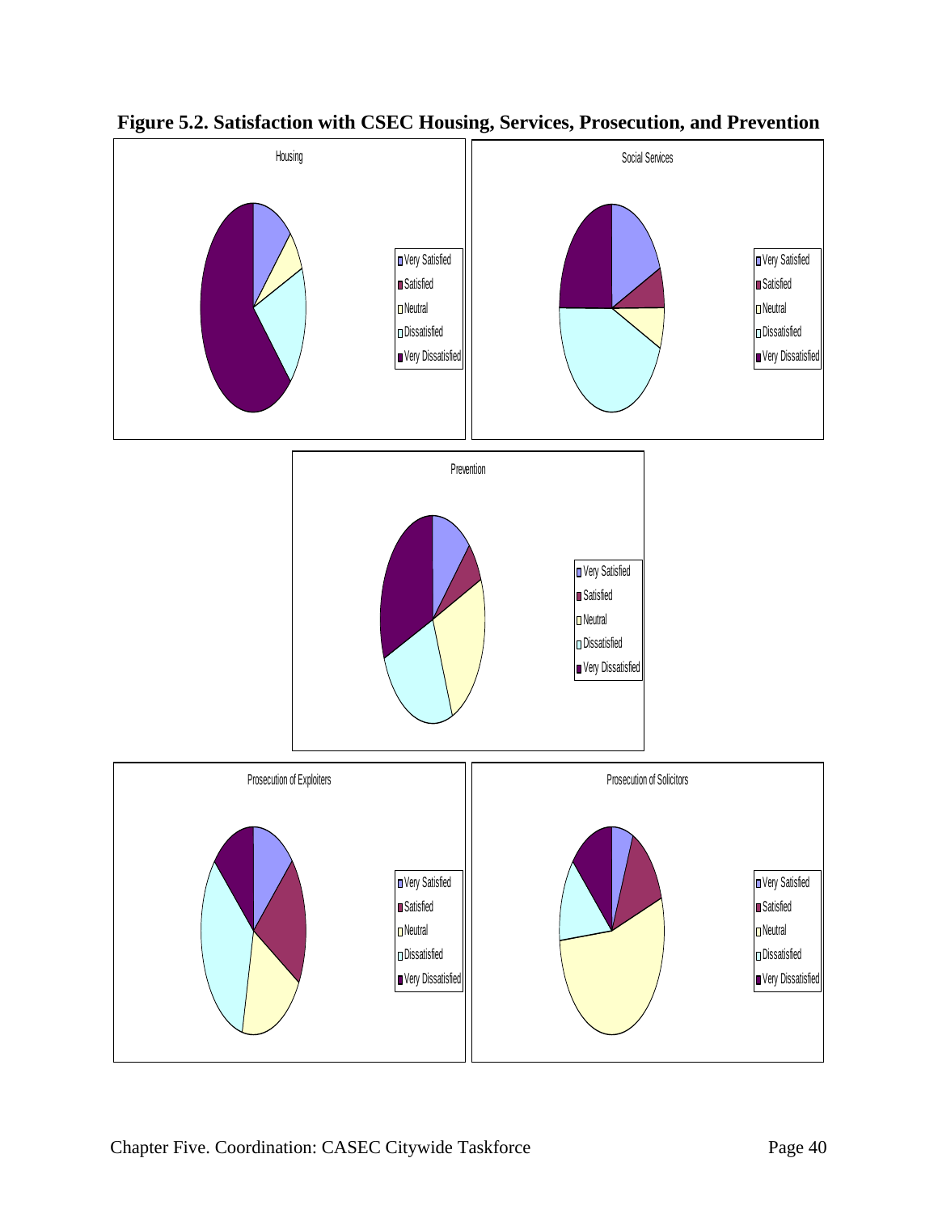**Figure 5.2. Satisfaction with CSEC Housing, Services, Prosecution, and Prevention**

Housing

- Very Satisfied
- Satisfied
- Neutral
- Dissatisfied
- Very Dissatisfied

Social Services

- Very Satisfied
- Satisfied
- Neutral
- Dissatisfied
- Very Dissatisfied

Prevention

- Very Satisfied
- Satisfied
- Neutral
- Dissatisfied
- Very Dissatisfied

Prosecution of Exploiters

- Very Satisfied
- Satisfied
- Neutral
- Dissatisfied
- Very Dissatisfied

Prosecution of Solicitors

- Very Satisfied
- Satisfied
- Neutral
- Dissatisfied
- Very Dissatisfied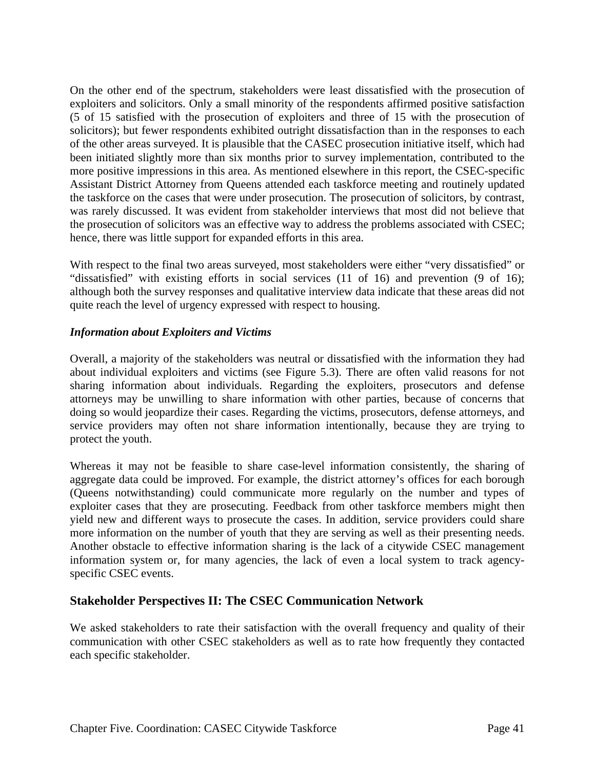On the other end of the spectrum, stakeholders were least dissatisfied with the prosecution of exploiters and solicitors. Only a small minority of the respondents affirmed positive satisfaction (5 of 15 satisfied with the prosecution of exploiters and three of 15 with the prosecution of solicitors); but fewer respondents exhibited outright dissatisfaction than in the responses to each of the other areas surveyed. It is plausible that the CASEC prosecution initiative itself, which had been initiated slightly more than six months prior to survey implementation, contributed to the more positive impressions in this area. As mentioned elsewhere in this report, the CSEC-specific Assistant District Attorney from Queens attended each taskforce meeting and routinely updated the taskforce on the cases that were under prosecution. The prosecution of solicitors, by contrast, was rarely discussed. It was evident from stakeholder interviews that most did not believe that the prosecution of solicitors was an effective way to address the problems associated with CSEC; hence, there was little support for expanded efforts in this area.

With respect to the final two areas surveyed, most stakeholders were either "very dissatisfied" or "dissatisfied" with existing efforts in social services (11 of 16) and prevention (9 of 16); although both the survey responses and qualitative interview data indicate that these areas did not quite reach the level of urgency expressed with respect to housing.

### *Information about Exploiters and Victims*

Overall, a majority of the stakeholders was neutral or dissatisfied with the information they had about individual exploiters and victims (see Figure 5.3). There are often valid reasons for not sharing information about individuals. Regarding the exploiters, prosecutors and defense attorneys may be unwilling to share information with other parties, because of concerns that doing so would jeopardize their cases. Regarding the victims, prosecutors, defense attorneys, and service providers may often not share information intentionally, because they are trying to protect the youth.

Whereas it may not be feasible to share case-level information consistently, the sharing of aggregate data could be improved. For example, the district attorney's offices for each borough (Queens notwithstanding) could communicate more regularly on the number and types of exploiter cases that they are prosecuting. Feedback from other taskforce members might then yield new and different ways to prosecute the cases. In addition, service providers could share more information on the number of youth that they are serving as well as their presenting needs. Another obstacle to effective information sharing is the lack of a citywide CSEC management information system or, for many agencies, the lack of even a local system to track agency-specific CSEC events.

## Stakeholder Perspectives II: The CSEC Communication Network

We asked stakeholders to rate their satisfaction with the overall frequency and quality of their communication with other CSEC stakeholders as well as to rate how frequently they contacted each specific stakeholder.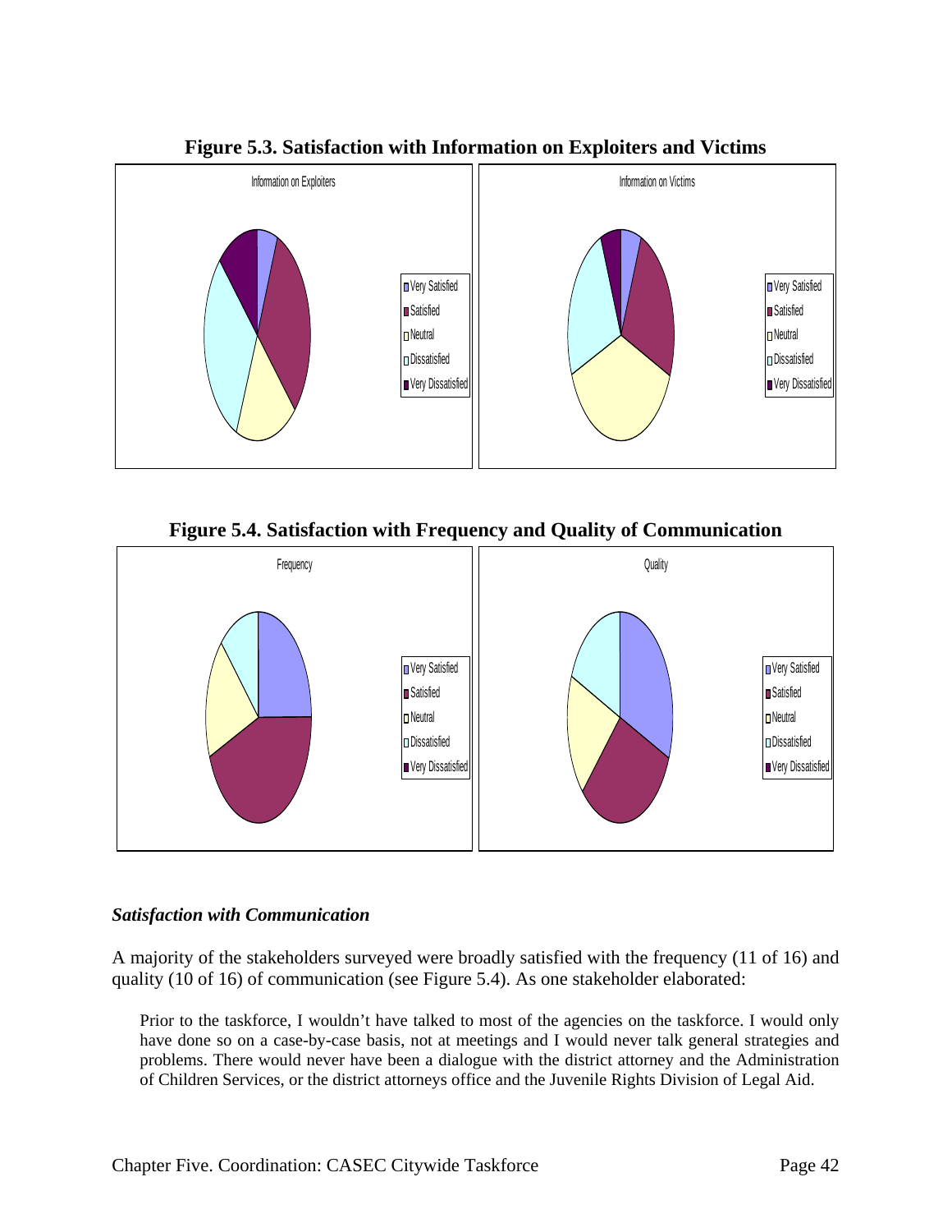**Figure 5.3. Satisfaction with Information on Exploiters and Victims**

Information on Exploiters

Information on Victims

**Figure 5.4. Satisfaction with Frequency and Quality of Communication**

Frequency

Quality

### *Satisfaction with Communication*

A majority of the stakeholders surveyed were broadly satisfied with the frequency (11 of 16) and quality (10 of 16) of communication (see Figure 5.4). As one stakeholder elaborated:

> Prior to the taskforce, I wouldn't have talked to most of the agencies on the taskforce. I would only have done so on a case-by-case basis, not at meetings and I would never talk general strategies and problems. There would never have been a dialogue with the district attorney and the Administration of Children Services, or the district attorneys office and the Juvenile Rights Division of Legal Aid.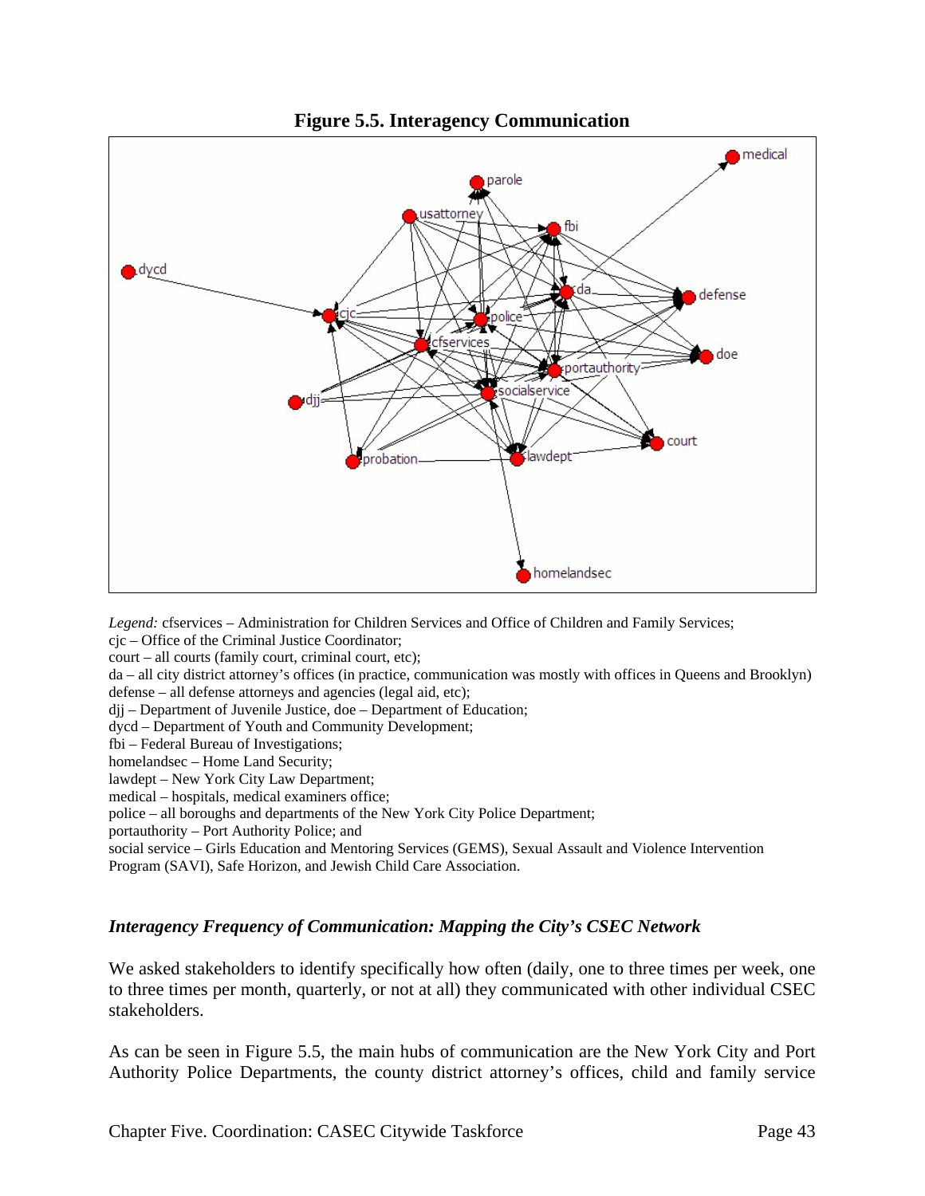**Figure 5.5. Interagency Communication**

*Legend:* cfservices – Administration for Children Services and Office of Children and Family Services;
cjc – Office of the Criminal Justice Coordinator;
court – all courts (family court, criminal court, etc);
da – all city district attorney's offices (in practice, communication was mostly with offices in Queens and Brooklyn)
defense – all defense attorneys and agencies (legal aid, etc);
djj – Department of Juvenile Justice, doe – Department of Education;
dycd – Department of Youth and Community Development;
fbi – Federal Bureau of Investigations;
homelandsec – Home Land Security;
lawdept – New York City Law Department;
medical – hospitals, medical examiners office;
police – all boroughs and departments of the New York City Police Department;
portauthority – Port Authority Police; and
social service – Girls Education and Mentoring Services (GEMS), Sexual Assault and Violence Intervention Program (SAVI), Safe Horizon, and Jewish Child Care Association.

### *Interagency Frequency of Communication: Mapping the City's CSEC Network*

We asked stakeholders to identify specifically how often (daily, one to three times per week, one to three times per month, quarterly, or not at all) they communicated with other individual CSEC stakeholders.

As can be seen in Figure 5.5, the main hubs of communication are the New York City and Port Authority Police Departments, the county district attorney's offices, child and family service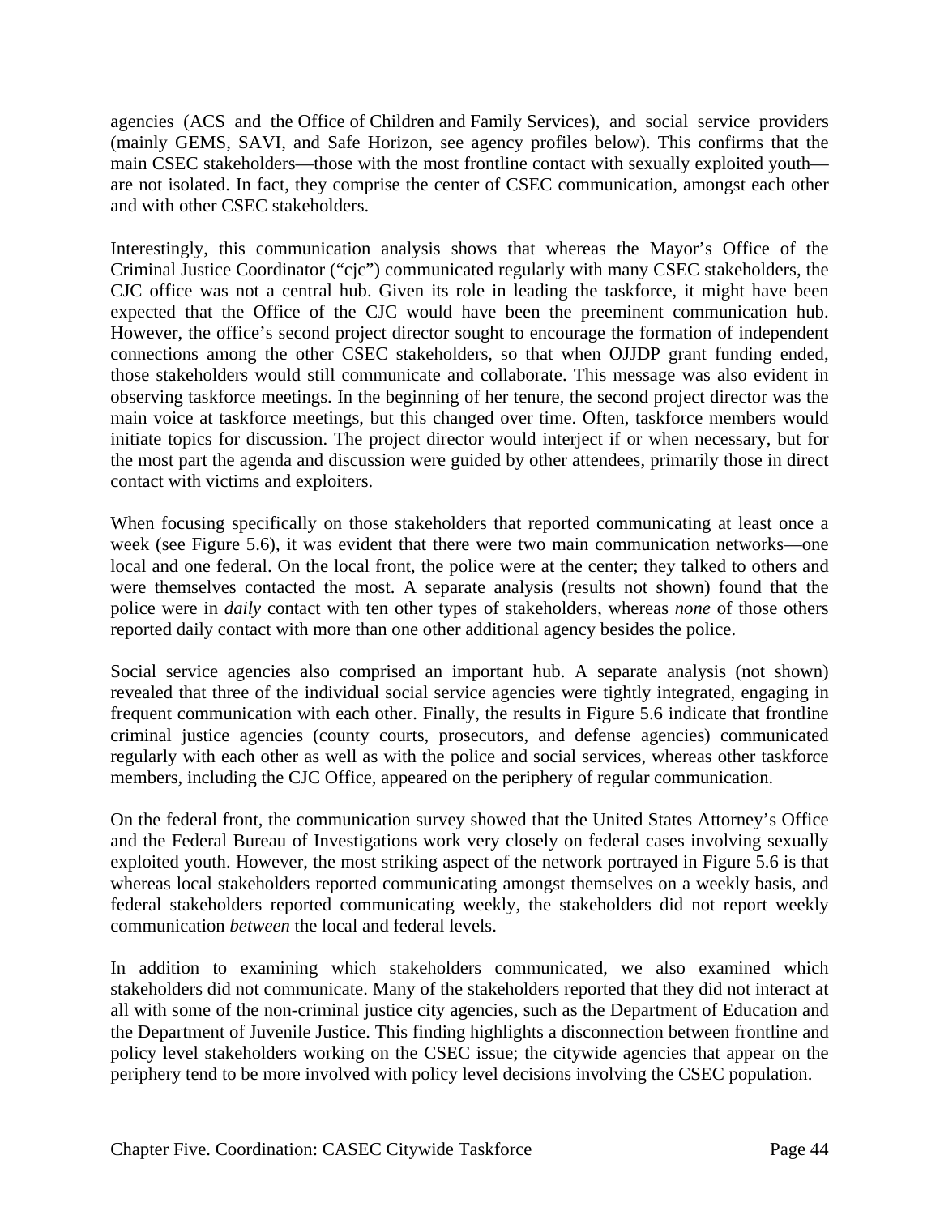agencies (ACS and the Office of Children and Family Services), and social service providers (mainly GEMS, SAVI, and Safe Horizon, see agency profiles below). This confirms that the main CSEC stakeholders—those with the most frontline contact with sexually exploited youth—are not isolated. In fact, they comprise the center of CSEC communication, amongst each other and with other CSEC stakeholders.

Interestingly, this communication analysis shows that whereas the Mayor's Office of the Criminal Justice Coordinator ("cjc") communicated regularly with many CSEC stakeholders, the CJC office was not a central hub. Given its role in leading the taskforce, it might have been expected that the Office of the CJC would have been the preeminent communication hub. However, the office's second project director sought to encourage the formation of independent connections among the other CSEC stakeholders, so that when OJJDP grant funding ended, those stakeholders would still communicate and collaborate. This message was also evident in observing taskforce meetings. In the beginning of her tenure, the second project director was the main voice at taskforce meetings, but this changed over time. Often, taskforce members would initiate topics for discussion. The project director would interject if or when necessary, but for the most part the agenda and discussion were guided by other attendees, primarily those in direct contact with victims and exploiters.

When focusing specifically on those stakeholders that reported communicating at least once a week (see Figure 5.6), it was evident that there were two main communication networks—one local and one federal. On the local front, the police were at the center; they talked to others and were themselves contacted the most. A separate analysis (results not shown) found that the police were in *daily* contact with ten other types of stakeholders, whereas *none* of those others reported daily contact with more than one other additional agency besides the police.

Social service agencies also comprised an important hub. A separate analysis (not shown) revealed that three of the individual social service agencies were tightly integrated, engaging in frequent communication with each other. Finally, the results in Figure 5.6 indicate that frontline criminal justice agencies (county courts, prosecutors, and defense agencies) communicated regularly with each other as well as with the police and social services, whereas other taskforce members, including the CJC Office, appeared on the periphery of regular communication.

On the federal front, the communication survey showed that the United States Attorney's Office and the Federal Bureau of Investigations work very closely on federal cases involving sexually exploited youth. However, the most striking aspect of the network portrayed in Figure 5.6 is that whereas local stakeholders reported communicating amongst themselves on a weekly basis, and federal stakeholders reported communicating weekly, the stakeholders did not report weekly communication *between* the local and federal levels.

In addition to examining which stakeholders communicated, we also examined which stakeholders did not communicate. Many of the stakeholders reported that they did not interact at all with some of the non-criminal justice city agencies, such as the Department of Education and the Department of Juvenile Justice. This finding highlights a disconnection between frontline and policy level stakeholders working on the CSEC issue; the citywide agencies that appear on the periphery tend to be more involved with policy level decisions involving the CSEC population.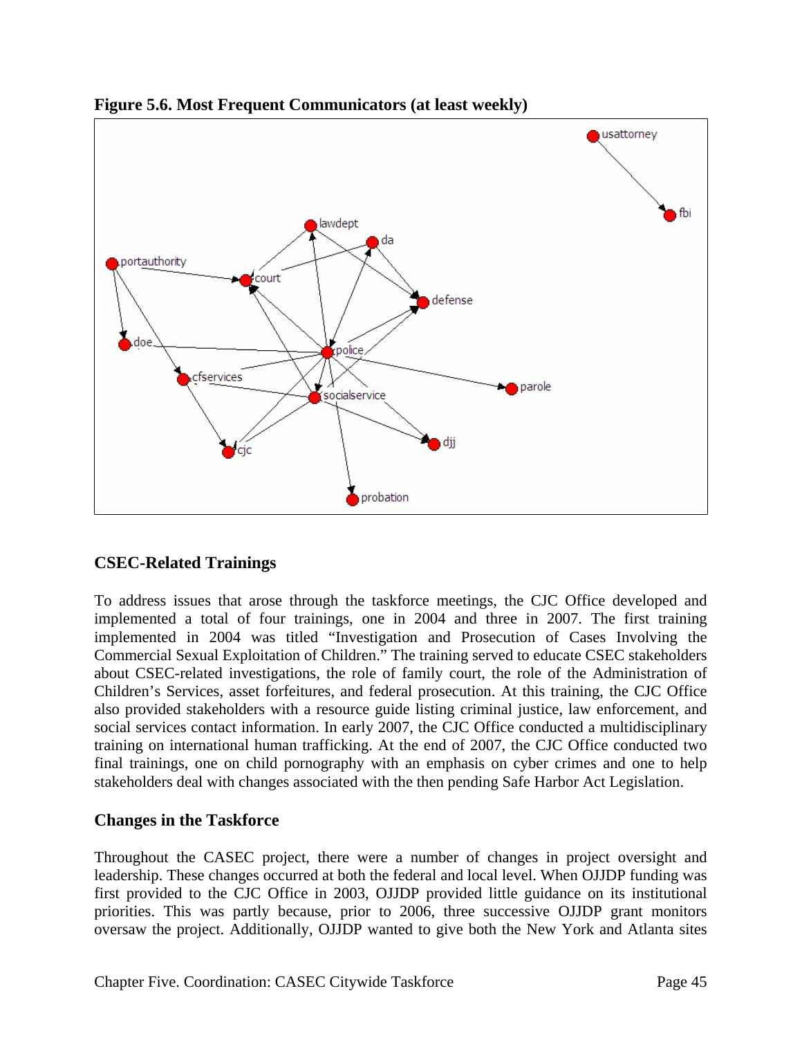**Figure 5.6. Most Frequent Communicators (at least weekly)**

## CSEC-Related Trainings

To address issues that arose through the taskforce meetings, the CJC Office developed and implemented a total of four trainings, one in 2004 and three in 2007. The first training implemented in 2004 was titled "Investigation and Prosecution of Cases Involving the Commercial Sexual Exploitation of Children." The training served to educate CSEC stakeholders about CSEC-related investigations, the role of family court, the role of the Administration of Children's Services, asset forfeitures, and federal prosecution. At this training, the CJC Office also provided stakeholders with a resource guide listing criminal justice, law enforcement, and social services contact information. In early 2007, the CJC Office conducted a multidisciplinary training on international human trafficking. At the end of 2007, the CJC Office conducted two final trainings, one on child pornography with an emphasis on cyber crimes and one to help stakeholders deal with changes associated with the then pending Safe Harbor Act Legislation.

## Changes in the Taskforce

Throughout the CASEC project, there were a number of changes in project oversight and leadership. These changes occurred at both the federal and local level. When OJJDP funding was first provided to the CJC Office in 2003, OJJDP provided little guidance on its institutional priorities. This was partly because, prior to 2006, three successive OJJDP grant monitors oversaw the project. Additionally, OJJDP wanted to give both the New York and Atlanta sites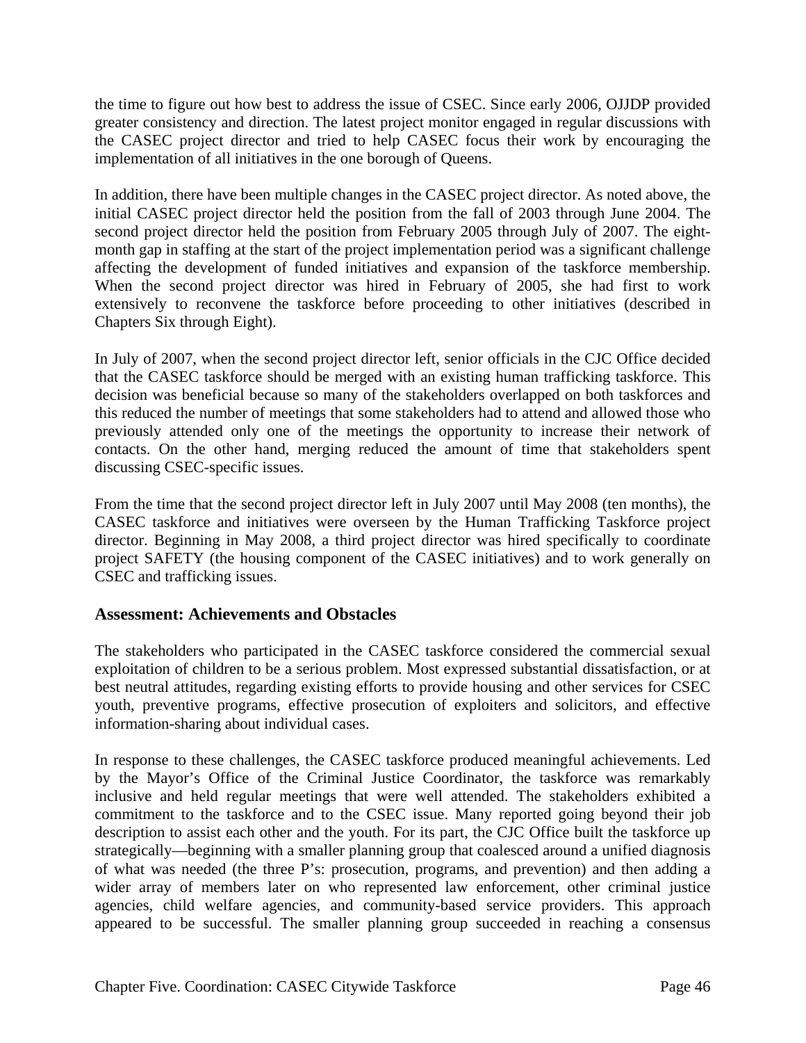the time to figure out how best to address the issue of CSEC. Since early 2006, OJJDP provided greater consistency and direction. The latest project monitor engaged in regular discussions with the CASEC project director and tried to help CASEC focus their work by encouraging the implementation of all initiatives in the one borough of Queens.

In addition, there have been multiple changes in the CASEC project director. As noted above, the initial CASEC project director held the position from the fall of 2003 through June 2004. The second project director held the position from February 2005 through July of 2007. The eight-month gap in staffing at the start of the project implementation period was a significant challenge affecting the development of funded initiatives and expansion of the taskforce membership. When the second project director was hired in February of 2005, she had first to work extensively to reconvene the taskforce before proceeding to other initiatives (described in Chapters Six through Eight).

In July of 2007, when the second project director left, senior officials in the CJC Office decided that the CASEC taskforce should be merged with an existing human trafficking taskforce. This decision was beneficial because so many of the stakeholders overlapped on both taskforces and this reduced the number of meetings that some stakeholders had to attend and allowed those who previously attended only one of the meetings the opportunity to increase their network of contacts. On the other hand, merging reduced the amount of time that stakeholders spent discussing CSEC-specific issues.

From the time that the second project director left in July 2007 until May 2008 (ten months), the CASEC taskforce and initiatives were overseen by the Human Trafficking Taskforce project director. Beginning in May 2008, a third project director was hired specifically to coordinate project SAFETY (the housing component of the CASEC initiatives) and to work generally on CSEC and trafficking issues.

### Assessment: Achievements and Obstacles

The stakeholders who participated in the CASEC taskforce considered the commercial sexual exploitation of children to be a serious problem. Most expressed substantial dissatisfaction, or at best neutral attitudes, regarding existing efforts to provide housing and other services for CSEC youth, preventive programs, effective prosecution of exploiters and solicitors, and effective information-sharing about individual cases.

In response to these challenges, the CASEC taskforce produced meaningful achievements. Led by the Mayor's Office of the Criminal Justice Coordinator, the taskforce was remarkably inclusive and held regular meetings that were well attended. The stakeholders exhibited a commitment to the taskforce and to the CSEC issue. Many reported going beyond their job description to assist each other and the youth. For its part, the CJC Office built the taskforce up strategically—beginning with a smaller planning group that coalesced around a unified diagnosis of what was needed (the three P's: prosecution, programs, and prevention) and then adding a wider array of members later on who represented law enforcement, other criminal justice agencies, child welfare agencies, and community-based service providers. This approach appeared to be successful. The smaller planning group succeeded in reaching a consensus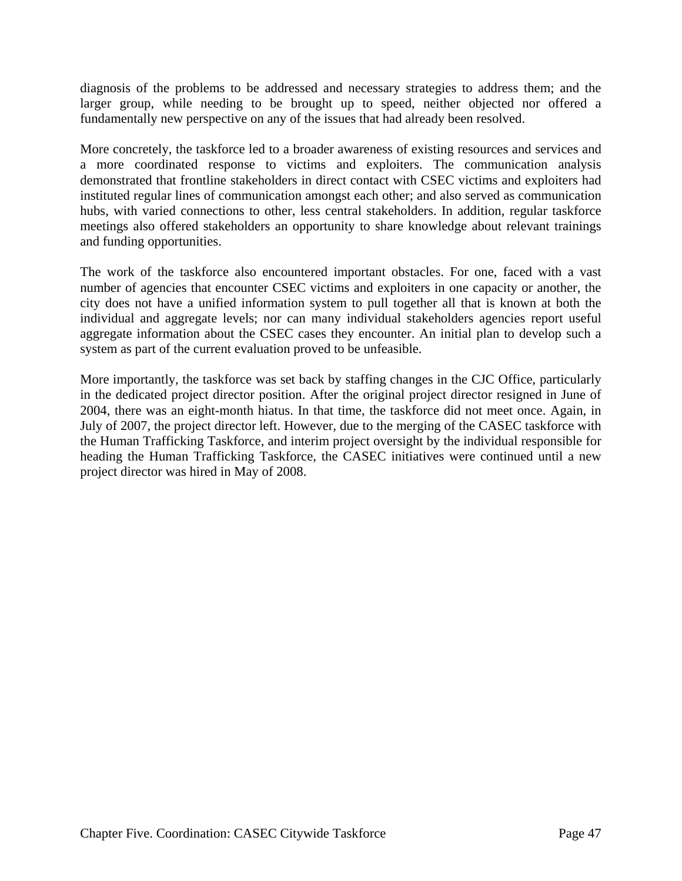diagnosis of the problems to be addressed and necessary strategies to address them; and the larger group, while needing to be brought up to speed, neither objected nor offered a fundamentally new perspective on any of the issues that had already been resolved.

More concretely, the taskforce led to a broader awareness of existing resources and services and a more coordinated response to victims and exploiters. The communication analysis demonstrated that frontline stakeholders in direct contact with CSEC victims and exploiters had instituted regular lines of communication amongst each other; and also served as communication hubs, with varied connections to other, less central stakeholders. In addition, regular taskforce meetings also offered stakeholders an opportunity to share knowledge about relevant trainings and funding opportunities.

The work of the taskforce also encountered important obstacles. For one, faced with a vast number of agencies that encounter CSEC victims and exploiters in one capacity or another, the city does not have a unified information system to pull together all that is known at both the individual and aggregate levels; nor can many individual stakeholders agencies report useful aggregate information about the CSEC cases they encounter. An initial plan to develop such a system as part of the current evaluation proved to be unfeasible.

More importantly, the taskforce was set back by staffing changes in the CJC Office, particularly in the dedicated project director position. After the original project director resigned in June of 2004, there was an eight-month hiatus. In that time, the taskforce did not meet once. Again, in July of 2007, the project director left. However, due to the merging of the CASEC taskforce with the Human Trafficking Taskforce, and interim project oversight by the individual responsible for heading the Human Trafficking Taskforce, the CASEC initiatives were continued until a new project director was hired in May of 2008.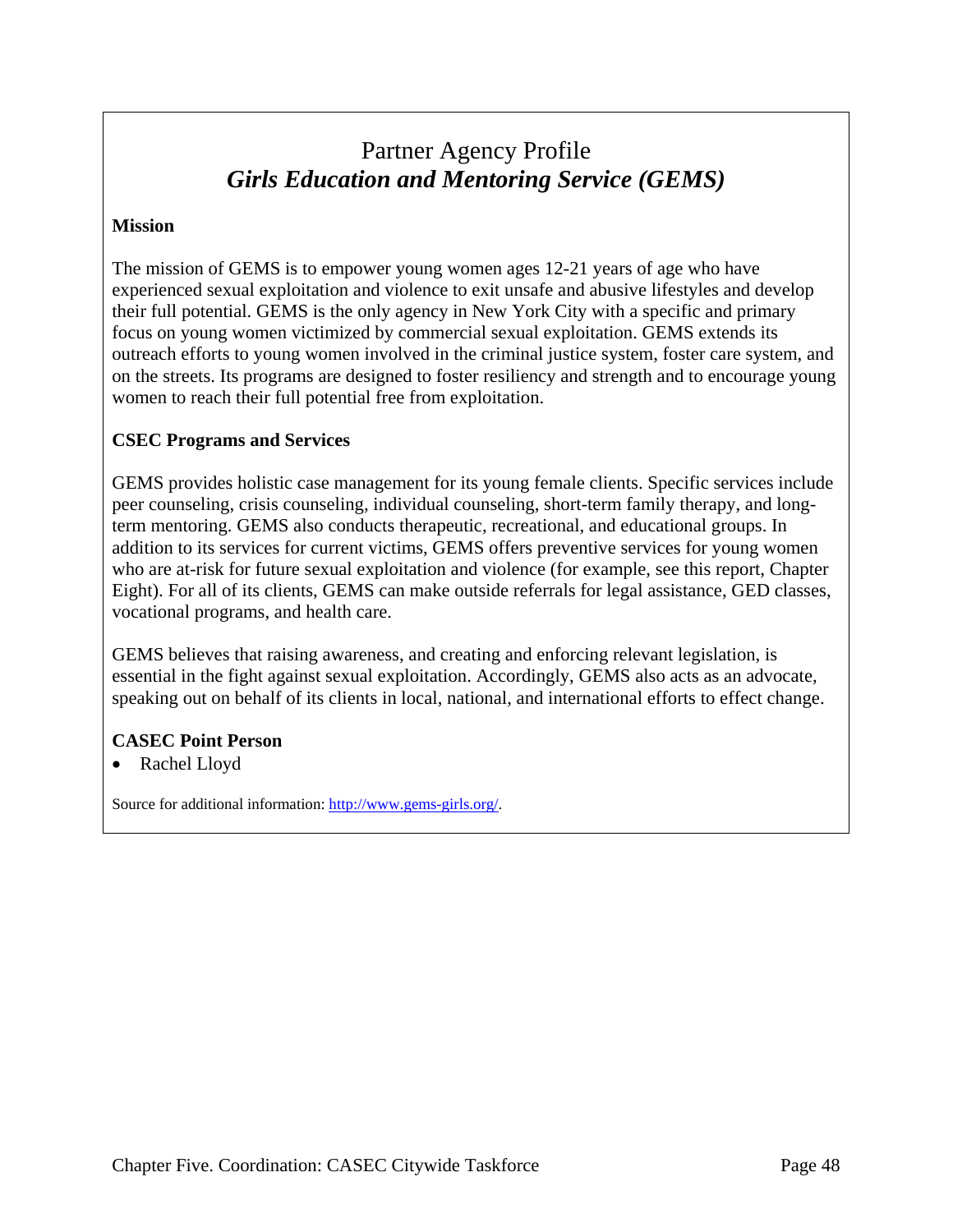## Partner Agency Profile
## *Girls Education and Mentoring Service (GEMS)*

**Mission**

The mission of GEMS is to empower young women ages 12-21 years of age who have experienced sexual exploitation and violence to exit unsafe and abusive lifestyles and develop their full potential. GEMS is the only agency in New York City with a specific and primary focus on young women victimized by commercial sexual exploitation. GEMS extends its outreach efforts to young women involved in the criminal justice system, foster care system, and on the streets. Its programs are designed to foster resiliency and strength and to encourage young women to reach their full potential free from exploitation.

**CSEC Programs and Services**

GEMS provides holistic case management for its young female clients. Specific services include peer counseling, crisis counseling, individual counseling, short-term family therapy, and long-term mentoring. GEMS also conducts therapeutic, recreational, and educational groups. In addition to its services for current victims, GEMS offers preventive services for young women who are at-risk for future sexual exploitation and violence (for example, see this report, Chapter Eight). For all of its clients, GEMS can make outside referrals for legal assistance, GED classes, vocational programs, and health care.

GEMS believes that raising awareness, and creating and enforcing relevant legislation, is essential in the fight against sexual exploitation. Accordingly, GEMS also acts as an advocate, speaking out on behalf of its clients in local, national, and international efforts to effect change.

**CASEC Point Person**

- Rachel Lloyd

Source for additional information: http://www.gems-girls.org/.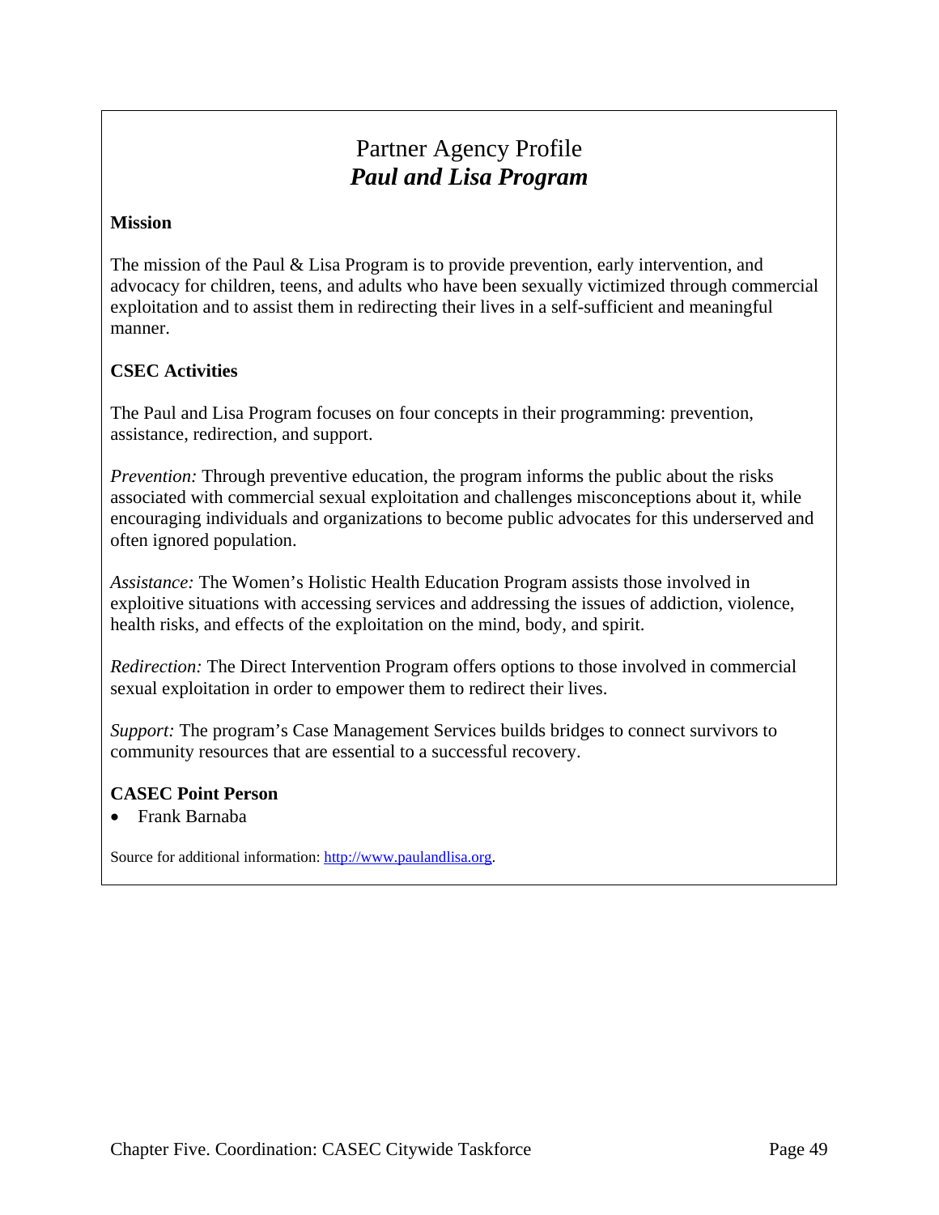# Partner Agency Profile
## *Paul and Lisa Program*

**Mission**

The mission of the Paul & Lisa Program is to provide prevention, early intervention, and advocacy for children, teens, and adults who have been sexually victimized through commercial exploitation and to assist them in redirecting their lives in a self-sufficient and meaningful manner.

**CSEC Activities**

The Paul and Lisa Program focuses on four concepts in their programming: prevention, assistance, redirection, and support.

*Prevention:* Through preventive education, the program informs the public about the risks associated with commercial sexual exploitation and challenges misconceptions about it, while encouraging individuals and organizations to become public advocates for this underserved and often ignored population.

*Assistance:* The Women's Holistic Health Education Program assists those involved in exploitive situations with accessing services and addressing the issues of addiction, violence, health risks, and effects of the exploitation on the mind, body, and spirit.

*Redirection:* The Direct Intervention Program offers options to those involved in commercial sexual exploitation in order to empower them to redirect their lives.

*Support:* The program's Case Management Services builds bridges to connect survivors to community resources that are essential to a successful recovery.

**CASEC Point Person**

- Frank Barnaba

Source for additional information: http://www.paulandlisa.org.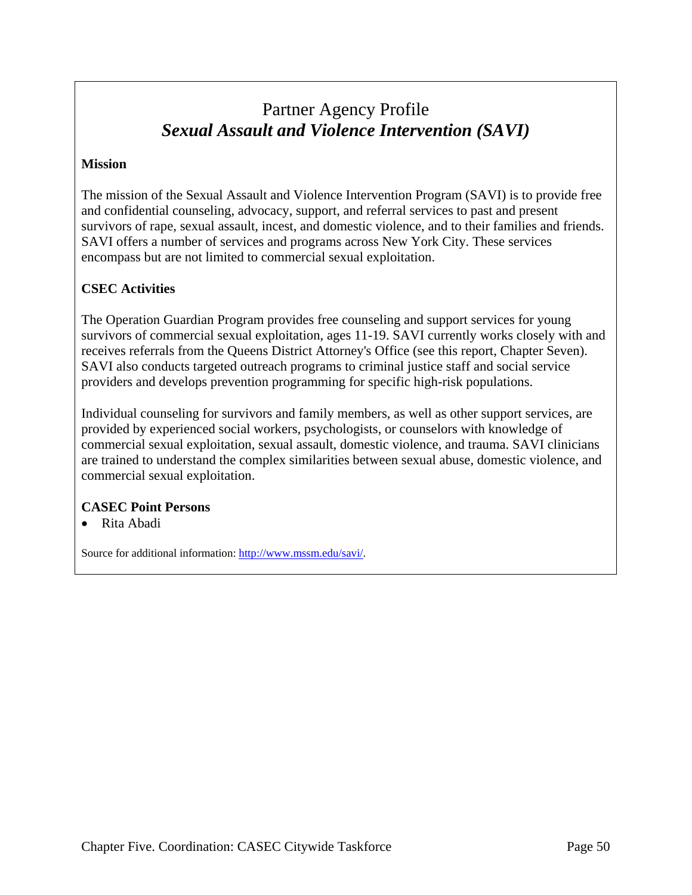# Partner Agency Profile
## *Sexual Assault and Violence Intervention (SAVI)*

**Mission**

The mission of the Sexual Assault and Violence Intervention Program (SAVI) is to provide free and confidential counseling, advocacy, support, and referral services to past and present survivors of rape, sexual assault, incest, and domestic violence, and to their families and friends. SAVI offers a number of services and programs across New York City. These services encompass but are not limited to commercial sexual exploitation.

**CSEC Activities**

The Operation Guardian Program provides free counseling and support services for young survivors of commercial sexual exploitation, ages 11-19. SAVI currently works closely with and receives referrals from the Queens District Attorney's Office (see this report, Chapter Seven). SAVI also conducts targeted outreach programs to criminal justice staff and social service providers and develops prevention programming for specific high-risk populations.

Individual counseling for survivors and family members, as well as other support services, are provided by experienced social workers, psychologists, or counselors with knowledge of commercial sexual exploitation, sexual assault, domestic violence, and trauma. SAVI clinicians are trained to understand the complex similarities between sexual abuse, domestic violence, and commercial sexual exploitation.

**CASEC Point Persons**

- Rita Abadi

Source for additional information: http://www.mssm.edu/savi/.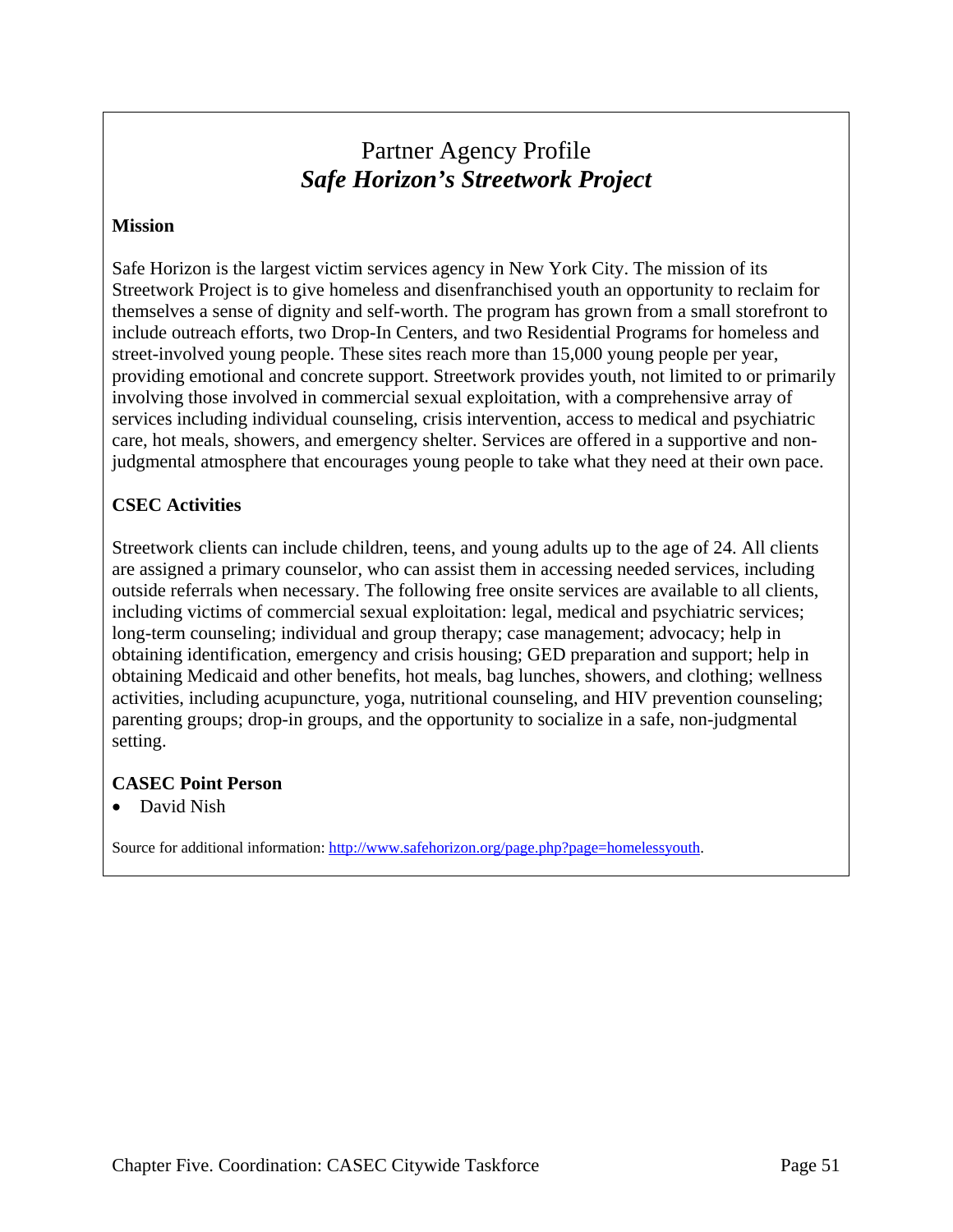# Partner Agency Profile
## *Safe Horizon's Streetwork Project*

**Mission**

Safe Horizon is the largest victim services agency in New York City. The mission of its Streetwork Project is to give homeless and disenfranchised youth an opportunity to reclaim for themselves a sense of dignity and self-worth. The program has grown from a small storefront to include outreach efforts, two Drop-In Centers, and two Residential Programs for homeless and street-involved young people. These sites reach more than 15,000 young people per year, providing emotional and concrete support. Streetwork provides youth, not limited to or primarily involving those involved in commercial sexual exploitation, with a comprehensive array of services including individual counseling, crisis intervention, access to medical and psychiatric care, hot meals, showers, and emergency shelter. Services are offered in a supportive and non-judgmental atmosphere that encourages young people to take what they need at their own pace.

**CSEC Activities**

Streetwork clients can include children, teens, and young adults up to the age of 24. All clients are assigned a primary counselor, who can assist them in accessing needed services, including outside referrals when necessary. The following free onsite services are available to all clients, including victims of commercial sexual exploitation: legal, medical and psychiatric services; long-term counseling; individual and group therapy; case management; advocacy; help in obtaining identification, emergency and crisis housing; GED preparation and support; help in obtaining Medicaid and other benefits, hot meals, bag lunches, showers, and clothing; wellness activities, including acupuncture, yoga, nutritional counseling, and HIV prevention counseling; parenting groups; drop-in groups, and the opportunity to socialize in a safe, non-judgmental setting.

**CASEC Point Person**

- David Nish

Source for additional information: http://www.safehorizon.org/page.php?page=homelessyouth.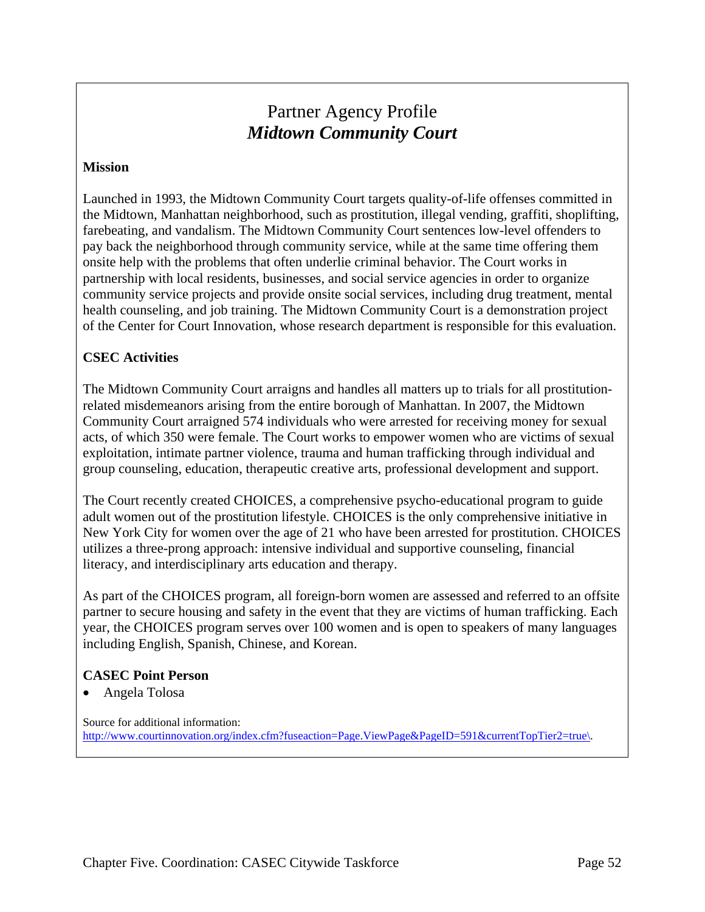# Partner Agency Profile
## *Midtown Community Court*

**Mission**

Launched in 1993, the Midtown Community Court targets quality-of-life offenses committed in the Midtown, Manhattan neighborhood, such as prostitution, illegal vending, graffiti, shoplifting, farebeating, and vandalism. The Midtown Community Court sentences low-level offenders to pay back the neighborhood through community service, while at the same time offering them onsite help with the problems that often underlie criminal behavior. The Court works in partnership with local residents, businesses, and social service agencies in order to organize community service projects and provide onsite social services, including drug treatment, mental health counseling, and job training. The Midtown Community Court is a demonstration project of the Center for Court Innovation, whose research department is responsible for this evaluation.

**CSEC Activities**

The Midtown Community Court arraigns and handles all matters up to trials for all prostitution-related misdemeanors arising from the entire borough of Manhattan. In 2007, the Midtown Community Court arraigned 574 individuals who were arrested for receiving money for sexual acts, of which 350 were female. The Court works to empower women who are victims of sexual exploitation, intimate partner violence, trauma and human trafficking through individual and group counseling, education, therapeutic creative arts, professional development and support.

The Court recently created CHOICES, a comprehensive psycho-educational program to guide adult women out of the prostitution lifestyle. CHOICES is the only comprehensive initiative in New York City for women over the age of 21 who have been arrested for prostitution. CHOICES utilizes a three-prong approach: intensive individual and supportive counseling, financial literacy, and interdisciplinary arts education and therapy.

As part of the CHOICES program, all foreign-born women are assessed and referred to an offsite partner to secure housing and safety in the event that they are victims of human trafficking. Each year, the CHOICES program serves over 100 women and is open to speakers of many languages including English, Spanish, Chinese, and Korean.

**CASEC Point Person**

- Angela Tolosa

Source for additional information:
http://www.courtinnovation.org/index.cfm?fuseaction=Page.ViewPage&PageID=591&currentTopTier2=true\.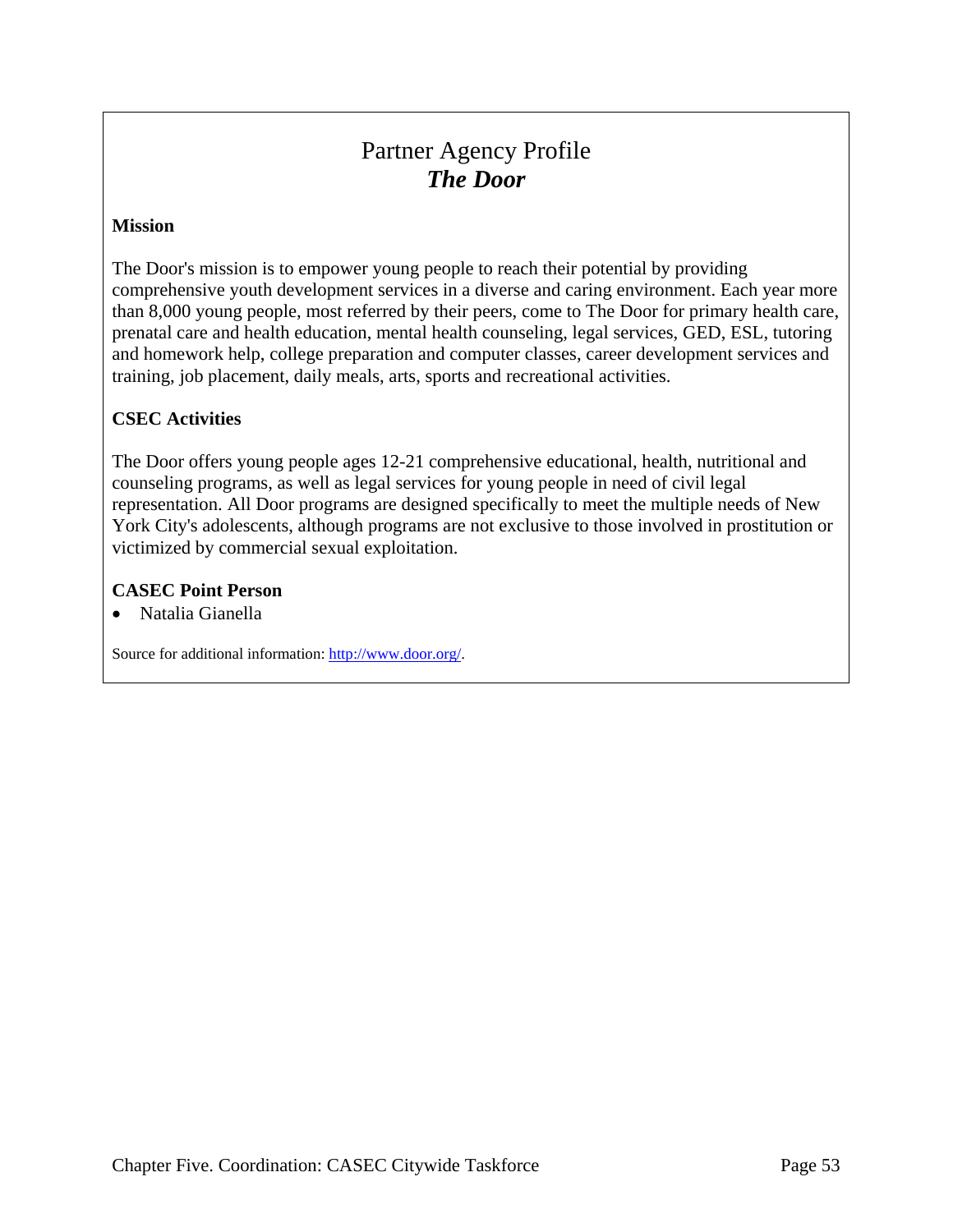# Partner Agency Profile
# *The Door*

**Mission**

The Door's mission is to empower young people to reach their potential by providing comprehensive youth development services in a diverse and caring environment. Each year more than 8,000 young people, most referred by their peers, come to The Door for primary health care, prenatal care and health education, mental health counseling, legal services, GED, ESL, tutoring and homework help, college preparation and computer classes, career development services and training, job placement, daily meals, arts, sports and recreational activities.

**CSEC Activities**

The Door offers young people ages 12-21 comprehensive educational, health, nutritional and counseling programs, as well as legal services for young people in need of civil legal representation. All Door programs are designed specifically to meet the multiple needs of New York City's adolescents, although programs are not exclusive to those involved in prostitution or victimized by commercial sexual exploitation.

**CASEC Point Person**

- Natalia Gianella

Source for additional information: [http://www.door.org/](http://www.door.org/).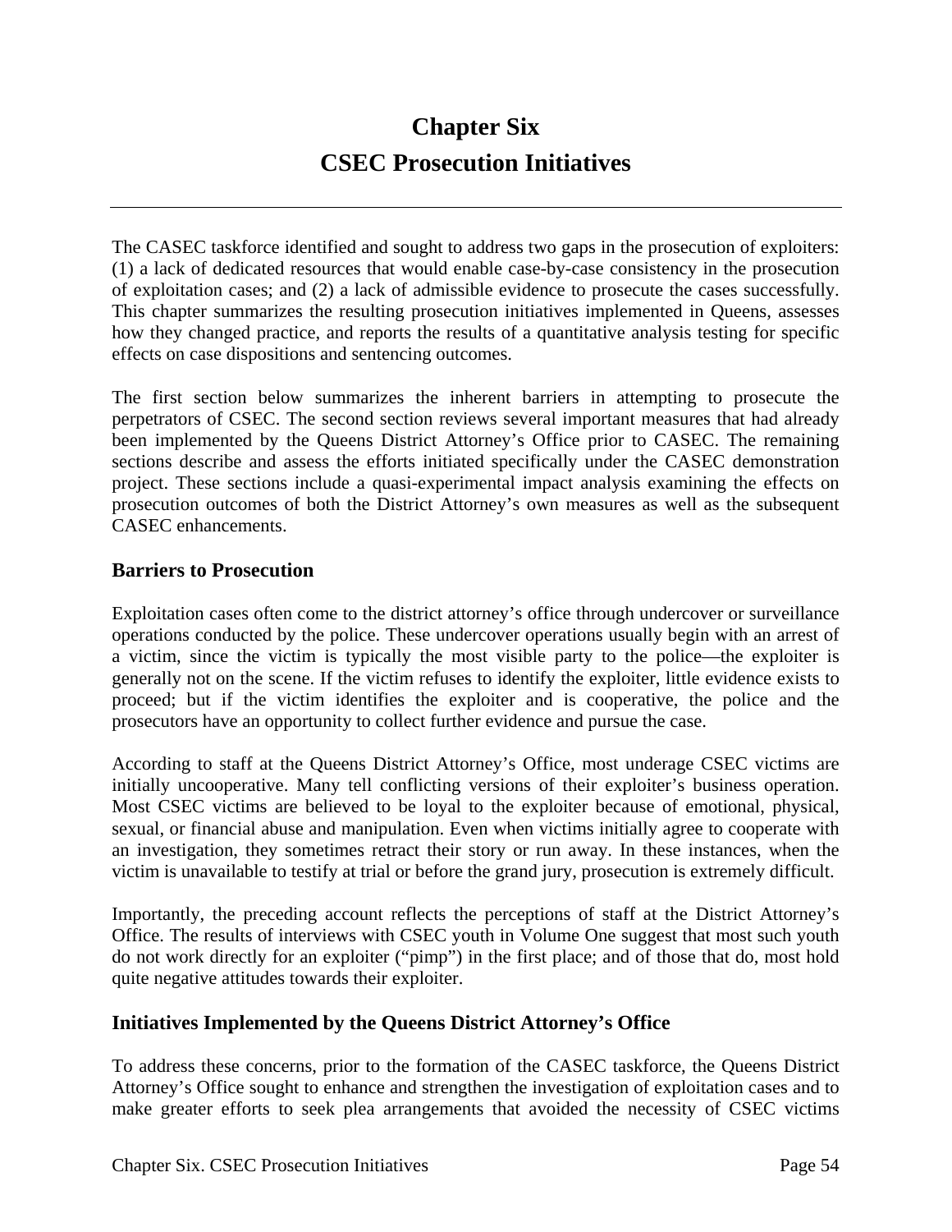# Chapter Six
# CSEC Prosecution Initiatives

---

The CASEC taskforce identified and sought to address two gaps in the prosecution of exploiters: (1) a lack of dedicated resources that would enable case-by-case consistency in the prosecution of exploitation cases; and (2) a lack of admissible evidence to prosecute the cases successfully. This chapter summarizes the resulting prosecution initiatives implemented in Queens, assesses how they changed practice, and reports the results of a quantitative analysis testing for specific effects on case dispositions and sentencing outcomes.

The first section below summarizes the inherent barriers in attempting to prosecute the perpetrators of CSEC. The second section reviews several important measures that had already been implemented by the Queens District Attorney's Office prior to CASEC. The remaining sections describe and assess the efforts initiated specifically under the CASEC demonstration project. These sections include a quasi-experimental impact analysis examining the effects on prosecution outcomes of both the District Attorney's own measures as well as the subsequent CASEC enhancements.

## Barriers to Prosecution

Exploitation cases often come to the district attorney's office through undercover or surveillance operations conducted by the police. These undercover operations usually begin with an arrest of a victim, since the victim is typically the most visible party to the police—the exploiter is generally not on the scene. If the victim refuses to identify the exploiter, little evidence exists to proceed; but if the victim identifies the exploiter and is cooperative, the police and the prosecutors have an opportunity to collect further evidence and pursue the case.

According to staff at the Queens District Attorney's Office, most underage CSEC victims are initially uncooperative. Many tell conflicting versions of their exploiter's business operation. Most CSEC victims are believed to be loyal to the exploiter because of emotional, physical, sexual, or financial abuse and manipulation. Even when victims initially agree to cooperate with an investigation, they sometimes retract their story or run away. In these instances, when the victim is unavailable to testify at trial or before the grand jury, prosecution is extremely difficult.

Importantly, the preceding account reflects the perceptions of staff at the District Attorney's Office. The results of interviews with CSEC youth in Volume One suggest that most such youth do not work directly for an exploiter ("pimp") in the first place; and of those that do, most hold quite negative attitudes towards their exploiter.

## Initiatives Implemented by the Queens District Attorney's Office

To address these concerns, prior to the formation of the CASEC taskforce, the Queens District Attorney's Office sought to enhance and strengthen the investigation of exploitation cases and to make greater efforts to seek plea arrangements that avoided the necessity of CSEC victims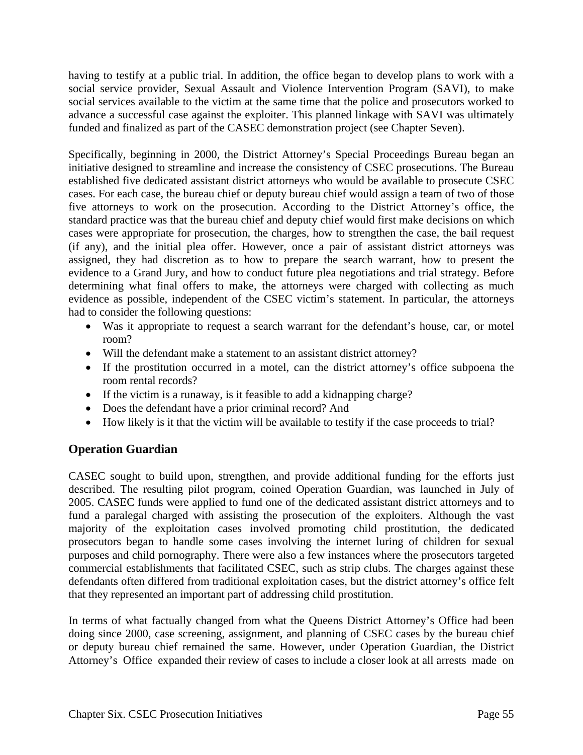having to testify at a public trial. In addition, the office began to develop plans to work with a social service provider, Sexual Assault and Violence Intervention Program (SAVI), to make social services available to the victim at the same time that the police and prosecutors worked to advance a successful case against the exploiter. This planned linkage with SAVI was ultimately funded and finalized as part of the CASEC demonstration project (see Chapter Seven).

Specifically, beginning in 2000, the District Attorney's Special Proceedings Bureau began an initiative designed to streamline and increase the consistency of CSEC prosecutions. The Bureau established five dedicated assistant district attorneys who would be available to prosecute CSEC cases. For each case, the bureau chief or deputy bureau chief would assign a team of two of those five attorneys to work on the prosecution. According to the District Attorney's office, the standard practice was that the bureau chief and deputy chief would first make decisions on which cases were appropriate for prosecution, the charges, how to strengthen the case, the bail request (if any), and the initial plea offer. However, once a pair of assistant district attorneys was assigned, they had discretion as to how to prepare the search warrant, how to present the evidence to a Grand Jury, and how to conduct future plea negotiations and trial strategy. Before determining what final offers to make, the attorneys were charged with collecting as much evidence as possible, independent of the CSEC victim's statement. In particular, the attorneys had to consider the following questions:

- Was it appropriate to request a search warrant for the defendant's house, car, or motel room?
- Will the defendant make a statement to an assistant district attorney?
- If the prostitution occurred in a motel, can the district attorney's office subpoena the room rental records?
- If the victim is a runaway, is it feasible to add a kidnapping charge?
- Does the defendant have a prior criminal record? And
- How likely is it that the victim will be available to testify if the case proceeds to trial?

## Operation Guardian

CASEC sought to build upon, strengthen, and provide additional funding for the efforts just described. The resulting pilot program, coined Operation Guardian, was launched in July of 2005. CASEC funds were applied to fund one of the dedicated assistant district attorneys and to fund a paralegal charged with assisting the prosecution of the exploiters. Although the vast majority of the exploitation cases involved promoting child prostitution, the dedicated prosecutors began to handle some cases involving the internet luring of children for sexual purposes and child pornography. There were also a few instances where the prosecutors targeted commercial establishments that facilitated CSEC, such as strip clubs. The charges against these defendants often differed from traditional exploitation cases, but the district attorney's office felt that they represented an important part of addressing child prostitution.

In terms of what factually changed from what the Queens District Attorney's Office had been doing since 2000, case screening, assignment, and planning of CSEC cases by the bureau chief or deputy bureau chief remained the same. However, under Operation Guardian, the District Attorney's Office expanded their review of cases to include a closer look at all arrests made on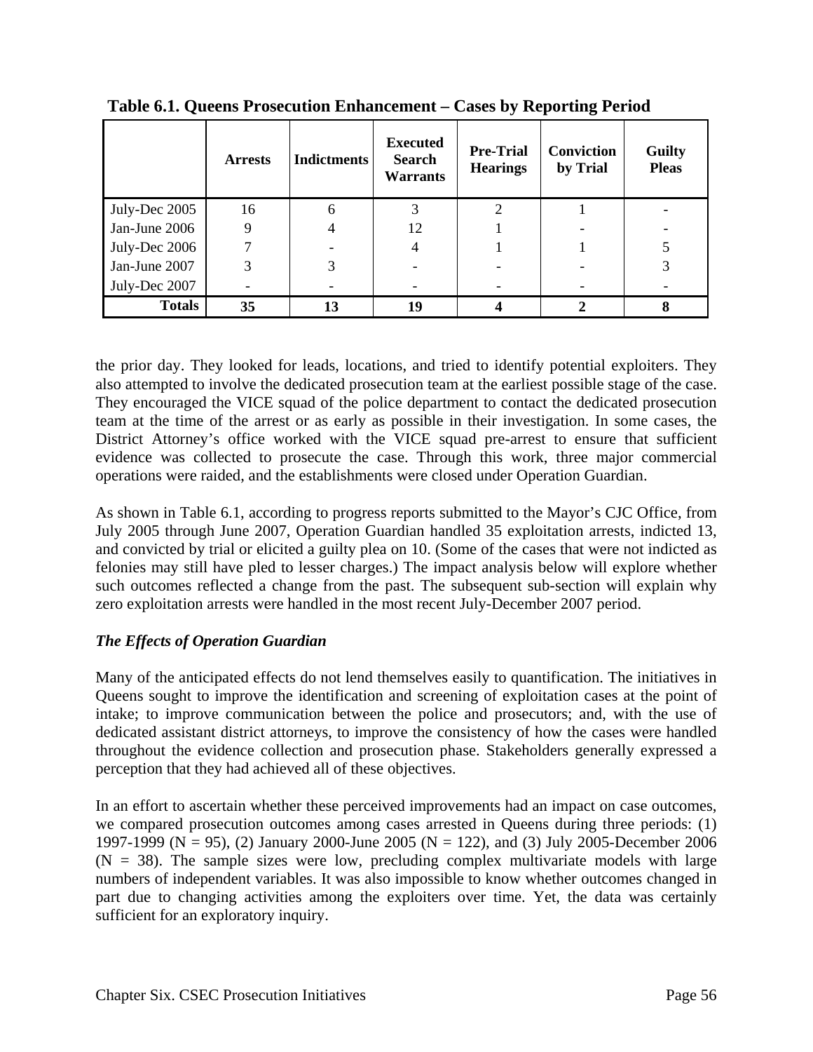**Table 6.1. Queens Prosecution Enhancement – Cases by Reporting Period**

| | Arrests | Indictments | Executed Search Warrants | Pre-Trial Hearings | Conviction by Trial | Guilty Pleas |
|---|---|---|---|---|---|---|
| July-Dec 2005 | 16 | 6 | 3 | 2 | 1 | - |
| Jan-June 2006 | 9 | 4 | 12 | 1 | - | - |
| July-Dec 2006 | 7 | - | 4 | 1 | 1 | 5 |
| Jan-June 2007 | 3 | 3 | - | - | - | 3 |
| July-Dec 2007 | - | - | - | - | - | - |
| **Totals** | **35** | **13** | **19** | **4** | **2** | **8** |

the prior day. They looked for leads, locations, and tried to identify potential exploiters. They also attempted to involve the dedicated prosecution team at the earliest possible stage of the case. They encouraged the VICE squad of the police department to contact the dedicated prosecution team at the time of the arrest or as early as possible in their investigation. In some cases, the District Attorney's office worked with the VICE squad pre-arrest to ensure that sufficient evidence was collected to prosecute the case. Through this work, three major commercial operations were raided, and the establishments were closed under Operation Guardian.

As shown in Table 6.1, according to progress reports submitted to the Mayor's CJC Office, from July 2005 through June 2007, Operation Guardian handled 35 exploitation arrests, indicted 13, and convicted by trial or elicited a guilty plea on 10. (Some of the cases that were not indicted as felonies may still have pled to lesser charges.) The impact analysis below will explore whether such outcomes reflected a change from the past. The subsequent sub-section will explain why zero exploitation arrests were handled in the most recent July-December 2007 period.

### *The Effects of Operation Guardian*

Many of the anticipated effects do not lend themselves easily to quantification. The initiatives in Queens sought to improve the identification and screening of exploitation cases at the point of intake; to improve communication between the police and prosecutors; and, with the use of dedicated assistant district attorneys, to improve the consistency of how the cases were handled throughout the evidence collection and prosecution phase. Stakeholders generally expressed a perception that they had achieved all of these objectives.

In an effort to ascertain whether these perceived improvements had an impact on case outcomes, we compared prosecution outcomes among cases arrested in Queens during three periods: (1) 1997-1999 (N = 95), (2) January 2000-June 2005 (N = 122), and (3) July 2005-December 2006 (N = 38). The sample sizes were low, precluding complex multivariate models with large numbers of independent variables. It was also impossible to know whether outcomes changed in part due to changing activities among the exploiters over time. Yet, the data was certainly sufficient for an exploratory inquiry.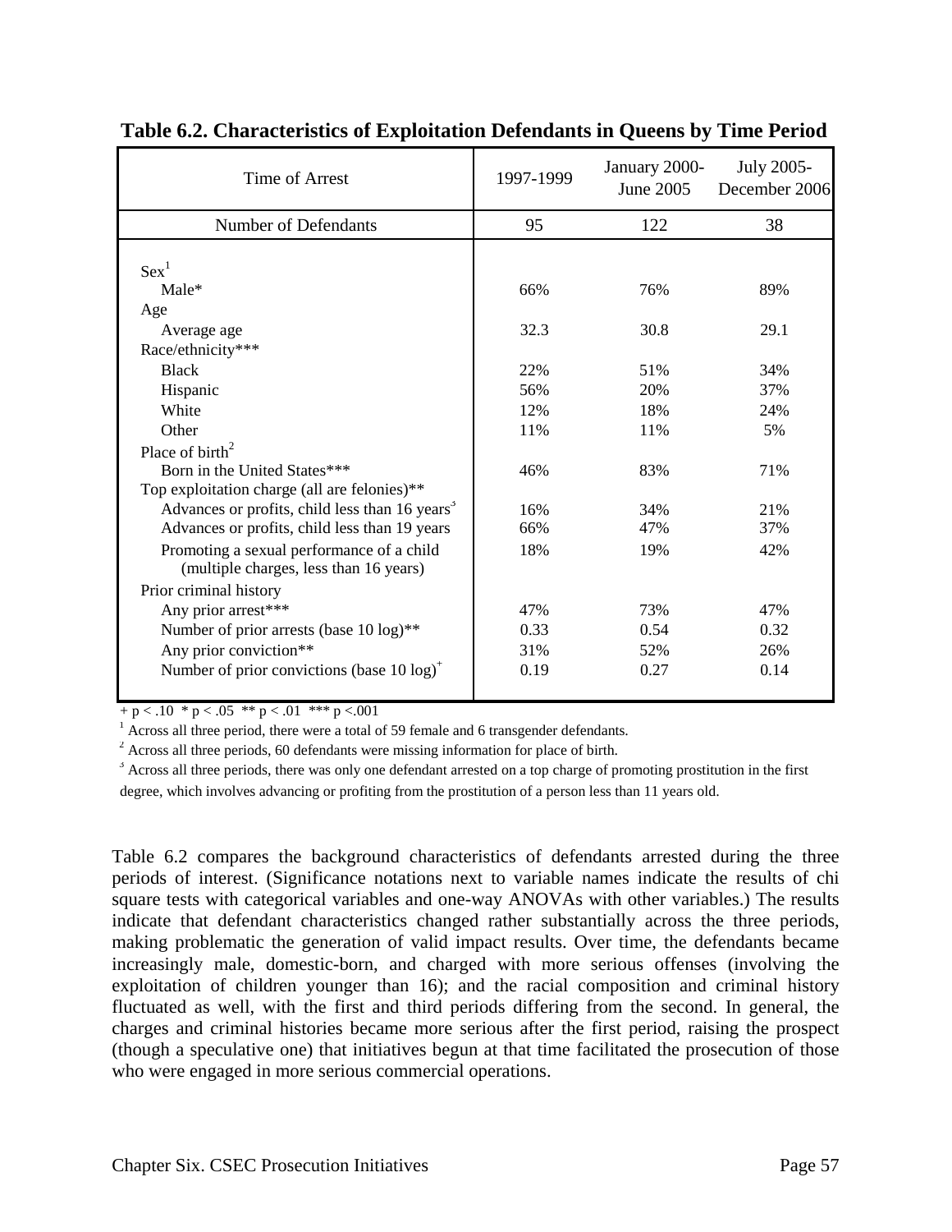**Table 6.2. Characteristics of Exploitation Defendants in Queens by Time Period**

| Time of Arrest | 1997-1999 | January 2000-June 2005 | July 2005-December 2006 |
|---|---|---|---|
| Number of Defendants | 95 | 122 | 38 |
| Sex[1] | | | |
| Male* | 66% | 76% | 89% |
| Age | | | |
| Average age | 32.3 | 30.8 | 29.1 |
| Race/ethnicity*** | | | |
| Black | 22% | 51% | 34% |
| Hispanic | 56% | 20% | 37% |
| White | 12% | 18% | 24% |
| Other | 11% | 11% | 5% |
| Place of birth[2] | | | |
| Born in the United States*** | 46% | 83% | 71% |
| Top exploitation charge (all are felonies)** | | | |
| Advances or profits, child less than 16 years[3] | 16% | 34% | 21% |
| Advances or profits, child less than 19 years | 66% | 47% | 37% |
| Promoting a sexual performance of a child (multiple charges, less than 16 years) | 18% | 19% | 42% |
| Prior criminal history | | | |
| Any prior arrest*** | 47% | 73% | 47% |
| Number of prior arrests (base 10 log)** | 0.33 | 0.54 | 0.32 |
| Any prior conviction** | 31% | 52% | 26% |
| Number of prior convictions (base 10 log)[+] | 0.19 | 0.27 | 0.14 |

+ $p < .10$ * $p < .05$ ** $p < .01$ *** $p < .001$

[1] Across all three period, there were a total of 59 female and 6 transgender defendants.

[2] Across all three periods, 60 defendants were missing information for place of birth.

[3] Across all three periods, there was only one defendant arrested on a top charge of promoting prostitution in the first degree, which involves advancing or profiting from the prostitution of a person less than 11 years old.

Table 6.2 compares the background characteristics of defendants arrested during the three periods of interest. (Significance notations next to variable names indicate the results of chi square tests with categorical variables and one-way ANOVAs with other variables.) The results indicate that defendant characteristics changed rather substantially across the three periods, making problematic the generation of valid impact results. Over time, the defendants became increasingly male, domestic-born, and charged with more serious offenses (involving the exploitation of children younger than 16); and the racial composition and criminal history fluctuated as well, with the first and third periods differing from the second. In general, the charges and criminal histories became more serious after the first period, raising the prospect (though a speculative one) that initiatives begun at that time facilitated the prosecution of those who were engaged in more serious commercial operations.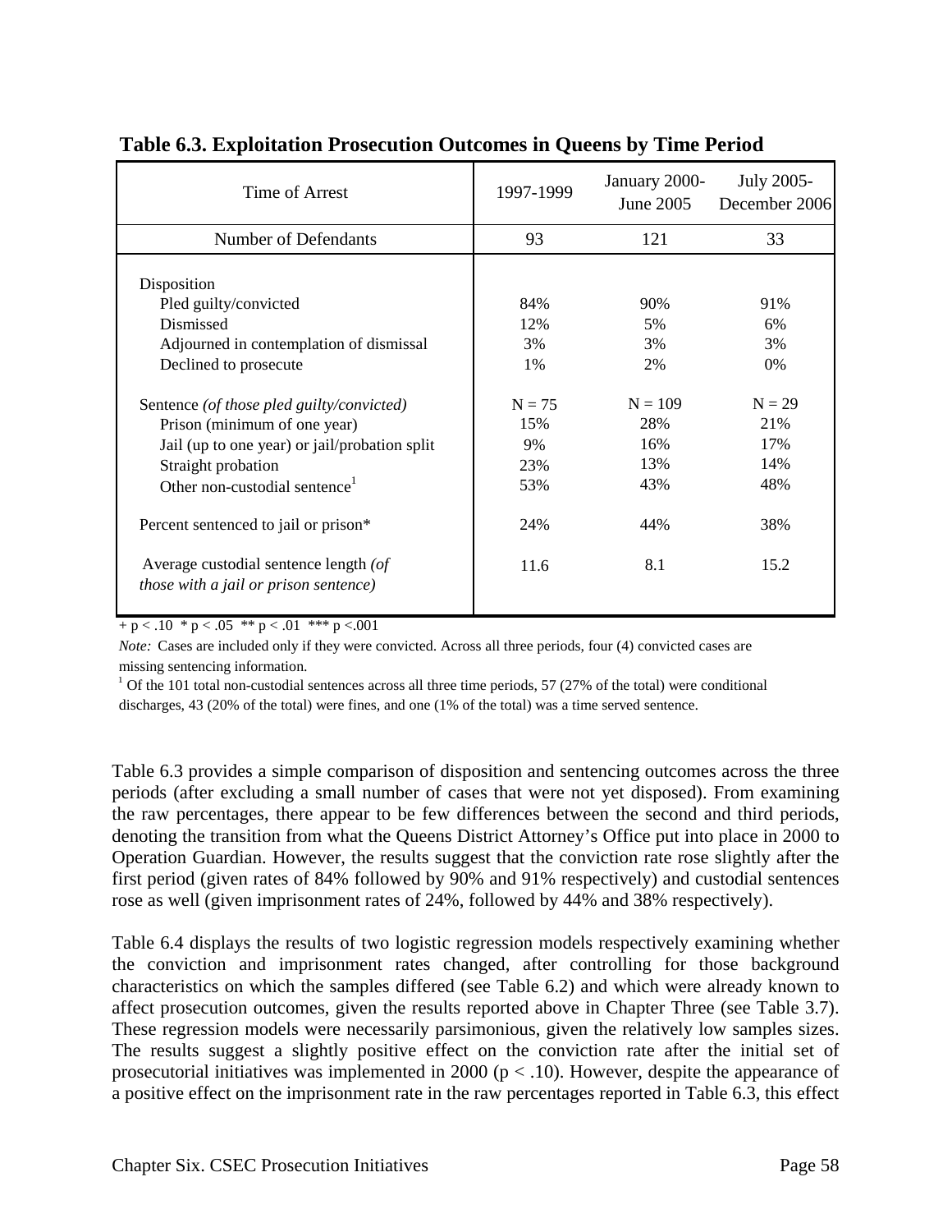**Table 6.3. Exploitation Prosecution Outcomes in Queens by Time Period**

| Time of Arrest | 1997-1999 | January 2000-June 2005 | July 2005-December 2006 |
|---|---|---|---|
| Number of Defendants | 93 | 121 | 33 |
| Disposition | | | |
| Pled guilty/convicted | 84% | 90% | 91% |
| Dismissed | 12% | 5% | 6% |
| Adjourned in contemplation of dismissal | 3% | 3% | 3% |
| Declined to prosecute | 1% | 2% | 0% |
| Sentence *(of those pled guilty/convicted)* | N = 75 | N = 109 | N = 29 |
| Prison (minimum of one year) | 15% | 28% | 21% |
| Jail (up to one year) or jail/probation split | 9% | 16% | 17% |
| Straight probation | 23% | 13% | 14% |
| Other non-custodial sentence[1] | 53% | 43% | 48% |
| Percent sentenced to jail or prison* | 24% | 44% | 38% |
| Average custodial sentence length *(of those with a jail or prison sentence)* | 11.6 | 8.1 | 15.2 |

+ $p < .10$ * $p < .05$ ** $p < .01$ *** $p < .001$

*Note:* Cases are included only if they were convicted. Across all three periods, four (4) convicted cases are missing sentencing information.

[1] Of the 101 total non-custodial sentences across all three time periods, 57 (27% of the total) were conditional discharges, 43 (20% of the total) were fines, and one (1% of the total) was a time served sentence.

Table 6.3 provides a simple comparison of disposition and sentencing outcomes across the three periods (after excluding a small number of cases that were not yet disposed). From examining the raw percentages, there appear to be few differences between the second and third periods, denoting the transition from what the Queens District Attorney's Office put into place in 2000 to Operation Guardian. However, the results suggest that the conviction rate rose slightly after the first period (given rates of 84% followed by 90% and 91% respectively) and custodial sentences rose as well (given imprisonment rates of 24%, followed by 44% and 38% respectively).

Table 6.4 displays the results of two logistic regression models respectively examining whether the conviction and imprisonment rates changed, after controlling for those background characteristics on which the samples differed (see Table 6.2) and which were already known to affect prosecution outcomes, given the results reported above in Chapter Three (see Table 3.7). These regression models were necessarily parsimonious, given the relatively low samples sizes. The results suggest a slightly positive effect on the conviction rate after the initial set of prosecutorial initiatives was implemented in 2000 ($p < .10$). However, despite the appearance of a positive effect on the imprisonment rate in the raw percentages reported in Table 6.3, this effect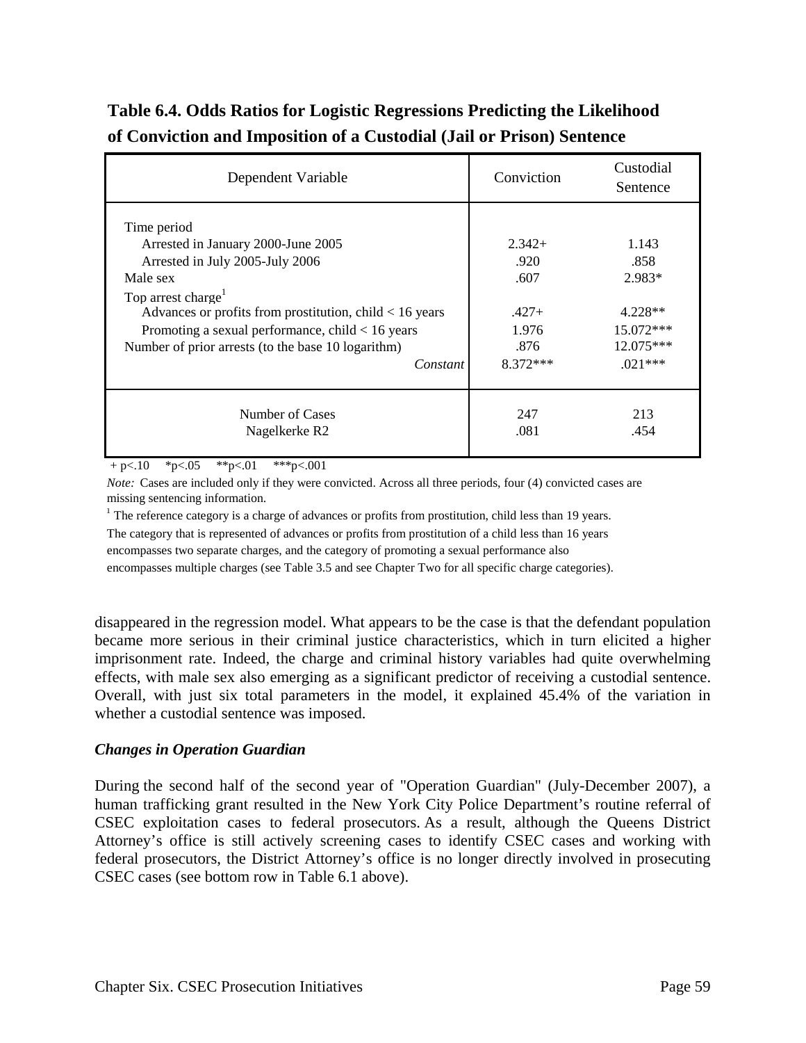**Table 6.4. Odds Ratios for Logistic Regressions Predicting the Likelihood of Conviction and Imposition of a Custodial (Jail or Prison) Sentence**

| Dependent Variable | Conviction | Custodial Sentence |
|---|---|---|
| Time period | | |
| Arrested in January 2000-June 2005 | 2.342+ | 1.143 |
| Arrested in July 2005-July 2006 | .920 | .858 |
| Male sex | .607 | 2.983* |
| Top arrest charge[1] | | |
| Advances or profits from prostitution, child < 16 years | .427+ | 4.228** |
| Promoting a sexual performance, child < 16 years | 1.976 | 15.072*** |
| Number of prior arrests (to the base 10 logarithm) | .876 | 12.075*** |
| *Constant* | 8.372*** | .021*** |
| Number of Cases | 247 | 213 |
| Nagelkerke R2 | .081 | .454 |

+ p<.10 *p<.05 **p<.01 ***p<.001

*Note:* Cases are included only if they were convicted. Across all three periods, four (4) convicted cases are missing sentencing information.

[1] The reference category is a charge of advances or profits from prostitution, child less than 19 years. The category that is represented of advances or profits from prostitution of a child less than 16 years encompasses two separate charges, and the category of promoting a sexual performance also encompasses multiple charges (see Table 3.5 and see Chapter Two for all specific charge categories).

disappeared in the regression model. What appears to be the case is that the defendant population became more serious in their criminal justice characteristics, which in turn elicited a higher imprisonment rate. Indeed, the charge and criminal history variables had quite overwhelming effects, with male sex also emerging as a significant predictor of receiving a custodial sentence. Overall, with just six total parameters in the model, it explained 45.4% of the variation in whether a custodial sentence was imposed.

### *Changes in Operation Guardian*

During the second half of the second year of "Operation Guardian" (July-December 2007), a human trafficking grant resulted in the New York City Police Department's routine referral of CSEC exploitation cases to federal prosecutors. As a result, although the Queens District Attorney's office is still actively screening cases to identify CSEC cases and working with federal prosecutors, the District Attorney's office is no longer directly involved in prosecuting CSEC cases (see bottom row in Table 6.1 above).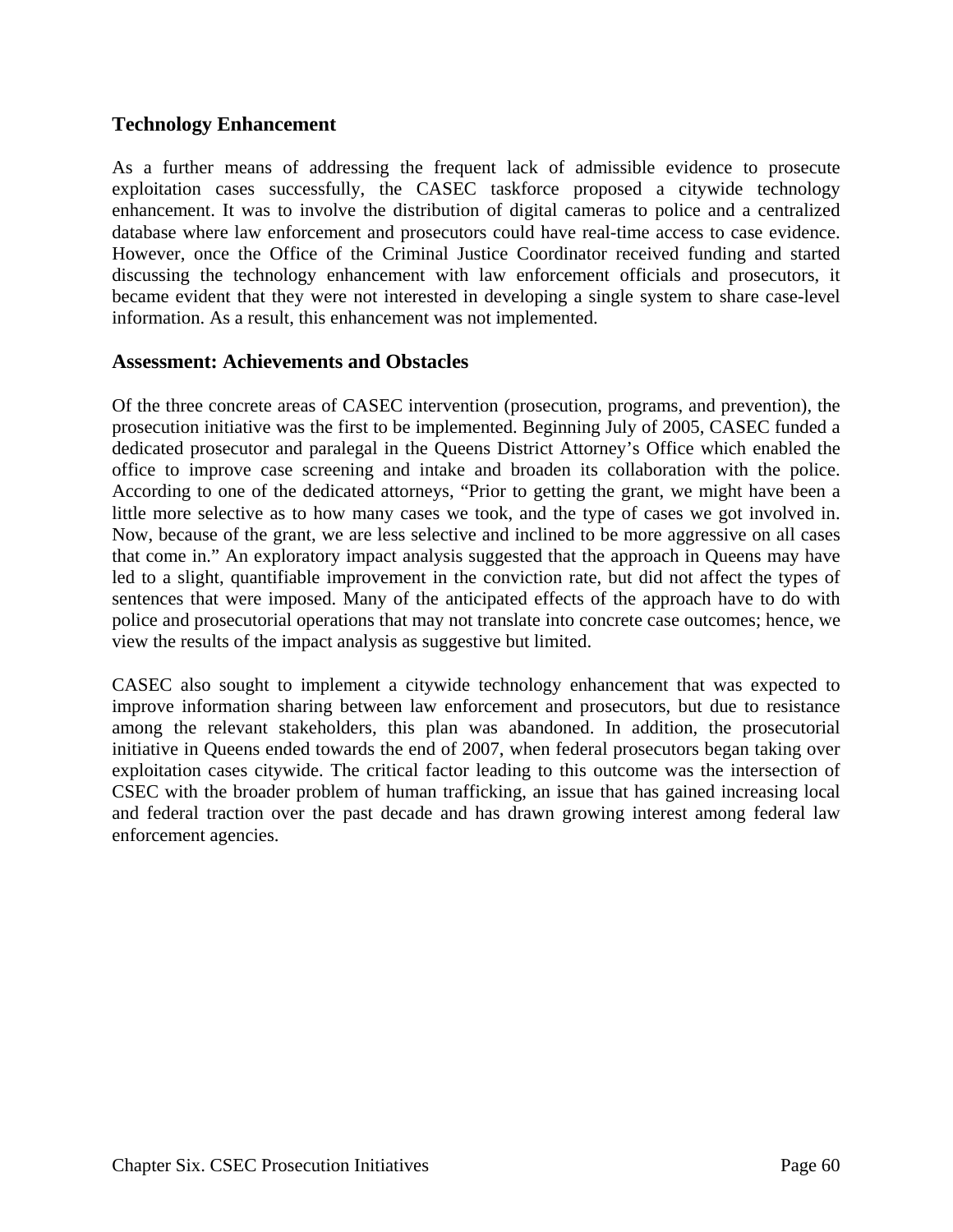### Technology Enhancement

As a further means of addressing the frequent lack of admissible evidence to prosecute exploitation cases successfully, the CASEC taskforce proposed a citywide technology enhancement. It was to involve the distribution of digital cameras to police and a centralized database where law enforcement and prosecutors could have real-time access to case evidence. However, once the Office of the Criminal Justice Coordinator received funding and started discussing the technology enhancement with law enforcement officials and prosecutors, it became evident that they were not interested in developing a single system to share case-level information. As a result, this enhancement was not implemented.

### Assessment: Achievements and Obstacles

Of the three concrete areas of CASEC intervention (prosecution, programs, and prevention), the prosecution initiative was the first to be implemented. Beginning July of 2005, CASEC funded a dedicated prosecutor and paralegal in the Queens District Attorney's Office which enabled the office to improve case screening and intake and broaden its collaboration with the police. According to one of the dedicated attorneys, "Prior to getting the grant, we might have been a little more selective as to how many cases we took, and the type of cases we got involved in. Now, because of the grant, we are less selective and inclined to be more aggressive on all cases that come in." An exploratory impact analysis suggested that the approach in Queens may have led to a slight, quantifiable improvement in the conviction rate, but did not affect the types of sentences that were imposed. Many of the anticipated effects of the approach have to do with police and prosecutorial operations that may not translate into concrete case outcomes; hence, we view the results of the impact analysis as suggestive but limited.

CASEC also sought to implement a citywide technology enhancement that was expected to improve information sharing between law enforcement and prosecutors, but due to resistance among the relevant stakeholders, this plan was abandoned. In addition, the prosecutorial initiative in Queens ended towards the end of 2007, when federal prosecutors began taking over exploitation cases citywide. The critical factor leading to this outcome was the intersection of CSEC with the broader problem of human trafficking, an issue that has gained increasing local and federal traction over the past decade and has drawn growing interest among federal law enforcement agencies.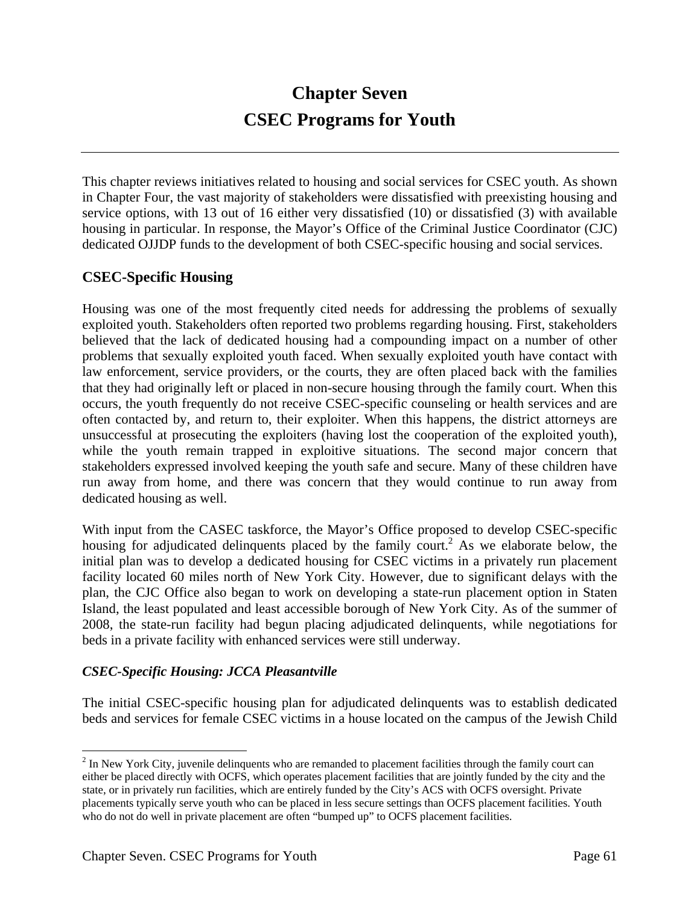# Chapter Seven
# CSEC Programs for Youth

This chapter reviews initiatives related to housing and social services for CSEC youth. As shown in Chapter Four, the vast majority of stakeholders were dissatisfied with preexisting housing and service options, with 13 out of 16 either very dissatisfied (10) or dissatisfied (3) with available housing in particular. In response, the Mayor's Office of the Criminal Justice Coordinator (CJC) dedicated OJJDP funds to the development of both CSEC-specific housing and social services.

## CSEC-Specific Housing

Housing was one of the most frequently cited needs for addressing the problems of sexually exploited youth. Stakeholders often reported two problems regarding housing. First, stakeholders believed that the lack of dedicated housing had a compounding impact on a number of other problems that sexually exploited youth faced. When sexually exploited youth have contact with law enforcement, service providers, or the courts, they are often placed back with the families that they had originally left or placed in non-secure housing through the family court. When this occurs, the youth frequently do not receive CSEC-specific counseling or health services and are often contacted by, and return to, their exploiter. When this happens, the district attorneys are unsuccessful at prosecuting the exploiters (having lost the cooperation of the exploited youth), while the youth remain trapped in exploitive situations. The second major concern that stakeholders expressed involved keeping the youth safe and secure. Many of these children have run away from home, and there was concern that they would continue to run away from dedicated housing as well.

With input from the CASEC taskforce, the Mayor's Office proposed to develop CSEC-specific housing for adjudicated delinquents placed by the family court.[2] As we elaborate below, the initial plan was to develop a dedicated housing for CSEC victims in a privately run placement facility located 60 miles north of New York City. However, due to significant delays with the plan, the CJC Office also began to work on developing a state-run placement option in Staten Island, the least populated and least accessible borough of New York City. As of the summer of 2008, the state-run facility had begun placing adjudicated delinquents, while negotiations for beds in a private facility with enhanced services were still underway.

### *CSEC-Specific Housing: JCCA Pleasantville*

The initial CSEC-specific housing plan for adjudicated delinquents was to establish dedicated beds and services for female CSEC victims in a house located on the campus of the Jewish Child

---

[2] In New York City, juvenile delinquents who are remanded to placement facilities through the family court can either be placed directly with OCFS, which operates placement facilities that are jointly funded by the city and the state, or in privately run facilities, which are entirely funded by the City's ACS with OCFS oversight. Private placements typically serve youth who can be placed in less secure settings than OCFS placement facilities. Youth who do not do well in private placement are often "bumped up" to OCFS placement facilities.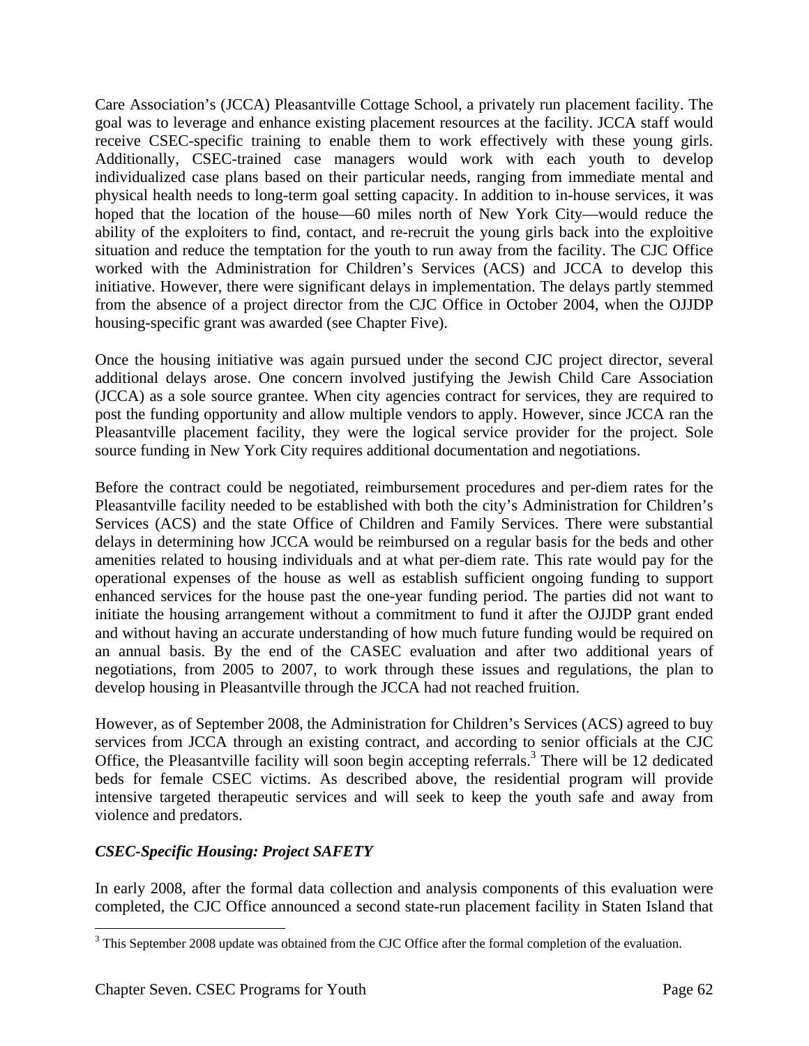Care Association's (JCCA) Pleasantville Cottage School, a privately run placement facility. The goal was to leverage and enhance existing placement resources at the facility. JCCA staff would receive CSEC-specific training to enable them to work effectively with these young girls. Additionally, CSEC-trained case managers would work with each youth to develop individualized case plans based on their particular needs, ranging from immediate mental and physical health needs to long-term goal setting capacity. In addition to in-house services, it was hoped that the location of the house—60 miles north of New York City—would reduce the ability of the exploiters to find, contact, and re-recruit the young girls back into the exploitive situation and reduce the temptation for the youth to run away from the facility. The CJC Office worked with the Administration for Children's Services (ACS) and JCCA to develop this initiative. However, there were significant delays in implementation. The delays partly stemmed from the absence of a project director from the CJC Office in October 2004, when the OJJDP housing-specific grant was awarded (see Chapter Five).

Once the housing initiative was again pursued under the second CJC project director, several additional delays arose. One concern involved justifying the Jewish Child Care Association (JCCA) as a sole source grantee. When city agencies contract for services, they are required to post the funding opportunity and allow multiple vendors to apply. However, since JCCA ran the Pleasantville placement facility, they were the logical service provider for the project. Sole source funding in New York City requires additional documentation and negotiations.

Before the contract could be negotiated, reimbursement procedures and per-diem rates for the Pleasantville facility needed to be established with both the city's Administration for Children's Services (ACS) and the state Office of Children and Family Services. There were substantial delays in determining how JCCA would be reimbursed on a regular basis for the beds and other amenities related to housing individuals and at what per-diem rate. This rate would pay for the operational expenses of the house as well as establish sufficient ongoing funding to support enhanced services for the house past the one-year funding period. The parties did not want to initiate the housing arrangement without a commitment to fund it after the OJJDP grant ended and without having an accurate understanding of how much future funding would be required on an annual basis. By the end of the CASEC evaluation and after two additional years of negotiations, from 2005 to 2007, to work through these issues and regulations, the plan to develop housing in Pleasantville through the JCCA had not reached fruition.

However, as of September 2008, the Administration for Children's Services (ACS) agreed to buy services from JCCA through an existing contract, and according to senior officials at the CJC Office, the Pleasantville facility will soon begin accepting referrals.[3] There will be 12 dedicated beds for female CSEC victims. As described above, the residential program will provide intensive targeted therapeutic services and will seek to keep the youth safe and away from violence and predators.

### *CSEC-Specific Housing: Project SAFETY*

In early 2008, after the formal data collection and analysis components of this evaluation were completed, the CJC Office announced a second state-run placement facility in Staten Island that

---

[3] This September 2008 update was obtained from the CJC Office after the formal completion of the evaluation.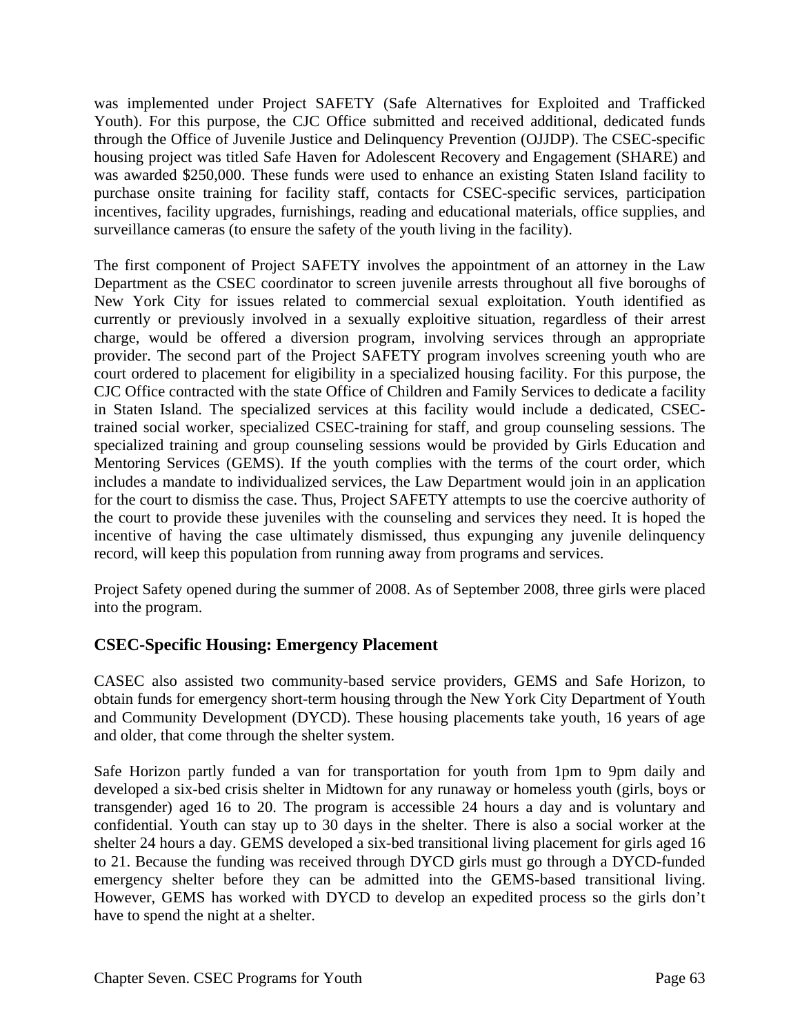was implemented under Project SAFETY (Safe Alternatives for Exploited and Trafficked Youth). For this purpose, the CJC Office submitted and received additional, dedicated funds through the Office of Juvenile Justice and Delinquency Prevention (OJJDP). The CSEC-specific housing project was titled Safe Haven for Adolescent Recovery and Engagement (SHARE) and was awarded $250,000. These funds were used to enhance an existing Staten Island facility to purchase onsite training for facility staff, contacts for CSEC-specific services, participation incentives, facility upgrades, furnishings, reading and educational materials, office supplies, and surveillance cameras (to ensure the safety of the youth living in the facility).

The first component of Project SAFETY involves the appointment of an attorney in the Law Department as the CSEC coordinator to screen juvenile arrests throughout all five boroughs of New York City for issues related to commercial sexual exploitation. Youth identified as currently or previously involved in a sexually exploitive situation, regardless of their arrest charge, would be offered a diversion program, involving services through an appropriate provider. The second part of the Project SAFETY program involves screening youth who are court ordered to placement for eligibility in a specialized housing facility. For this purpose, the CJC Office contracted with the state Office of Children and Family Services to dedicate a facility in Staten Island. The specialized services at this facility would include a dedicated, CSEC-trained social worker, specialized CSEC-training for staff, and group counseling sessions. The specialized training and group counseling sessions would be provided by Girls Education and Mentoring Services (GEMS). If the youth complies with the terms of the court order, which includes a mandate to individualized services, the Law Department would join in an application for the court to dismiss the case. Thus, Project SAFETY attempts to use the coercive authority of the court to provide these juveniles with the counseling and services they need. It is hoped the incentive of having the case ultimately dismissed, thus expunging any juvenile delinquency record, will keep this population from running away from programs and services.

Project Safety opened during the summer of 2008. As of September 2008, three girls were placed into the program.

## CSEC-Specific Housing: Emergency Placement

CASEC also assisted two community-based service providers, GEMS and Safe Horizon, to obtain funds for emergency short-term housing through the New York City Department of Youth and Community Development (DYCD). These housing placements take youth, 16 years of age and older, that come through the shelter system.

Safe Horizon partly funded a van for transportation for youth from 1pm to 9pm daily and developed a six-bed crisis shelter in Midtown for any runaway or homeless youth (girls, boys or transgender) aged 16 to 20. The program is accessible 24 hours a day and is voluntary and confidential. Youth can stay up to 30 days in the shelter. There is also a social worker at the shelter 24 hours a day. GEMS developed a six-bed transitional living placement for girls aged 16 to 21. Because the funding was received through DYCD girls must go through a DYCD-funded emergency shelter before they can be admitted into the GEMS-based transitional living. However, GEMS has worked with DYCD to develop an expedited process so the girls don't have to spend the night at a shelter.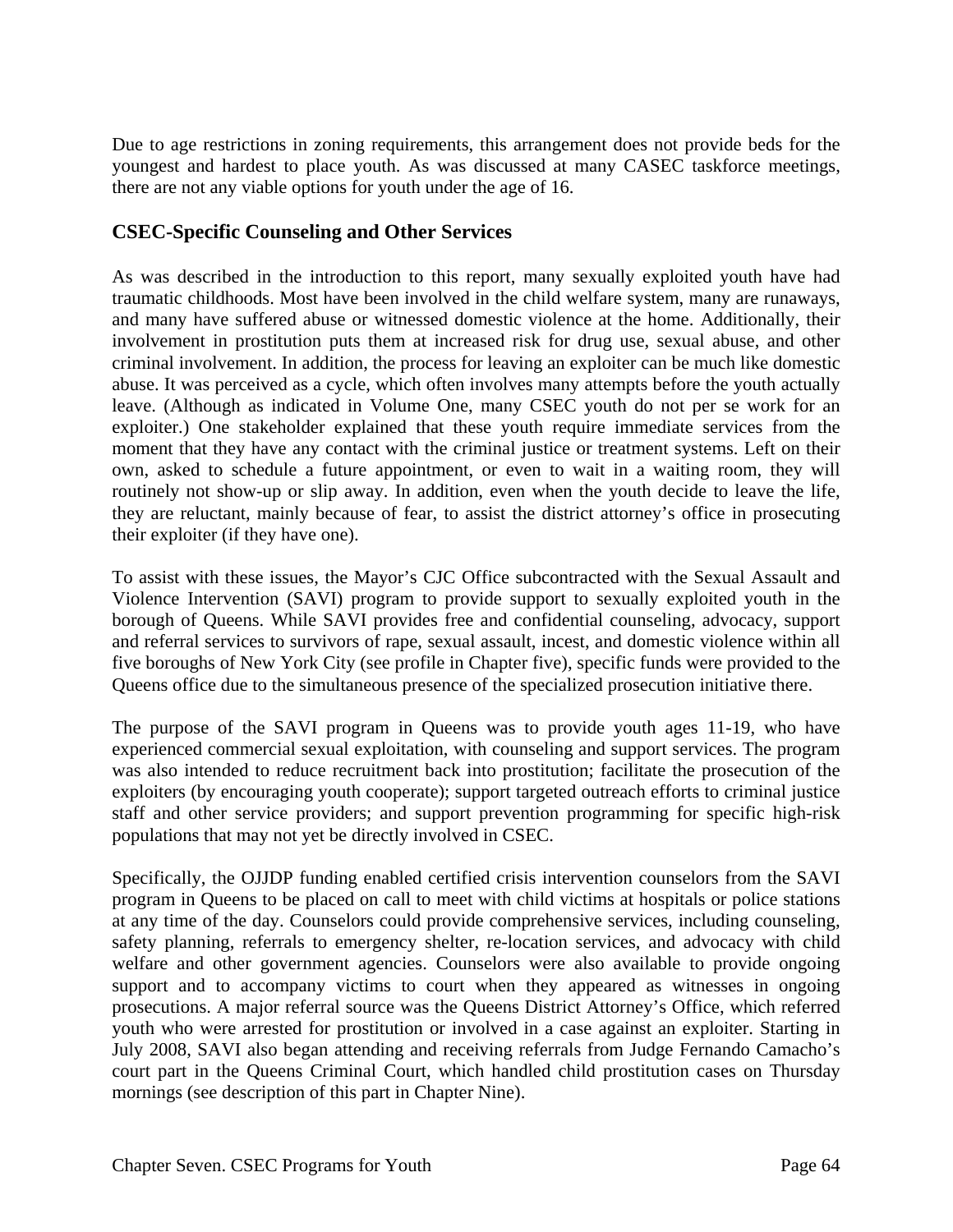Due to age restrictions in zoning requirements, this arrangement does not provide beds for the youngest and hardest to place youth. As was discussed at many CASEC taskforce meetings, there are not any viable options for youth under the age of 16.

## CSEC-Specific Counseling and Other Services

As was described in the introduction to this report, many sexually exploited youth have had traumatic childhoods. Most have been involved in the child welfare system, many are runaways, and many have suffered abuse or witnessed domestic violence at the home. Additionally, their involvement in prostitution puts them at increased risk for drug use, sexual abuse, and other criminal involvement. In addition, the process for leaving an exploiter can be much like domestic abuse. It was perceived as a cycle, which often involves many attempts before the youth actually leave. (Although as indicated in Volume One, many CSEC youth do not per se work for an exploiter.) One stakeholder explained that these youth require immediate services from the moment that they have any contact with the criminal justice or treatment systems. Left on their own, asked to schedule a future appointment, or even to wait in a waiting room, they will routinely not show-up or slip away. In addition, even when the youth decide to leave the life, they are reluctant, mainly because of fear, to assist the district attorney's office in prosecuting their exploiter (if they have one).

To assist with these issues, the Mayor's CJC Office subcontracted with the Sexual Assault and Violence Intervention (SAVI) program to provide support to sexually exploited youth in the borough of Queens. While SAVI provides free and confidential counseling, advocacy, support and referral services to survivors of rape, sexual assault, incest, and domestic violence within all five boroughs of New York City (see profile in Chapter five), specific funds were provided to the Queens office due to the simultaneous presence of the specialized prosecution initiative there.

The purpose of the SAVI program in Queens was to provide youth ages 11-19, who have experienced commercial sexual exploitation, with counseling and support services. The program was also intended to reduce recruitment back into prostitution; facilitate the prosecution of the exploiters (by encouraging youth cooperate); support targeted outreach efforts to criminal justice staff and other service providers; and support prevention programming for specific high-risk populations that may not yet be directly involved in CSEC.

Specifically, the OJJDP funding enabled certified crisis intervention counselors from the SAVI program in Queens to be placed on call to meet with child victims at hospitals or police stations at any time of the day. Counselors could provide comprehensive services, including counseling, safety planning, referrals to emergency shelter, re-location services, and advocacy with child welfare and other government agencies. Counselors were also available to provide ongoing support and to accompany victims to court when they appeared as witnesses in ongoing prosecutions. A major referral source was the Queens District Attorney's Office, which referred youth who were arrested for prostitution or involved in a case against an exploiter. Starting in July 2008, SAVI also began attending and receiving referrals from Judge Fernando Camacho's court part in the Queens Criminal Court, which handled child prostitution cases on Thursday mornings (see description of this part in Chapter Nine).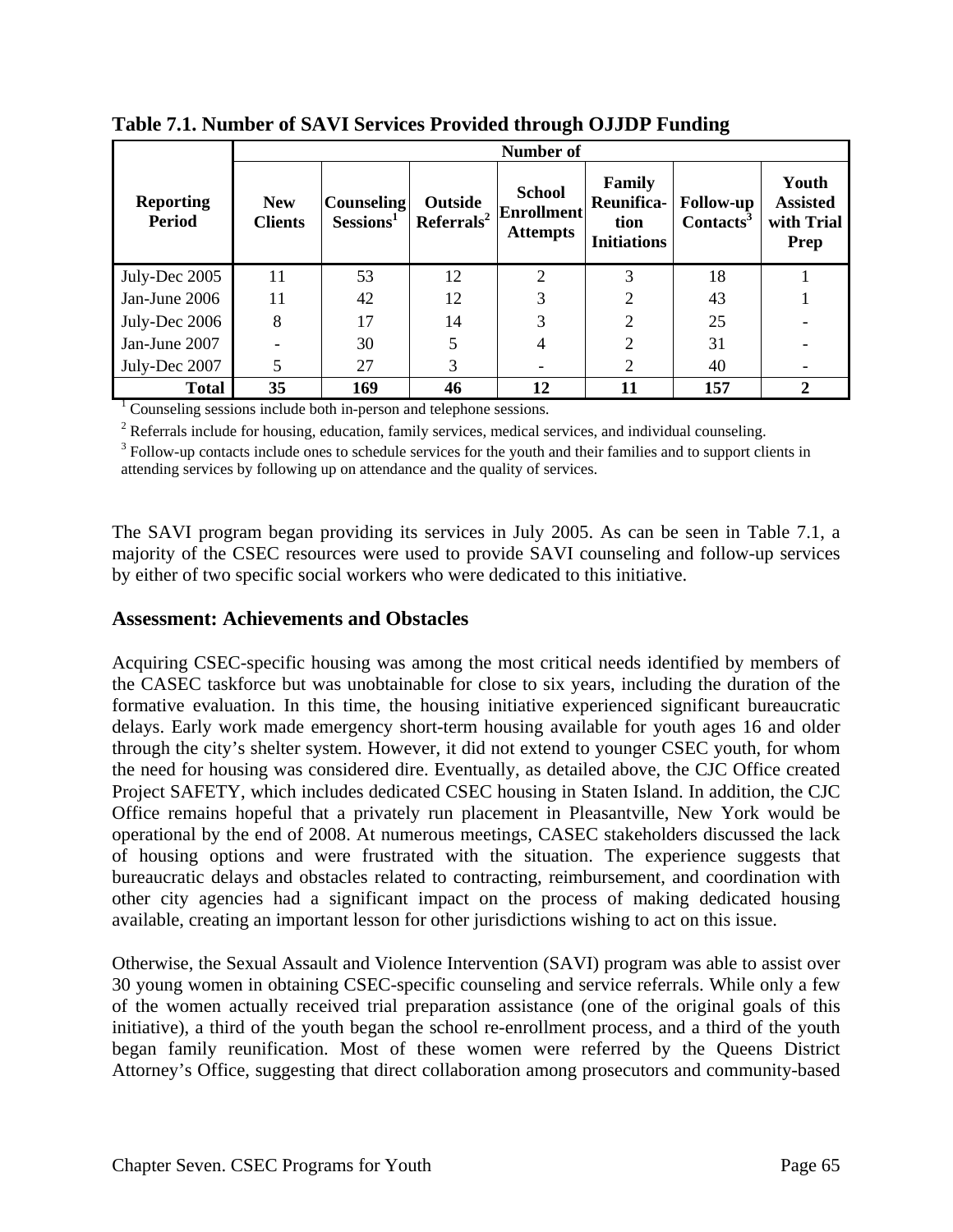**Table 7.1. Number of SAVI Services Provided through OJJDP Funding**

| Reporting Period | Number of | | | | | | |
|---|---|---|---|---|---|---|---|
| | New Clients | Counseling Sessions[1] | Outside Referrals[2] | School Enrollment Attempts | Family Reunification Initiations | Follow-up Contacts[3] | Youth Assisted with Trial Prep |
| July-Dec 2005 | 11 | 53 | 12 | 2 | 3 | 18 | 1 |
| Jan-June 2006 | 11 | 42 | 12 | 3 | 2 | 43 | 1 |
| July-Dec 2006 | 8 | 17 | 14 | 3 | 2 | 25 | - |
| Jan-June 2007 | - | 30 | 5 | 4 | 2 | 31 | - |
| July-Dec 2007 | 5 | 27 | 3 | - | 2 | 40 | - |
| **Total** | **35** | **169** | **46** | **12** | **11** | **157** | **2** |

[1] Counseling sessions include both in-person and telephone sessions.

[2] Referrals include for housing, education, family services, medical services, and individual counseling.

[3] Follow-up contacts include ones to schedule services for the youth and their families and to support clients in attending services by following up on attendance and the quality of services.

The SAVI program began providing its services in July 2005. As can be seen in Table 7.1, a majority of the CSEC resources were used to provide SAVI counseling and follow-up services by either of two specific social workers who were dedicated to this initiative.

### Assessment: Achievements and Obstacles

Acquiring CSEC-specific housing was among the most critical needs identified by members of the CASEC taskforce but was unobtainable for close to six years, including the duration of the formative evaluation. In this time, the housing initiative experienced significant bureaucratic delays. Early work made emergency short-term housing available for youth ages 16 and older through the city's shelter system. However, it did not extend to younger CSEC youth, for whom the need for housing was considered dire. Eventually, as detailed above, the CJC Office created Project SAFETY, which includes dedicated CSEC housing in Staten Island. In addition, the CJC Office remains hopeful that a privately run placement in Pleasantville, New York would be operational by the end of 2008. At numerous meetings, CASEC stakeholders discussed the lack of housing options and were frustrated with the situation. The experience suggests that bureaucratic delays and obstacles related to contracting, reimbursement, and coordination with other city agencies had a significant impact on the process of making dedicated housing available, creating an important lesson for other jurisdictions wishing to act on this issue.

Otherwise, the Sexual Assault and Violence Intervention (SAVI) program was able to assist over 30 young women in obtaining CSEC-specific counseling and service referrals. While only a few of the women actually received trial preparation assistance (one of the original goals of this initiative), a third of the youth began the school re-enrollment process, and a third of the youth began family reunification. Most of these women were referred by the Queens District Attorney's Office, suggesting that direct collaboration among prosecutors and community-based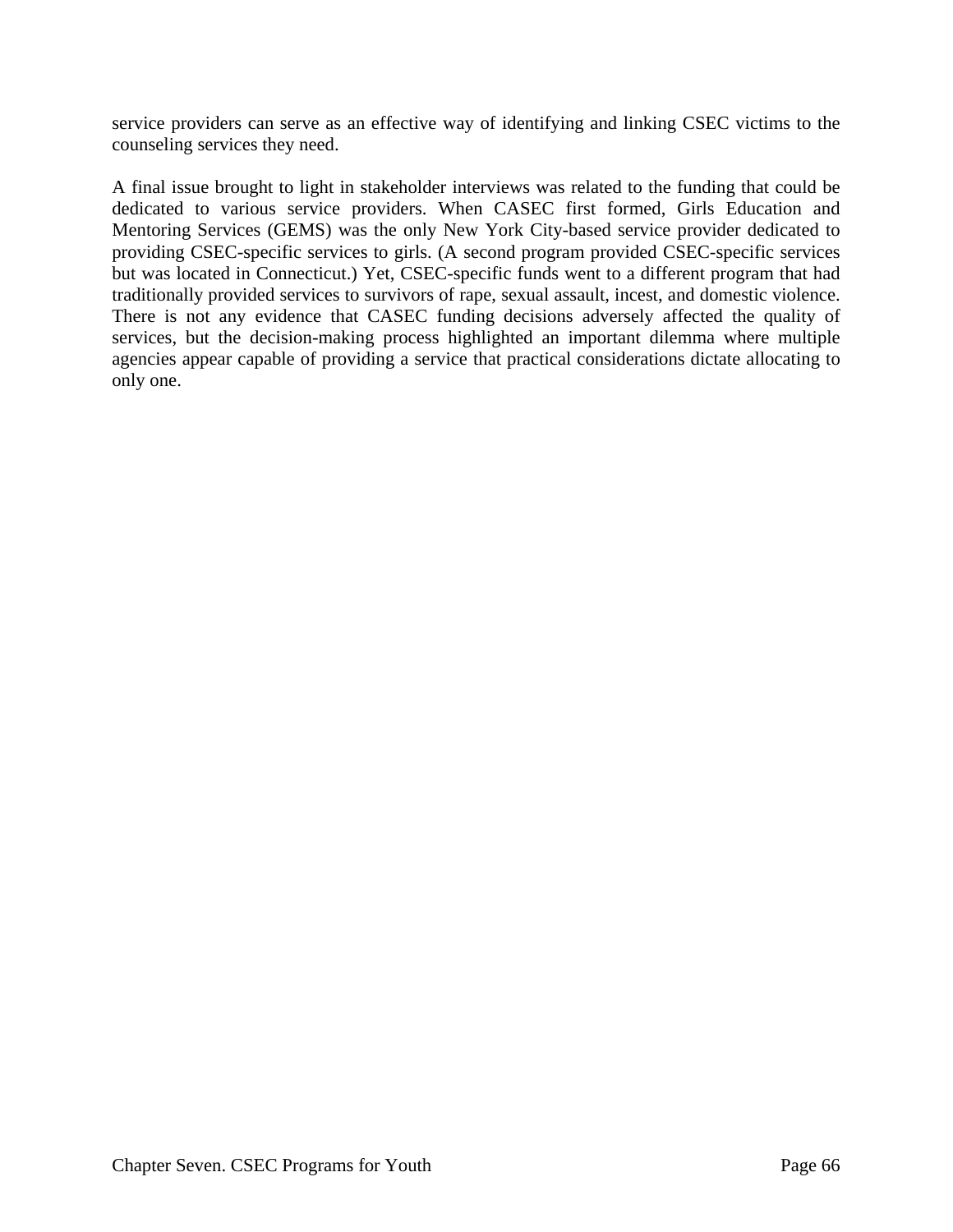service providers can serve as an effective way of identifying and linking CSEC victims to the counseling services they need.

A final issue brought to light in stakeholder interviews was related to the funding that could be dedicated to various service providers. When CASEC first formed, Girls Education and Mentoring Services (GEMS) was the only New York City-based service provider dedicated to providing CSEC-specific services to girls. (A second program provided CSEC-specific services but was located in Connecticut.) Yet, CSEC-specific funds went to a different program that had traditionally provided services to survivors of rape, sexual assault, incest, and domestic violence. There is not any evidence that CASEC funding decisions adversely affected the quality of services, but the decision-making process highlighted an important dilemma where multiple agencies appear capable of providing a service that practical considerations dictate allocating to only one.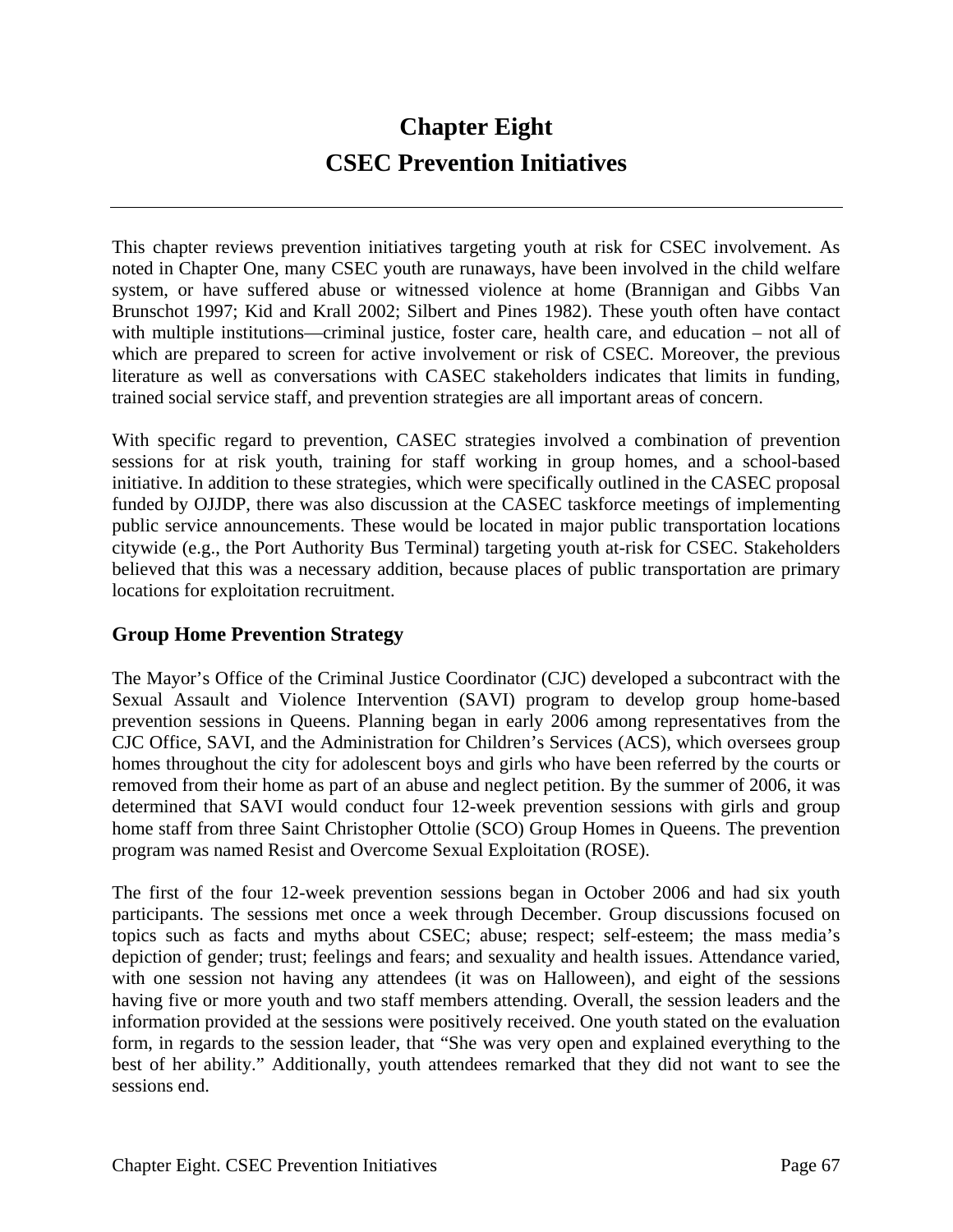# Chapter Eight
# CSEC Prevention Initiatives

This chapter reviews prevention initiatives targeting youth at risk for CSEC involvement. As noted in Chapter One, many CSEC youth are runaways, have been involved in the child welfare system, or have suffered abuse or witnessed violence at home (Brannigan and Gibbs Van Brunschot 1997; Kid and Krall 2002; Silbert and Pines 1982). These youth often have contact with multiple institutions—criminal justice, foster care, health care, and education – not all of which are prepared to screen for active involvement or risk of CSEC. Moreover, the previous literature as well as conversations with CASEC stakeholders indicates that limits in funding, trained social service staff, and prevention strategies are all important areas of concern.

With specific regard to prevention, CASEC strategies involved a combination of prevention sessions for at risk youth, training for staff working in group homes, and a school-based initiative. In addition to these strategies, which were specifically outlined in the CASEC proposal funded by OJJDP, there was also discussion at the CASEC taskforce meetings of implementing public service announcements. These would be located in major public transportation locations citywide (e.g., the Port Authority Bus Terminal) targeting youth at-risk for CSEC. Stakeholders believed that this was a necessary addition, because places of public transportation are primary locations for exploitation recruitment.

## Group Home Prevention Strategy

The Mayor's Office of the Criminal Justice Coordinator (CJC) developed a subcontract with the Sexual Assault and Violence Intervention (SAVI) program to develop group home-based prevention sessions in Queens. Planning began in early 2006 among representatives from the CJC Office, SAVI, and the Administration for Children's Services (ACS), which oversees group homes throughout the city for adolescent boys and girls who have been referred by the courts or removed from their home as part of an abuse and neglect petition. By the summer of 2006, it was determined that SAVI would conduct four 12-week prevention sessions with girls and group home staff from three Saint Christopher Ottolie (SCO) Group Homes in Queens. The prevention program was named Resist and Overcome Sexual Exploitation (ROSE).

The first of the four 12-week prevention sessions began in October 2006 and had six youth participants. The sessions met once a week through December. Group discussions focused on topics such as facts and myths about CSEC; abuse; respect; self-esteem; the mass media's depiction of gender; trust; feelings and fears; and sexuality and health issues. Attendance varied, with one session not having any attendees (it was on Halloween), and eight of the sessions having five or more youth and two staff members attending. Overall, the session leaders and the information provided at the sessions were positively received. One youth stated on the evaluation form, in regards to the session leader, that "She was very open and explained everything to the best of her ability." Additionally, youth attendees remarked that they did not want to see the sessions end.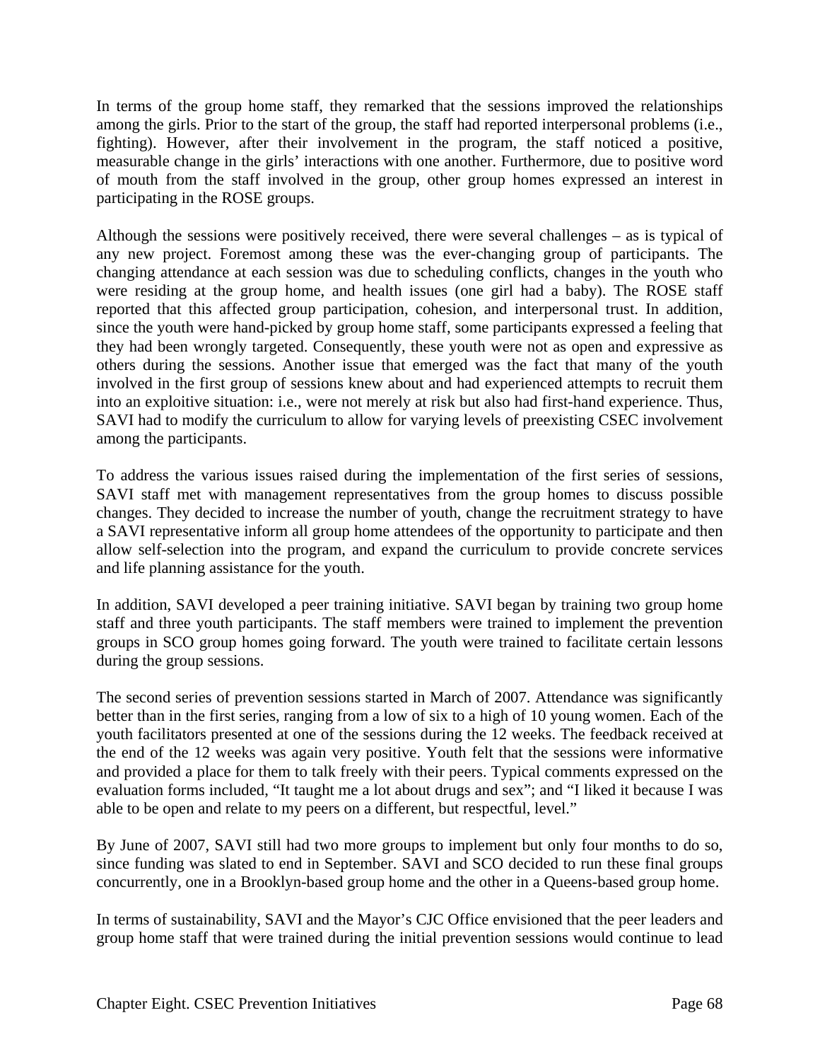In terms of the group home staff, they remarked that the sessions improved the relationships among the girls. Prior to the start of the group, the staff had reported interpersonal problems (i.e., fighting). However, after their involvement in the program, the staff noticed a positive, measurable change in the girls' interactions with one another. Furthermore, due to positive word of mouth from the staff involved in the group, other group homes expressed an interest in participating in the ROSE groups.

Although the sessions were positively received, there were several challenges – as is typical of any new project. Foremost among these was the ever-changing group of participants. The changing attendance at each session was due to scheduling conflicts, changes in the youth who were residing at the group home, and health issues (one girl had a baby). The ROSE staff reported that this affected group participation, cohesion, and interpersonal trust. In addition, since the youth were hand-picked by group home staff, some participants expressed a feeling that they had been wrongly targeted. Consequently, these youth were not as open and expressive as others during the sessions. Another issue that emerged was the fact that many of the youth involved in the first group of sessions knew about and had experienced attempts to recruit them into an exploitive situation: i.e., were not merely at risk but also had first-hand experience. Thus, SAVI had to modify the curriculum to allow for varying levels of preexisting CSEC involvement among the participants.

To address the various issues raised during the implementation of the first series of sessions, SAVI staff met with management representatives from the group homes to discuss possible changes. They decided to increase the number of youth, change the recruitment strategy to have a SAVI representative inform all group home attendees of the opportunity to participate and then allow self-selection into the program, and expand the curriculum to provide concrete services and life planning assistance for the youth.

In addition, SAVI developed a peer training initiative. SAVI began by training two group home staff and three youth participants. The staff members were trained to implement the prevention groups in SCO group homes going forward. The youth were trained to facilitate certain lessons during the group sessions.

The second series of prevention sessions started in March of 2007. Attendance was significantly better than in the first series, ranging from a low of six to a high of 10 young women. Each of the youth facilitators presented at one of the sessions during the 12 weeks. The feedback received at the end of the 12 weeks was again very positive. Youth felt that the sessions were informative and provided a place for them to talk freely with their peers. Typical comments expressed on the evaluation forms included, "It taught me a lot about drugs and sex"; and "I liked it because I was able to be open and relate to my peers on a different, but respectful, level."

By June of 2007, SAVI still had two more groups to implement but only four months to do so, since funding was slated to end in September. SAVI and SCO decided to run these final groups concurrently, one in a Brooklyn-based group home and the other in a Queens-based group home.

In terms of sustainability, SAVI and the Mayor's CJC Office envisioned that the peer leaders and group home staff that were trained during the initial prevention sessions would continue to lead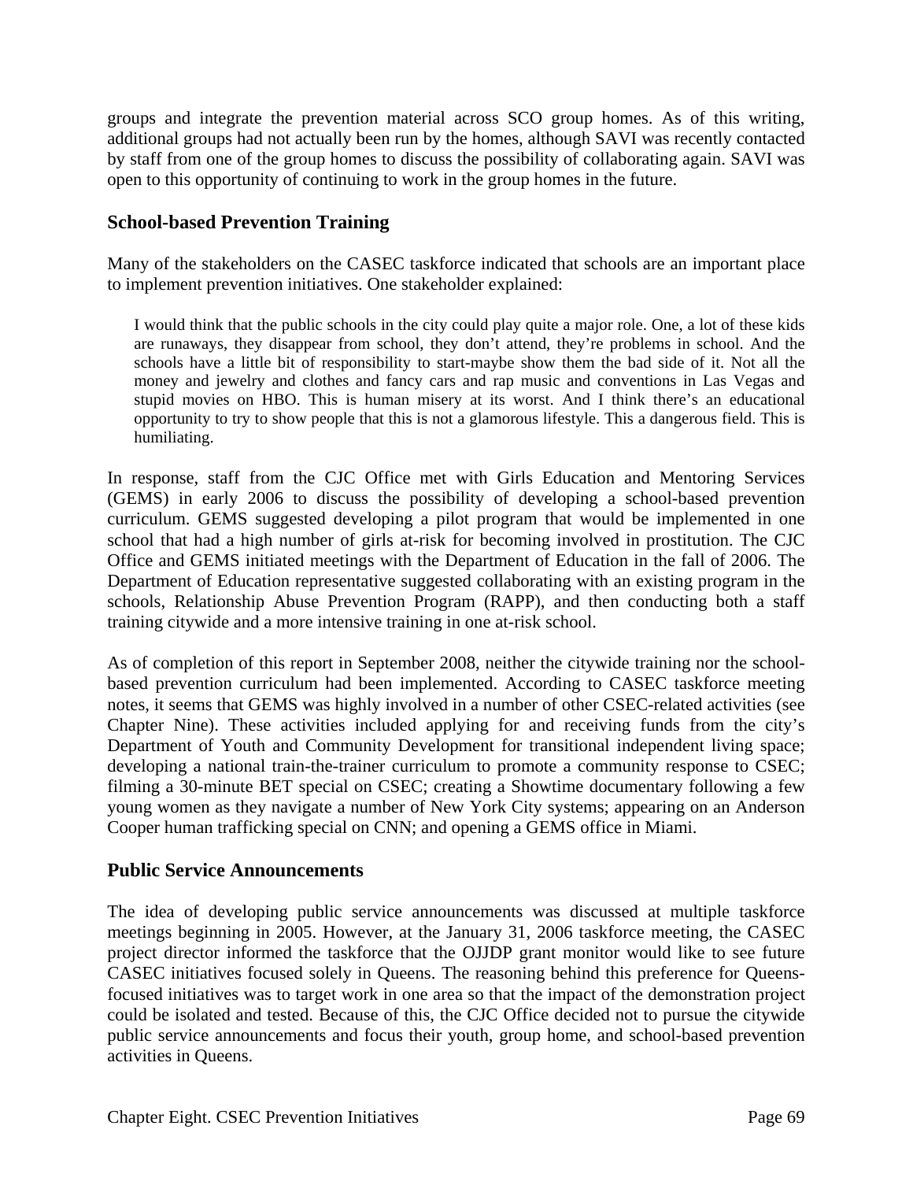groups and integrate the prevention material across SCO group homes. As of this writing, additional groups had not actually been run by the homes, although SAVI was recently contacted by staff from one of the group homes to discuss the possibility of collaborating again. SAVI was open to this opportunity of continuing to work in the group homes in the future.

### School-based Prevention Training

Many of the stakeholders on the CASEC taskforce indicated that schools are an important place to implement prevention initiatives. One stakeholder explained:

> I would think that the public schools in the city could play quite a major role. One, a lot of these kids are runaways, they disappear from school, they don't attend, they're problems in school. And the schools have a little bit of responsibility to start-maybe show them the bad side of it. Not all the money and jewelry and clothes and fancy cars and rap music and conventions in Las Vegas and stupid movies on HBO. This is human misery at its worst. And I think there's an educational opportunity to try to show people that this is not a glamorous lifestyle. This a dangerous field. This is humiliating.

In response, staff from the CJC Office met with Girls Education and Mentoring Services (GEMS) in early 2006 to discuss the possibility of developing a school-based prevention curriculum. GEMS suggested developing a pilot program that would be implemented in one school that had a high number of girls at-risk for becoming involved in prostitution. The CJC Office and GEMS initiated meetings with the Department of Education in the fall of 2006. The Department of Education representative suggested collaborating with an existing program in the schools, Relationship Abuse Prevention Program (RAPP), and then conducting both a staff training citywide and a more intensive training in one at-risk school.

As of completion of this report in September 2008, neither the citywide training nor the school-based prevention curriculum had been implemented. According to CASEC taskforce meeting notes, it seems that GEMS was highly involved in a number of other CSEC-related activities (see Chapter Nine). These activities included applying for and receiving funds from the city's Department of Youth and Community Development for transitional independent living space; developing a national train-the-trainer curriculum to promote a community response to CSEC; filming a 30-minute BET special on CSEC; creating a Showtime documentary following a few young women as they navigate a number of New York City systems; appearing on an Anderson Cooper human trafficking special on CNN; and opening a GEMS office in Miami.

### Public Service Announcements

The idea of developing public service announcements was discussed at multiple taskforce meetings beginning in 2005. However, at the January 31, 2006 taskforce meeting, the CASEC project director informed the taskforce that the OJJDP grant monitor would like to see future CASEC initiatives focused solely in Queens. The reasoning behind this preference for Queens-focused initiatives was to target work in one area so that the impact of the demonstration project could be isolated and tested. Because of this, the CJC Office decided not to pursue the citywide public service announcements and focus their youth, group home, and school-based prevention activities in Queens.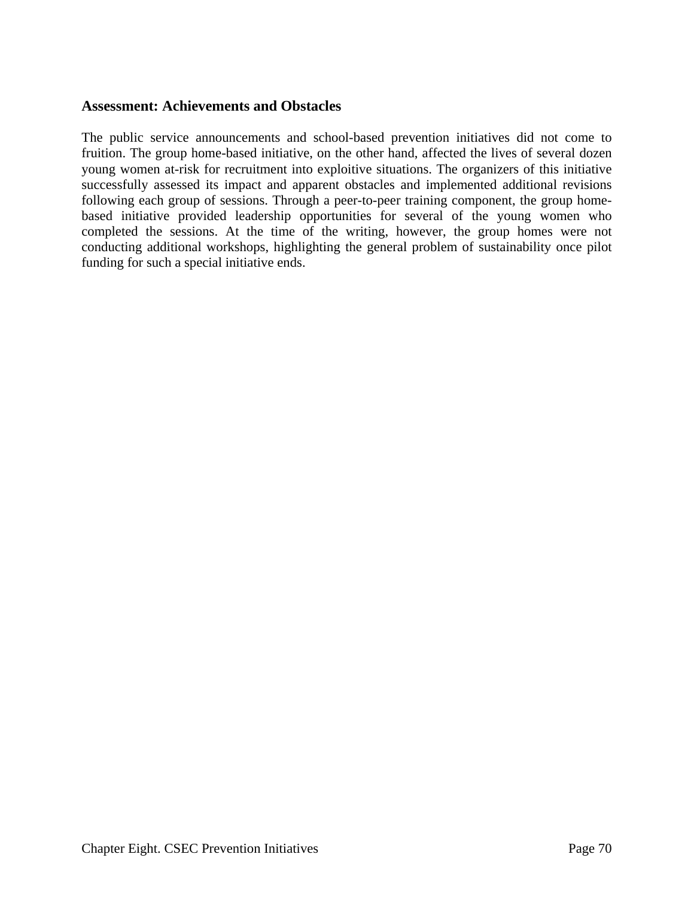### Assessment: Achievements and Obstacles

The public service announcements and school-based prevention initiatives did not come to fruition. The group home-based initiative, on the other hand, affected the lives of several dozen young women at-risk for recruitment into exploitive situations. The organizers of this initiative successfully assessed its impact and apparent obstacles and implemented additional revisions following each group of sessions. Through a peer-to-peer training component, the group home-based initiative provided leadership opportunities for several of the young women who completed the sessions. At the time of the writing, however, the group homes were not conducting additional workshops, highlighting the general problem of sustainability once pilot funding for such a special initiative ends.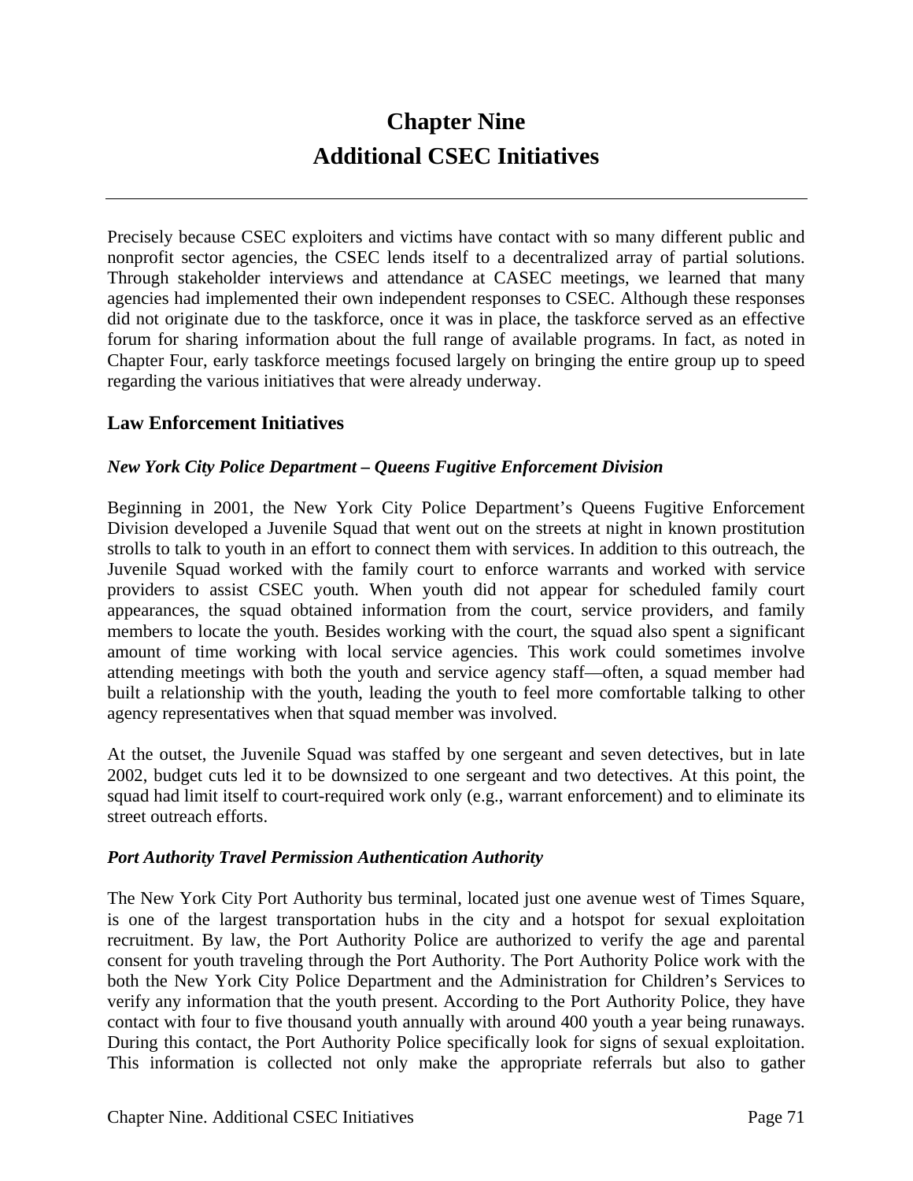# Chapter Nine
# Additional CSEC Initiatives

Precisely because CSEC exploiters and victims have contact with so many different public and nonprofit sector agencies, the CSEC lends itself to a decentralized array of partial solutions. Through stakeholder interviews and attendance at CASEC meetings, we learned that many agencies had implemented their own independent responses to CSEC. Although these responses did not originate due to the taskforce, once it was in place, the taskforce served as an effective forum for sharing information about the full range of available programs. In fact, as noted in Chapter Four, early taskforce meetings focused largely on bringing the entire group up to speed regarding the various initiatives that were already underway.

## Law Enforcement Initiatives

### *New York City Police Department – Queens Fugitive Enforcement Division*

Beginning in 2001, the New York City Police Department's Queens Fugitive Enforcement Division developed a Juvenile Squad that went out on the streets at night in known prostitution strolls to talk to youth in an effort to connect them with services. In addition to this outreach, the Juvenile Squad worked with the family court to enforce warrants and worked with service providers to assist CSEC youth. When youth did not appear for scheduled family court appearances, the squad obtained information from the court, service providers, and family members to locate the youth. Besides working with the court, the squad also spent a significant amount of time working with local service agencies. This work could sometimes involve attending meetings with both the youth and service agency staff—often, a squad member had built a relationship with the youth, leading the youth to feel more comfortable talking to other agency representatives when that squad member was involved.

At the outset, the Juvenile Squad was staffed by one sergeant and seven detectives, but in late 2002, budget cuts led it to be downsized to one sergeant and two detectives. At this point, the squad had limit itself to court-required work only (e.g., warrant enforcement) and to eliminate its street outreach efforts.

### *Port Authority Travel Permission Authentication Authority*

The New York City Port Authority bus terminal, located just one avenue west of Times Square, is one of the largest transportation hubs in the city and a hotspot for sexual exploitation recruitment. By law, the Port Authority Police are authorized to verify the age and parental consent for youth traveling through the Port Authority. The Port Authority Police work with the both the New York City Police Department and the Administration for Children's Services to verify any information that the youth present. According to the Port Authority Police, they have contact with four to five thousand youth annually with around 400 youth a year being runaways. During this contact, the Port Authority Police specifically look for signs of sexual exploitation. This information is collected not only make the appropriate referrals but also to gather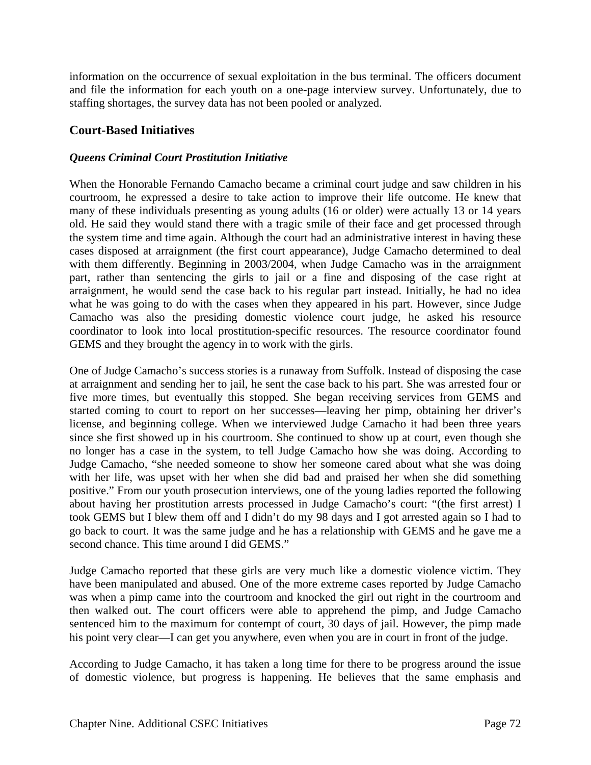information on the occurrence of sexual exploitation in the bus terminal. The officers document and file the information for each youth on a one-page interview survey. Unfortunately, due to staffing shortages, the survey data has not been pooled or analyzed.

## Court-Based Initiatives

### *Queens Criminal Court Prostitution Initiative*

When the Honorable Fernando Camacho became a criminal court judge and saw children in his courtroom, he expressed a desire to take action to improve their life outcome. He knew that many of these individuals presenting as young adults (16 or older) were actually 13 or 14 years old. He said they would stand there with a tragic smile of their face and get processed through the system time and time again. Although the court had an administrative interest in having these cases disposed at arraignment (the first court appearance), Judge Camacho determined to deal with them differently. Beginning in 2003/2004, when Judge Camacho was in the arraignment part, rather than sentencing the girls to jail or a fine and disposing of the case right at arraignment, he would send the case back to his regular part instead. Initially, he had no idea what he was going to do with the cases when they appeared in his part. However, since Judge Camacho was also the presiding domestic violence court judge, he asked his resource coordinator to look into local prostitution-specific resources. The resource coordinator found GEMS and they brought the agency in to work with the girls.

One of Judge Camacho's success stories is a runaway from Suffolk. Instead of disposing the case at arraignment and sending her to jail, he sent the case back to his part. She was arrested four or five more times, but eventually this stopped. She began receiving services from GEMS and started coming to court to report on her successes—leaving her pimp, obtaining her driver's license, and beginning college. When we interviewed Judge Camacho it had been three years since she first showed up in his courtroom. She continued to show up at court, even though she no longer has a case in the system, to tell Judge Camacho how she was doing. According to Judge Camacho, "she needed someone to show her someone cared about what she was doing with her life, was upset with her when she did bad and praised her when she did something positive." From our youth prosecution interviews, one of the young ladies reported the following about having her prostitution arrests processed in Judge Camacho's court: "(the first arrest) I took GEMS but I blew them off and I didn't do my 98 days and I got arrested again so I had to go back to court. It was the same judge and he has a relationship with GEMS and he gave me a second chance. This time around I did GEMS."

Judge Camacho reported that these girls are very much like a domestic violence victim. They have been manipulated and abused. One of the more extreme cases reported by Judge Camacho was when a pimp came into the courtroom and knocked the girl out right in the courtroom and then walked out. The court officers were able to apprehend the pimp, and Judge Camacho sentenced him to the maximum for contempt of court, 30 days of jail. However, the pimp made his point very clear—I can get you anywhere, even when you are in court in front of the judge.

According to Judge Camacho, it has taken a long time for there to be progress around the issue of domestic violence, but progress is happening. He believes that the same emphasis and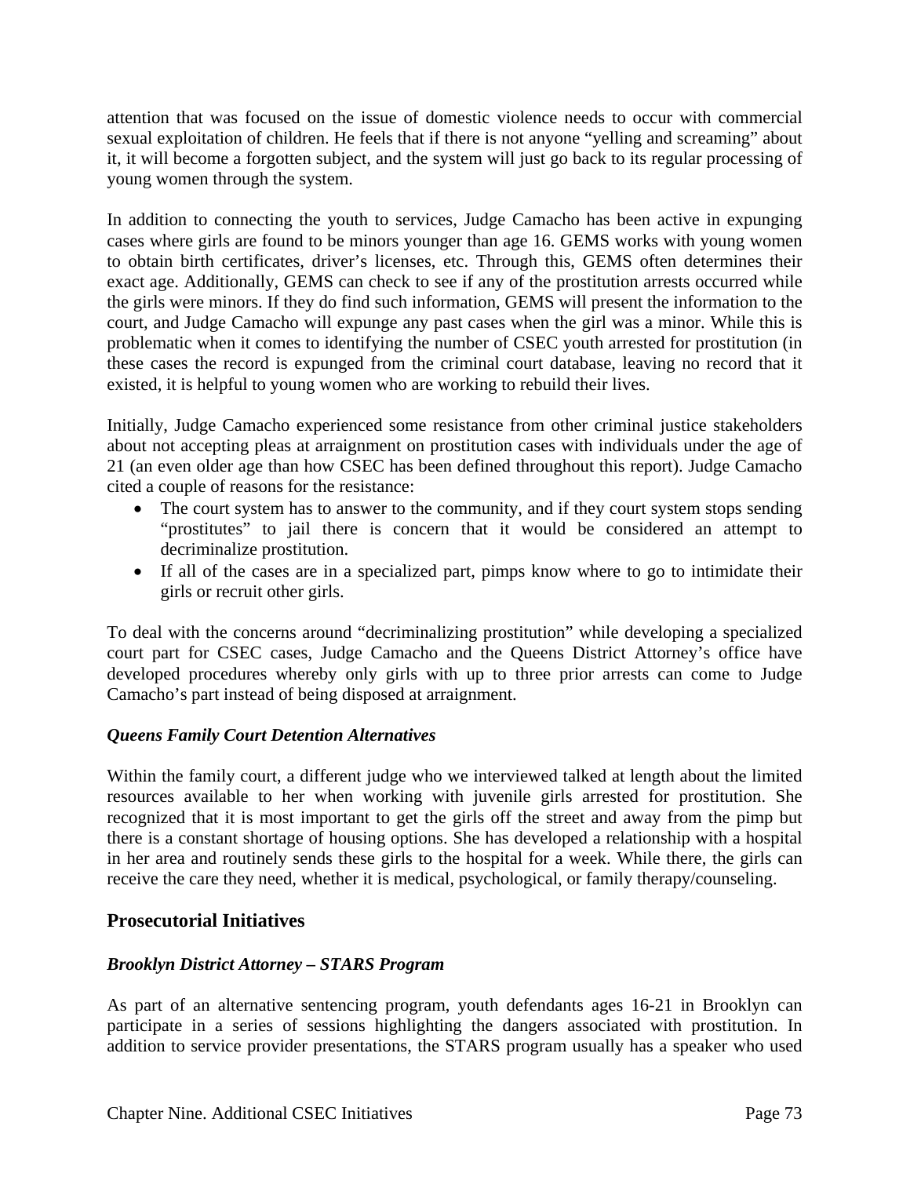attention that was focused on the issue of domestic violence needs to occur with commercial sexual exploitation of children. He feels that if there is not anyone "yelling and screaming" about it, it will become a forgotten subject, and the system will just go back to its regular processing of young women through the system.

In addition to connecting the youth to services, Judge Camacho has been active in expunging cases where girls are found to be minors younger than age 16. GEMS works with young women to obtain birth certificates, driver's licenses, etc. Through this, GEMS often determines their exact age. Additionally, GEMS can check to see if any of the prostitution arrests occurred while the girls were minors. If they do find such information, GEMS will present the information to the court, and Judge Camacho will expunge any past cases when the girl was a minor. While this is problematic when it comes to identifying the number of CSEC youth arrested for prostitution (in these cases the record is expunged from the criminal court database, leaving no record that it existed, it is helpful to young women who are working to rebuild their lives.

Initially, Judge Camacho experienced some resistance from other criminal justice stakeholders about not accepting pleas at arraignment on prostitution cases with individuals under the age of 21 (an even older age than how CSEC has been defined throughout this report). Judge Camacho cited a couple of reasons for the resistance:

- The court system has to answer to the community, and if they court system stops sending "prostitutes" to jail there is concern that it would be considered an attempt to decriminalize prostitution.
- If all of the cases are in a specialized part, pimps know where to go to intimidate their girls or recruit other girls.

To deal with the concerns around "decriminalizing prostitution" while developing a specialized court part for CSEC cases, Judge Camacho and the Queens District Attorney's office have developed procedures whereby only girls with up to three prior arrests can come to Judge Camacho's part instead of being disposed at arraignment.

### *Queens Family Court Detention Alternatives*

Within the family court, a different judge who we interviewed talked at length about the limited resources available to her when working with juvenile girls arrested for prostitution. She recognized that it is most important to get the girls off the street and away from the pimp but there is a constant shortage of housing options. She has developed a relationship with a hospital in her area and routinely sends these girls to the hospital for a week. While there, the girls can receive the care they need, whether it is medical, psychological, or family therapy/counseling.

## Prosecutorial Initiatives

### *Brooklyn District Attorney – STARS Program*

As part of an alternative sentencing program, youth defendants ages 16-21 in Brooklyn can participate in a series of sessions highlighting the dangers associated with prostitution. In addition to service provider presentations, the STARS program usually has a speaker who used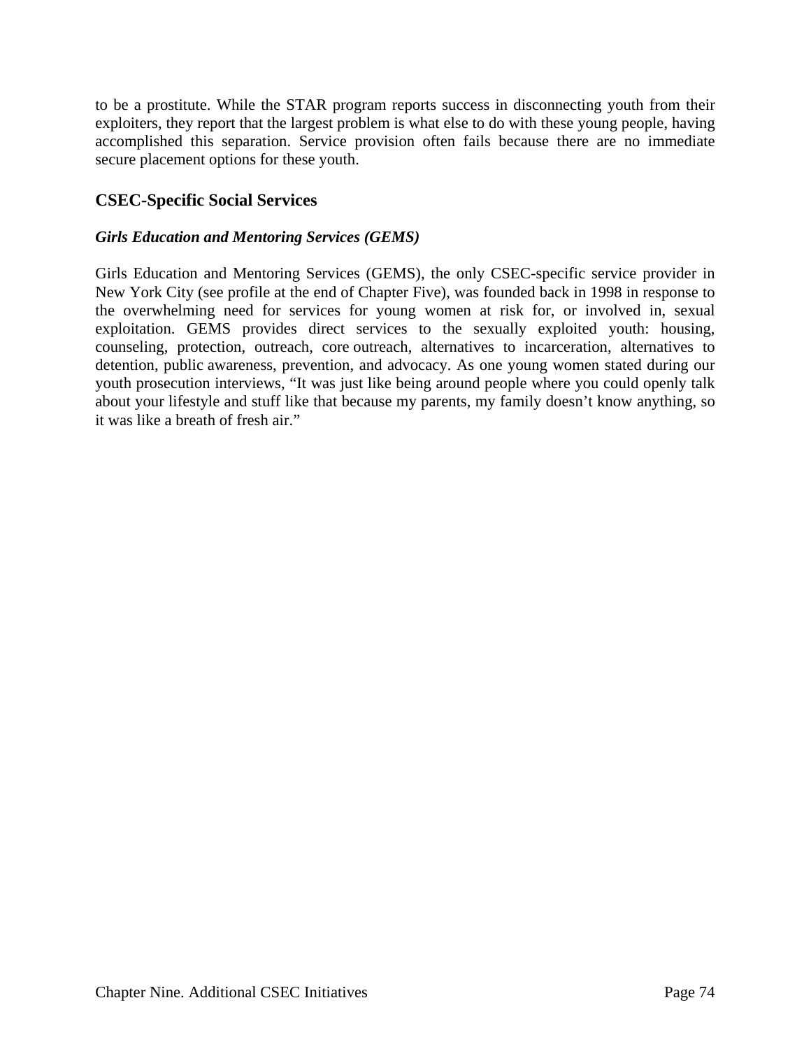to be a prostitute. While the STAR program reports success in disconnecting youth from their exploiters, they report that the largest problem is what else to do with these young people, having accomplished this separation. Service provision often fails because there are no immediate secure placement options for these youth.

## CSEC-Specific Social Services

### *Girls Education and Mentoring Services (GEMS)*

Girls Education and Mentoring Services (GEMS), the only CSEC-specific service provider in New York City (see profile at the end of Chapter Five), was founded back in 1998 in response to the overwhelming need for services for young women at risk for, or involved in, sexual exploitation. GEMS provides direct services to the sexually exploited youth: housing, counseling, protection, outreach, core outreach, alternatives to incarceration, alternatives to detention, public awareness, prevention, and advocacy. As one young women stated during our youth prosecution interviews, "It was just like being around people where you could openly talk about your lifestyle and stuff like that because my parents, my family doesn't know anything, so it was like a breath of fresh air."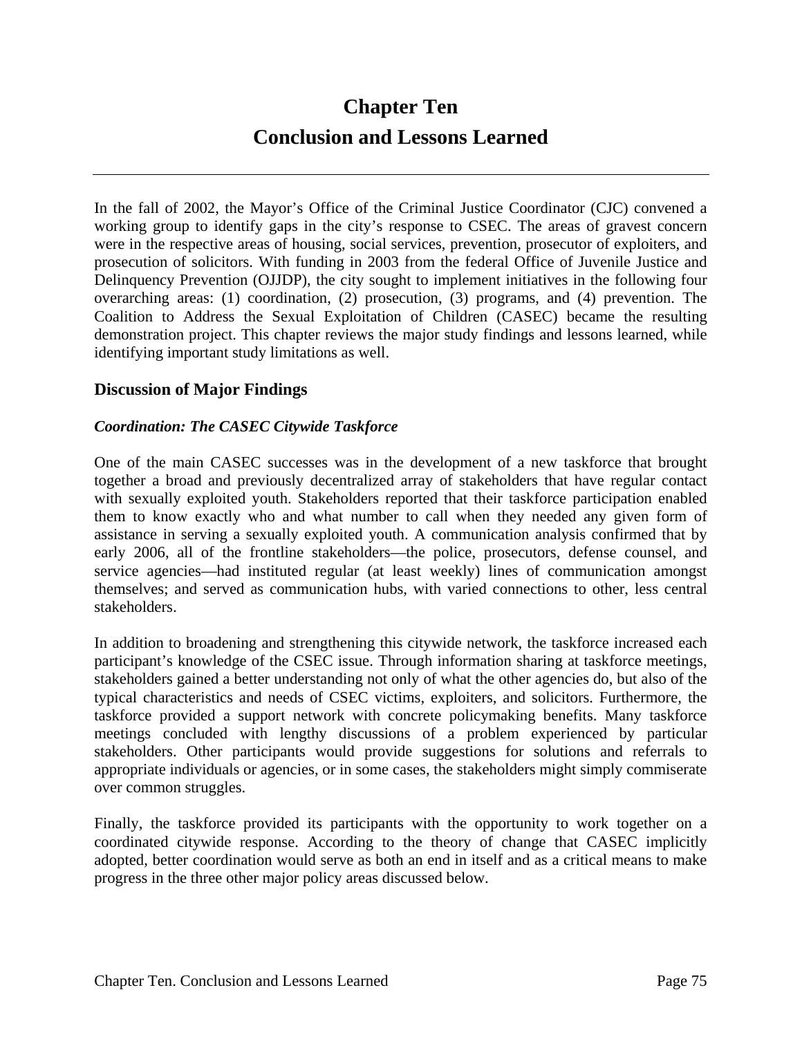# Chapter Ten
# Conclusion and Lessons Learned

In the fall of 2002, the Mayor's Office of the Criminal Justice Coordinator (CJC) convened a working group to identify gaps in the city's response to CSEC. The areas of gravest concern were in the respective areas of housing, social services, prevention, prosecutor of exploiters, and prosecution of solicitors. With funding in 2003 from the federal Office of Juvenile Justice and Delinquency Prevention (OJJDP), the city sought to implement initiatives in the following four overarching areas: (1) coordination, (2) prosecution, (3) programs, and (4) prevention. The Coalition to Address the Sexual Exploitation of Children (CASEC) became the resulting demonstration project. This chapter reviews the major study findings and lessons learned, while identifying important study limitations as well.

## Discussion of Major Findings

### *Coordination: The CASEC Citywide Taskforce*

One of the main CASEC successes was in the development of a new taskforce that brought together a broad and previously decentralized array of stakeholders that have regular contact with sexually exploited youth. Stakeholders reported that their taskforce participation enabled them to know exactly who and what number to call when they needed any given form of assistance in serving a sexually exploited youth. A communication analysis confirmed that by early 2006, all of the frontline stakeholders—the police, prosecutors, defense counsel, and service agencies—had instituted regular (at least weekly) lines of communication amongst themselves; and served as communication hubs, with varied connections to other, less central stakeholders.

In addition to broadening and strengthening this citywide network, the taskforce increased each participant's knowledge of the CSEC issue. Through information sharing at taskforce meetings, stakeholders gained a better understanding not only of what the other agencies do, but also of the typical characteristics and needs of CSEC victims, exploiters, and solicitors. Furthermore, the taskforce provided a support network with concrete policymaking benefits. Many taskforce meetings concluded with lengthy discussions of a problem experienced by particular stakeholders. Other participants would provide suggestions for solutions and referrals to appropriate individuals or agencies, or in some cases, the stakeholders might simply commiserate over common struggles.

Finally, the taskforce provided its participants with the opportunity to work together on a coordinated citywide response. According to the theory of change that CASEC implicitly adopted, better coordination would serve as both an end in itself and as a critical means to make progress in the three other major policy areas discussed below.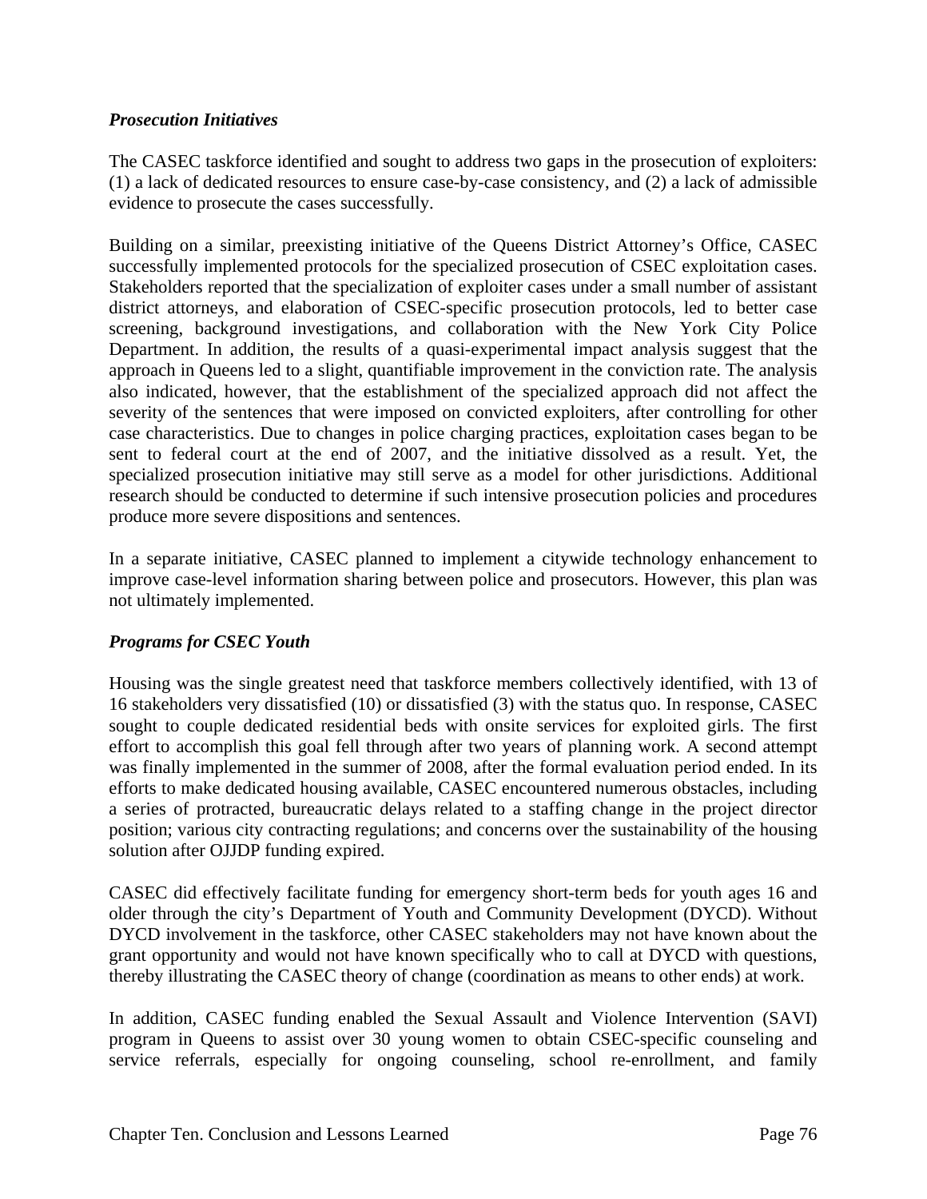### *Prosecution Initiatives*

The CASEC taskforce identified and sought to address two gaps in the prosecution of exploiters: (1) a lack of dedicated resources to ensure case-by-case consistency, and (2) a lack of admissible evidence to prosecute the cases successfully.

Building on a similar, preexisting initiative of the Queens District Attorney's Office, CASEC successfully implemented protocols for the specialized prosecution of CSEC exploitation cases. Stakeholders reported that the specialization of exploiter cases under a small number of assistant district attorneys, and elaboration of CSEC-specific prosecution protocols, led to better case screening, background investigations, and collaboration with the New York City Police Department. In addition, the results of a quasi-experimental impact analysis suggest that the approach in Queens led to a slight, quantifiable improvement in the conviction rate. The analysis also indicated, however, that the establishment of the specialized approach did not affect the severity of the sentences that were imposed on convicted exploiters, after controlling for other case characteristics. Due to changes in police charging practices, exploitation cases began to be sent to federal court at the end of 2007, and the initiative dissolved as a result. Yet, the specialized prosecution initiative may still serve as a model for other jurisdictions. Additional research should be conducted to determine if such intensive prosecution policies and procedures produce more severe dispositions and sentences.

In a separate initiative, CASEC planned to implement a citywide technology enhancement to improve case-level information sharing between police and prosecutors. However, this plan was not ultimately implemented.

### *Programs for CSEC Youth*

Housing was the single greatest need that taskforce members collectively identified, with 13 of 16 stakeholders very dissatisfied (10) or dissatisfied (3) with the status quo. In response, CASEC sought to couple dedicated residential beds with onsite services for exploited girls. The first effort to accomplish this goal fell through after two years of planning work. A second attempt was finally implemented in the summer of 2008, after the formal evaluation period ended. In its efforts to make dedicated housing available, CASEC encountered numerous obstacles, including a series of protracted, bureaucratic delays related to a staffing change in the project director position; various city contracting regulations; and concerns over the sustainability of the housing solution after OJJDP funding expired.

CASEC did effectively facilitate funding for emergency short-term beds for youth ages 16 and older through the city's Department of Youth and Community Development (DYCD). Without DYCD involvement in the taskforce, other CASEC stakeholders may not have known about the grant opportunity and would not have known specifically who to call at DYCD with questions, thereby illustrating the CASEC theory of change (coordination as means to other ends) at work.

In addition, CASEC funding enabled the Sexual Assault and Violence Intervention (SAVI) program in Queens to assist over 30 young women to obtain CSEC-specific counseling and service referrals, especially for ongoing counseling, school re-enrollment, and family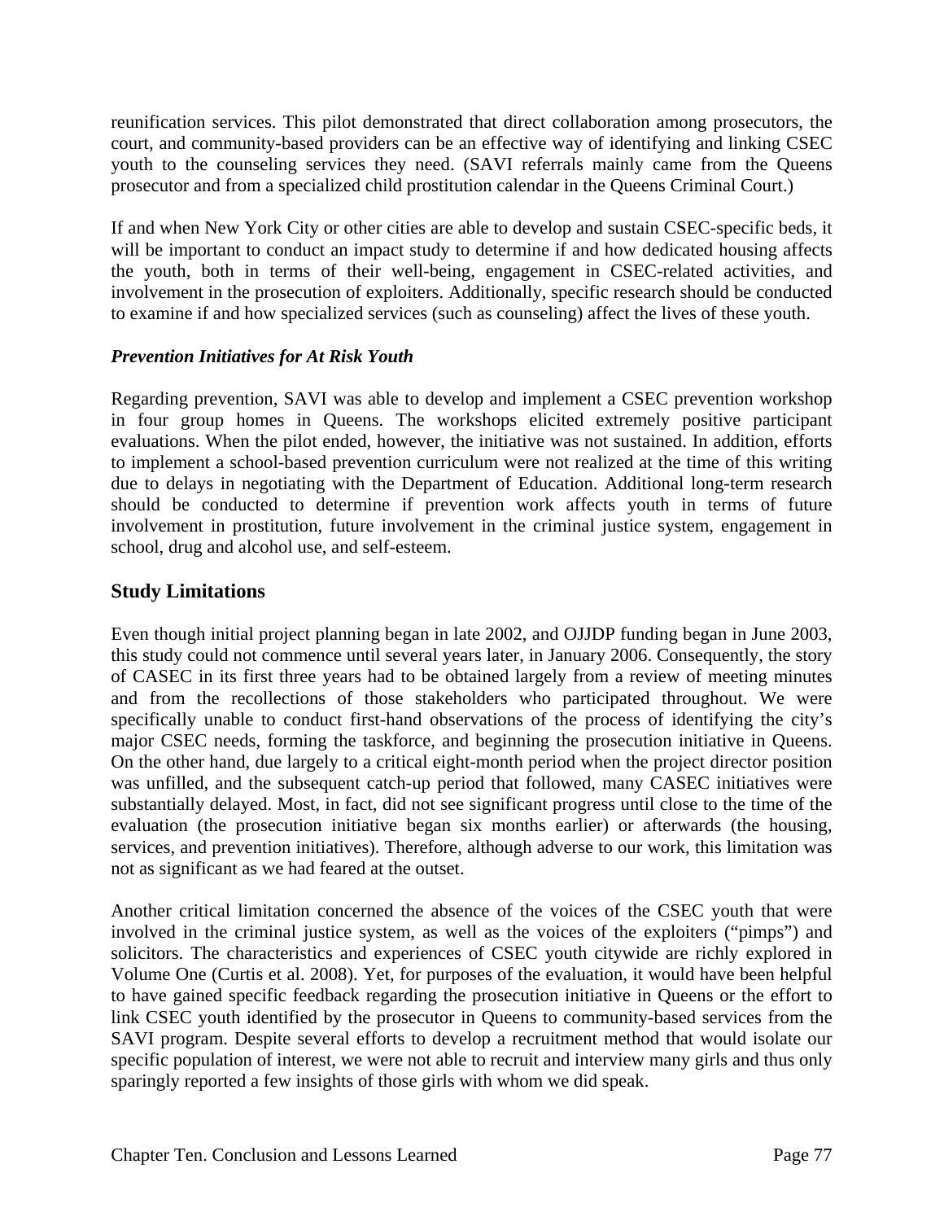reunification services. This pilot demonstrated that direct collaboration among prosecutors, the court, and community-based providers can be an effective way of identifying and linking CSEC youth to the counseling services they need. (SAVI referrals mainly came from the Queens prosecutor and from a specialized child prostitution calendar in the Queens Criminal Court.)

If and when New York City or other cities are able to develop and sustain CSEC-specific beds, it will be important to conduct an impact study to determine if and how dedicated housing affects the youth, both in terms of their well-being, engagement in CSEC-related activities, and involvement in the prosecution of exploiters. Additionally, specific research should be conducted to examine if and how specialized services (such as counseling) affect the lives of these youth.

### *Prevention Initiatives for At Risk Youth*

Regarding prevention, SAVI was able to develop and implement a CSEC prevention workshop in four group homes in Queens. The workshops elicited extremely positive participant evaluations. When the pilot ended, however, the initiative was not sustained. In addition, efforts to implement a school-based prevention curriculum were not realized at the time of this writing due to delays in negotiating with the Department of Education. Additional long-term research should be conducted to determine if prevention work affects youth in terms of future involvement in prostitution, future involvement in the criminal justice system, engagement in school, drug and alcohol use, and self-esteem.

## Study Limitations

Even though initial project planning began in late 2002, and OJJDP funding began in June 2003, this study could not commence until several years later, in January 2006. Consequently, the story of CASEC in its first three years had to be obtained largely from a review of meeting minutes and from the recollections of those stakeholders who participated throughout. We were specifically unable to conduct first-hand observations of the process of identifying the city's major CSEC needs, forming the taskforce, and beginning the prosecution initiative in Queens. On the other hand, due largely to a critical eight-month period when the project director position was unfilled, and the subsequent catch-up period that followed, many CASEC initiatives were substantially delayed. Most, in fact, did not see significant progress until close to the time of the evaluation (the prosecution initiative began six months earlier) or afterwards (the housing, services, and prevention initiatives). Therefore, although adverse to our work, this limitation was not as significant as we had feared at the outset.

Another critical limitation concerned the absence of the voices of the CSEC youth that were involved in the criminal justice system, as well as the voices of the exploiters ("pimps") and solicitors. The characteristics and experiences of CSEC youth citywide are richly explored in Volume One (Curtis et al. 2008). Yet, for purposes of the evaluation, it would have been helpful to have gained specific feedback regarding the prosecution initiative in Queens or the effort to link CSEC youth identified by the prosecutor in Queens to community-based services from the SAVI program. Despite several efforts to develop a recruitment method that would isolate our specific population of interest, we were not able to recruit and interview many girls and thus only sparingly reported a few insights of those girls with whom we did speak.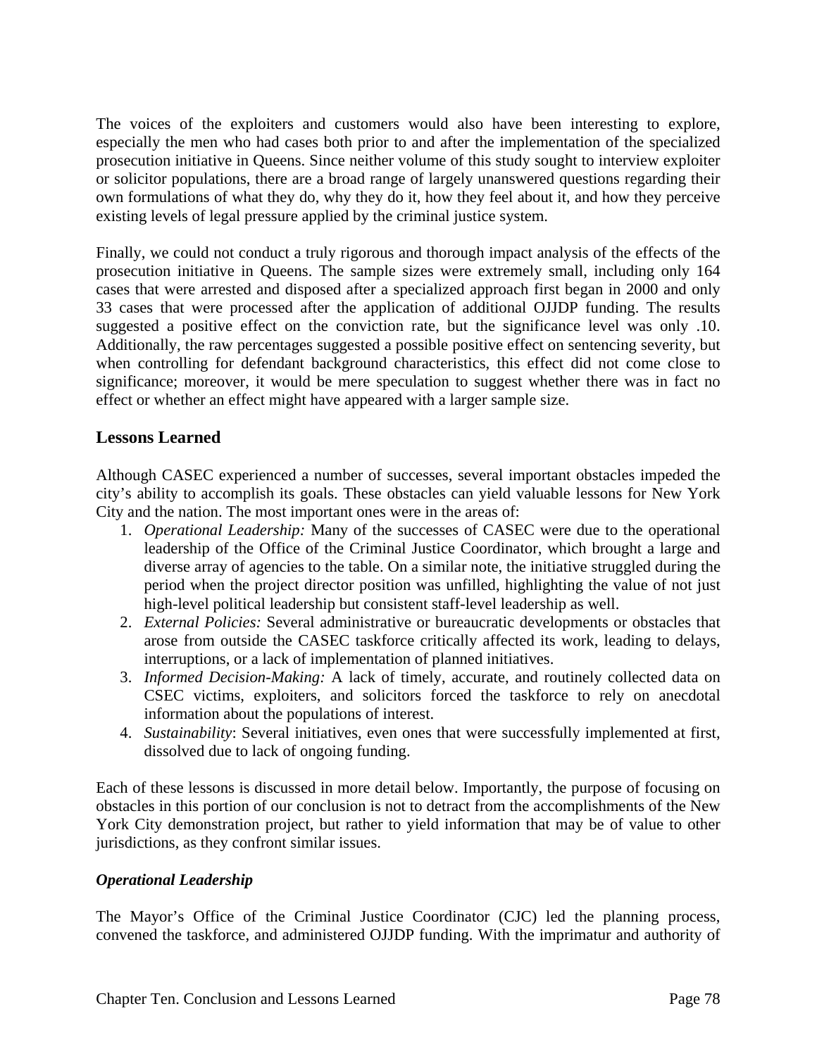The voices of the exploiters and customers would also have been interesting to explore, especially the men who had cases both prior to and after the implementation of the specialized prosecution initiative in Queens. Since neither volume of this study sought to interview exploiter or solicitor populations, there are a broad range of largely unanswered questions regarding their own formulations of what they do, why they do it, how they feel about it, and how they perceive existing levels of legal pressure applied by the criminal justice system.

Finally, we could not conduct a truly rigorous and thorough impact analysis of the effects of the prosecution initiative in Queens. The sample sizes were extremely small, including only 164 cases that were arrested and disposed after a specialized approach first began in 2000 and only 33 cases that were processed after the application of additional OJJDP funding. The results suggested a positive effect on the conviction rate, but the significance level was only .10. Additionally, the raw percentages suggested a possible positive effect on sentencing severity, but when controlling for defendant background characteristics, this effect did not come close to significance; moreover, it would be mere speculation to suggest whether there was in fact no effect or whether an effect might have appeared with a larger sample size.

## Lessons Learned

Although CASEC experienced a number of successes, several important obstacles impeded the city's ability to accomplish its goals. These obstacles can yield valuable lessons for New York City and the nation. The most important ones were in the areas of:

1. *Operational Leadership:* Many of the successes of CASEC were due to the operational leadership of the Office of the Criminal Justice Coordinator, which brought a large and diverse array of agencies to the table. On a similar note, the initiative struggled during the period when the project director position was unfilled, highlighting the value of not just high-level political leadership but consistent staff-level leadership as well.
2. *External Policies:* Several administrative or bureaucratic developments or obstacles that arose from outside the CASEC taskforce critically affected its work, leading to delays, interruptions, or a lack of implementation of planned initiatives.
3. *Informed Decision-Making:* A lack of timely, accurate, and routinely collected data on CSEC victims, exploiters, and solicitors forced the taskforce to rely on anecdotal information about the populations of interest.
4. *Sustainability*: Several initiatives, even ones that were successfully implemented at first, dissolved due to lack of ongoing funding.

Each of these lessons is discussed in more detail below. Importantly, the purpose of focusing on obstacles in this portion of our conclusion is not to detract from the accomplishments of the New York City demonstration project, but rather to yield information that may be of value to other jurisdictions, as they confront similar issues.

### *Operational Leadership*

The Mayor's Office of the Criminal Justice Coordinator (CJC) led the planning process, convened the taskforce, and administered OJJDP funding. With the imprimatur and authority of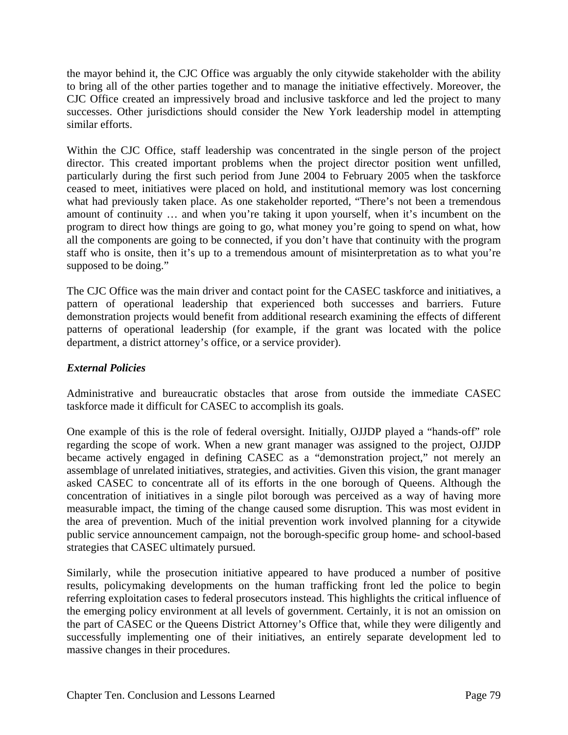the mayor behind it, the CJC Office was arguably the only citywide stakeholder with the ability to bring all of the other parties together and to manage the initiative effectively. Moreover, the CJC Office created an impressively broad and inclusive taskforce and led the project to many successes. Other jurisdictions should consider the New York leadership model in attempting similar efforts.

Within the CJC Office, staff leadership was concentrated in the single person of the project director. This created important problems when the project director position went unfilled, particularly during the first such period from June 2004 to February 2005 when the taskforce ceased to meet, initiatives were placed on hold, and institutional memory was lost concerning what had previously taken place. As one stakeholder reported, "There's not been a tremendous amount of continuity … and when you're taking it upon yourself, when it's incumbent on the program to direct how things are going to go, what money you're going to spend on what, how all the components are going to be connected, if you don't have that continuity with the program staff who is onsite, then it's up to a tremendous amount of misinterpretation as to what you're supposed to be doing."

The CJC Office was the main driver and contact point for the CASEC taskforce and initiatives, a pattern of operational leadership that experienced both successes and barriers. Future demonstration projects would benefit from additional research examining the effects of different patterns of operational leadership (for example, if the grant was located with the police department, a district attorney's office, or a service provider).

### *External Policies*

Administrative and bureaucratic obstacles that arose from outside the immediate CASEC taskforce made it difficult for CASEC to accomplish its goals.

One example of this is the role of federal oversight. Initially, OJJDP played a "hands-off" role regarding the scope of work. When a new grant manager was assigned to the project, OJJDP became actively engaged in defining CASEC as a "demonstration project," not merely an assemblage of unrelated initiatives, strategies, and activities. Given this vision, the grant manager asked CASEC to concentrate all of its efforts in the one borough of Queens. Although the concentration of initiatives in a single pilot borough was perceived as a way of having more measurable impact, the timing of the change caused some disruption. This was most evident in the area of prevention. Much of the initial prevention work involved planning for a citywide public service announcement campaign, not the borough-specific group home- and school-based strategies that CASEC ultimately pursued.

Similarly, while the prosecution initiative appeared to have produced a number of positive results, policymaking developments on the human trafficking front led the police to begin referring exploitation cases to federal prosecutors instead. This highlights the critical influence of the emerging policy environment at all levels of government. Certainly, it is not an omission on the part of CASEC or the Queens District Attorney's Office that, while they were diligently and successfully implementing one of their initiatives, an entirely separate development led to massive changes in their procedures.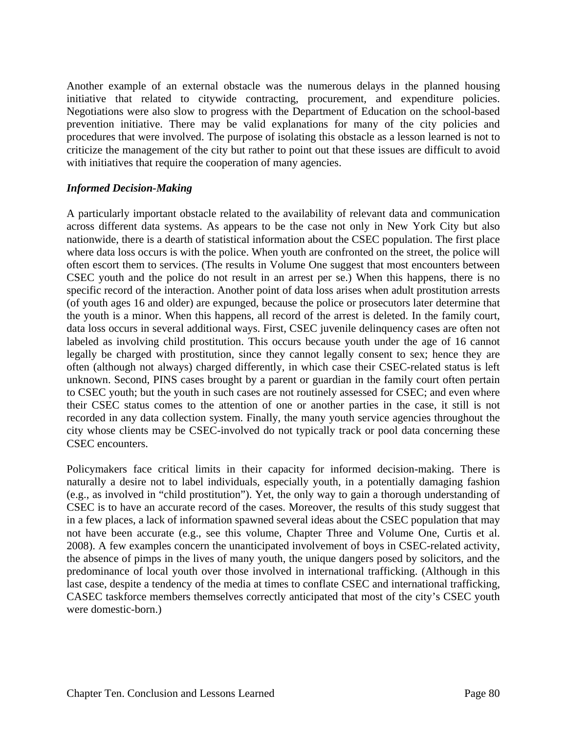Another example of an external obstacle was the numerous delays in the planned housing initiative that related to citywide contracting, procurement, and expenditure policies. Negotiations were also slow to progress with the Department of Education on the school-based prevention initiative. There may be valid explanations for many of the city policies and procedures that were involved. The purpose of isolating this obstacle as a lesson learned is not to criticize the management of the city but rather to point out that these issues are difficult to avoid with initiatives that require the cooperation of many agencies.

### *Informed Decision-Making*

A particularly important obstacle related to the availability of relevant data and communication across different data systems. As appears to be the case not only in New York City but also nationwide, there is a dearth of statistical information about the CSEC population. The first place where data loss occurs is with the police. When youth are confronted on the street, the police will often escort them to services. (The results in Volume One suggest that most encounters between CSEC youth and the police do not result in an arrest per se.) When this happens, there is no specific record of the interaction. Another point of data loss arises when adult prostitution arrests (of youth ages 16 and older) are expunged, because the police or prosecutors later determine that the youth is a minor. When this happens, all record of the arrest is deleted. In the family court, data loss occurs in several additional ways. First, CSEC juvenile delinquency cases are often not labeled as involving child prostitution. This occurs because youth under the age of 16 cannot legally be charged with prostitution, since they cannot legally consent to sex; hence they are often (although not always) charged differently, in which case their CSEC-related status is left unknown. Second, PINS cases brought by a parent or guardian in the family court often pertain to CSEC youth; but the youth in such cases are not routinely assessed for CSEC; and even where their CSEC status comes to the attention of one or another parties in the case, it still is not recorded in any data collection system. Finally, the many youth service agencies throughout the city whose clients may be CSEC-involved do not typically track or pool data concerning these CSEC encounters.

Policymakers face critical limits in their capacity for informed decision-making. There is naturally a desire not to label individuals, especially youth, in a potentially damaging fashion (e.g., as involved in "child prostitution"). Yet, the only way to gain a thorough understanding of CSEC is to have an accurate record of the cases. Moreover, the results of this study suggest that in a few places, a lack of information spawned several ideas about the CSEC population that may not have been accurate (e.g., see this volume, Chapter Three and Volume One, Curtis et al. 2008). A few examples concern the unanticipated involvement of boys in CSEC-related activity, the absence of pimps in the lives of many youth, the unique dangers posed by solicitors, and the predominance of local youth over those involved in international trafficking. (Although in this last case, despite a tendency of the media at times to conflate CSEC and international trafficking, CASEC taskforce members themselves correctly anticipated that most of the city's CSEC youth were domestic-born.)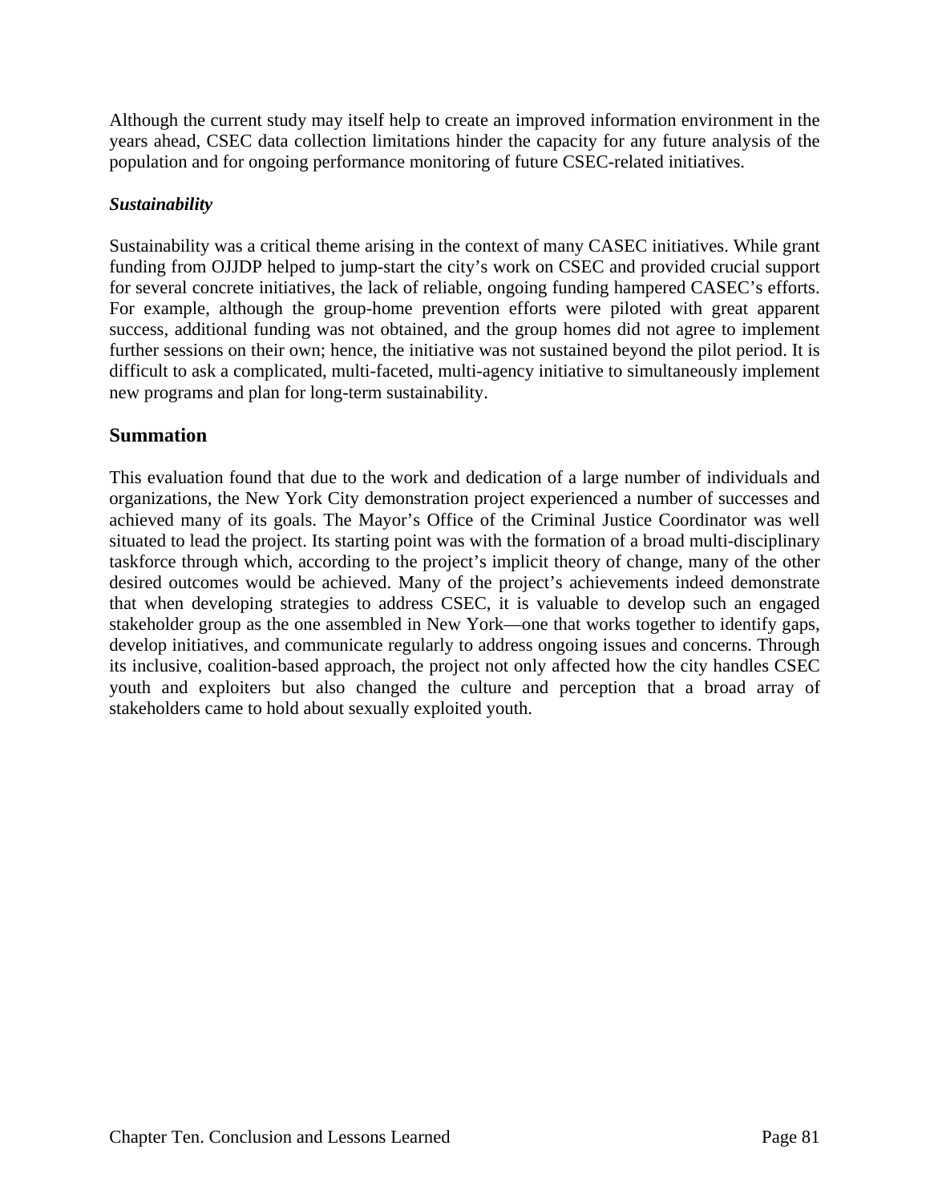Although the current study may itself help to create an improved information environment in the years ahead, CSEC data collection limitations hinder the capacity for any future analysis of the population and for ongoing performance monitoring of future CSEC-related initiatives.

***Sustainability***

Sustainability was a critical theme arising in the context of many CASEC initiatives. While grant funding from OJJDP helped to jump-start the city's work on CSEC and provided crucial support for several concrete initiatives, the lack of reliable, ongoing funding hampered CASEC's efforts. For example, although the group-home prevention efforts were piloted with great apparent success, additional funding was not obtained, and the group homes did not agree to implement further sessions on their own; hence, the initiative was not sustained beyond the pilot period. It is difficult to ask a complicated, multi-faceted, multi-agency initiative to simultaneously implement new programs and plan for long-term sustainability.

## Summation

This evaluation found that due to the work and dedication of a large number of individuals and organizations, the New York City demonstration project experienced a number of successes and achieved many of its goals. The Mayor's Office of the Criminal Justice Coordinator was well situated to lead the project. Its starting point was with the formation of a broad multi-disciplinary taskforce through which, according to the project's implicit theory of change, many of the other desired outcomes would be achieved. Many of the project's achievements indeed demonstrate that when developing strategies to address CSEC, it is valuable to develop such an engaged stakeholder group as the one assembled in New York—one that works together to identify gaps, develop initiatives, and communicate regularly to address ongoing issues and concerns. Through its inclusive, coalition-based approach, the project not only affected how the city handles CSEC youth and exploiters but also changed the culture and perception that a broad array of stakeholders came to hold about sexually exploited youth.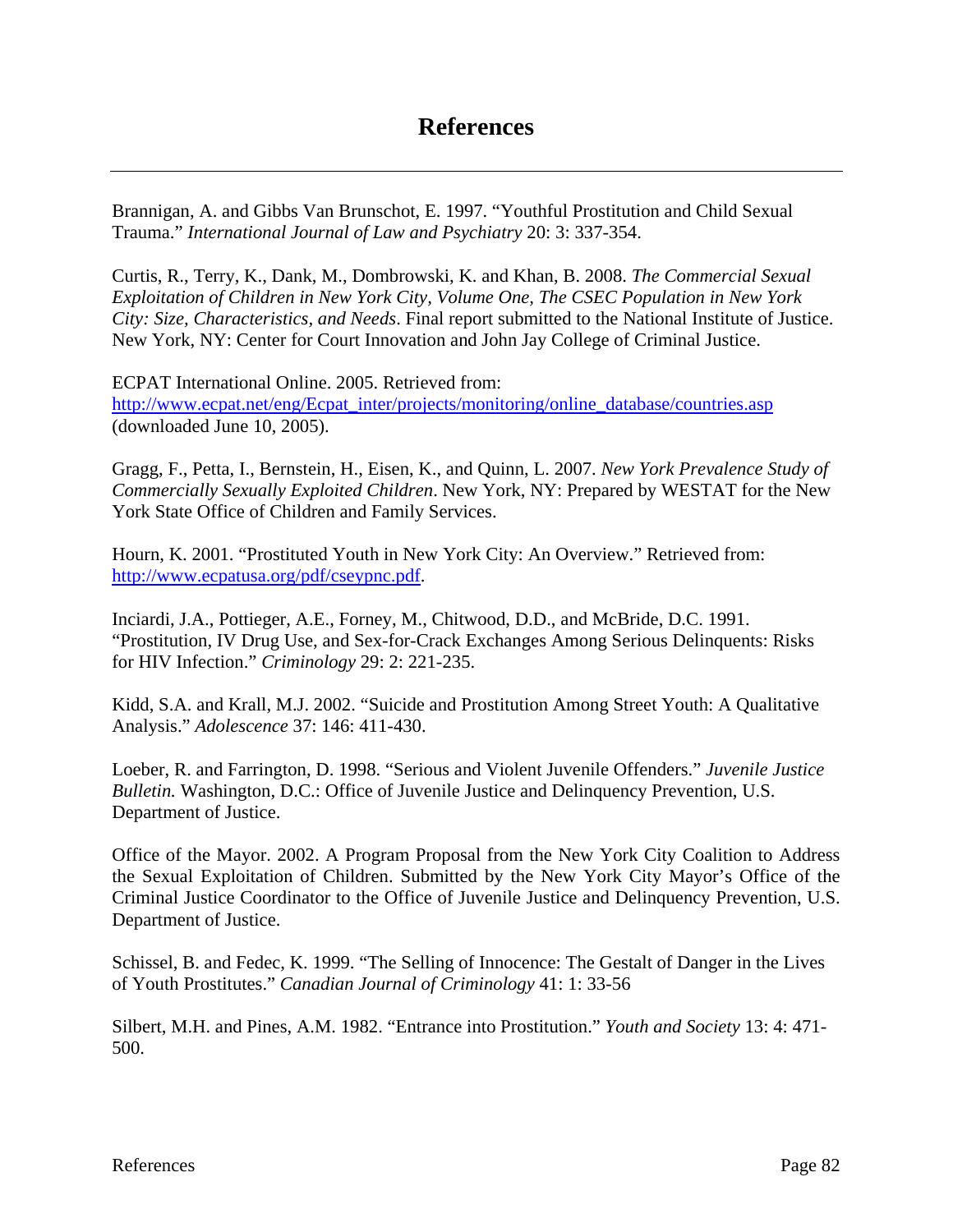# References

Brannigan, A. and Gibbs Van Brunschot, E. 1997. "Youthful Prostitution and Child Sexual Trauma." *International Journal of Law and Psychiatry* 20: 3: 337-354.

Curtis, R., Terry, K., Dank, M., Dombrowski, K. and Khan, B. 2008. *The Commercial Sexual Exploitation of Children in New York City, Volume One, The CSEC Population in New York City: Size, Characteristics, and Needs*. Final report submitted to the National Institute of Justice. New York, NY: Center for Court Innovation and John Jay College of Criminal Justice.

ECPAT International Online. 2005. Retrieved from: [http://www.ecpat.net/eng/Ecpat_inter/projects/monitoring/online_database/countries.asp](http://www.ecpat.net/eng/Ecpat_inter/projects/monitoring/online_database/countries.asp) (downloaded June 10, 2005).

Gragg, F., Petta, I., Bernstein, H., Eisen, K., and Quinn, L. 2007. *New York Prevalence Study of Commercially Sexually Exploited Children*. New York, NY: Prepared by WESTAT for the New York State Office of Children and Family Services.

Hourn, K. 2001. "Prostituted Youth in New York City: An Overview." Retrieved from: [http://www.ecpatusa.org/pdf/cseypnc.pdf](http://www.ecpatusa.org/pdf/cseypnc.pdf).

Inciardi, J.A., Pottieger, A.E., Forney, M., Chitwood, D.D., and McBride, D.C. 1991. "Prostitution, IV Drug Use, and Sex-for-Crack Exchanges Among Serious Delinquents: Risks for HIV Infection." *Criminology* 29: 2: 221-235.

Kidd, S.A. and Krall, M.J. 2002. "Suicide and Prostitution Among Street Youth: A Qualitative Analysis." *Adolescence* 37: 146: 411-430.

Loeber, R. and Farrington, D. 1998. "Serious and Violent Juvenile Offenders." *Juvenile Justice Bulletin.* Washington, D.C.: Office of Juvenile Justice and Delinquency Prevention, U.S. Department of Justice.

Office of the Mayor. 2002. A Program Proposal from the New York City Coalition to Address the Sexual Exploitation of Children. Submitted by the New York City Mayor's Office of the Criminal Justice Coordinator to the Office of Juvenile Justice and Delinquency Prevention, U.S. Department of Justice.

Schissel, B. and Fedec, K. 1999. "The Selling of Innocence: The Gestalt of Danger in the Lives of Youth Prostitutes." *Canadian Journal of Criminology* 41: 1: 33-56

Silbert, M.H. and Pines, A.M. 1982. "Entrance into Prostitution." *Youth and Society* 13: 4: 471-500.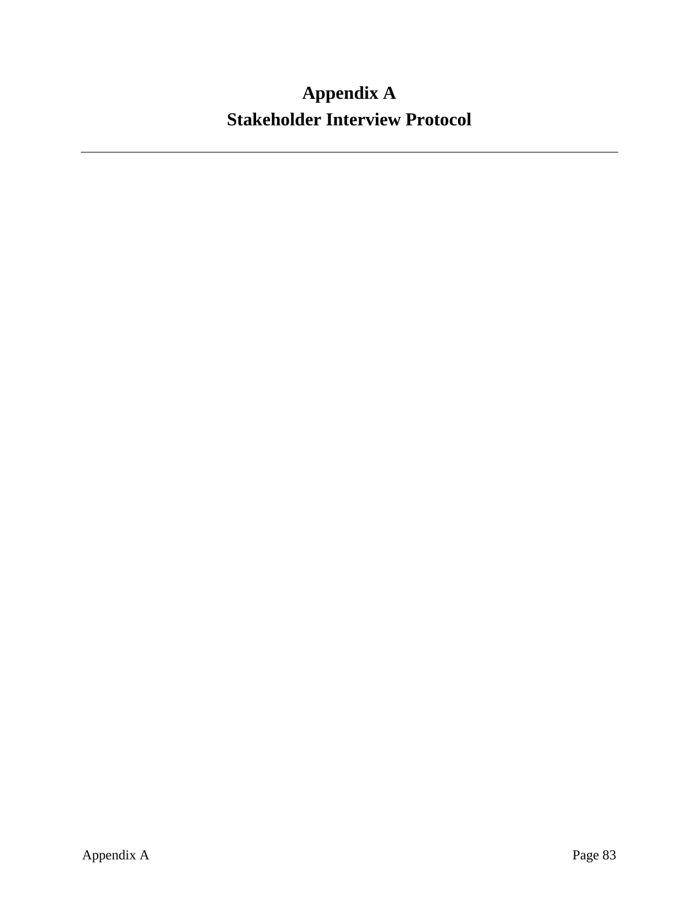# Appendix A
# Stakeholder Interview Protocol

---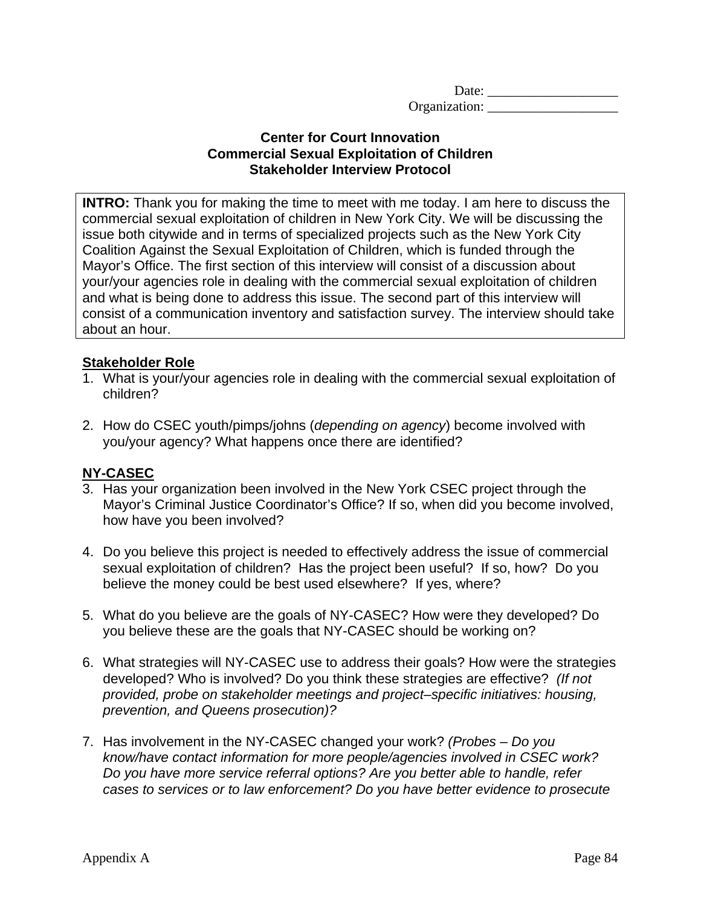Date: ___________________
Organization: ___________________

**Center for Court Innovation**
**Commercial Sexual Exploitation of Children**
**Stakeholder Interview Protocol**

**INTRO:** Thank you for making the time to meet with me today. I am here to discuss the commercial sexual exploitation of children in New York City. We will be discussing the issue both citywide and in terms of specialized projects such as the New York City Coalition Against the Sexual Exploitation of Children, which is funded through the Mayor's Office. The first section of this interview will consist of a discussion about your/your agencies role in dealing with the commercial sexual exploitation of children and what is being done to address this issue. The second part of this interview will consist of a communication inventory and satisfaction survey. The interview should take about an hour.

**Stakeholder Role**

1. What is your/your agencies role in dealing with the commercial sexual exploitation of children?

2. How do CSEC youth/pimps/johns (*depending on agency*) become involved with you/your agency? What happens once there are identified?

**NY-CASEC**

3. Has your organization been involved in the New York CSEC project through the Mayor's Criminal Justice Coordinator's Office? If so, when did you become involved, how have you been involved?

4. Do you believe this project is needed to effectively address the issue of commercial sexual exploitation of children? Has the project been useful? If so, how? Do you believe the money could be best used elsewhere? If yes, where?

5. What do you believe are the goals of NY-CASEC? How were they developed? Do you believe these are the goals that NY-CASEC should be working on?

6. What strategies will NY-CASEC use to address their goals? How were the strategies developed? Who is involved? Do you think these strategies are effective? *(If not provided, probe on stakeholder meetings and project–specific initiatives: housing, prevention, and Queens prosecution)?*

7. Has involvement in the NY-CASEC changed your work? *(Probes – Do you know/have contact information for more people/agencies involved in CSEC work? Do you have more service referral options? Are you better able to handle, refer cases to services or to law enforcement? Do you have better evidence to prosecute*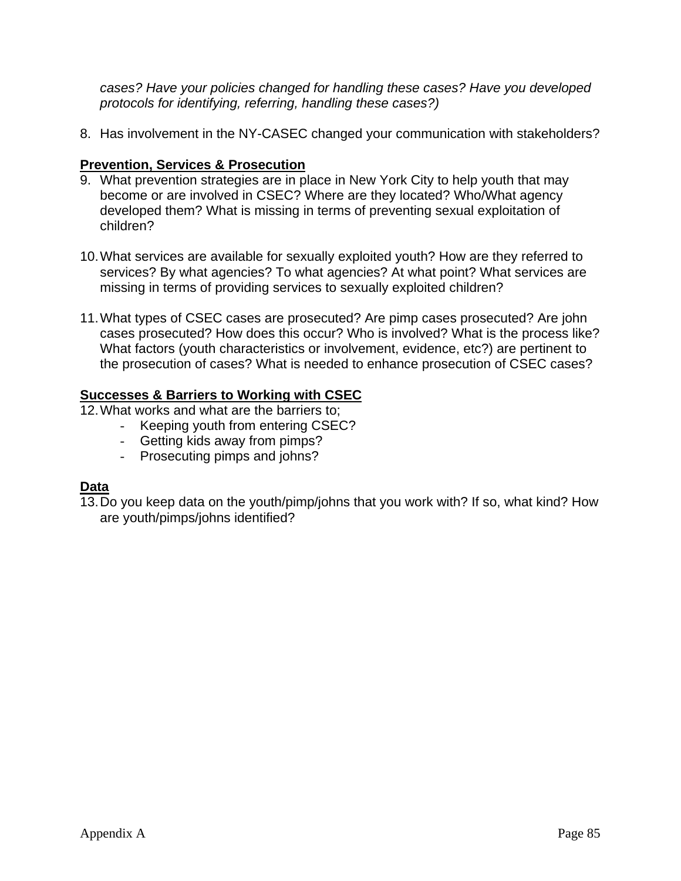*cases? Have your policies changed for handling these cases? Have you developed protocols for identifying, referring, handling these cases?)*

8. Has involvement in the NY-CASEC changed your communication with stakeholders?

**Prevention, Services & Prosecution**

9. What prevention strategies are in place in New York City to help youth that may become or are involved in CSEC? Where are they located? Who/What agency developed them? What is missing in terms of preventing sexual exploitation of children?

10. What services are available for sexually exploited youth? How are they referred to services? By what agencies? To what agencies? At what point? What services are missing in terms of providing services to sexually exploited children?

11. What types of CSEC cases are prosecuted? Are pimp cases prosecuted? Are john cases prosecuted? How does this occur? Who is involved? What is the process like? What factors (youth characteristics or involvement, evidence, etc?) are pertinent to the prosecution of cases? What is needed to enhance prosecution of CSEC cases?

**Successes & Barriers to Working with CSEC**

12. What works and what are the barriers to;
    - Keeping youth from entering CSEC?
    - Getting kids away from pimps?
    - Prosecuting pimps and johns?

**Data**

13. Do you keep data on the youth/pimp/johns that you work with? If so, what kind? How are youth/pimps/johns identified?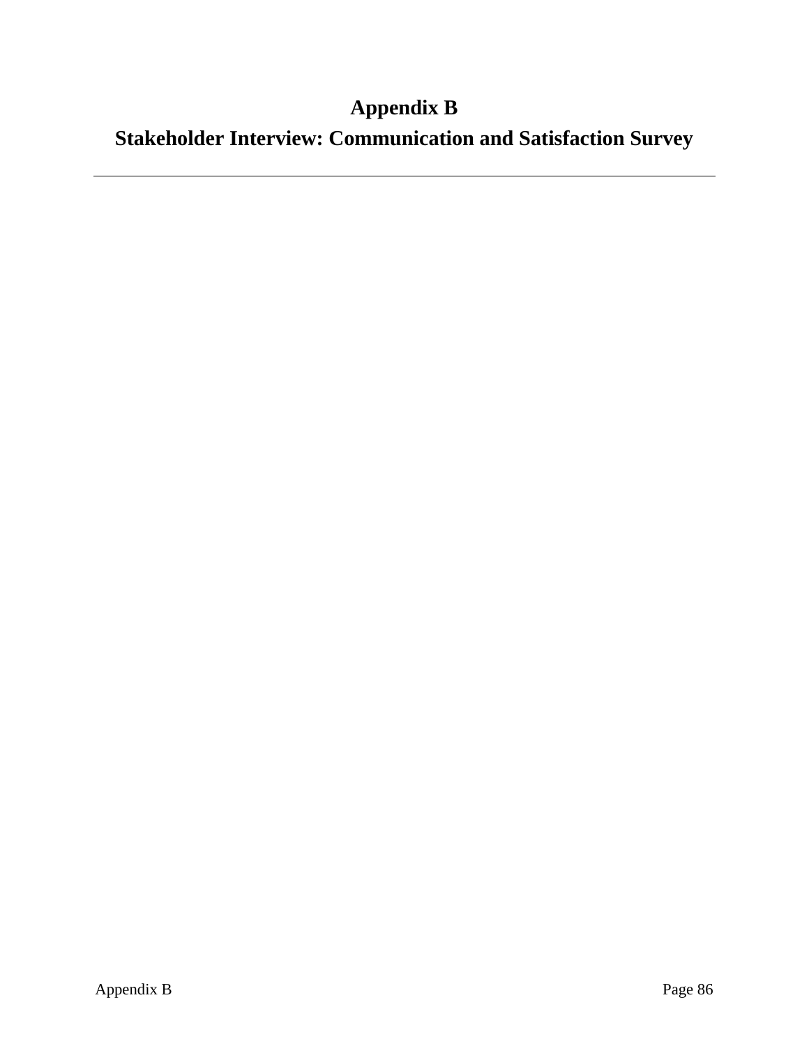# Appendix B

## Stakeholder Interview: Communication and Satisfaction Survey

---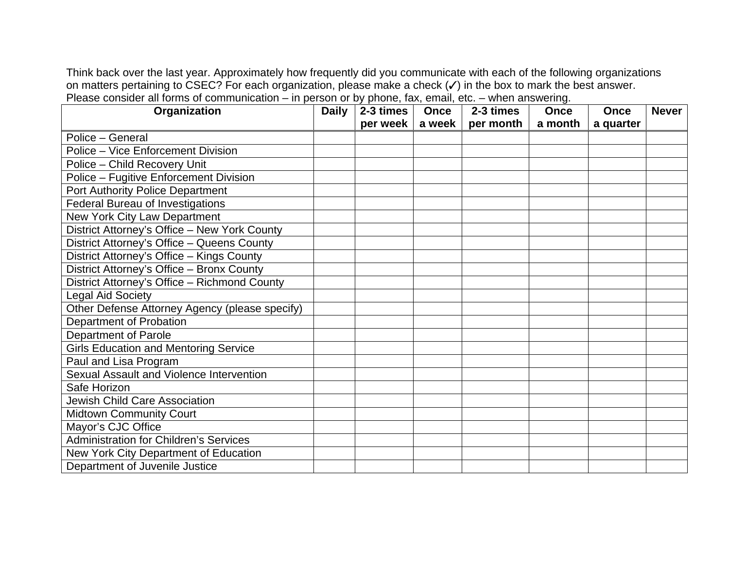Think back over the last year. Approximately how frequently did you communicate with each of the following organizations on matters pertaining to CSEC? For each organization, please make a check (✓) in the box to mark the best answer. Please consider all forms of communication – in person or by phone, fax, email, etc. – when answering.

| Organization | Daily | 2-3 times per week | Once a week | 2-3 times per month | Once a month | Once a quarter | Never |
|---|---|---|---|---|---|---|---|
| Police – General | | | | | | | |
| Police – Vice Enforcement Division | | | | | | | |
| Police – Child Recovery Unit | | | | | | | |
| Police – Fugitive Enforcement Division | | | | | | | |
| Port Authority Police Department | | | | | | | |
| Federal Bureau of Investigations | | | | | | | |
| New York City Law Department | | | | | | | |
| District Attorney's Office – New York County | | | | | | | |
| District Attorney's Office – Queens County | | | | | | | |
| District Attorney's Office – Kings County | | | | | | | |
| District Attorney's Office – Bronx County | | | | | | | |
| District Attorney's Office – Richmond County | | | | | | | |
| Legal Aid Society | | | | | | | |
| Other Defense Attorney Agency (please specify) | | | | | | | |
| Department of Probation | | | | | | | |
| Department of Parole | | | | | | | |
| Girls Education and Mentoring Service | | | | | | | |
| Paul and Lisa Program | | | | | | | |
| Sexual Assault and Violence Intervention | | | | | | | |
| Safe Horizon | | | | | | | |
| Jewish Child Care Association | | | | | | | |
| Midtown Community Court | | | | | | | |
| Mayor's CJC Office | | | | | | | |
| Administration for Children's Services | | | | | | | |
| New York City Department of Education | | | | | | | |
| Department of Juvenile Justice | | | | | | | |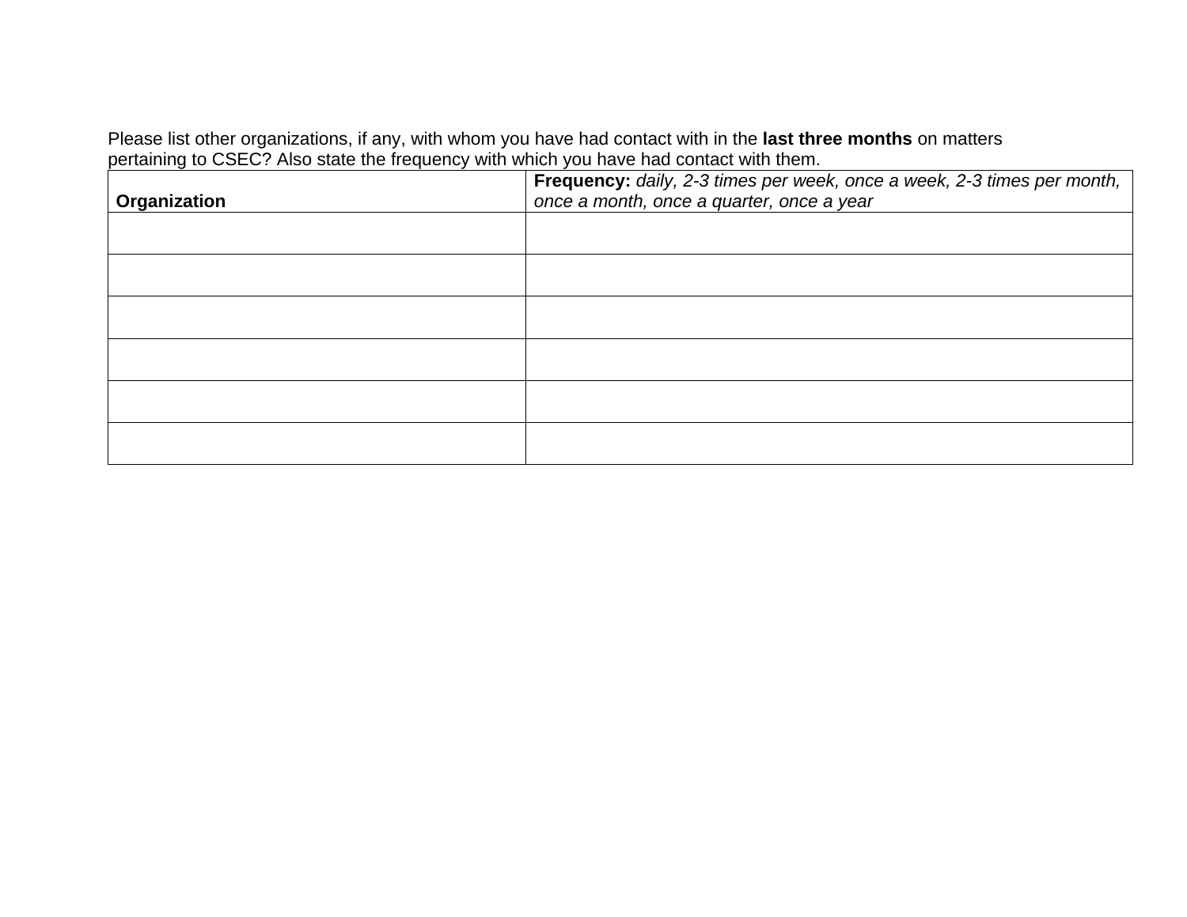Please list other organizations, if any, with whom you have had contact with in the **last three months** on matters pertaining to CSEC? Also state the frequency with which you have had contact with them.

| **Organization** | **Frequency:** *daily, 2-3 times per week, once a week, 2-3 times per month, once a month, once a quarter, once a year* |
|---|---|
| | |
| | |
| | |
| | |
| | |
| | |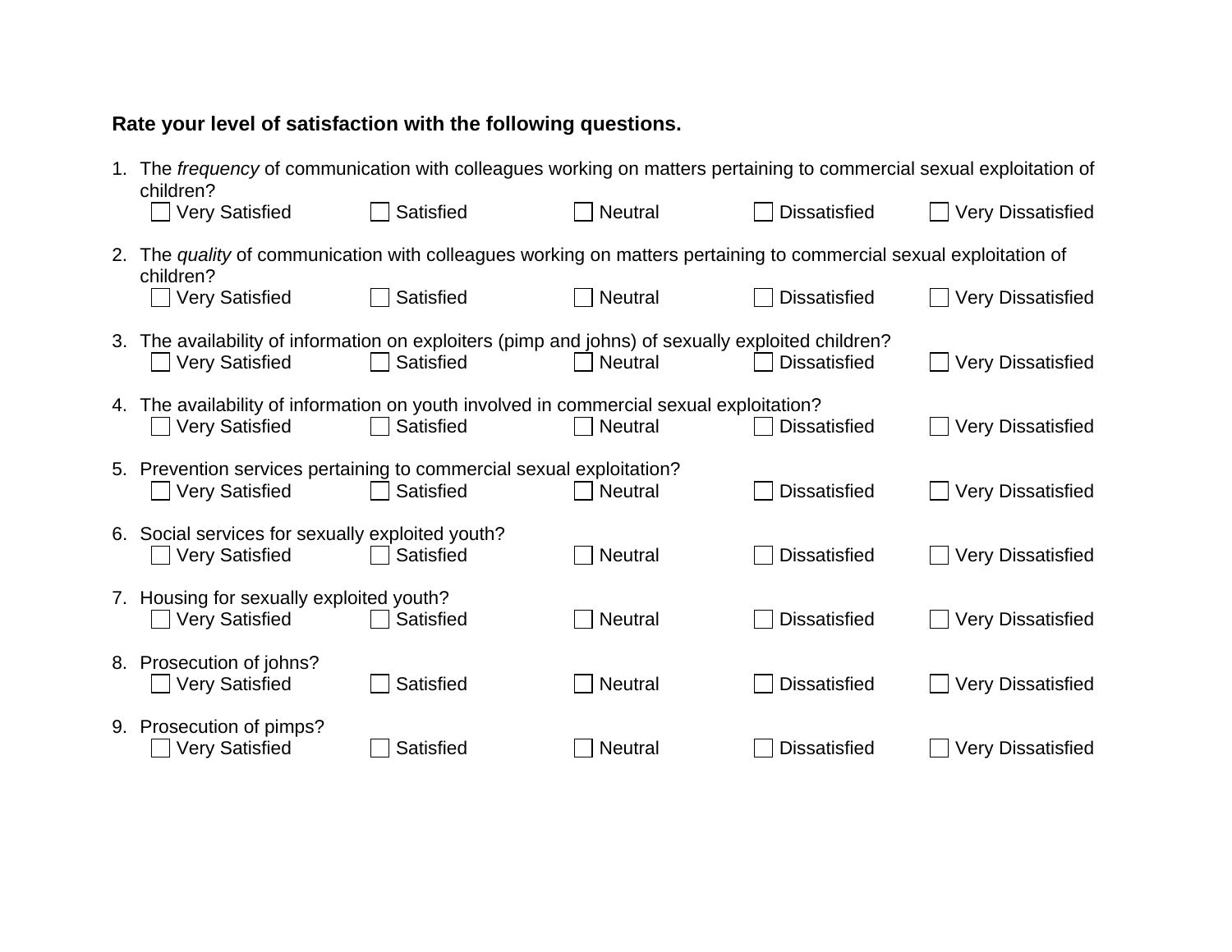**Rate your level of satisfaction with the following questions.**

1. The *frequency* of communication with colleagues working on matters pertaining to commercial sexual exploitation of children?
   ☐ Very Satisfied ☐ Satisfied ☐ Neutral ☐ Dissatisfied ☐ Very Dissatisfied

2. The *quality* of communication with colleagues working on matters pertaining to commercial sexual exploitation of children?
   ☐ Very Satisfied ☐ Satisfied ☐ Neutral ☐ Dissatisfied ☐ Very Dissatisfied

3. The availability of information on exploiters (pimp and johns) of sexually exploited children?
   ☐ Very Satisfied ☐ Satisfied ☐ Neutral ☐ Dissatisfied ☐ Very Dissatisfied

4. The availability of information on youth involved in commercial sexual exploitation?
   ☐ Very Satisfied ☐ Satisfied ☐ Neutral ☐ Dissatisfied ☐ Very Dissatisfied

5. Prevention services pertaining to commercial sexual exploitation?
   ☐ Very Satisfied ☐ Satisfied ☐ Neutral ☐ Dissatisfied ☐ Very Dissatisfied

6. Social services for sexually exploited youth?
   ☐ Very Satisfied ☐ Satisfied ☐ Neutral ☐ Dissatisfied ☐ Very Dissatisfied

7. Housing for sexually exploited youth?
   ☐ Very Satisfied ☐ Satisfied ☐ Neutral ☐ Dissatisfied ☐ Very Dissatisfied

8. Prosecution of johns?
   ☐ Very Satisfied ☐ Satisfied ☐ Neutral ☐ Dissatisfied ☐ Very Dissatisfied

9. Prosecution of pimps?
   ☐ Very Satisfied ☐ Satisfied ☐ Neutral ☐ Dissatisfied ☐ Very Dissatisfied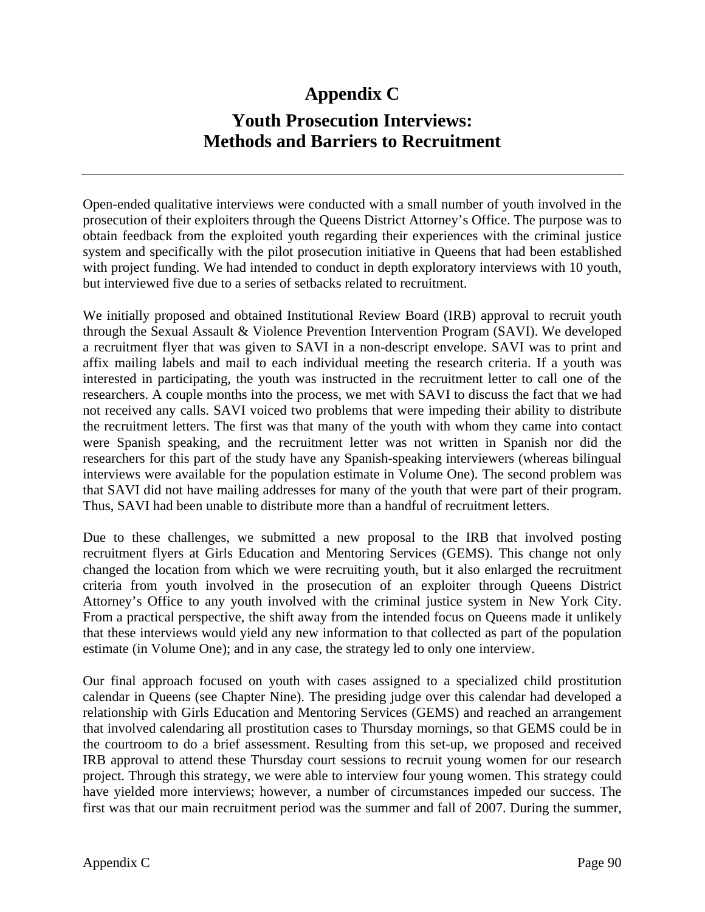# Appendix C

## Youth Prosecution Interviews: Methods and Barriers to Recruitment

Open-ended qualitative interviews were conducted with a small number of youth involved in the prosecution of their exploiters through the Queens District Attorney's Office. The purpose was to obtain feedback from the exploited youth regarding their experiences with the criminal justice system and specifically with the pilot prosecution initiative in Queens that had been established with project funding. We had intended to conduct in depth exploratory interviews with 10 youth, but interviewed five due to a series of setbacks related to recruitment.

We initially proposed and obtained Institutional Review Board (IRB) approval to recruit youth through the Sexual Assault & Violence Prevention Intervention Program (SAVI). We developed a recruitment flyer that was given to SAVI in a non-descript envelope. SAVI was to print and affix mailing labels and mail to each individual meeting the research criteria. If a youth was interested in participating, the youth was instructed in the recruitment letter to call one of the researchers. A couple months into the process, we met with SAVI to discuss the fact that we had not received any calls. SAVI voiced two problems that were impeding their ability to distribute the recruitment letters. The first was that many of the youth with whom they came into contact were Spanish speaking, and the recruitment letter was not written in Spanish nor did the researchers for this part of the study have any Spanish-speaking interviewers (whereas bilingual interviews were available for the population estimate in Volume One). The second problem was that SAVI did not have mailing addresses for many of the youth that were part of their program. Thus, SAVI had been unable to distribute more than a handful of recruitment letters.

Due to these challenges, we submitted a new proposal to the IRB that involved posting recruitment flyers at Girls Education and Mentoring Services (GEMS). This change not only changed the location from which we were recruiting youth, but it also enlarged the recruitment criteria from youth involved in the prosecution of an exploiter through Queens District Attorney's Office to any youth involved with the criminal justice system in New York City. From a practical perspective, the shift away from the intended focus on Queens made it unlikely that these interviews would yield any new information to that collected as part of the population estimate (in Volume One); and in any case, the strategy led to only one interview.

Our final approach focused on youth with cases assigned to a specialized child prostitution calendar in Queens (see Chapter Nine). The presiding judge over this calendar had developed a relationship with Girls Education and Mentoring Services (GEMS) and reached an arrangement that involved calendaring all prostitution cases to Thursday mornings, so that GEMS could be in the courtroom to do a brief assessment. Resulting from this set-up, we proposed and received IRB approval to attend these Thursday court sessions to recruit young women for our research project. Through this strategy, we were able to interview four young women. This strategy could have yielded more interviews; however, a number of circumstances impeded our success. The first was that our main recruitment period was the summer and fall of 2007. During the summer,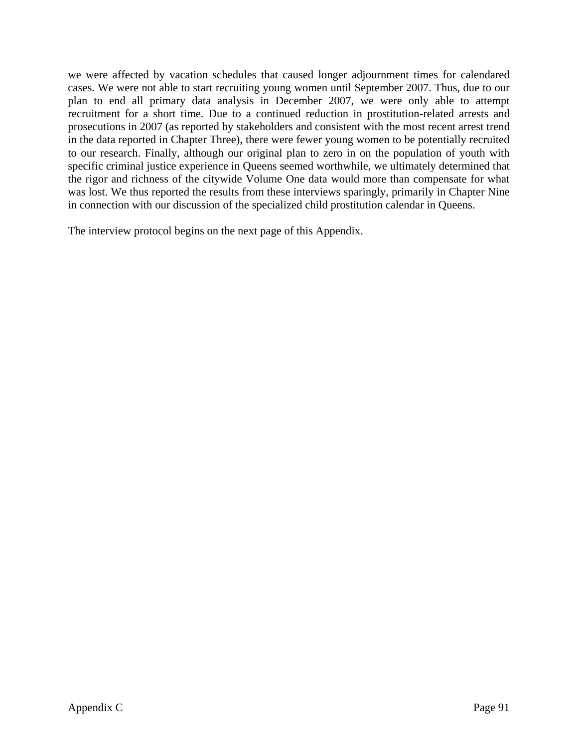we were affected by vacation schedules that caused longer adjournment times for calendared cases. We were not able to start recruiting young women until September 2007. Thus, due to our plan to end all primary data analysis in December 2007, we were only able to attempt recruitment for a short time. Due to a continued reduction in prostitution-related arrests and prosecutions in 2007 (as reported by stakeholders and consistent with the most recent arrest trend in the data reported in Chapter Three), there were fewer young women to be potentially recruited to our research. Finally, although our original plan to zero in on the population of youth with specific criminal justice experience in Queens seemed worthwhile, we ultimately determined that the rigor and richness of the citywide Volume One data would more than compensate for what was lost. We thus reported the results from these interviews sparingly, primarily in Chapter Nine in connection with our discussion of the specialized child prostitution calendar in Queens.

The interview protocol begins on the next page of this Appendix.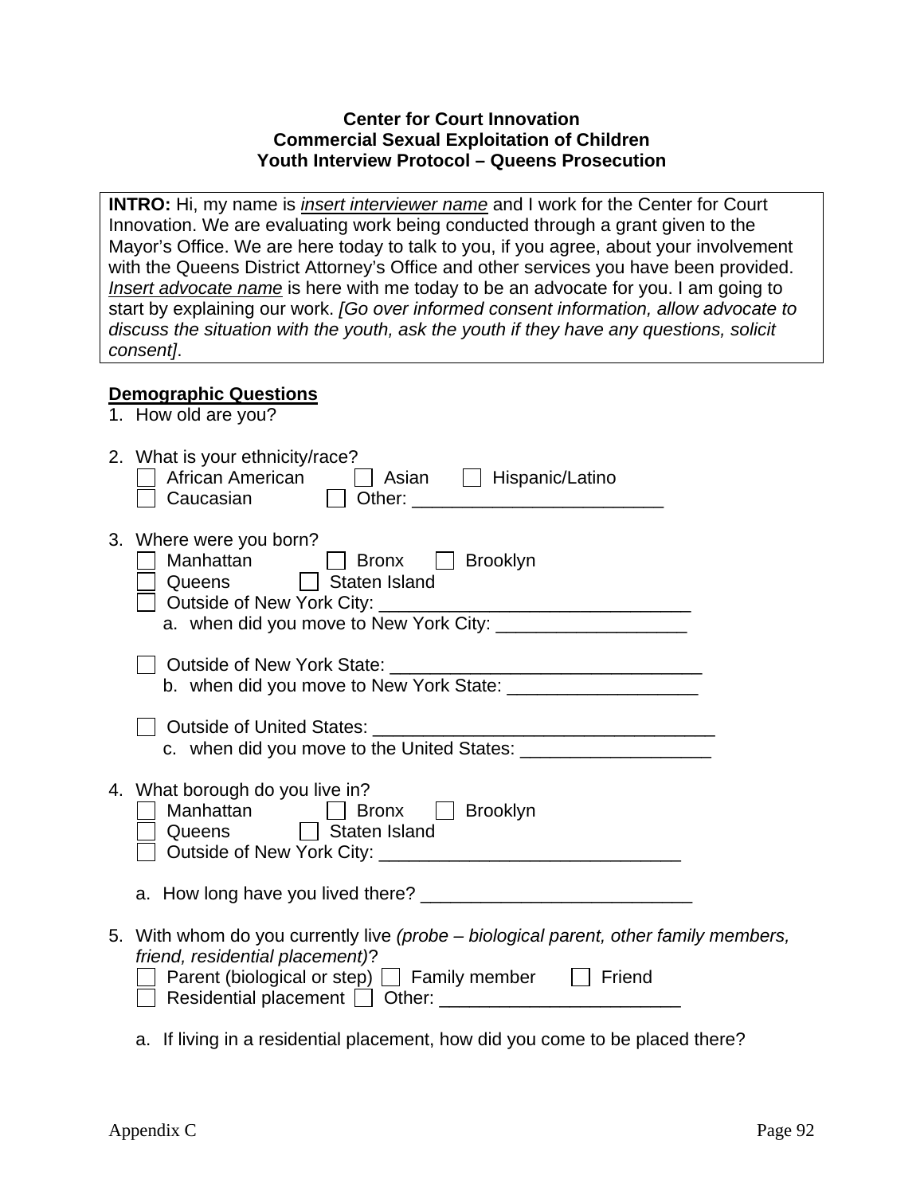**Center for Court Innovation**
**Commercial Sexual Exploitation of Children**
**Youth Interview Protocol – Queens Prosecution**

**INTRO:** Hi, my name is *insert interviewer name* and I work for the Center for Court Innovation. We are evaluating work being conducted through a grant given to the Mayor's Office. We are here today to talk to you, if you agree, about your involvement with the Queens District Attorney's Office and other services you have been provided. *Insert advocate name* is here with me today to be an advocate for you. I am going to start by explaining our work. *[Go over informed consent information, allow advocate to discuss the situation with the youth, ask the youth if they have any questions, solicit consent]*.

**Demographic Questions**

1. How old are you?

2. What is your ethnicity/race?
   - ☐ African American ☐ Asian ☐ Hispanic/Latino
   - ☐ Caucasian ☐ Other: _________________________

3. Where were you born?
   - ☐ Manhattan ☐ Bronx ☐ Brooklyn
   - ☐ Queens ☐ Staten Island
   - ☐ Outside of New York City: ______________________________
     - a. when did you move to New York City: ___________________
   - ☐ Outside of New York State: _______________________________
     - b. when did you move to New York State: ___________________
   - ☐ Outside of United States: __________________________________
     - c. when did you move to the United States: ___________________

4. What borough do you live in?
   - ☐ Manhattan ☐ Bronx ☐ Brooklyn
   - ☐ Queens ☐ Staten Island
   - ☐ Outside of New York City: _____________________________

   a. How long have you lived there? ___________________________

5. With whom do you currently live *(probe – biological parent, other family members, friend, residential placement)*?
   - ☐ Parent (biological or step) ☐ Family member ☐ Friend
   - ☐ Residential placement ☐ Other: ________________________

   a. If living in a residential placement, how did you come to be placed there?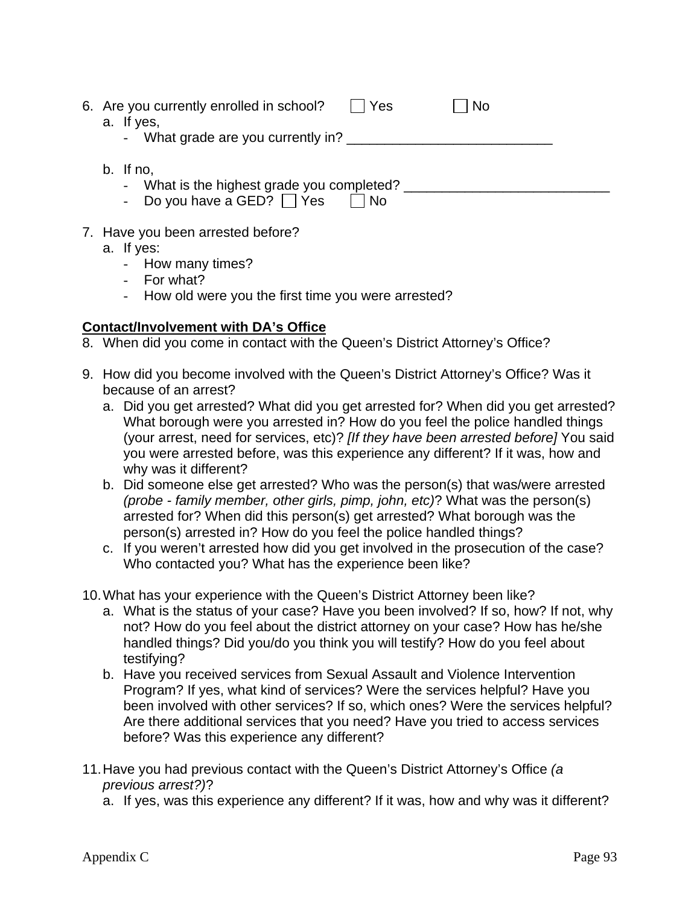6. Are you currently enrolled in school? ☐ Yes ☐ No
   a. If yes,
      - What grade are you currently in? ___________________________

   b. If no,
      - What is the highest grade you completed? ___________________________
      - Do you have a GED? ☐ Yes ☐ No

7. Have you been arrested before?
   a. If yes:
      - How many times?
      - For what?
      - How old were you the first time you were arrested?

**Contact/Involvement with DA's Office**

8. When did you come in contact with the Queen's District Attorney's Office?

9. How did you become involved with the Queen's District Attorney's Office? Was it because of an arrest?
   a. Did you get arrested? What did you get arrested for? When did you get arrested? What borough were you arrested in? How do you feel the police handled things (your arrest, need for services, etc)? *[If they have been arrested before]* You said you were arrested before, was this experience any different? If it was, how and why was it different?
   b. Did someone else get arrested? Who was the person(s) that was/were arrested *(probe - family member, other girls, pimp, john, etc)*? What was the person(s) arrested for? When did this person(s) get arrested? What borough was the person(s) arrested in? How do you feel the police handled things?
   c. If you weren't arrested how did you get involved in the prosecution of the case? Who contacted you? What has the experience been like?

10. What has your experience with the Queen's District Attorney been like?
    a. What is the status of your case? Have you been involved? If so, how? If not, why not? How do you feel about the district attorney on your case? How has he/she handled things? Did you/do you think you will testify? How do you feel about testifying?
    b. Have you received services from Sexual Assault and Violence Intervention Program? If yes, what kind of services? Were the services helpful? Have you been involved with other services? If so, which ones? Were the services helpful? Are there additional services that you need? Have you tried to access services before? Was this experience any different?

11. Have you had previous contact with the Queen's District Attorney's Office *(a previous arrest?)*?
    a. If yes, was this experience any different? If it was, how and why was it different?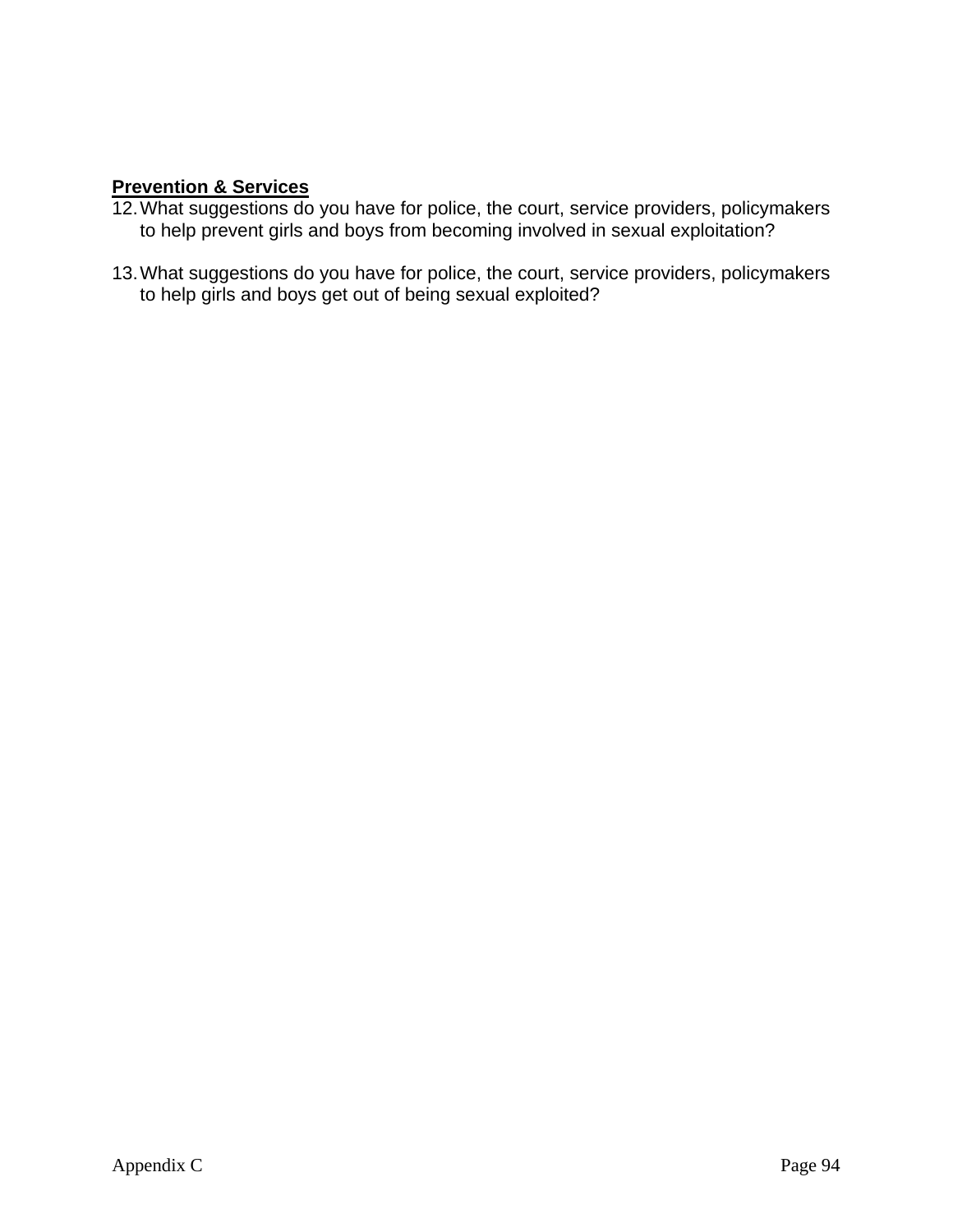**Prevention & Services**

12. What suggestions do you have for police, the court, service providers, policymakers to help prevent girls and boys from becoming involved in sexual exploitation?

13. What suggestions do you have for police, the court, service providers, policymakers to help girls and boys get out of being sexual exploited?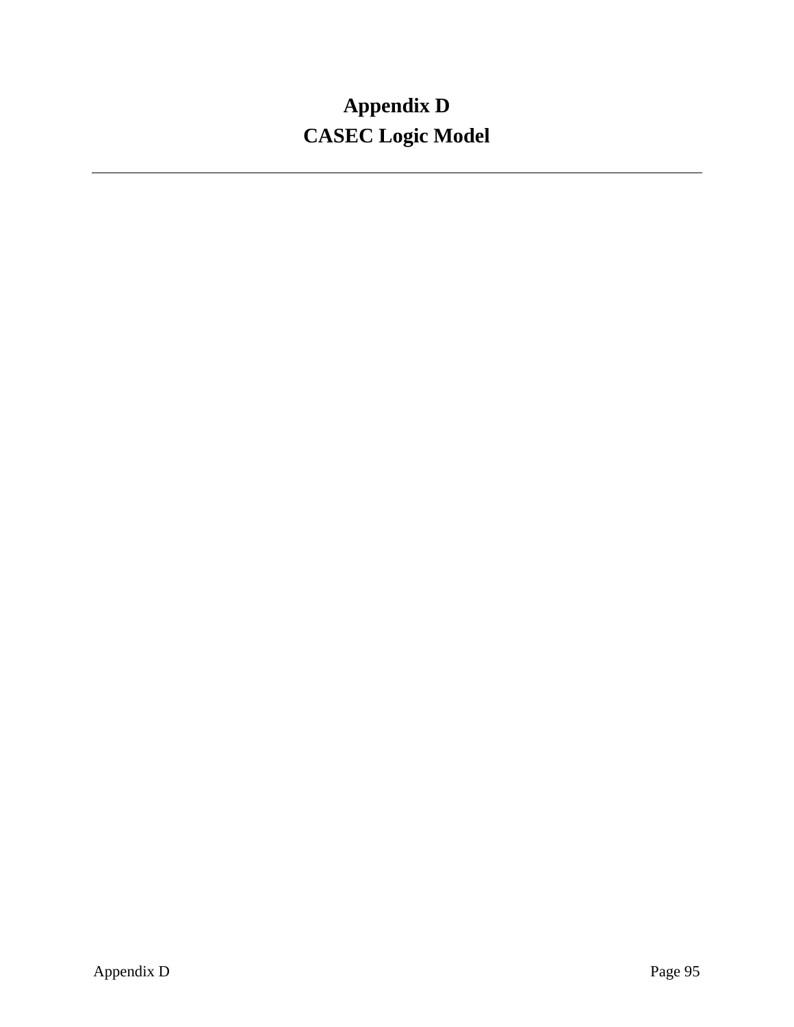# Appendix D

# CASEC Logic Model

---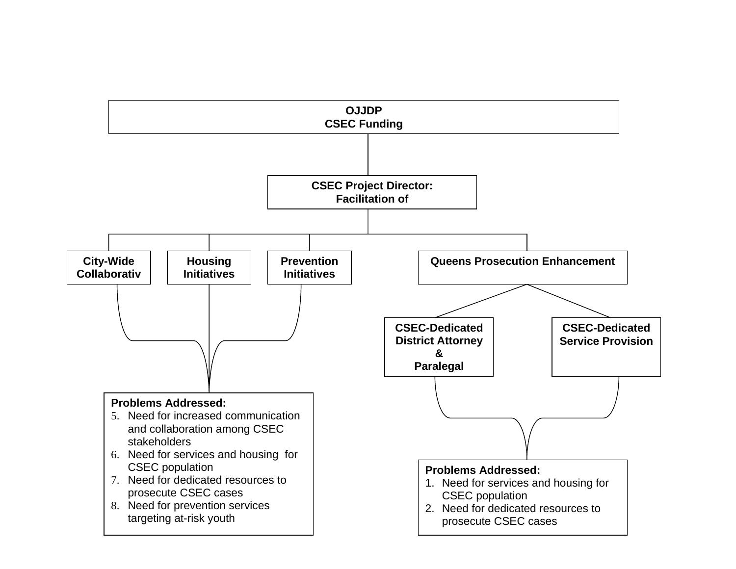**OJJDP**
**CSEC Funding**

**CSEC Project Director:**
**Facilitation of**

**City-Wide Collaborativ**

**Housing Initiatives**

**Prevention Initiatives**

**Queens Prosecution Enhancement**

**CSEC-Dedicated District Attorney & Paralegal**

**CSEC-Dedicated Service Provision**

**Problems Addressed:**

5. Need for increased communication and collaboration among CSEC stakeholders
6. Need for services and housing for CSEC population
7. Need for dedicated resources to prosecute CSEC cases
8. Need for prevention services targeting at-risk youth

**Problems Addressed:**

1. Need for services and housing for CSEC population
2. Need for dedicated resources to prosecute CSEC cases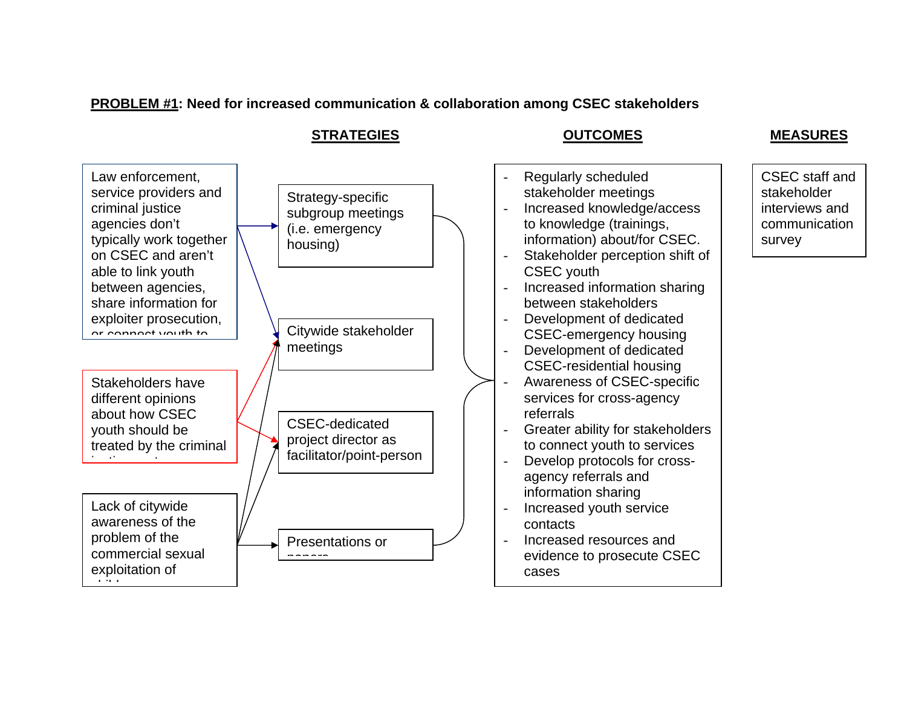**PROBLEM #1: Need for increased communication & collaboration among CSEC stakeholders**

**STRATEGIES**

**OUTCOMES**

**MEASURES**

**Problems:**

- Law enforcement, service providers and criminal justice agencies don't typically work together on CSEC and aren't able to link youth between agencies, share information for exploiter prosecution, or connect youth to
- Stakeholders have different opinions about how CSEC youth should be treated by the criminal justice
- Lack of citywide awareness of the problem of the commercial sexual exploitation of children

**Strategies:**

- Strategy-specific subgroup meetings (i.e. emergency housing)
- Citywide stakeholder meetings
- CSEC-dedicated project director as facilitator/point-person
- Presentations or papers

**Outcomes:**

- Regularly scheduled stakeholder meetings
- Increased knowledge/access to knowledge (trainings, information) about/for CSEC.
- Stakeholder perception shift of CSEC youth
- Increased information sharing between stakeholders
- Development of dedicated CSEC-emergency housing
- Development of dedicated CSEC-residential housing
- Awareness of CSEC-specific services for cross-agency referrals
- Greater ability for stakeholders to connect youth to services
- Develop protocols for cross-agency referrals and information sharing
- Increased youth service contacts
- Increased resources and evidence to prosecute CSEC cases

**Measures:**

CSEC staff and stakeholder interviews and communication survey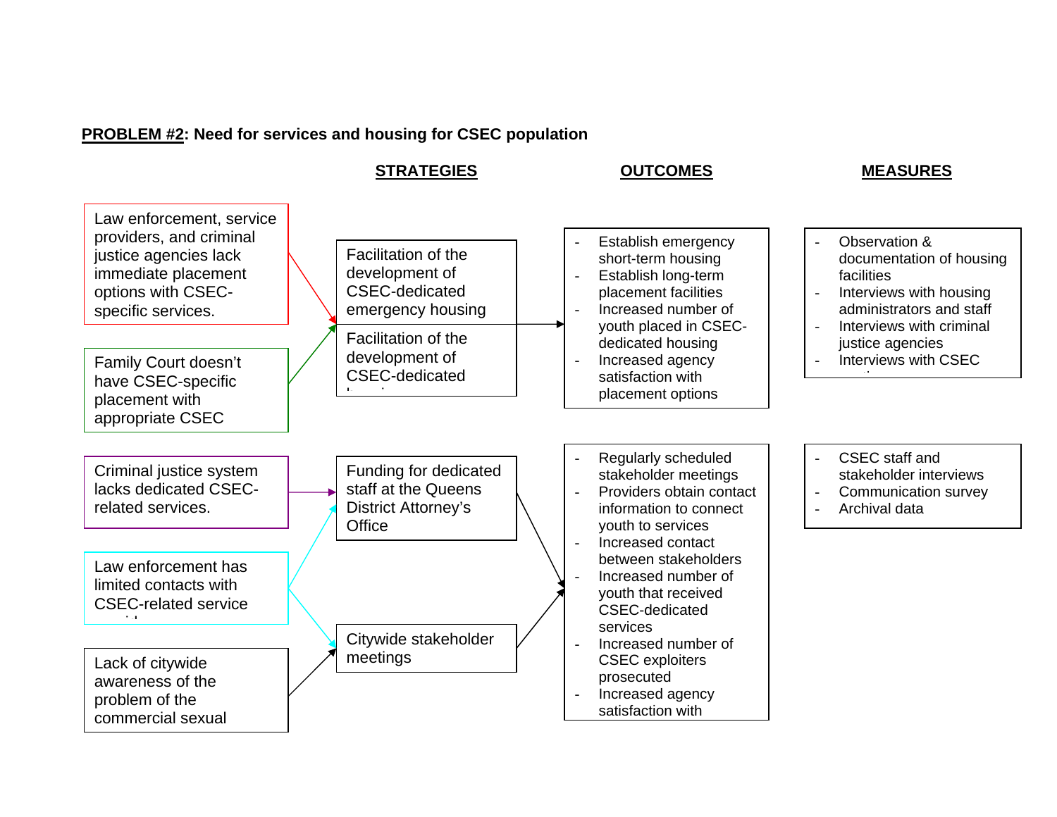**PROBLEM #2: Need for services and housing for CSEC population**

| Problem | STRATEGIES | OUTCOMES | MEASURES |
|---|---|---|---|
| Law enforcement, service providers, and criminal justice agencies lack immediate placement options with CSEC-specific services.<br>Family Court doesn't have CSEC-specific placement with appropriate CSEC | Facilitation of the development of CSEC-dedicated emergency housing<br>Facilitation of the development of CSEC-dedicated | - Establish emergency short-term housing<br>- Establish long-term placement facilities<br>- Increased number of youth placed in CSEC-dedicated housing<br>- Increased agency satisfaction with placement options | - Observation & documentation of housing facilities<br>- Interviews with housing administrators and staff<br>- Interviews with criminal justice agencies<br>- Interviews with CSEC |
| Criminal justice system lacks dedicated CSEC-related services.<br>Law enforcement has limited contacts with CSEC-related service<br>Lack of citywide awareness of the problem of the commercial sexual | Funding for dedicated staff at the Queens District Attorney's Office<br>Citywide stakeholder meetings | - Regularly scheduled stakeholder meetings<br>- Providers obtain contact information to connect youth to services<br>- Increased contact between stakeholders<br>- Increased number of youth that received CSEC-dedicated services<br>- Increased number of CSEC exploiters prosecuted<br>- Increased agency satisfaction with | - CSEC staff and stakeholder interviews<br>- Communication survey<br>- Archival data |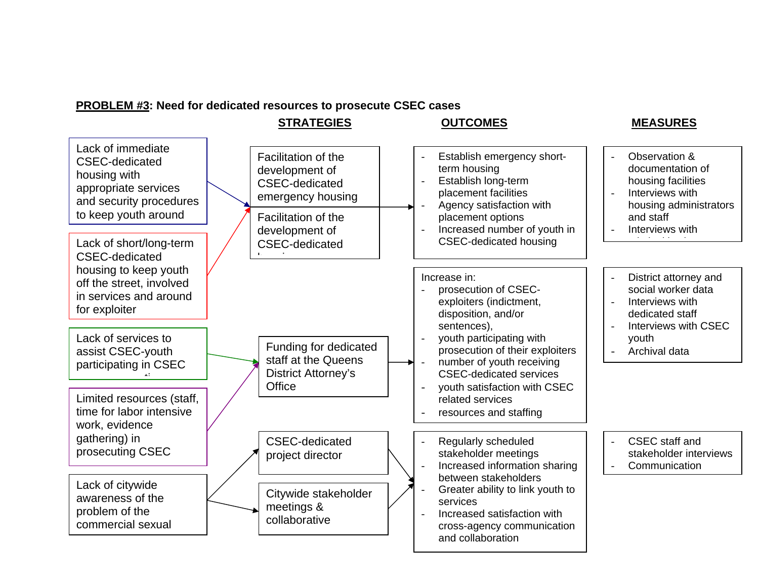**PROBLEM #3: Need for dedicated resources to prosecute CSEC cases**

| Problems | STRATEGIES | OUTCOMES | MEASURES |
|---|---|---|---|
| Lack of immediate CSEC-dedicated housing with appropriate services and security procedures to keep youth around<br><br>Lack of short/long-term CSEC-dedicated housing to keep youth off the street, involved in services and around for exploiter | Facilitation of the development of CSEC-dedicated emergency housing<br><br>Facilitation of the development of CSEC-dedicated housing | - Establish emergency short-term housing<br>- Establish long-term placement facilities<br>- Agency satisfaction with placement options<br>- Increased number of youth in CSEC-dedicated housing | - Observation & documentation of housing facilities<br>- Interviews with housing administrators and staff<br>- Interviews with |
| Lack of services to assist CSEC-youth participating in CSEC<br><br>Limited resources (staff, time for labor intensive work, evidence gathering) in prosecuting CSEC | Funding for dedicated staff at the Queens District Attorney's Office | Increase in:<br>- prosecution of CSEC-exploiters (indictment, disposition, and/or sentences),<br>- youth participating with prosecution of their exploiters<br>- number of youth receiving CSEC-dedicated services<br>- youth satisfaction with CSEC related services<br>- resources and staffing | - District attorney and social worker data<br>- Interviews with dedicated staff<br>- Interviews with CSEC youth<br>- Archival data |
| Lack of citywide awareness of the problem of the commercial sexual | CSEC-dedicated project director<br><br>Citywide stakeholder meetings & collaborative | - Regularly scheduled stakeholder meetings<br>- Increased information sharing between stakeholders<br>- Greater ability to link youth to services<br>- Increased satisfaction with cross-agency communication and collaboration | - CSEC staff and stakeholder interviews<br>- Communication |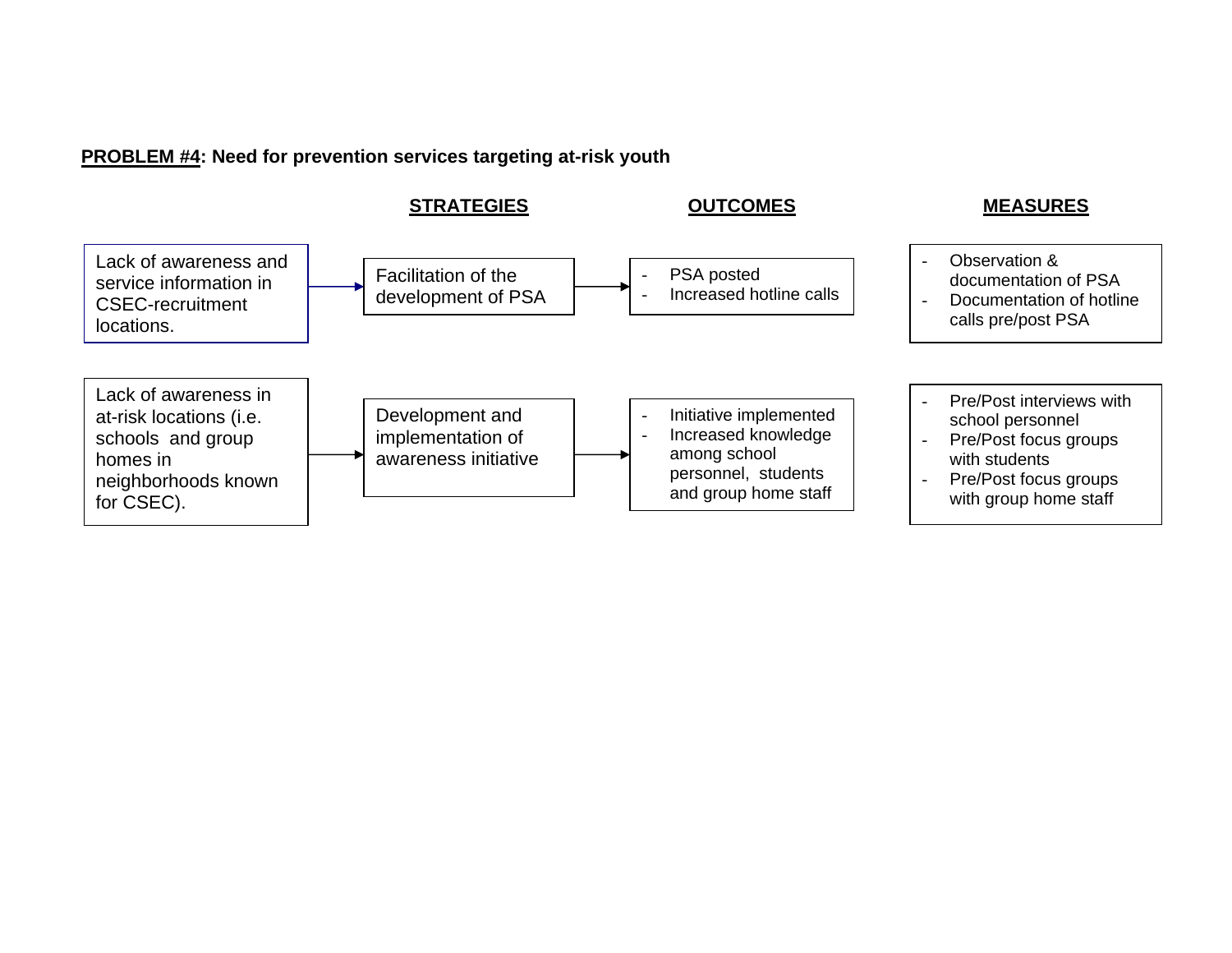**PROBLEM #4: Need for prevention services targeting at-risk youth**

| | STRATEGIES | OUTCOMES | MEASURES |
|---|---|---|---|
| Lack of awareness and service information in CSEC-recruitment locations. | Facilitation of the development of PSA | - PSA posted<br>- Increased hotline calls | - Observation & documentation of PSA<br>- Documentation of hotline calls pre/post PSA |
| Lack of awareness in at-risk locations (i.e. schools and group homes in neighborhoods known for CSEC). | Development and implementation of awareness initiative | - Initiative implemented<br>- Increased knowledge among school personnel, students and group home staff | - Pre/Post interviews with school personnel<br>- Pre/Post focus groups with students<br>- Pre/Post focus groups with group home staff |